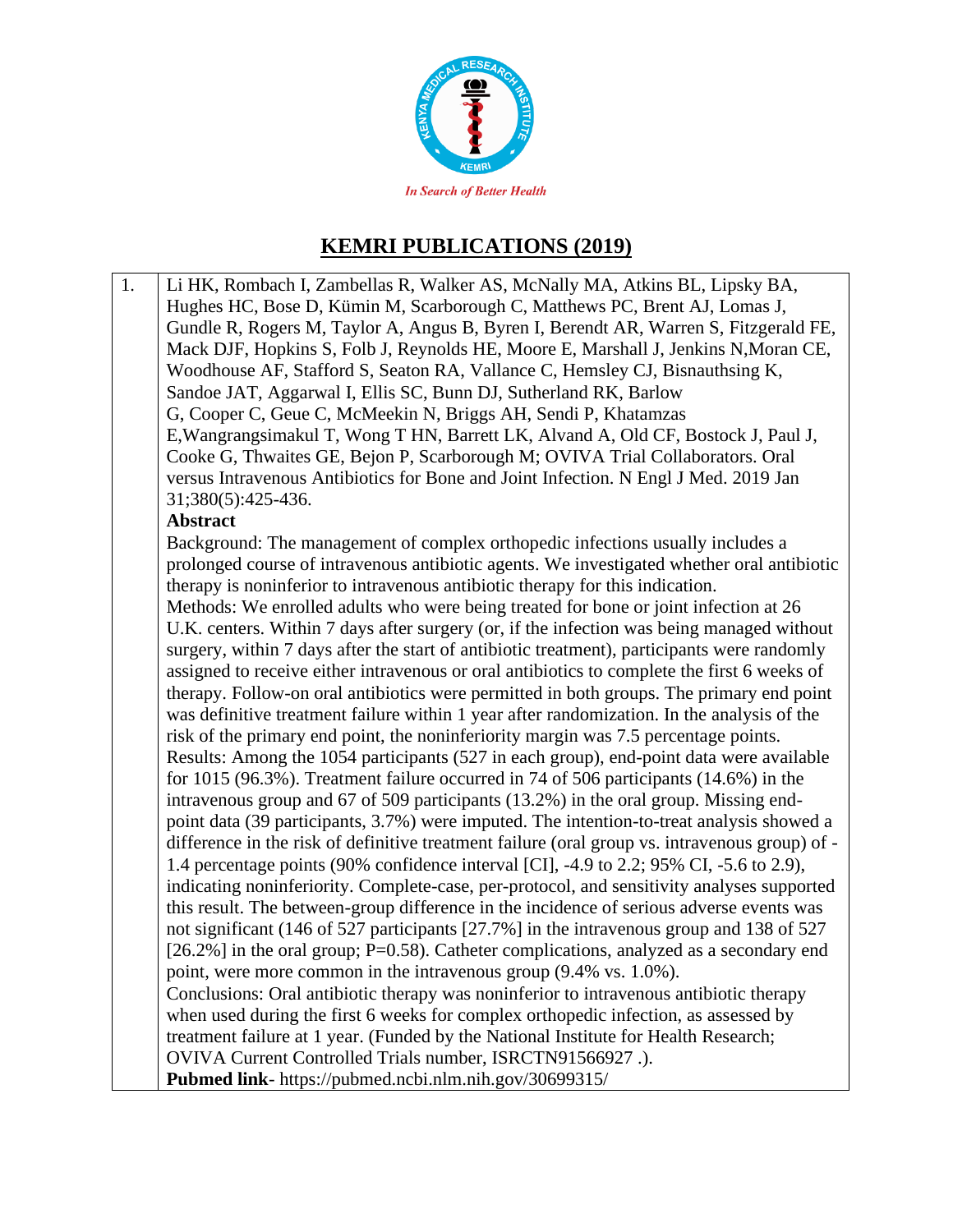In Search of Better Health

# KEMRI PUBLICATIONS (2019)

| | |
|---|---|
| 1. | Li HK, Rombach I, Zambellas R, Walker AS, McNally MA, Atkins BL, Lipsky BA, Hughes HC, Bose D, Kümin M, Scarborough C, Matthews PC, Brent AJ, Lomas J, Gundle R, Rogers M, Taylor A, Angus B, Byren I, Berendt AR, Warren S, Fitzgerald FE, Mack DJF, Hopkins S, Folb J, Reynolds HE, Moore E, Marshall J, Jenkins N,Moran CE, Woodhouse AF, Stafford S, Seaton RA, Vallance C, Hemsley CJ, Bisnauthsing K, Sandoe JAT, Aggarwal I, Ellis SC, Bunn DJ, Sutherland RK, Barlow G, Cooper C, Geue C, McMeekin N, Briggs AH, Sendi P, Khatamzas E,Wangrangsimakul T, Wong T HN, Barrett LK, Alvand A, Old CF, Bostock J, Paul J, Cooke G, Thwaites GE, Bejon P, Scarborough M; OVIVA Trial Collaborators. Oral versus Intravenous Antibiotics for Bone and Joint Infection. N Engl J Med. 2019 Jan 31;380(5):425-436.<br>**Abstract**<br>Background: The management of complex orthopedic infections usually includes a prolonged course of intravenous antibiotic agents. We investigated whether oral antibiotic therapy is noninferior to intravenous antibiotic therapy for this indication.<br>Methods: We enrolled adults who were being treated for bone or joint infection at 26 U.K. centers. Within 7 days after surgery (or, if the infection was being managed without surgery, within 7 days after the start of antibiotic treatment), participants were randomly assigned to receive either intravenous or oral antibiotics to complete the first 6 weeks of therapy. Follow-on oral antibiotics were permitted in both groups. The primary end point was definitive treatment failure within 1 year after randomization. In the analysis of the risk of the primary end point, the noninferiority margin was 7.5 percentage points.<br>Results: Among the 1054 participants (527 in each group), end-point data were available for 1015 (96.3%). Treatment failure occurred in 74 of 506 participants (14.6%) in the intravenous group and 67 of 509 participants (13.2%) in the oral group. Missing end-point data (39 participants, 3.7%) were imputed. The intention-to-treat analysis showed a difference in the risk of definitive treatment failure (oral group vs. intravenous group) of -1.4 percentage points (90% confidence interval [CI], -4.9 to 2.2; 95% CI, -5.6 to 2.9), indicating noninferiority. Complete-case, per-protocol, and sensitivity analyses supported this result. The between-group difference in the incidence of serious adverse events was not significant (146 of 527 participants [27.7%] in the intravenous group and 138 of 527 [26.2%] in the oral group; P=0.58). Catheter complications, analyzed as a secondary end point, were more common in the intravenous group (9.4% vs. 1.0%).<br>Conclusions: Oral antibiotic therapy was noninferior to intravenous antibiotic therapy when used during the first 6 weeks for complex orthopedic infection, as assessed by treatment failure at 1 year. (Funded by the National Institute for Health Research; OVIVA Current Controlled Trials number, ISRCTN91566927 .).<br>**Pubmed link**- https://pubmed.ncbi.nlm.nih.gov/30699315/ |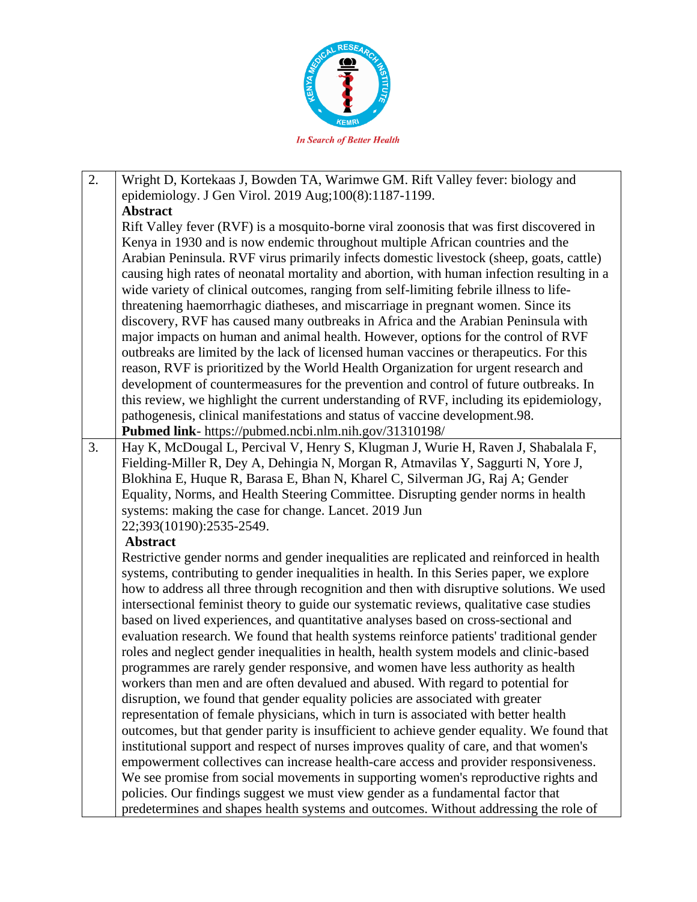| | |
|---|---|
| 2. | Wright D, Kortekaas J, Bowden TA, Warimwe GM. Rift Valley fever: biology and epidemiology. J Gen Virol. 2019 Aug;100(8):1187-1199.<br>**Abstract**<br>Rift Valley fever (RVF) is a mosquito-borne viral zoonosis that was first discovered in Kenya in 1930 and is now endemic throughout multiple African countries and the Arabian Peninsula. RVF virus primarily infects domestic livestock (sheep, goats, cattle) causing high rates of neonatal mortality and abortion, with human infection resulting in a wide variety of clinical outcomes, ranging from self-limiting febrile illness to life-threatening haemorrhagic diatheses, and miscarriage in pregnant women. Since its discovery, RVF has caused many outbreaks in Africa and the Arabian Peninsula with major impacts on human and animal health. However, options for the control of RVF outbreaks are limited by the lack of licensed human vaccines or therapeutics. For this reason, RVF is prioritized by the World Health Organization for urgent research and development of countermeasures for the prevention and control of future outbreaks. In this review, we highlight the current understanding of RVF, including its epidemiology, pathogenesis, clinical manifestations and status of vaccine development.98.<br>**Pubmed link**- https://pubmed.ncbi.nlm.nih.gov/31310198/ |
| 3. | Hay K, McDougal L, Percival V, Henry S, Klugman J, Wurie H, Raven J, Shabalala F, Fielding-Miller R, Dey A, Dehingia N, Morgan R, Atmavilas Y, Saggurti N, Yore J, Blokhina E, Huque R, Barasa E, Bhan N, Kharel C, Silverman JG, Raj A; Gender Equality, Norms, and Health Steering Committee. Disrupting gender norms in health systems: making the case for change. Lancet. 2019 Jun 22;393(10190):2535-2549.<br>**Abstract**<br>Restrictive gender norms and gender inequalities are replicated and reinforced in health systems, contributing to gender inequalities in health. In this Series paper, we explore how to address all three through recognition and then with disruptive solutions. We used intersectional feminist theory to guide our systematic reviews, qualitative case studies based on lived experiences, and quantitative analyses based on cross-sectional and evaluation research. We found that health systems reinforce patients' traditional gender roles and neglect gender inequalities in health, health system models and clinic-based programmes are rarely gender responsive, and women have less authority as health workers than men and are often devalued and abused. With regard to potential for disruption, we found that gender equality policies are associated with greater representation of female physicians, which in turn is associated with better health outcomes, but that gender parity is insufficient to achieve gender equality. We found that institutional support and respect of nurses improves quality of care, and that women's empowerment collectives can increase health-care access and provider responsiveness. We see promise from social movements in supporting women's reproductive rights and policies. Our findings suggest we must view gender as a fundamental factor that predetermines and shapes health systems and outcomes. Without addressing the role of |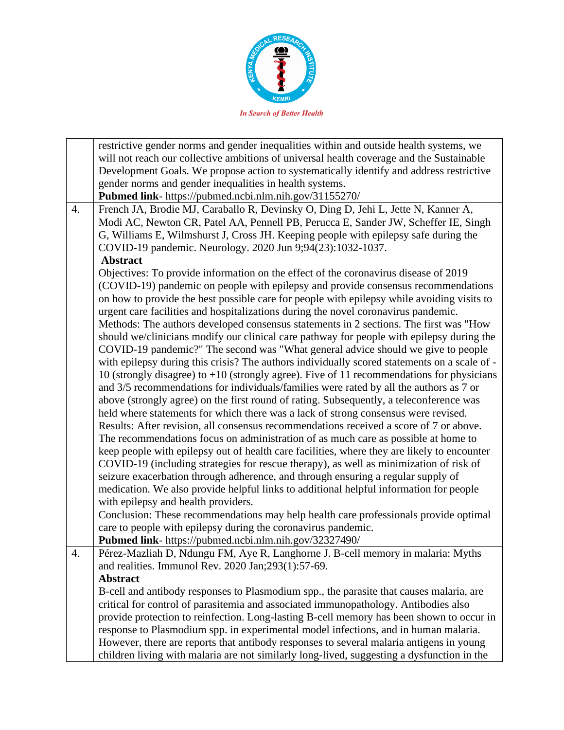| | |
|---|---|
| | restrictive gender norms and gender inequalities within and outside health systems, we will not reach our collective ambitions of universal health coverage and the Sustainable Development Goals. We propose action to systematically identify and address restrictive gender norms and gender inequalities in health systems.<br>**Pubmed link**- https://pubmed.ncbi.nlm.nih.gov/31155270/ |
| 4. | French JA, Brodie MJ, Caraballo R, Devinsky O, Ding D, Jehi L, Jette N, Kanner A, Modi AC, Newton CR, Patel AA, Pennell PB, Perucca E, Sander JW, Scheffer IE, Singh G, Williams E, Wilmshurst J, Cross JH. Keeping people with epilepsy safe during the COVID-19 pandemic. Neurology. 2020 Jun 9;94(23):1032-1037.<br>**Abstract**<br>Objectives: To provide information on the effect of the coronavirus disease of 2019 (COVID-19) pandemic on people with epilepsy and provide consensus recommendations on how to provide the best possible care for people with epilepsy while avoiding visits to urgent care facilities and hospitalizations during the novel coronavirus pandemic.<br>Methods: The authors developed consensus statements in 2 sections. The first was "How should we/clinicians modify our clinical care pathway for people with epilepsy during the COVID-19 pandemic?" The second was "What general advice should we give to people with epilepsy during this crisis? The authors individually scored statements on a scale of -10 (strongly disagree) to +10 (strongly agree). Five of 11 recommendations for physicians and 3/5 recommendations for individuals/families were rated by all the authors as 7 or above (strongly agree) on the first round of rating. Subsequently, a teleconference was held where statements for which there was a lack of strong consensus were revised.<br>Results: After revision, all consensus recommendations received a score of 7 or above. The recommendations focus on administration of as much care as possible at home to keep people with epilepsy out of health care facilities, where they are likely to encounter COVID-19 (including strategies for rescue therapy), as well as minimization of risk of seizure exacerbation through adherence, and through ensuring a regular supply of medication. We also provide helpful links to additional helpful information for people with epilepsy and health providers.<br>Conclusion: These recommendations may help health care professionals provide optimal care to people with epilepsy during the coronavirus pandemic.<br>**Pubmed link**- https://pubmed.ncbi.nlm.nih.gov/32327490/ |
| 4. | Pérez-Mazliah D, Ndungu FM, Aye R, Langhorne J. B-cell memory in malaria: Myths and realities. Immunol Rev. 2020 Jan;293(1):57-69.<br>**Abstract**<br>B-cell and antibody responses to Plasmodium spp., the parasite that causes malaria, are critical for control of parasitemia and associated immunopathology. Antibodies also provide protection to reinfection. Long-lasting B-cell memory has been shown to occur in response to Plasmodium spp. in experimental model infections, and in human malaria. However, there are reports that antibody responses to several malaria antigens in young children living with malaria are not similarly long-lived, suggesting a dysfunction in the |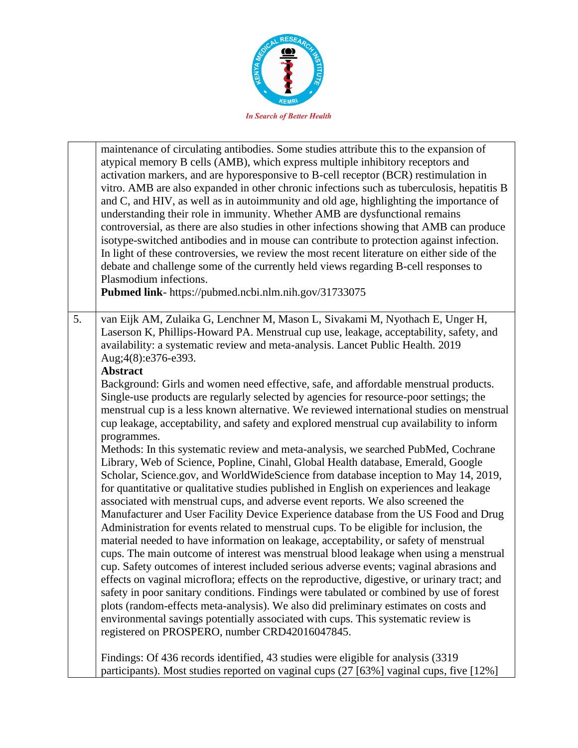| | |
|---|---|
| | maintenance of circulating antibodies. Some studies attribute this to the expansion of atypical memory B cells (AMB), which express multiple inhibitory receptors and activation markers, and are hyporesponsive to B-cell receptor (BCR) restimulation in vitro. AMB are also expanded in other chronic infections such as tuberculosis, hepatitis B and C, and HIV, as well as in autoimmunity and old age, highlighting the importance of understanding their role in immunity. Whether AMB are dysfunctional remains controversial, as there are also studies in other infections showing that AMB can produce isotype-switched antibodies and in mouse can contribute to protection against infection. In light of these controversies, we review the most recent literature on either side of the debate and challenge some of the currently held views regarding B-cell responses to Plasmodium infections.<br>**Pubmed link**- https://pubmed.ncbi.nlm.nih.gov/31733075 |
| 5. | van Eijk AM, Zulaika G, Lenchner M, Mason L, Sivakami M, Nyothach E, Unger H, Laserson K, Phillips-Howard PA. Menstrual cup use, leakage, acceptability, safety, and availability: a systematic review and meta-analysis. Lancet Public Health. 2019 Aug;4(8):e376-e393.<br>**Abstract**<br>Background: Girls and women need effective, safe, and affordable menstrual products. Single-use products are regularly selected by agencies for resource-poor settings; the menstrual cup is a less known alternative. We reviewed international studies on menstrual cup leakage, acceptability, and safety and explored menstrual cup availability to inform programmes.<br>Methods: In this systematic review and meta-analysis, we searched PubMed, Cochrane Library, Web of Science, Popline, Cinahl, Global Health database, Emerald, Google Scholar, Science.gov, and WorldWideScience from database inception to May 14, 2019, for quantitative or qualitative studies published in English on experiences and leakage associated with menstrual cups, and adverse event reports. We also screened the Manufacturer and User Facility Device Experience database from the US Food and Drug Administration for events related to menstrual cups. To be eligible for inclusion, the material needed to have information on leakage, acceptability, or safety of menstrual cups. The main outcome of interest was menstrual blood leakage when using a menstrual cup. Safety outcomes of interest included serious adverse events; vaginal abrasions and effects on vaginal microflora; effects on the reproductive, digestive, or urinary tract; and safety in poor sanitary conditions. Findings were tabulated or combined by use of forest plots (random-effects meta-analysis). We also did preliminary estimates on costs and environmental savings potentially associated with cups. This systematic review is registered on PROSPERO, number CRD42016047845.<br><br>Findings: Of 436 records identified, 43 studies were eligible for analysis (3319 participants). Most studies reported on vaginal cups (27 [63%] vaginal cups, five [12%] |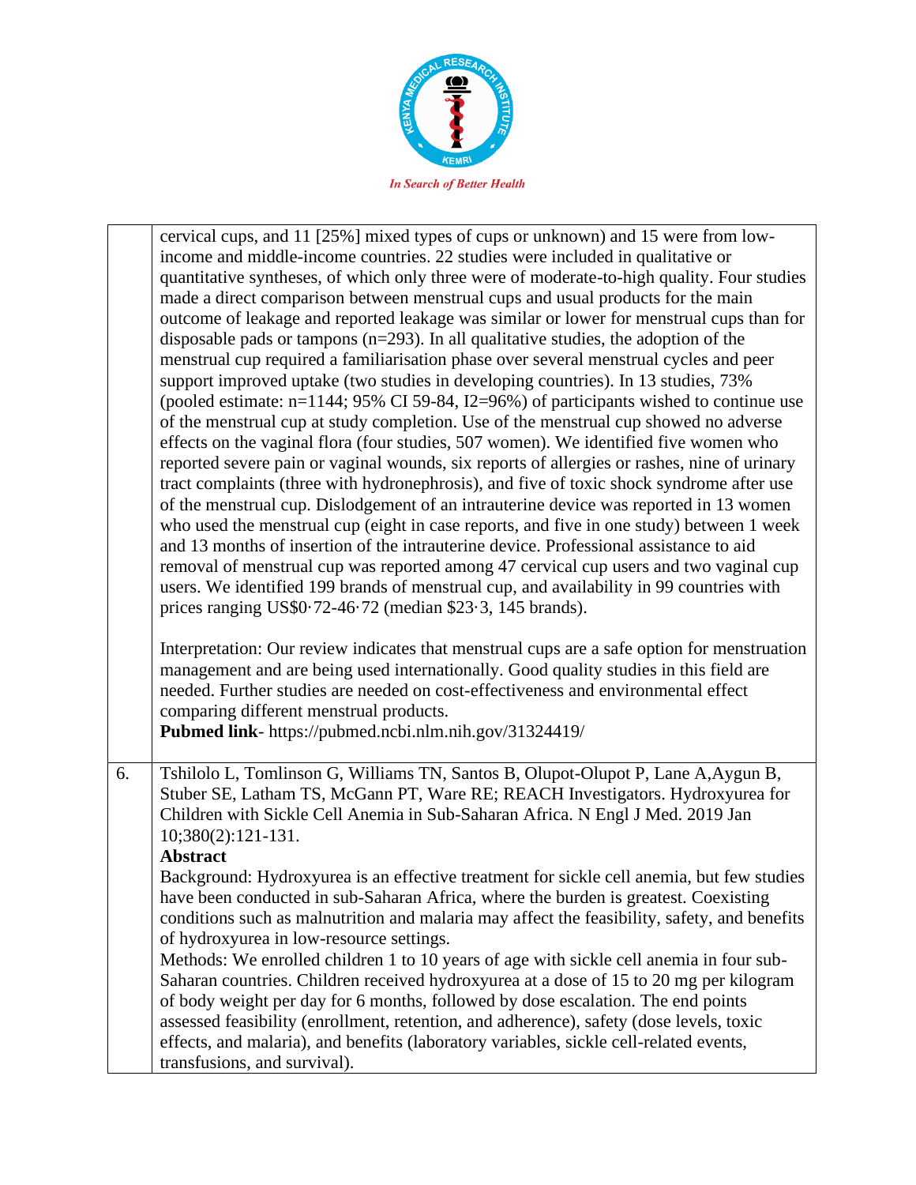| | |
|---|---|
| | cervical cups, and 11 [25%] mixed types of cups or unknown) and 15 were from low-income and middle-income countries. 22 studies were included in qualitative or quantitative syntheses, of which only three were of moderate-to-high quality. Four studies made a direct comparison between menstrual cups and usual products for the main outcome of leakage and reported leakage was similar or lower for menstrual cups than for disposable pads or tampons (n=293). In all qualitative studies, the adoption of the menstrual cup required a familiarisation phase over several menstrual cycles and peer support improved uptake (two studies in developing countries). In 13 studies, 73% (pooled estimate: n=1144; 95% CI 59-84, I2=96%) of participants wished to continue use of the menstrual cup at study completion. Use of the menstrual cup showed no adverse effects on the vaginal flora (four studies, 507 women). We identified five women who reported severe pain or vaginal wounds, six reports of allergies or rashes, nine of urinary tract complaints (three with hydronephrosis), and five of toxic shock syndrome after use of the menstrual cup. Dislodgement of an intrauterine device was reported in 13 women who used the menstrual cup (eight in case reports, and five in one study) between 1 week and 13 months of insertion of the intrauterine device. Professional assistance to aid removal of menstrual cup was reported among 47 cervical cup users and two vaginal cup users. We identified 199 brands of menstrual cup, and availability in 99 countries with prices ranging US$0·72-46·72 (median $23·3, 145 brands).<br><br>Interpretation: Our review indicates that menstrual cups are a safe option for menstruation management and are being used internationally. Good quality studies in this field are needed. Further studies are needed on cost-effectiveness and environmental effect comparing different menstrual products.<br>**Pubmed link**- https://pubmed.ncbi.nlm.nih.gov/31324419/ |
| 6. | Tshilolo L, Tomlinson G, Williams TN, Santos B, Olupot-Olupot P, Lane A,Aygun B, Stuber SE, Latham TS, McGann PT, Ware RE; REACH Investigators. Hydroxyurea for Children with Sickle Cell Anemia in Sub-Saharan Africa. N Engl J Med. 2019 Jan 10;380(2):121-131.<br>**Abstract**<br>Background: Hydroxyurea is an effective treatment for sickle cell anemia, but few studies have been conducted in sub-Saharan Africa, where the burden is greatest. Coexisting conditions such as malnutrition and malaria may affect the feasibility, safety, and benefits of hydroxyurea in low-resource settings.<br>Methods: We enrolled children 1 to 10 years of age with sickle cell anemia in four sub-Saharan countries. Children received hydroxyurea at a dose of 15 to 20 mg per kilogram of body weight per day for 6 months, followed by dose escalation. The end points assessed feasibility (enrollment, retention, and adherence), safety (dose levels, toxic effects, and malaria), and benefits (laboratory variables, sickle cell-related events, transfusions, and survival). |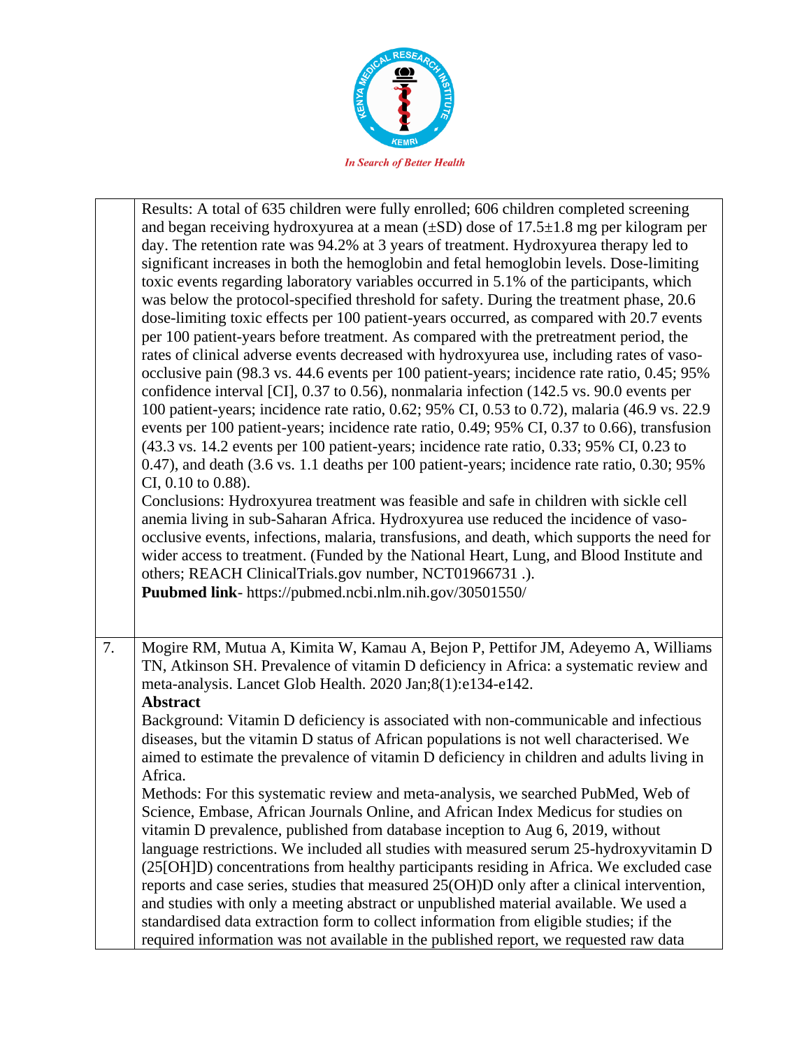| | |
|---|---|
| | Results: A total of 635 children were fully enrolled; 606 children completed screening and began receiving hydroxyurea at a mean (±SD) dose of 17.5±1.8 mg per kilogram per day. The retention rate was 94.2% at 3 years of treatment. Hydroxyurea therapy led to significant increases in both the hemoglobin and fetal hemoglobin levels. Dose-limiting toxic events regarding laboratory variables occurred in 5.1% of the participants, which was below the protocol-specified threshold for safety. During the treatment phase, 20.6 dose-limiting toxic effects per 100 patient-years occurred, as compared with 20.7 events per 100 patient-years before treatment. As compared with the pretreatment period, the rates of clinical adverse events decreased with hydroxyurea use, including rates of vaso-occlusive pain (98.3 vs. 44.6 events per 100 patient-years; incidence rate ratio, 0.45; 95% confidence interval [CI], 0.37 to 0.56), nonmalaria infection (142.5 vs. 90.0 events per 100 patient-years; incidence rate ratio, 0.62; 95% CI, 0.53 to 0.72), malaria (46.9 vs. 22.9 events per 100 patient-years; incidence rate ratio, 0.49; 95% CI, 0.37 to 0.66), transfusion (43.3 vs. 14.2 events per 100 patient-years; incidence rate ratio, 0.33; 95% CI, 0.23 to 0.47), and death (3.6 vs. 1.1 deaths per 100 patient-years; incidence rate ratio, 0.30; 95% CI, 0.10 to 0.88).<br>Conclusions: Hydroxyurea treatment was feasible and safe in children with sickle cell anemia living in sub-Saharan Africa. Hydroxyurea use reduced the incidence of vaso-occlusive events, infections, malaria, transfusions, and death, which supports the need for wider access to treatment. (Funded by the National Heart, Lung, and Blood Institute and others; REACH ClinicalTrials.gov number, NCT01966731 .).<br>**Puubmed link**- https://pubmed.ncbi.nlm.nih.gov/30501550/ |
| 7. | Mogire RM, Mutua A, Kimita W, Kamau A, Bejon P, Pettifor JM, Adeyemo A, Williams TN, Atkinson SH. Prevalence of vitamin D deficiency in Africa: a systematic review and meta-analysis. Lancet Glob Health. 2020 Jan;8(1):e134-e142.<br>**Abstract**<br>Background: Vitamin D deficiency is associated with non-communicable and infectious diseases, but the vitamin D status of African populations is not well characterised. We aimed to estimate the prevalence of vitamin D deficiency in children and adults living in Africa.<br>Methods: For this systematic review and meta-analysis, we searched PubMed, Web of Science, Embase, African Journals Online, and African Index Medicus for studies on vitamin D prevalence, published from database inception to Aug 6, 2019, without language restrictions. We included all studies with measured serum 25-hydroxyvitamin D (25[OH]D) concentrations from healthy participants residing in Africa. We excluded case reports and case series, studies that measured 25(OH)D only after a clinical intervention, and studies with only a meeting abstract or unpublished material available. We used a standardised data extraction form to collect information from eligible studies; if the required information was not available in the published report, we requested raw data |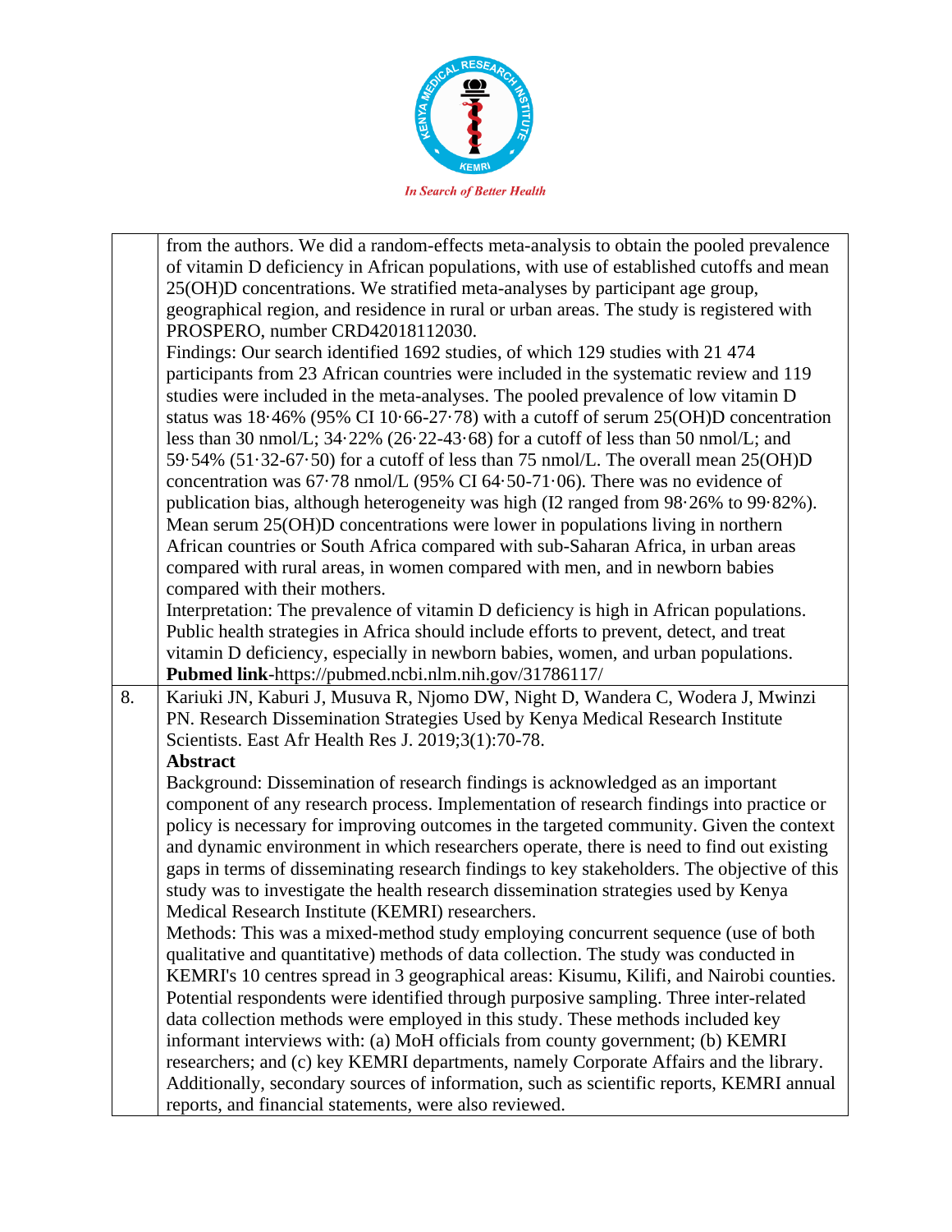| | |
|---|---|
| | from the authors. We did a random-effects meta-analysis to obtain the pooled prevalence of vitamin D deficiency in African populations, with use of established cutoffs and mean 25(OH)D concentrations. We stratified meta-analyses by participant age group, geographical region, and residence in rural or urban areas. The study is registered with PROSPERO, number CRD42018112030.<br>Findings: Our search identified 1692 studies, of which 129 studies with 21 474 participants from 23 African countries were included in the systematic review and 119 studies were included in the meta-analyses. The pooled prevalence of low vitamin D status was 18·46% (95% CI 10·66-27·78) with a cutoff of serum 25(OH)D concentration less than 30 nmol/L; 34·22% (26·22-43·68) for a cutoff of less than 50 nmol/L; and 59·54% (51·32-67·50) for a cutoff of less than 75 nmol/L. The overall mean 25(OH)D concentration was 67·78 nmol/L (95% CI 64·50-71·06). There was no evidence of publication bias, although heterogeneity was high (I2 ranged from 98·26% to 99·82%). Mean serum 25(OH)D concentrations were lower in populations living in northern African countries or South Africa compared with sub-Saharan Africa, in urban areas compared with rural areas, in women compared with men, and in newborn babies compared with their mothers.<br>Interpretation: The prevalence of vitamin D deficiency is high in African populations. Public health strategies in Africa should include efforts to prevent, detect, and treat vitamin D deficiency, especially in newborn babies, women, and urban populations.<br>**Pubmed link**-https://pubmed.ncbi.nlm.nih.gov/31786117/ |
| 8. | Kariuki JN, Kaburi J, Musuva R, Njomo DW, Night D, Wandera C, Wodera J, Mwinzi PN. Research Dissemination Strategies Used by Kenya Medical Research Institute Scientists. East Afr Health Res J. 2019;3(1):70-78.<br>**Abstract**<br>Background: Dissemination of research findings is acknowledged as an important component of any research process. Implementation of research findings into practice or policy is necessary for improving outcomes in the targeted community. Given the context and dynamic environment in which researchers operate, there is need to find out existing gaps in terms of disseminating research findings to key stakeholders. The objective of this study was to investigate the health research dissemination strategies used by Kenya Medical Research Institute (KEMRI) researchers.<br>Methods: This was a mixed-method study employing concurrent sequence (use of both qualitative and quantitative) methods of data collection. The study was conducted in KEMRI's 10 centres spread in 3 geographical areas: Kisumu, Kilifi, and Nairobi counties. Potential respondents were identified through purposive sampling. Three inter-related data collection methods were employed in this study. These methods included key informant interviews with: (a) MoH officials from county government; (b) KEMRI researchers; and (c) key KEMRI departments, namely Corporate Affairs and the library. Additionally, secondary sources of information, such as scientific reports, KEMRI annual reports, and financial statements, were also reviewed. |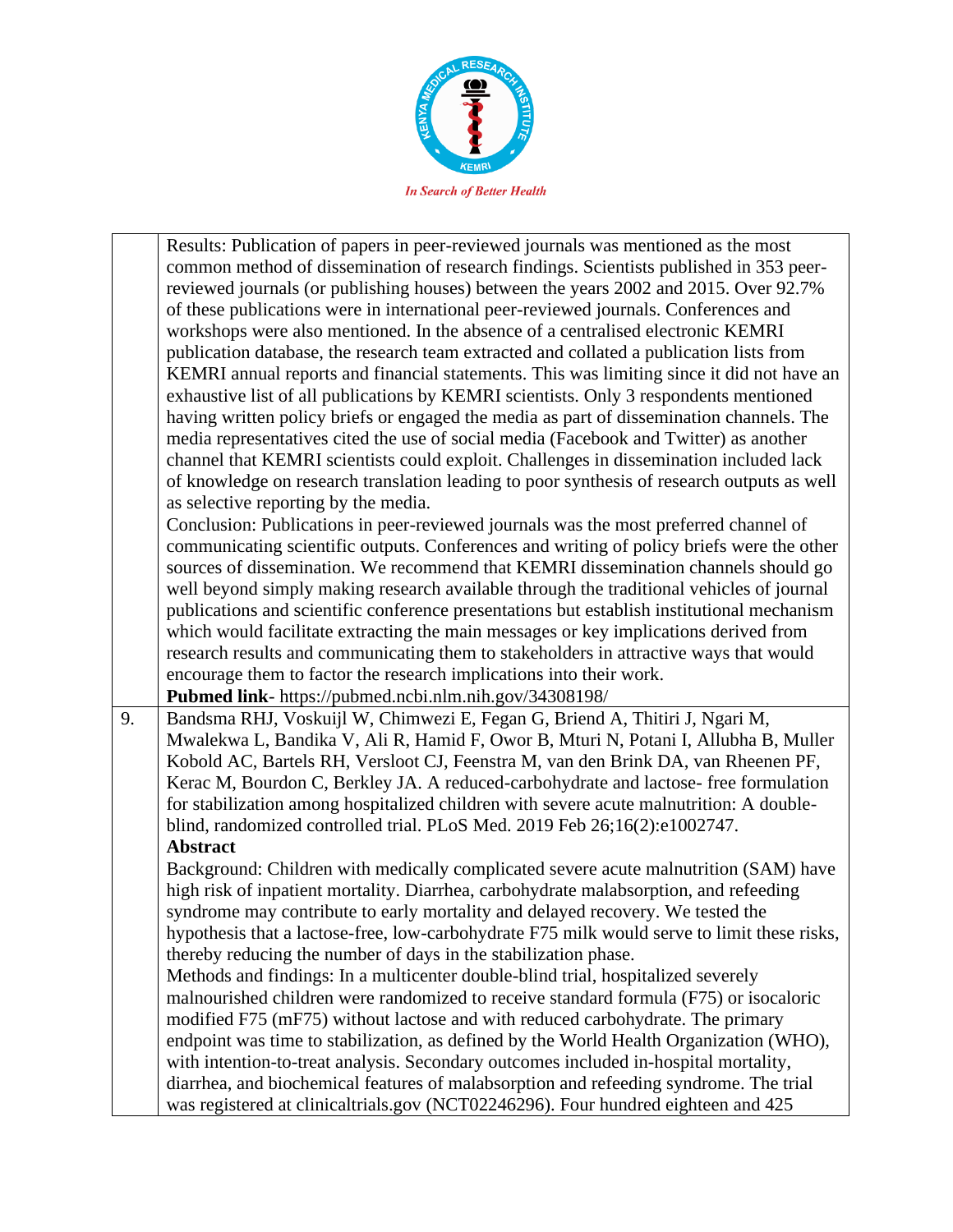| | |
|---|---|
| | Results: Publication of papers in peer-reviewed journals was mentioned as the most common method of dissemination of research findings. Scientists published in 353 peer-reviewed journals (or publishing houses) between the years 2002 and 2015. Over 92.7% of these publications were in international peer-reviewed journals. Conferences and workshops were also mentioned. In the absence of a centralised electronic KEMRI publication database, the research team extracted and collated a publication lists from KEMRI annual reports and financial statements. This was limiting since it did not have an exhaustive list of all publications by KEMRI scientists. Only 3 respondents mentioned having written policy briefs or engaged the media as part of dissemination channels. The media representatives cited the use of social media (Facebook and Twitter) as another channel that KEMRI scientists could exploit. Challenges in dissemination included lack of knowledge on research translation leading to poor synthesis of research outputs as well as selective reporting by the media.<br>Conclusion: Publications in peer-reviewed journals was the most preferred channel of communicating scientific outputs. Conferences and writing of policy briefs were the other sources of dissemination. We recommend that KEMRI dissemination channels should go well beyond simply making research available through the traditional vehicles of journal publications and scientific conference presentations but establish institutional mechanism which would facilitate extracting the main messages or key implications derived from research results and communicating them to stakeholders in attractive ways that would encourage them to factor the research implications into their work.<br>**Pubmed link**- https://pubmed.ncbi.nlm.nih.gov/34308198/ |
| 9. | Bandsma RHJ, Voskuijl W, Chimwezi E, Fegan G, Briend A, Thitiri J, Ngari M, Mwalekwa L, Bandika V, Ali R, Hamid F, Owor B, Mturi N, Potani I, Allubha B, Muller Kobold AC, Bartels RH, Versloot CJ, Feenstra M, van den Brink DA, van Rheenen PF, Kerac M, Bourdon C, Berkley JA. A reduced-carbohydrate and lactose- free formulation for stabilization among hospitalized children with severe acute malnutrition: A double-blind, randomized controlled trial. PLoS Med. 2019 Feb 26;16(2):e1002747.<br>**Abstract**<br>Background: Children with medically complicated severe acute malnutrition (SAM) have high risk of inpatient mortality. Diarrhea, carbohydrate malabsorption, and refeeding syndrome may contribute to early mortality and delayed recovery. We tested the hypothesis that a lactose-free, low-carbohydrate F75 milk would serve to limit these risks, thereby reducing the number of days in the stabilization phase.<br>Methods and findings: In a multicenter double-blind trial, hospitalized severely malnourished children were randomized to receive standard formula (F75) or isocaloric modified F75 (mF75) without lactose and with reduced carbohydrate. The primary endpoint was time to stabilization, as defined by the World Health Organization (WHO), with intention-to-treat analysis. Secondary outcomes included in-hospital mortality, diarrhea, and biochemical features of malabsorption and refeeding syndrome. The trial was registered at clinicaltrials.gov (NCT02246296). Four hundred eighteen and 425 |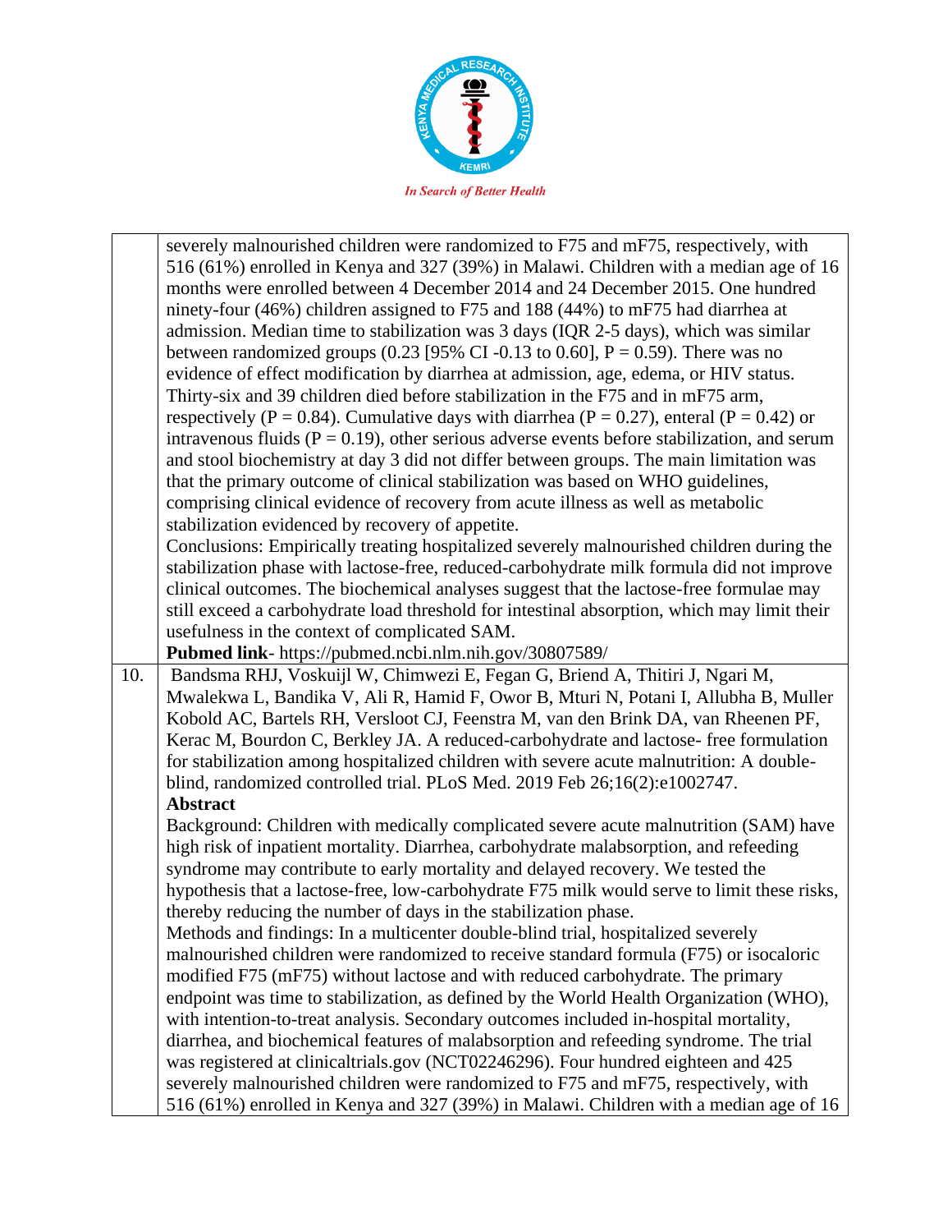| | |
|---|---|
| | severely malnourished children were randomized to F75 and mF75, respectively, with 516 (61%) enrolled in Kenya and 327 (39%) in Malawi. Children with a median age of 16 months were enrolled between 4 December 2014 and 24 December 2015. One hundred ninety-four (46%) children assigned to F75 and 188 (44%) to mF75 had diarrhea at admission. Median time to stabilization was 3 days (IQR 2-5 days), which was similar between randomized groups (0.23 [95% CI -0.13 to 0.60], P = 0.59). There was no evidence of effect modification by diarrhea at admission, age, edema, or HIV status. Thirty-six and 39 children died before stabilization in the F75 and in mF75 arm, respectively (P = 0.84). Cumulative days with diarrhea (P = 0.27), enteral (P = 0.42) or intravenous fluids (P = 0.19), other serious adverse events before stabilization, and serum and stool biochemistry at day 3 did not differ between groups. The main limitation was that the primary outcome of clinical stabilization was based on WHO guidelines, comprising clinical evidence of recovery from acute illness as well as metabolic stabilization evidenced by recovery of appetite.<br>Conclusions: Empirically treating hospitalized severely malnourished children during the stabilization phase with lactose-free, reduced-carbohydrate milk formula did not improve clinical outcomes. The biochemical analyses suggest that the lactose-free formulae may still exceed a carbohydrate load threshold for intestinal absorption, which may limit their usefulness in the context of complicated SAM.<br>**Pubmed link**- https://pubmed.ncbi.nlm.nih.gov/30807589/ |
| 10. | Bandsma RHJ, Voskuijl W, Chimwezi E, Fegan G, Briend A, Thitiri J, Ngari M, Mwalekwa L, Bandika V, Ali R, Hamid F, Owor B, Mturi N, Potani I, Allubha B, Muller Kobold AC, Bartels RH, Versloot CJ, Feenstra M, van den Brink DA, van Rheenen PF, Kerac M, Bourdon C, Berkley JA. A reduced-carbohydrate and lactose- free formulation for stabilization among hospitalized children with severe acute malnutrition: A double-blind, randomized controlled trial. PLoS Med. 2019 Feb 26;16(2):e1002747.<br>**Abstract**<br>Background: Children with medically complicated severe acute malnutrition (SAM) have high risk of inpatient mortality. Diarrhea, carbohydrate malabsorption, and refeeding syndrome may contribute to early mortality and delayed recovery. We tested the hypothesis that a lactose-free, low-carbohydrate F75 milk would serve to limit these risks, thereby reducing the number of days in the stabilization phase.<br>Methods and findings: In a multicenter double-blind trial, hospitalized severely malnourished children were randomized to receive standard formula (F75) or isocaloric modified F75 (mF75) without lactose and with reduced carbohydrate. The primary endpoint was time to stabilization, as defined by the World Health Organization (WHO), with intention-to-treat analysis. Secondary outcomes included in-hospital mortality, diarrhea, and biochemical features of malabsorption and refeeding syndrome. The trial was registered at clinicaltrials.gov (NCT02246296). Four hundred eighteen and 425 severely malnourished children were randomized to F75 and mF75, respectively, with 516 (61%) enrolled in Kenya and 327 (39%) in Malawi. Children with a median age of 16 |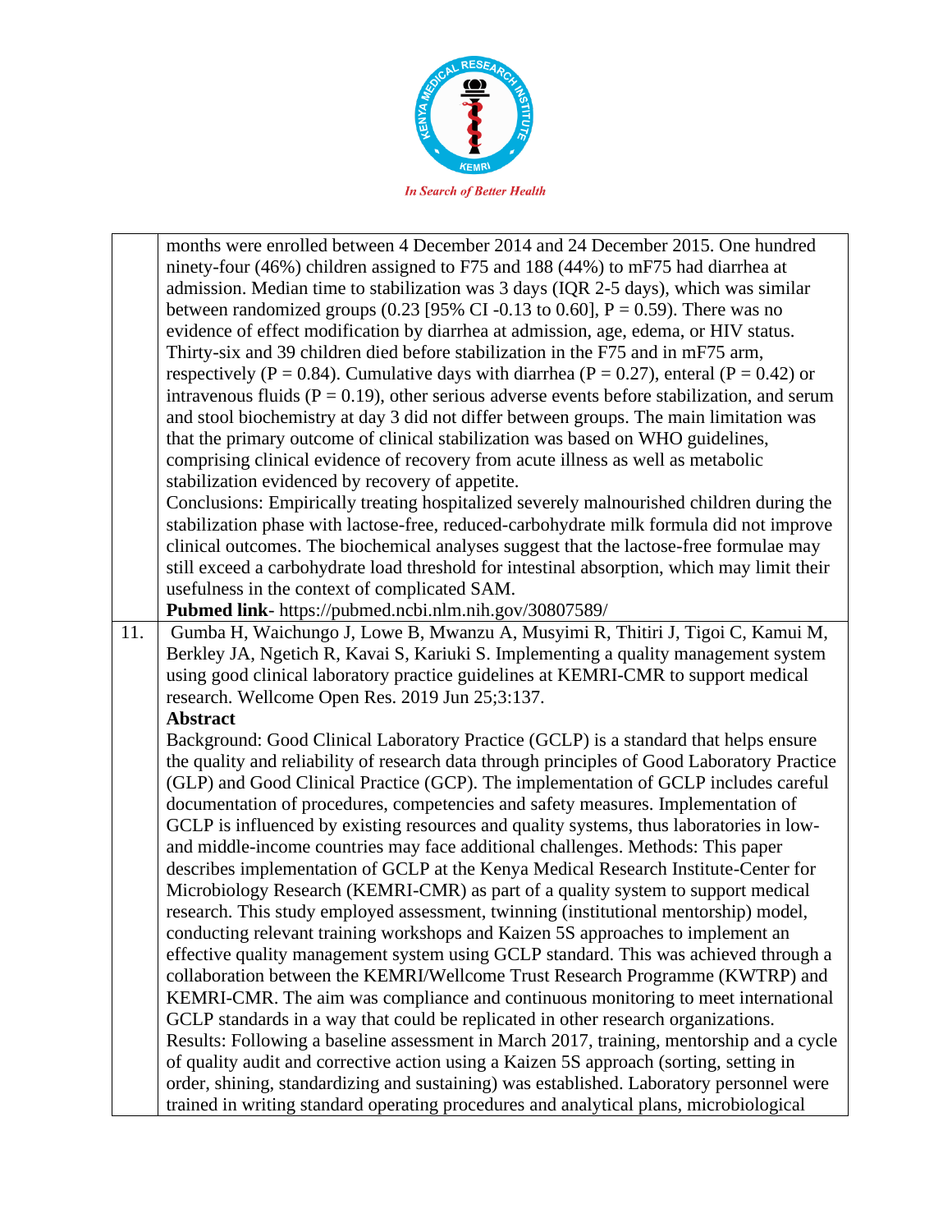| | |
|---|---|
| | months were enrolled between 4 December 2014 and 24 December 2015. One hundred ninety-four (46%) children assigned to F75 and 188 (44%) to mF75 had diarrhea at admission. Median time to stabilization was 3 days (IQR 2-5 days), which was similar between randomized groups (0.23 [95% CI -0.13 to 0.60], P = 0.59). There was no evidence of effect modification by diarrhea at admission, age, edema, or HIV status. Thirty-six and 39 children died before stabilization in the F75 and in mF75 arm, respectively (P = 0.84). Cumulative days with diarrhea (P = 0.27), enteral (P = 0.42) or intravenous fluids (P = 0.19), other serious adverse events before stabilization, and serum and stool biochemistry at day 3 did not differ between groups. The main limitation was that the primary outcome of clinical stabilization was based on WHO guidelines, comprising clinical evidence of recovery from acute illness as well as metabolic stabilization evidenced by recovery of appetite.<br>Conclusions: Empirically treating hospitalized severely malnourished children during the stabilization phase with lactose-free, reduced-carbohydrate milk formula did not improve clinical outcomes. The biochemical analyses suggest that the lactose-free formulae may still exceed a carbohydrate load threshold for intestinal absorption, which may limit their usefulness in the context of complicated SAM.<br>**Pubmed link**- https://pubmed.ncbi.nlm.nih.gov/30807589/ |
| 11. | Gumba H, Waichungo J, Lowe B, Mwanzu A, Musyimi R, Thitiri J, Tigoi C, Kamui M, Berkley JA, Ngetich R, Kavai S, Kariuki S. Implementing a quality management system using good clinical laboratory practice guidelines at KEMRI-CMR to support medical research. Wellcome Open Res. 2019 Jun 25;3:137.<br>**Abstract**<br>Background: Good Clinical Laboratory Practice (GCLP) is a standard that helps ensure the quality and reliability of research data through principles of Good Laboratory Practice (GLP) and Good Clinical Practice (GCP). The implementation of GCLP includes careful documentation of procedures, competencies and safety measures. Implementation of GCLP is influenced by existing resources and quality systems, thus laboratories in low- and middle-income countries may face additional challenges. Methods: This paper describes implementation of GCLP at the Kenya Medical Research Institute-Center for Microbiology Research (KEMRI-CMR) as part of a quality system to support medical research. This study employed assessment, twinning (institutional mentorship) model, conducting relevant training workshops and Kaizen 5S approaches to implement an effective quality management system using GCLP standard. This was achieved through a collaboration between the KEMRI/Wellcome Trust Research Programme (KWTRP) and KEMRI-CMR. The aim was compliance and continuous monitoring to meet international GCLP standards in a way that could be replicated in other research organizations.<br>Results: Following a baseline assessment in March 2017, training, mentorship and a cycle of quality audit and corrective action using a Kaizen 5S approach (sorting, setting in order, shining, standardizing and sustaining) was established. Laboratory personnel were trained in writing standard operating procedures and analytical plans, microbiological |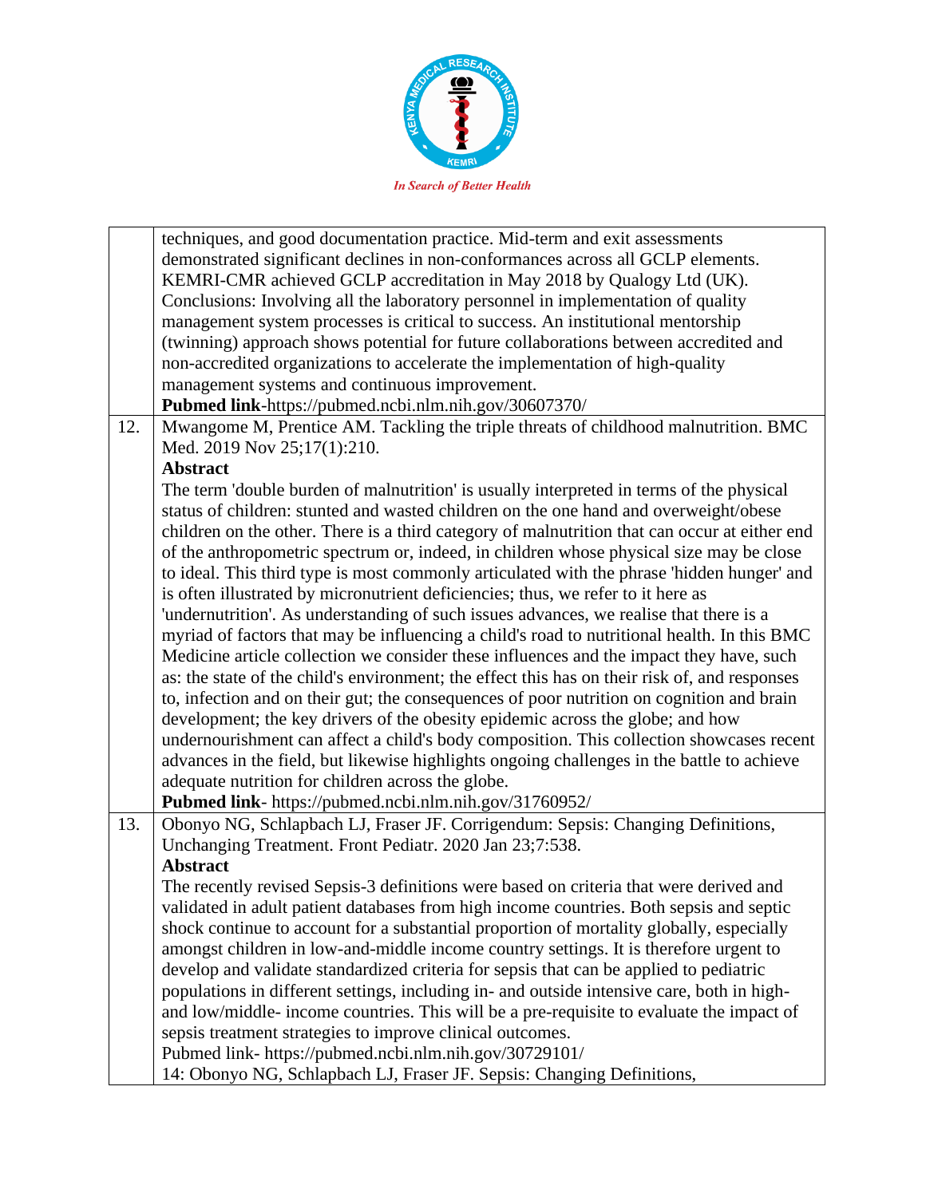| | |
|---|---|
| | techniques, and good documentation practice. Mid-term and exit assessments demonstrated significant declines in non-conformances across all GCLP elements. KEMRI-CMR achieved GCLP accreditation in May 2018 by Qualogy Ltd (UK). Conclusions: Involving all the laboratory personnel in implementation of quality management system processes is critical to success. An institutional mentorship (twinning) approach shows potential for future collaborations between accredited and non-accredited organizations to accelerate the implementation of high-quality management systems and continuous improvement.<br>**Pubmed link**-https://pubmed.ncbi.nlm.nih.gov/30607370/ |
| 12. | Mwangome M, Prentice AM. Tackling the triple threats of childhood malnutrition. BMC Med. 2019 Nov 25;17(1):210.<br>**Abstract**<br>The term 'double burden of malnutrition' is usually interpreted in terms of the physical status of children: stunted and wasted children on the one hand and overweight/obese children on the other. There is a third category of malnutrition that can occur at either end of the anthropometric spectrum or, indeed, in children whose physical size may be close to ideal. This third type is most commonly articulated with the phrase 'hidden hunger' and is often illustrated by micronutrient deficiencies; thus, we refer to it here as 'undernutrition'. As understanding of such issues advances, we realise that there is a myriad of factors that may be influencing a child's road to nutritional health. In this BMC Medicine article collection we consider these influences and the impact they have, such as: the state of the child's environment; the effect this has on their risk of, and responses to, infection and on their gut; the consequences of poor nutrition on cognition and brain development; the key drivers of the obesity epidemic across the globe; and how undernourishment can affect a child's body composition. This collection showcases recent advances in the field, but likewise highlights ongoing challenges in the battle to achieve adequate nutrition for children across the globe.<br>**Pubmed link**- https://pubmed.ncbi.nlm.nih.gov/31760952/ |
| 13. | Obonyo NG, Schlapbach LJ, Fraser JF. Corrigendum: Sepsis: Changing Definitions, Unchanging Treatment. Front Pediatr. 2020 Jan 23;7:538.<br>**Abstract**<br>The recently revised Sepsis-3 definitions were based on criteria that were derived and validated in adult patient databases from high income countries. Both sepsis and septic shock continue to account for a substantial proportion of mortality globally, especially amongst children in low-and-middle income country settings. It is therefore urgent to develop and validate standardized criteria for sepsis that can be applied to pediatric populations in different settings, including in- and outside intensive care, both in high- and low/middle- income countries. This will be a pre-requisite to evaluate the impact of sepsis treatment strategies to improve clinical outcomes.<br>Pubmed link- https://pubmed.ncbi.nlm.nih.gov/30729101/<br>14: Obonyo NG, Schlapbach LJ, Fraser JF. Sepsis: Changing Definitions, |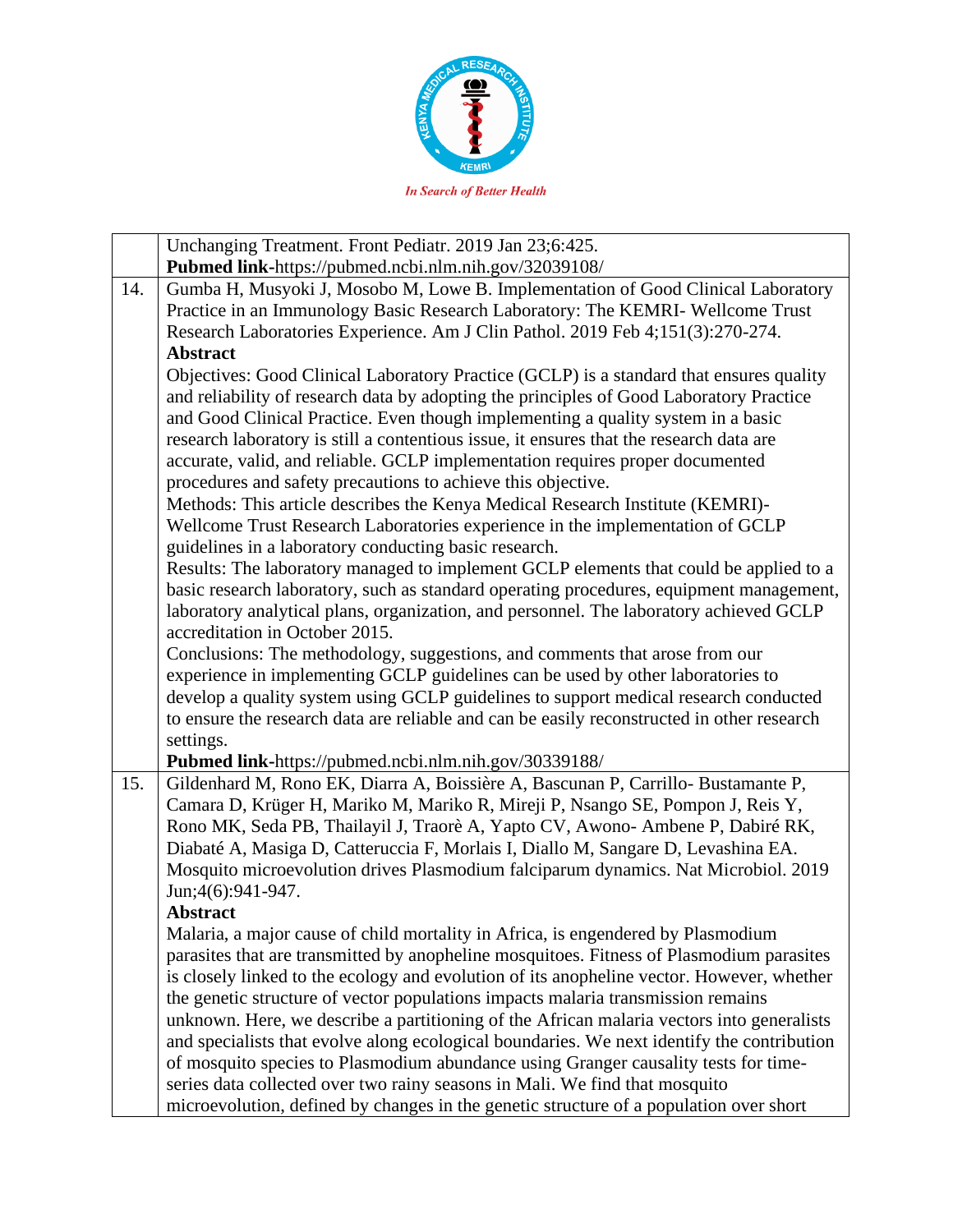|  |  |
|---|---|
|  | Unchanging Treatment. Front Pediatr. 2019 Jan 23;6:425.<br>**Pubmed link**-https://pubmed.ncbi.nlm.nih.gov/32039108/ |
| 14. | Gumba H, Musyoki J, Mosobo M, Lowe B. Implementation of Good Clinical Laboratory Practice in an Immunology Basic Research Laboratory: The KEMRI- Wellcome Trust Research Laboratories Experience. Am J Clin Pathol. 2019 Feb 4;151(3):270-274.<br>**Abstract**<br>Objectives: Good Clinical Laboratory Practice (GCLP) is a standard that ensures quality and reliability of research data by adopting the principles of Good Laboratory Practice and Good Clinical Practice. Even though implementing a quality system in a basic research laboratory is still a contentious issue, it ensures that the research data are accurate, valid, and reliable. GCLP implementation requires proper documented procedures and safety precautions to achieve this objective.<br>Methods: This article describes the Kenya Medical Research Institute (KEMRI)-Wellcome Trust Research Laboratories experience in the implementation of GCLP guidelines in a laboratory conducting basic research.<br>Results: The laboratory managed to implement GCLP elements that could be applied to a basic research laboratory, such as standard operating procedures, equipment management, laboratory analytical plans, organization, and personnel. The laboratory achieved GCLP accreditation in October 2015.<br>Conclusions: The methodology, suggestions, and comments that arose from our experience in implementing GCLP guidelines can be used by other laboratories to develop a quality system using GCLP guidelines to support medical research conducted to ensure the research data are reliable and can be easily reconstructed in other research settings.<br>**Pubmed link**-https://pubmed.ncbi.nlm.nih.gov/30339188/ |
| 15. | Gildenhard M, Rono EK, Diarra A, Boissière A, Bascunan P, Carrillo- Bustamante P, Camara D, Krüger H, Mariko M, Mariko R, Mireji P, Nsango SE, Pompon J, Reis Y, Rono MK, Seda PB, Thailayil J, Traorè A, Yapto CV, Awono- Ambene P, Dabiré RK, Diabaté A, Masiga D, Catteruccia F, Morlais I, Diallo M, Sangare D, Levashina EA. Mosquito microevolution drives Plasmodium falciparum dynamics. Nat Microbiol. 2019 Jun;4(6):941-947.<br>**Abstract**<br>Malaria, a major cause of child mortality in Africa, is engendered by Plasmodium parasites that are transmitted by anopheline mosquitoes. Fitness of Plasmodium parasites is closely linked to the ecology and evolution of its anopheline vector. However, whether the genetic structure of vector populations impacts malaria transmission remains unknown. Here, we describe a partitioning of the African malaria vectors into generalists and specialists that evolve along ecological boundaries. We next identify the contribution of mosquito species to Plasmodium abundance using Granger causality tests for time-series data collected over two rainy seasons in Mali. We find that mosquito microevolution, defined by changes in the genetic structure of a population over short |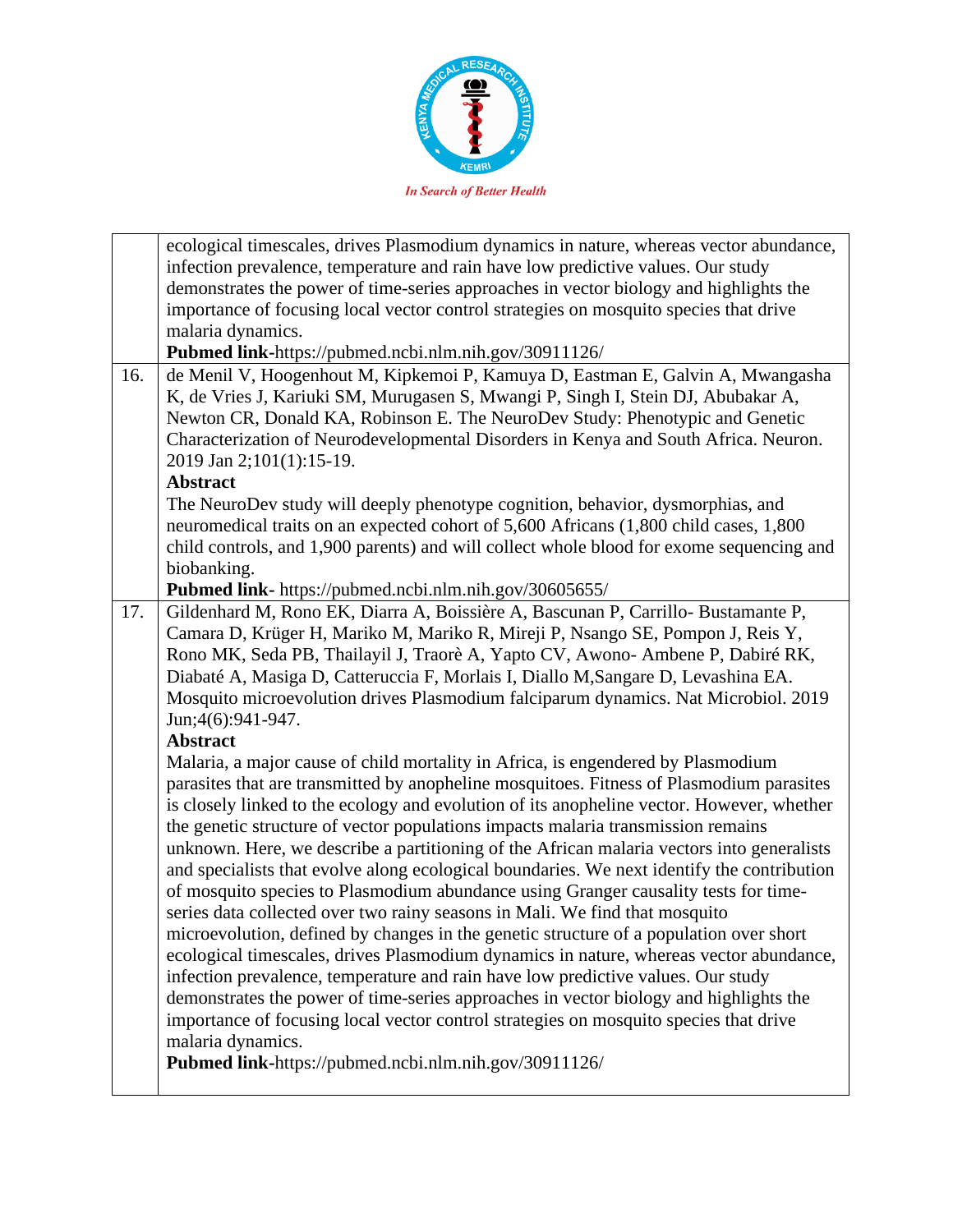| | |
|---|---|
| | ecological timescales, drives Plasmodium dynamics in nature, whereas vector abundance, infection prevalence, temperature and rain have low predictive values. Our study demonstrates the power of time-series approaches in vector biology and highlights the importance of focusing local vector control strategies on mosquito species that drive malaria dynamics.<br>**Pubmed link**-https://pubmed.ncbi.nlm.nih.gov/30911126/ |
| 16. | de Menil V, Hoogenhout M, Kipkemoi P, Kamuya D, Eastman E, Galvin A, Mwangasha K, de Vries J, Kariuki SM, Murugasen S, Mwangi P, Singh I, Stein DJ, Abubakar A, Newton CR, Donald KA, Robinson E. The NeuroDev Study: Phenotypic and Genetic Characterization of Neurodevelopmental Disorders in Kenya and South Africa. Neuron. 2019 Jan 2;101(1):15-19.<br>**Abstract**<br>The NeuroDev study will deeply phenotype cognition, behavior, dysmorphias, and neuromedical traits on an expected cohort of 5,600 Africans (1,800 child cases, 1,800 child controls, and 1,900 parents) and will collect whole blood for exome sequencing and biobanking.<br>**Pubmed link**- https://pubmed.ncbi.nlm.nih.gov/30605655/ |
| 17. | Gildenhard M, Rono EK, Diarra A, Boissière A, Bascunan P, Carrillo- Bustamante P, Camara D, Krüger H, Mariko M, Mariko R, Mireji P, Nsango SE, Pompon J, Reis Y, Rono MK, Seda PB, Thailayil J, Traorè A, Yapto CV, Awono- Ambene P, Dabiré RK, Diabaté A, Masiga D, Catteruccia F, Morlais I, Diallo M,Sangare D, Levashina EA. Mosquito microevolution drives Plasmodium falciparum dynamics. Nat Microbiol. 2019 Jun;4(6):941-947.<br>**Abstract**<br>Malaria, a major cause of child mortality in Africa, is engendered by Plasmodium parasites that are transmitted by anopheline mosquitoes. Fitness of Plasmodium parasites is closely linked to the ecology and evolution of its anopheline vector. However, whether the genetic structure of vector populations impacts malaria transmission remains unknown. Here, we describe a partitioning of the African malaria vectors into generalists and specialists that evolve along ecological boundaries. We next identify the contribution of mosquito species to Plasmodium abundance using Granger causality tests for time-series data collected over two rainy seasons in Mali. We find that mosquito microevolution, defined by changes in the genetic structure of a population over short ecological timescales, drives Plasmodium dynamics in nature, whereas vector abundance, infection prevalence, temperature and rain have low predictive values. Our study demonstrates the power of time-series approaches in vector biology and highlights the importance of focusing local vector control strategies on mosquito species that drive malaria dynamics.<br>**Pubmed link**-https://pubmed.ncbi.nlm.nih.gov/30911126/ |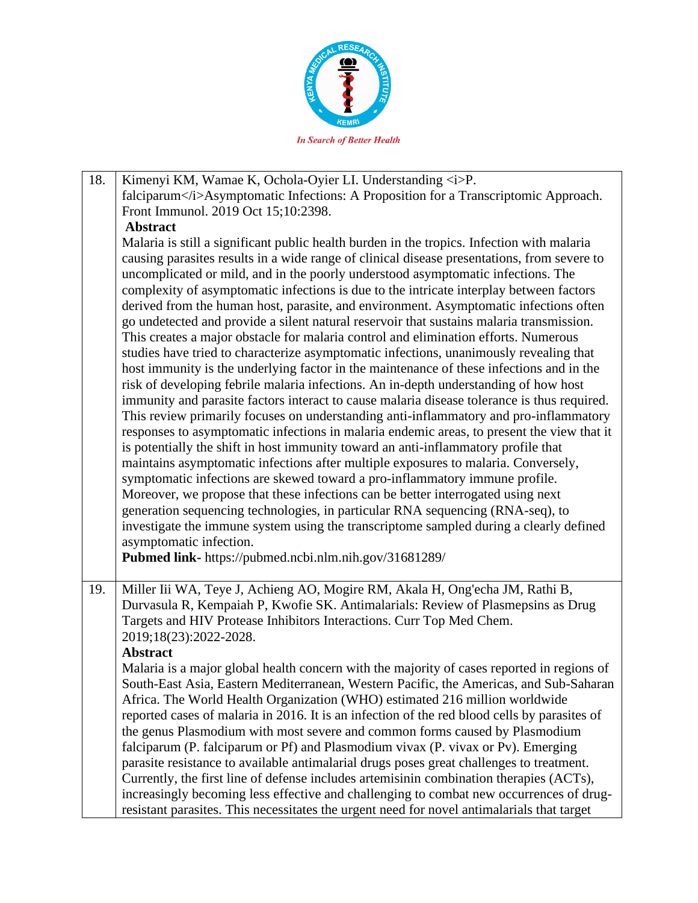| | |
|---|---|
| 18. | Kimenyi KM, Wamae K, Ochola-Oyier LI. Understanding <i>P. falciparum</i>Asymptomatic Infections: A Proposition for a Transcriptomic Approach. Front Immunol. 2019 Oct 15;10:2398.<br>**Abstract**<br>Malaria is still a significant public health burden in the tropics. Infection with malaria causing parasites results in a wide range of clinical disease presentations, from severe to uncomplicated or mild, and in the poorly understood asymptomatic infections. The complexity of asymptomatic infections is due to the intricate interplay between factors derived from the human host, parasite, and environment. Asymptomatic infections often go undetected and provide a silent natural reservoir that sustains malaria transmission. This creates a major obstacle for malaria control and elimination efforts. Numerous studies have tried to characterize asymptomatic infections, unanimously revealing that host immunity is the underlying factor in the maintenance of these infections and in the risk of developing febrile malaria infections. An in-depth understanding of how host immunity and parasite factors interact to cause malaria disease tolerance is thus required. This review primarily focuses on understanding anti-inflammatory and pro-inflammatory responses to asymptomatic infections in malaria endemic areas, to present the view that it is potentially the shift in host immunity toward an anti-inflammatory profile that maintains asymptomatic infections after multiple exposures to malaria. Conversely, symptomatic infections are skewed toward a pro-inflammatory immune profile. Moreover, we propose that these infections can be better interrogated using next generation sequencing technologies, in particular RNA sequencing (RNA-seq), to investigate the immune system using the transcriptome sampled during a clearly defined asymptomatic infection.<br>**Pubmed link-** https://pubmed.ncbi.nlm.nih.gov/31681289/ |
| 19. | Miller Iii WA, Teye J, Achieng AO, Mogire RM, Akala H, Ong'echa JM, Rathi B, Durvasula R, Kempaiah P, Kwofie SK. Antimalarials: Review of Plasmepsins as Drug Targets and HIV Protease Inhibitors Interactions. Curr Top Med Chem. 2019;18(23):2022-2028.<br>**Abstract**<br>Malaria is a major global health concern with the majority of cases reported in regions of South-East Asia, Eastern Mediterranean, Western Pacific, the Americas, and Sub-Saharan Africa. The World Health Organization (WHO) estimated 216 million worldwide reported cases of malaria in 2016. It is an infection of the red blood cells by parasites of the genus Plasmodium with most severe and common forms caused by Plasmodium falciparum (P. falciparum or Pf) and Plasmodium vivax (P. vivax or Pv). Emerging parasite resistance to available antimalarial drugs poses great challenges to treatment. Currently, the first line of defense includes artemisinin combination therapies (ACTs), increasingly becoming less effective and challenging to combat new occurrences of drug-resistant parasites. This necessitates the urgent need for novel antimalarials that target |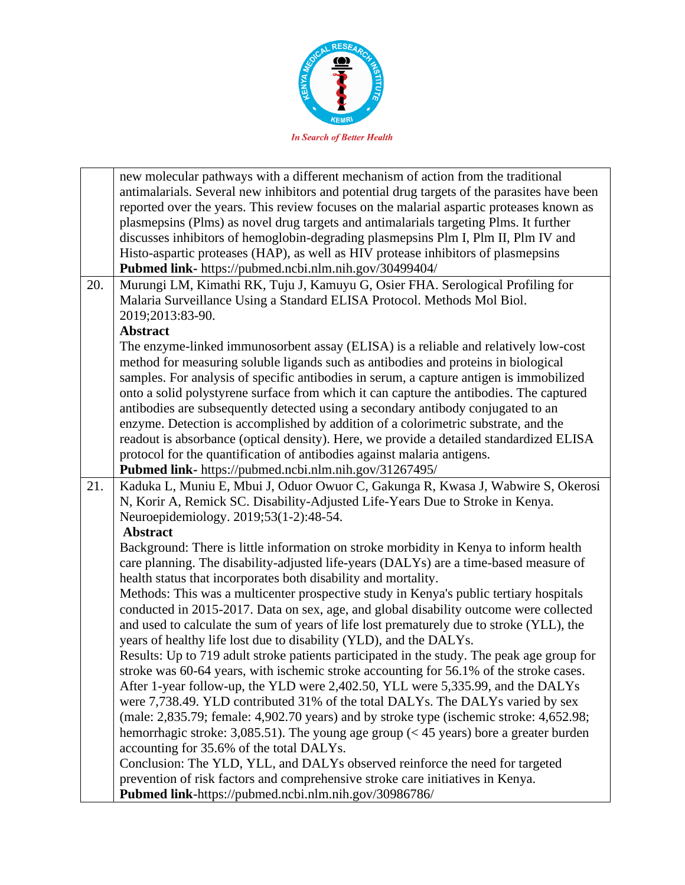| | |
|---|---|
| | new molecular pathways with a different mechanism of action from the traditional antimalarials. Several new inhibitors and potential drug targets of the parasites have been reported over the years. This review focuses on the malarial aspartic proteases known as plasmepsins (Plms) as novel drug targets and antimalarials targeting Plms. It further discusses inhibitors of hemoglobin-degrading plasmepsins Plm I, Plm II, Plm IV and Histo-aspartic proteases (HAP), as well as HIV protease inhibitors of plasmepsins<br>**Pubmed link-** https://pubmed.ncbi.nlm.nih.gov/30499404/ |
| 20. | Murungi LM, Kimathi RK, Tuju J, Kamuyu G, Osier FHA. Serological Profiling for Malaria Surveillance Using a Standard ELISA Protocol. Methods Mol Biol. 2019;2013:83-90.<br>**Abstract**<br>The enzyme-linked immunosorbent assay (ELISA) is a reliable and relatively low-cost method for measuring soluble ligands such as antibodies and proteins in biological samples. For analysis of specific antibodies in serum, a capture antigen is immobilized onto a solid polystyrene surface from which it can capture the antibodies. The captured antibodies are subsequently detected using a secondary antibody conjugated to an enzyme. Detection is accomplished by addition of a colorimetric substrate, and the readout is absorbance (optical density). Here, we provide a detailed standardized ELISA protocol for the quantification of antibodies against malaria antigens.<br>**Pubmed link-** https://pubmed.ncbi.nlm.nih.gov/31267495/ |
| 21. | Kaduka L, Muniu E, Mbui J, Oduor Owuor C, Gakunga R, Kwasa J, Wabwire S, Okerosi N, Korir A, Remick SC. Disability-Adjusted Life-Years Due to Stroke in Kenya. Neuroepidemiology. 2019;53(1-2):48-54.<br>**Abstract**<br>Background: There is little information on stroke morbidity in Kenya to inform health care planning. The disability-adjusted life-years (DALYs) are a time-based measure of health status that incorporates both disability and mortality.<br>Methods: This was a multicenter prospective study in Kenya's public tertiary hospitals conducted in 2015-2017. Data on sex, age, and global disability outcome were collected and used to calculate the sum of years of life lost prematurely due to stroke (YLL), the years of healthy life lost due to disability (YLD), and the DALYs.<br>Results: Up to 719 adult stroke patients participated in the study. The peak age group for stroke was 60-64 years, with ischemic stroke accounting for 56.1% of the stroke cases. After 1-year follow-up, the YLD were 2,402.50, YLL were 5,335.99, and the DALYs were 7,738.49. YLD contributed 31% of the total DALYs. The DALYs varied by sex (male: 2,835.79; female: 4,902.70 years) and by stroke type (ischemic stroke: 4,652.98; hemorrhagic stroke: 3,085.51). The young age group (< 45 years) bore a greater burden accounting for 35.6% of the total DALYs.<br>Conclusion: The YLD, YLL, and DALYs observed reinforce the need for targeted prevention of risk factors and comprehensive stroke care initiatives in Kenya.<br>**Pubmed link**-https://pubmed.ncbi.nlm.nih.gov/30986786/ |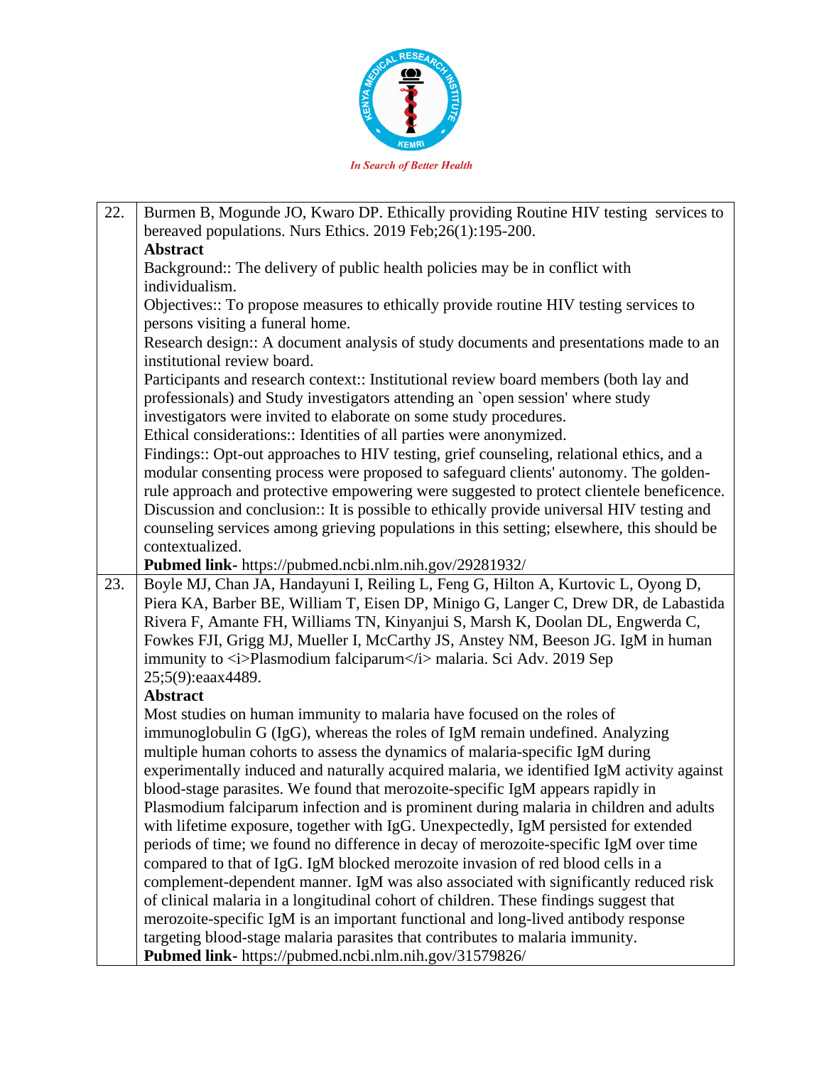| | |
|---|---|
| 22. | Burmen B, Mogunde JO, Kwaro DP. Ethically providing Routine HIV testing services to bereaved populations. Nurs Ethics. 2019 Feb;26(1):195-200.<br>**Abstract**<br>Background:: The delivery of public health policies may be in conflict with individualism.<br>Objectives:: To propose measures to ethically provide routine HIV testing services to persons visiting a funeral home.<br>Research design:: A document analysis of study documents and presentations made to an institutional review board.<br>Participants and research context:: Institutional review board members (both lay and professionals) and Study investigators attending an `open session' where study investigators were invited to elaborate on some study procedures.<br>Ethical considerations:: Identities of all parties were anonymized.<br>Findings:: Opt-out approaches to HIV testing, grief counseling, relational ethics, and a modular consenting process were proposed to safeguard clients' autonomy. The golden-rule approach and protective empowering were suggested to protect clientele beneficence.<br>Discussion and conclusion:: It is possible to ethically provide universal HIV testing and counseling services among grieving populations in this setting; elsewhere, this should be contextualized.<br>**Pubmed link-** https://pubmed.ncbi.nlm.nih.gov/29281932/ |
| 23. | Boyle MJ, Chan JA, Handayuni I, Reiling L, Feng G, Hilton A, Kurtovic L, Oyong D, Piera KA, Barber BE, William T, Eisen DP, Minigo G, Langer C, Drew DR, de Labastida Rivera F, Amante FH, Williams TN, Kinyanjui S, Marsh K, Doolan DL, Engwerda C, Fowkes FJI, Grigg MJ, Mueller I, McCarthy JS, Anstey NM, Beeson JG. IgM in human immunity to <i>Plasmodium falciparum</i> malaria. Sci Adv. 2019 Sep 25;5(9):eaax4489.<br>**Abstract**<br>Most studies on human immunity to malaria have focused on the roles of immunoglobulin G (IgG), whereas the roles of IgM remain undefined. Analyzing multiple human cohorts to assess the dynamics of malaria-specific IgM during experimentally induced and naturally acquired malaria, we identified IgM activity against blood-stage parasites. We found that merozoite-specific IgM appears rapidly in Plasmodium falciparum infection and is prominent during malaria in children and adults with lifetime exposure, together with IgG. Unexpectedly, IgM persisted for extended periods of time; we found no difference in decay of merozoite-specific IgM over time compared to that of IgG. IgM blocked merozoite invasion of red blood cells in a complement-dependent manner. IgM was also associated with significantly reduced risk of clinical malaria in a longitudinal cohort of children. These findings suggest that merozoite-specific IgM is an important functional and long-lived antibody response targeting blood-stage malaria parasites that contributes to malaria immunity.<br>**Pubmed link-** https://pubmed.ncbi.nlm.nih.gov/31579826/ |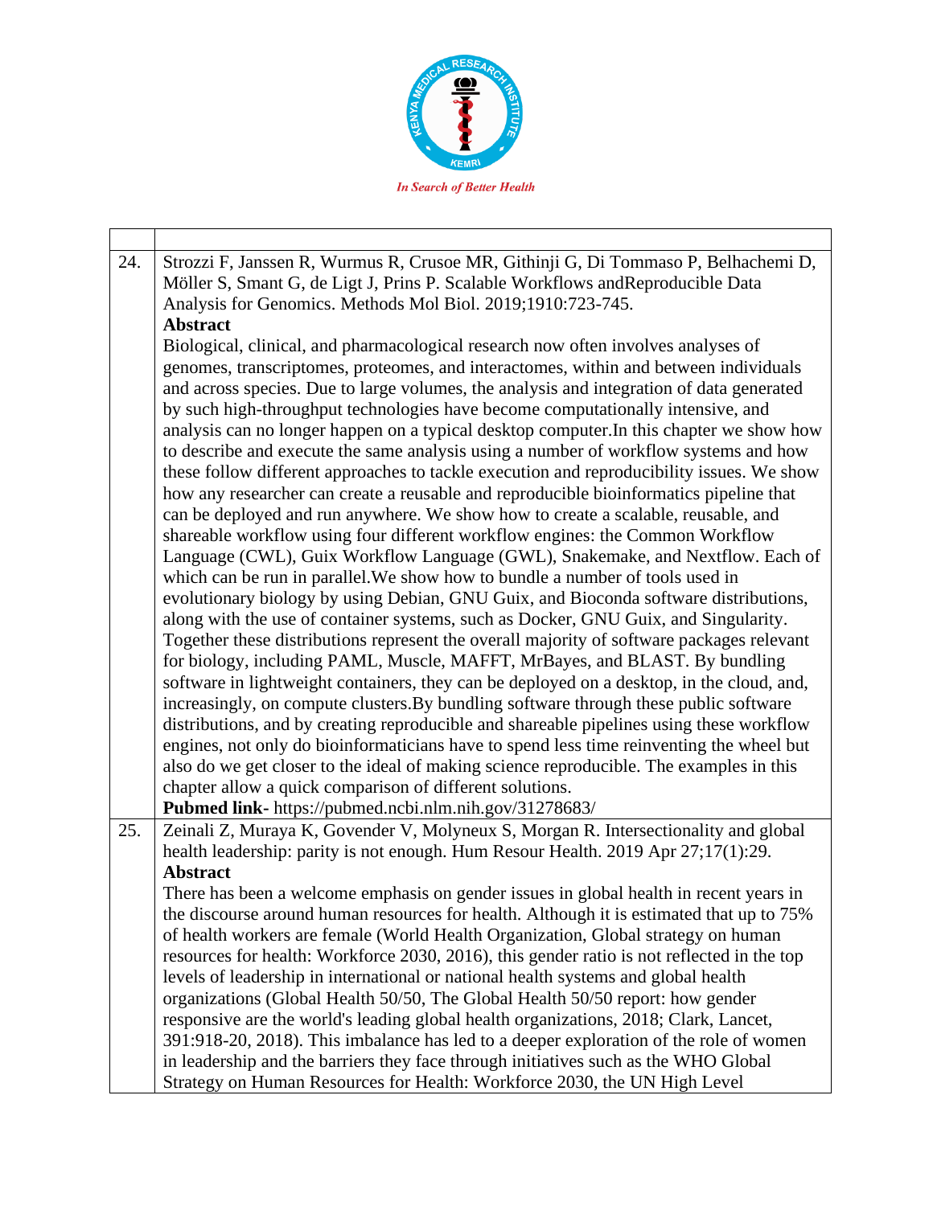| | |
|---|---|
| 24. | Strozzi F, Janssen R, Wurmus R, Crusoe MR, Githinji G, Di Tommaso P, Belhachemi D, Möller S, Smant G, de Ligt J, Prins P. Scalable Workflows andReproducible Data Analysis for Genomics. Methods Mol Biol. 2019;1910:723-745.<br>**Abstract**<br>Biological, clinical, and pharmacological research now often involves analyses of genomes, transcriptomes, proteomes, and interactomes, within and between individuals and across species. Due to large volumes, the analysis and integration of data generated by such high-throughput technologies have become computationally intensive, and analysis can no longer happen on a typical desktop computer.In this chapter we show how to describe and execute the same analysis using a number of workflow systems and how these follow different approaches to tackle execution and reproducibility issues. We show how any researcher can create a reusable and reproducible bioinformatics pipeline that can be deployed and run anywhere. We show how to create a scalable, reusable, and shareable workflow using four different workflow engines: the Common Workflow Language (CWL), Guix Workflow Language (GWL), Snakemake, and Nextflow. Each of which can be run in parallel.We show how to bundle a number of tools used in evolutionary biology by using Debian, GNU Guix, and Bioconda software distributions, along with the use of container systems, such as Docker, GNU Guix, and Singularity. Together these distributions represent the overall majority of software packages relevant for biology, including PAML, Muscle, MAFFT, MrBayes, and BLAST. By bundling software in lightweight containers, they can be deployed on a desktop, in the cloud, and, increasingly, on compute clusters.By bundling software through these public software distributions, and by creating reproducible and shareable pipelines using these workflow engines, not only do bioinformaticians have to spend less time reinventing the wheel but also do we get closer to the ideal of making science reproducible. The examples in this chapter allow a quick comparison of different solutions.<br>**Pubmed link-** https://pubmed.ncbi.nlm.nih.gov/31278683/ |
| 25. | Zeinali Z, Muraya K, Govender V, Molyneux S, Morgan R. Intersectionality and global health leadership: parity is not enough. Hum Resour Health. 2019 Apr 27;17(1):29.<br>**Abstract**<br>There has been a welcome emphasis on gender issues in global health in recent years in the discourse around human resources for health. Although it is estimated that up to 75% of health workers are female (World Health Organization, Global strategy on human resources for health: Workforce 2030, 2016), this gender ratio is not reflected in the top levels of leadership in international or national health systems and global health organizations (Global Health 50/50, The Global Health 50/50 report: how gender responsive are the world's leading global health organizations, 2018; Clark, Lancet, 391:918-20, 2018). This imbalance has led to a deeper exploration of the role of women in leadership and the barriers they face through initiatives such as the WHO Global Strategy on Human Resources for Health: Workforce 2030, the UN High Level |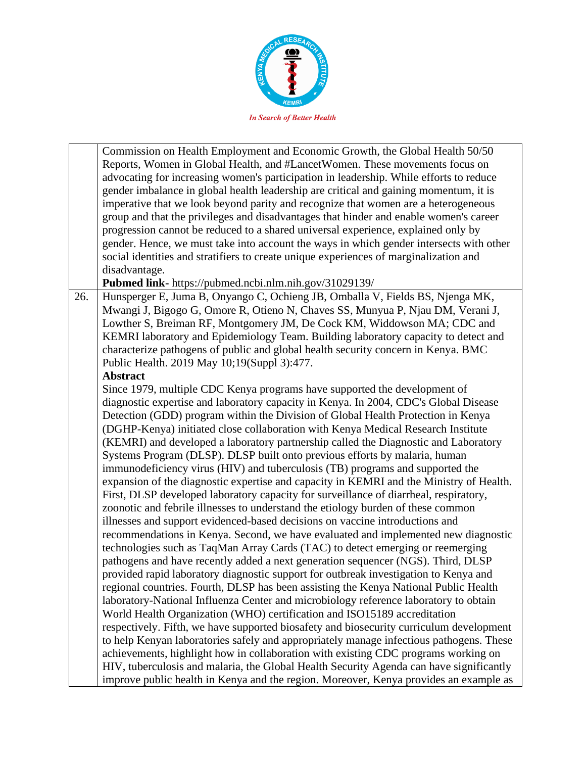| | |
|---|---|
| | Commission on Health Employment and Economic Growth, the Global Health 50/50 Reports, Women in Global Health, and #LancetWomen. These movements focus on advocating for increasing women's participation in leadership. While efforts to reduce gender imbalance in global health leadership are critical and gaining momentum, it is imperative that we look beyond parity and recognize that women are a heterogeneous group and that the privileges and disadvantages that hinder and enable women's career progression cannot be reduced to a shared universal experience, explained only by gender. Hence, we must take into account the ways in which gender intersects with other social identities and stratifiers to create unique experiences of marginalization and disadvantage.<br>**Pubmed link-** https://pubmed.ncbi.nlm.nih.gov/31029139/ |
| 26. | Hunsperger E, Juma B, Onyango C, Ochieng JB, Omballa V, Fields BS, Njenga MK, Mwangi J, Bigogo G, Omore R, Otieno N, Chaves SS, Munyua P, Njau DM, Verani J, Lowther S, Breiman RF, Montgomery JM, De Cock KM, Widdowson MA; CDC and KEMRI laboratory and Epidemiology Team. Building laboratory capacity to detect and characterize pathogens of public and global health security concern in Kenya. BMC Public Health. 2019 May 10;19(Suppl 3):477.<br>**Abstract**<br>Since 1979, multiple CDC Kenya programs have supported the development of diagnostic expertise and laboratory capacity in Kenya. In 2004, CDC's Global Disease Detection (GDD) program within the Division of Global Health Protection in Kenya (DGHP-Kenya) initiated close collaboration with Kenya Medical Research Institute (KEMRI) and developed a laboratory partnership called the Diagnostic and Laboratory Systems Program (DLSP). DLSP built onto previous efforts by malaria, human immunodeficiency virus (HIV) and tuberculosis (TB) programs and supported the expansion of the diagnostic expertise and capacity in KEMRI and the Ministry of Health. First, DLSP developed laboratory capacity for surveillance of diarrheal, respiratory, zoonotic and febrile illnesses to understand the etiology burden of these common illnesses and support evidenced-based decisions on vaccine introductions and recommendations in Kenya. Second, we have evaluated and implemented new diagnostic technologies such as TaqMan Array Cards (TAC) to detect emerging or reemerging pathogens and have recently added a next generation sequencer (NGS). Third, DLSP provided rapid laboratory diagnostic support for outbreak investigation to Kenya and regional countries. Fourth, DLSP has been assisting the Kenya National Public Health laboratory-National Influenza Center and microbiology reference laboratory to obtain World Health Organization (WHO) certification and ISO15189 accreditation respectively. Fifth, we have supported biosafety and biosecurity curriculum development to help Kenyan laboratories safely and appropriately manage infectious pathogens. These achievements, highlight how in collaboration with existing CDC programs working on HIV, tuberculosis and malaria, the Global Health Security Agenda can have significantly improve public health in Kenya and the region. Moreover, Kenya provides an example as |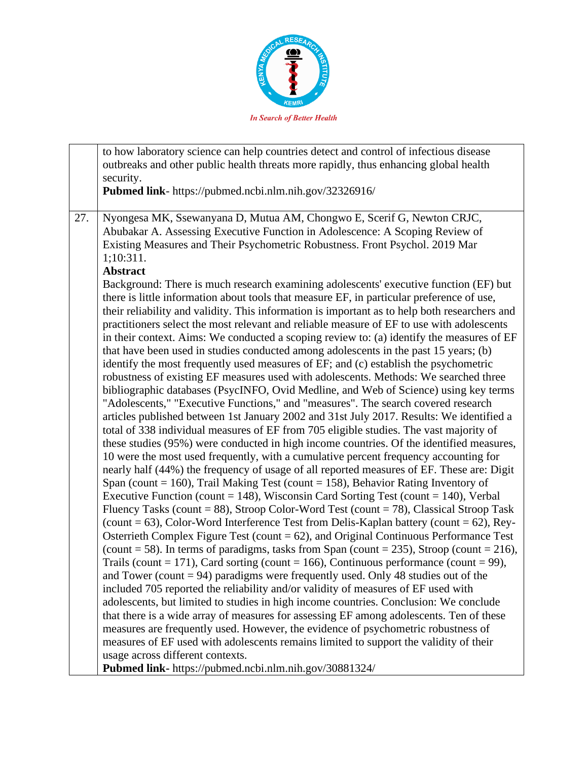| | |
|---|---|
| | to how laboratory science can help countries detect and control of infectious disease outbreaks and other public health threats more rapidly, thus enhancing global health security.<br>**Pubmed link**- https://pubmed.ncbi.nlm.nih.gov/32326916/ |
| 27. | Nyongesa MK, Ssewanyana D, Mutua AM, Chongwo E, Scerif G, Newton CRJC, Abubakar A. Assessing Executive Function in Adolescence: A Scoping Review of Existing Measures and Their Psychometric Robustness. Front Psychol. 2019 Mar 1;10:311.<br>**Abstract**<br>Background: There is much research examining adolescents' executive function (EF) but there is little information about tools that measure EF, in particular preference of use, their reliability and validity. This information is important as to help both researchers and practitioners select the most relevant and reliable measure of EF to use with adolescents in their context. Aims: We conducted a scoping review to: (a) identify the measures of EF that have been used in studies conducted among adolescents in the past 15 years; (b) identify the most frequently used measures of EF; and (c) establish the psychometric robustness of existing EF measures used with adolescents. Methods: We searched three bibliographic databases (PsycINFO, Ovid Medline, and Web of Science) using key terms "Adolescents," "Executive Functions," and "measures". The search covered research articles published between 1st January 2002 and 31st July 2017. Results: We identified a total of 338 individual measures of EF from 705 eligible studies. The vast majority of these studies (95%) were conducted in high income countries. Of the identified measures, 10 were the most used frequently, with a cumulative percent frequency accounting for nearly half (44%) the frequency of usage of all reported measures of EF. These are: Digit Span (count = 160), Trail Making Test (count = 158), Behavior Rating Inventory of Executive Function (count = 148), Wisconsin Card Sorting Test (count = 140), Verbal Fluency Tasks (count = 88), Stroop Color-Word Test (count = 78), Classical Stroop Task (count = 63), Color-Word Interference Test from Delis-Kaplan battery (count = 62), Rey-Osterrieth Complex Figure Test (count = 62), and Original Continuous Performance Test (count = 58). In terms of paradigms, tasks from Span (count = 235), Stroop (count = 216), Trails (count = 171), Card sorting (count = 166), Continuous performance (count = 99), and Tower (count = 94) paradigms were frequently used. Only 48 studies out of the included 705 reported the reliability and/or validity of measures of EF used with adolescents, but limited to studies in high income countries. Conclusion: We conclude that there is a wide array of measures for assessing EF among adolescents. Ten of these measures are frequently used. However, the evidence of psychometric robustness of measures of EF used with adolescents remains limited to support the validity of their usage across different contexts.<br>**Pubmed link**- https://pubmed.ncbi.nlm.nih.gov/30881324/ |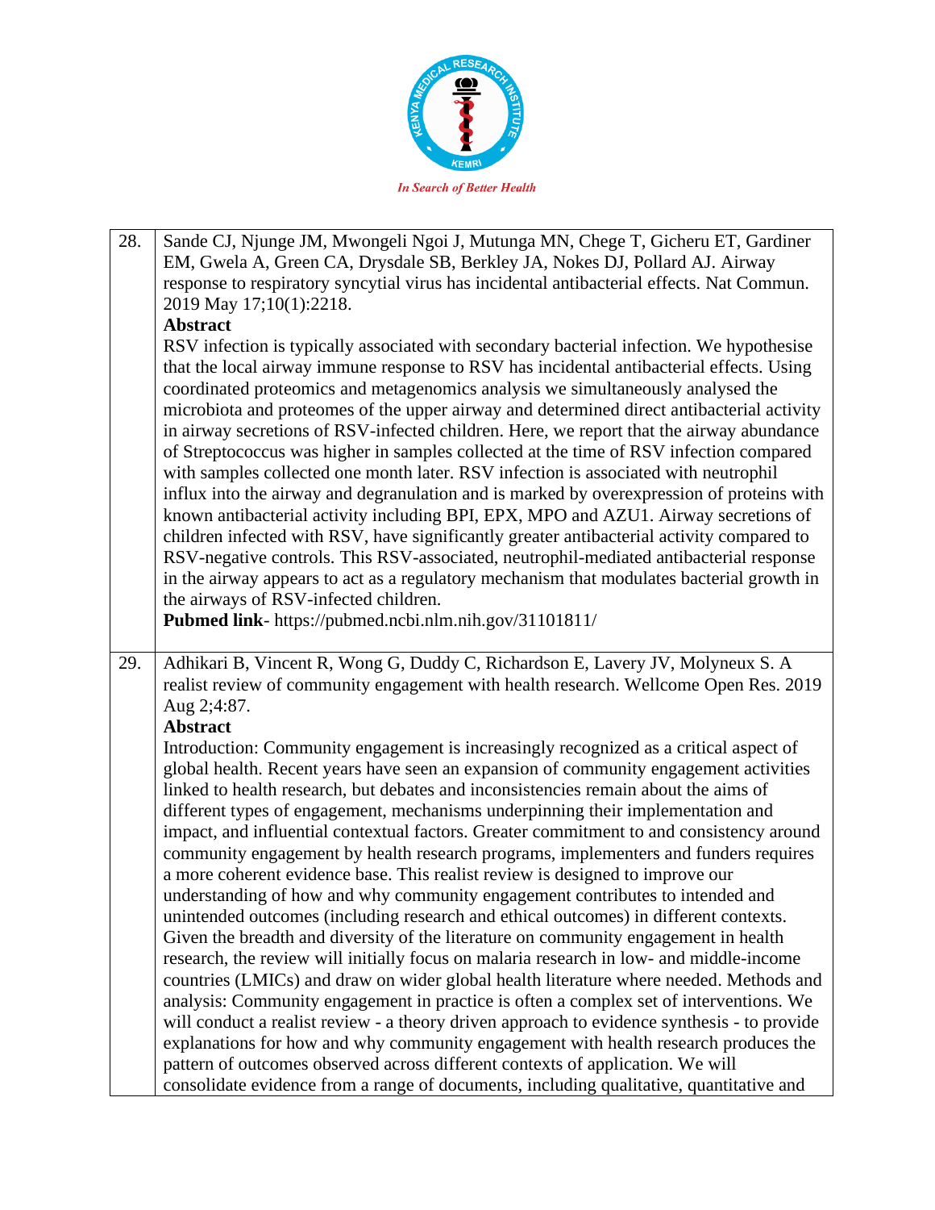| 28. | Sande CJ, Njunge JM, Mwongeli Ngoi J, Mutunga MN, Chege T, Gicheru ET, Gardiner EM, Gwela A, Green CA, Drysdale SB, Berkley JA, Nokes DJ, Pollard AJ. Airway response to respiratory syncytial virus has incidental antibacterial effects. Nat Commun. 2019 May 17;10(1):2218.<br>**Abstract**<br>RSV infection is typically associated with secondary bacterial infection. We hypothesise that the local airway immune response to RSV has incidental antibacterial effects. Using coordinated proteomics and metagenomics analysis we simultaneously analysed the microbiota and proteomes of the upper airway and determined direct antibacterial activity in airway secretions of RSV-infected children. Here, we report that the airway abundance of Streptococcus was higher in samples collected at the time of RSV infection compared with samples collected one month later. RSV infection is associated with neutrophil influx into the airway and degranulation and is marked by overexpression of proteins with known antibacterial activity including BPI, EPX, MPO and AZU1. Airway secretions of children infected with RSV, have significantly greater antibacterial activity compared to RSV-negative controls. This RSV-associated, neutrophil-mediated antibacterial response in the airway appears to act as a regulatory mechanism that modulates bacterial growth in the airways of RSV-infected children.<br>**Pubmed link**- https://pubmed.ncbi.nlm.nih.gov/31101811/ |
|---|---|
| 29. | Adhikari B, Vincent R, Wong G, Duddy C, Richardson E, Lavery JV, Molyneux S. A realist review of community engagement with health research. Wellcome Open Res. 2019 Aug 2;4:87.<br>**Abstract**<br>Introduction: Community engagement is increasingly recognized as a critical aspect of global health. Recent years have seen an expansion of community engagement activities linked to health research, but debates and inconsistencies remain about the aims of different types of engagement, mechanisms underpinning their implementation and impact, and influential contextual factors. Greater commitment to and consistency around community engagement by health research programs, implementers and funders requires a more coherent evidence base. This realist review is designed to improve our understanding of how and why community engagement contributes to intended and unintended outcomes (including research and ethical outcomes) in different contexts. Given the breadth and diversity of the literature on community engagement in health research, the review will initially focus on malaria research in low- and middle-income countries (LMICs) and draw on wider global health literature where needed. Methods and analysis: Community engagement in practice is often a complex set of interventions. We will conduct a realist review - a theory driven approach to evidence synthesis - to provide explanations for how and why community engagement with health research produces the pattern of outcomes observed across different contexts of application. We will consolidate evidence from a range of documents, including qualitative, quantitative and |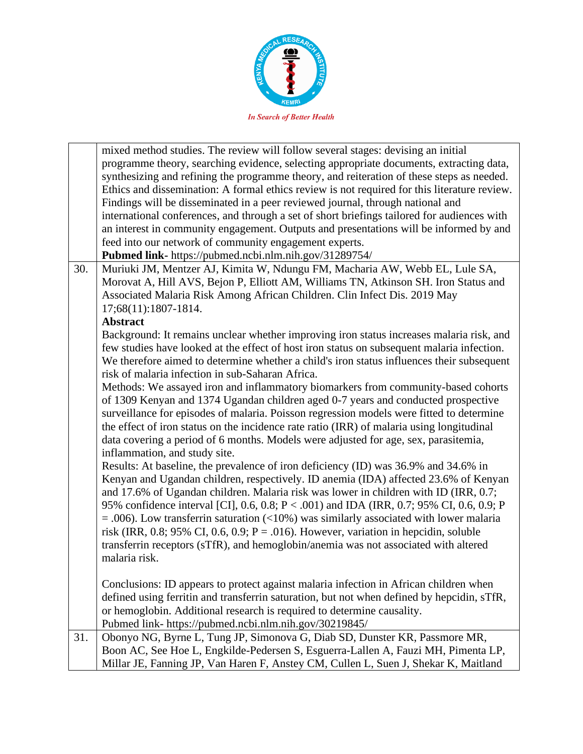| | |
|---|---|
| | mixed method studies. The review will follow several stages: devising an initial programme theory, searching evidence, selecting appropriate documents, extracting data, synthesizing and refining the programme theory, and reiteration of these steps as needed. Ethics and dissemination: A formal ethics review is not required for this literature review. Findings will be disseminated in a peer reviewed journal, through national and international conferences, and through a set of short briefings tailored for audiences with an interest in community engagement. Outputs and presentations will be informed by and feed into our network of community engagement experts.<br>**Pubmed link**- https://pubmed.ncbi.nlm.nih.gov/31289754/ |
| 30. | Muriuki JM, Mentzer AJ, Kimita W, Ndungu FM, Macharia AW, Webb EL, Lule SA, Morovat A, Hill AVS, Bejon P, Elliott AM, Williams TN, Atkinson SH. Iron Status and Associated Malaria Risk Among African Children. Clin Infect Dis. 2019 May 17;68(11):1807-1814.<br>**Abstract**<br>Background: It remains unclear whether improving iron status increases malaria risk, and few studies have looked at the effect of host iron status on subsequent malaria infection. We therefore aimed to determine whether a child's iron status influences their subsequent risk of malaria infection in sub-Saharan Africa.<br>Methods: We assayed iron and inflammatory biomarkers from community-based cohorts of 1309 Kenyan and 1374 Ugandan children aged 0-7 years and conducted prospective surveillance for episodes of malaria. Poisson regression models were fitted to determine the effect of iron status on the incidence rate ratio (IRR) of malaria using longitudinal data covering a period of 6 months. Models were adjusted for age, sex, parasitemia, inflammation, and study site.<br>Results: At baseline, the prevalence of iron deficiency (ID) was 36.9% and 34.6% in Kenyan and Ugandan children, respectively. ID anemia (IDA) affected 23.6% of Kenyan and 17.6% of Ugandan children. Malaria risk was lower in children with ID (IRR, 0.7; 95% confidence interval [CI], 0.6, 0.8; $P < .001$) and IDA (IRR, 0.7; 95% CI, 0.6, 0.9; $P = .006$). Low transferrin saturation (<10%) was similarly associated with lower malaria risk (IRR, 0.8; 95% CI, 0.6, 0.9; $P = .016$). However, variation in hepcidin, soluble transferrin receptors (sTfR), and hemoglobin/anemia was not associated with altered malaria risk.<br><br>Conclusions: ID appears to protect against malaria infection in African children when defined using ferritin and transferrin saturation, but not when defined by hepcidin, sTfR, or hemoglobin. Additional research is required to determine causality.<br>Pubmed link- https://pubmed.ncbi.nlm.nih.gov/30219845/ |
| 31. | Obonyo NG, Byrne L, Tung JP, Simonova G, Diab SD, Dunster KR, Passmore MR, Boon AC, See Hoe L, Engkilde-Pedersen S, Esguerra-Lallen A, Fauzi MH, Pimenta LP, Millar JE, Fanning JP, Van Haren F, Anstey CM, Cullen L, Suen J, Shekar K, Maitland |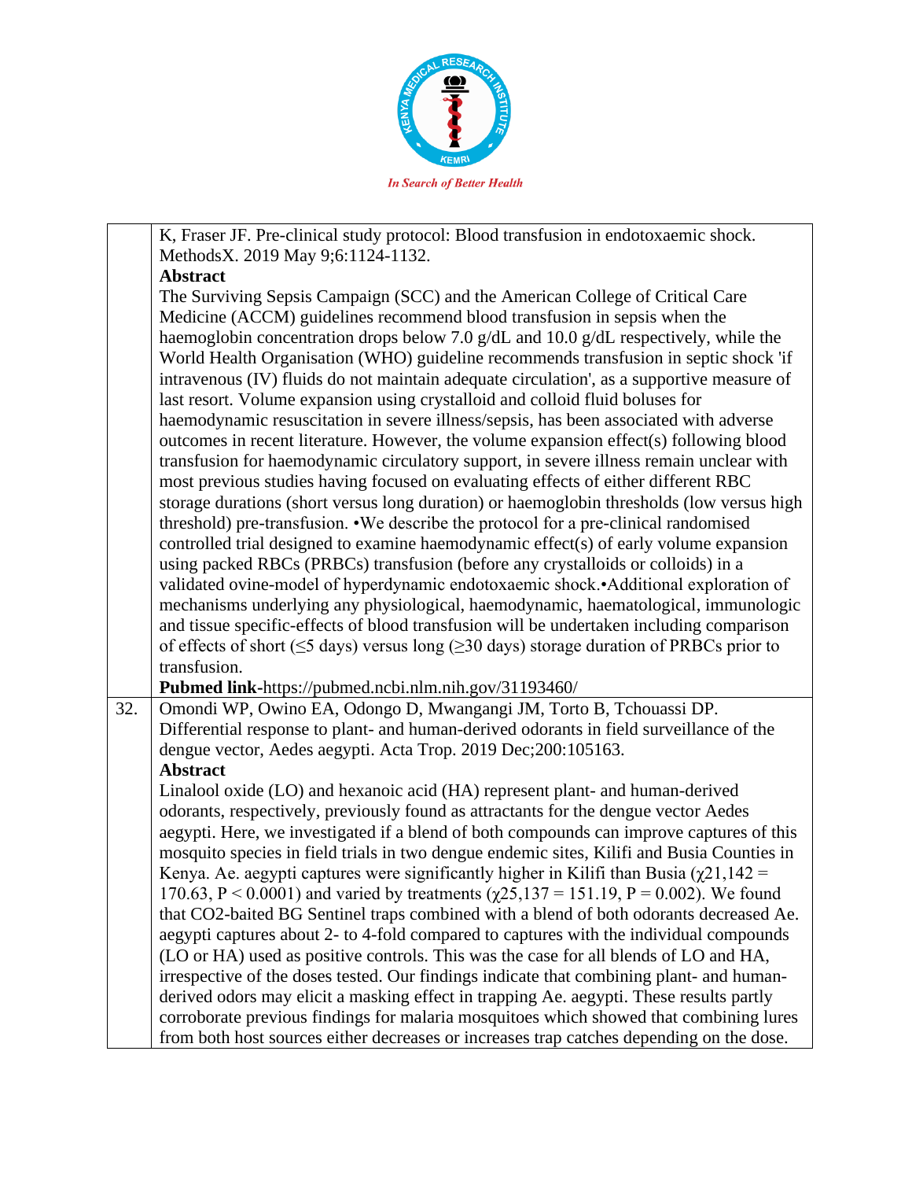| | |
|---|---|
| | K, Fraser JF. Pre-clinical study protocol: Blood transfusion in endotoxaemic shock. MethodsX. 2019 May 9;6:1124-1132.<br>**Abstract**<br>The Surviving Sepsis Campaign (SCC) and the American College of Critical Care Medicine (ACCM) guidelines recommend blood transfusion in sepsis when the haemoglobin concentration drops below 7.0 g/dL and 10.0 g/dL respectively, while the World Health Organisation (WHO) guideline recommends transfusion in septic shock 'if intravenous (IV) fluids do not maintain adequate circulation', as a supportive measure of last resort. Volume expansion using crystalloid and colloid fluid boluses for haemodynamic resuscitation in severe illness/sepsis, has been associated with adverse outcomes in recent literature. However, the volume expansion effect(s) following blood transfusion for haemodynamic circulatory support, in severe illness remain unclear with most previous studies having focused on evaluating effects of either different RBC storage durations (short versus long duration) or haemoglobin thresholds (low versus high threshold) pre-transfusion. •We describe the protocol for a pre-clinical randomised controlled trial designed to examine haemodynamic effect(s) of early volume expansion using packed RBCs (PRBCs) transfusion (before any crystalloids or colloids) in a validated ovine-model of hyperdynamic endotoxaemic shock.•Additional exploration of mechanisms underlying any physiological, haemodynamic, haematological, immunologic and tissue specific-effects of blood transfusion will be undertaken including comparison of effects of short ($\leq$5 days) versus long ($\geq$30 days) storage duration of PRBCs prior to transfusion.<br>**Pubmed link**-https://pubmed.ncbi.nlm.nih.gov/31193460/ |
| 32. | Omondi WP, Owino EA, Odongo D, Mwangangi JM, Torto B, Tchouassi DP. Differential response to plant- and human-derived odorants in field surveillance of the dengue vector, Aedes aegypti. Acta Trop. 2019 Dec;200:105163.<br>**Abstract**<br>Linalool oxide (LO) and hexanoic acid (HA) represent plant- and human-derived odorants, respectively, previously found as attractants for the dengue vector Aedes aegypti. Here, we investigated if a blend of both compounds can improve captures of this mosquito species in field trials in two dengue endemic sites, Kilifi and Busia Counties in Kenya. Ae. aegypti captures were significantly higher in Kilifi than Busia ($\chi^2_{1,142}$ = 170.63, P < 0.0001) and varied by treatments ($\chi^2_{5,137}$ = 151.19, P = 0.002). We found that $CO_2$-baited BG Sentinel traps combined with a blend of both odorants decreased Ae. aegypti captures about 2- to 4-fold compared to captures with the individual compounds (LO or HA) used as positive controls. This was the case for all blends of LO and HA, irrespective of the doses tested. Our findings indicate that combining plant- and human-derived odors may elicit a masking effect in trapping Ae. aegypti. These results partly corroborate previous findings for malaria mosquitoes which showed that combining lures from both host sources either decreases or increases trap catches depending on the dose. |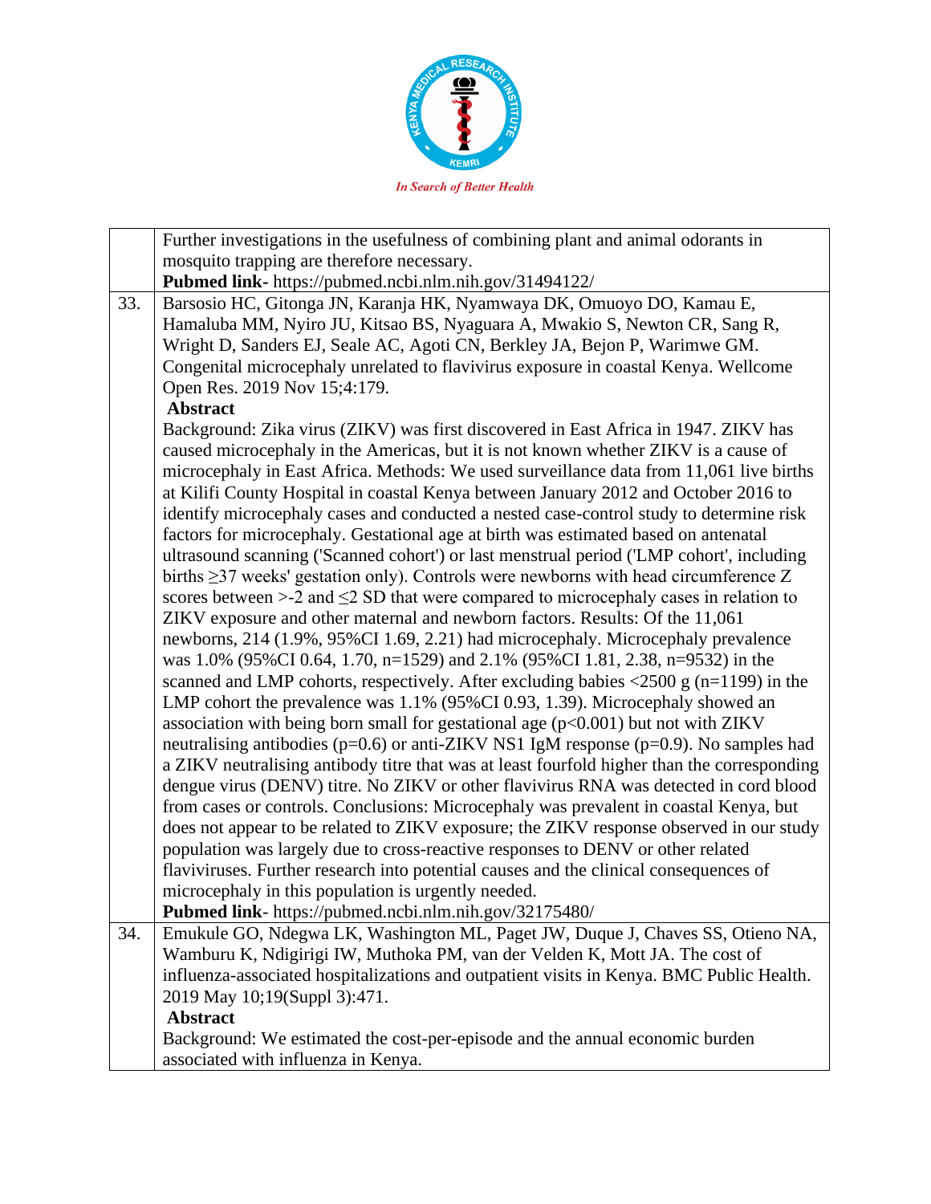| | |
|---|---|
| | Further investigations in the usefulness of combining plant and animal odorants in mosquito trapping are therefore necessary.<br>**Pubmed link**- https://pubmed.ncbi.nlm.nih.gov/31494122/ |
| 33. | Barsosio HC, Gitonga JN, Karanja HK, Nyamwaya DK, Omuoyo DO, Kamau E, Hamaluba MM, Nyiro JU, Kitsao BS, Nyaguara A, Mwakio S, Newton CR, Sang R, Wright D, Sanders EJ, Seale AC, Agoti CN, Berkley JA, Bejon P, Warimwe GM. Congenital microcephaly unrelated to flavivirus exposure in coastal Kenya. Wellcome Open Res. 2019 Nov 15;4:179.<br>**Abstract**<br>Background: Zika virus (ZIKV) was first discovered in East Africa in 1947. ZIKV has caused microcephaly in the Americas, but it is not known whether ZIKV is a cause of microcephaly in East Africa. Methods: We used surveillance data from 11,061 live births at Kilifi County Hospital in coastal Kenya between January 2012 and October 2016 to identify microcephaly cases and conducted a nested case-control study to determine risk factors for microcephaly. Gestational age at birth was estimated based on antenatal ultrasound scanning ('Scanned cohort') or last menstrual period ('LMP cohort', including births ≥37 weeks' gestation only). Controls were newborns with head circumference Z scores between >-2 and ≤2 SD that were compared to microcephaly cases in relation to ZIKV exposure and other maternal and newborn factors. Results: Of the 11,061 newborns, 214 (1.9%, 95%CI 1.69, 2.21) had microcephaly. Microcephaly prevalence was 1.0% (95%CI 0.64, 1.70, n=1529) and 2.1% (95%CI 1.81, 2.38, n=9532) in the scanned and LMP cohorts, respectively. After excluding babies <2500 g (n=1199) in the LMP cohort the prevalence was 1.1% (95%CI 0.93, 1.39). Microcephaly showed an association with being born small for gestational age (p<0.001) but not with ZIKV neutralising antibodies (p=0.6) or anti-ZIKV NS1 IgM response (p=0.9). No samples had a ZIKV neutralising antibody titre that was at least fourfold higher than the corresponding dengue virus (DENV) titre. No ZIKV or other flavivirus RNA was detected in cord blood from cases or controls. Conclusions: Microcephaly was prevalent in coastal Kenya, but does not appear to be related to ZIKV exposure; the ZIKV response observed in our study population was largely due to cross-reactive responses to DENV or other related flaviviruses. Further research into potential causes and the clinical consequences of microcephaly in this population is urgently needed.<br>**Pubmed link**- https://pubmed.ncbi.nlm.nih.gov/32175480/ |
| 34. | Emukule GO, Ndegwa LK, Washington ML, Paget JW, Duque J, Chaves SS, Otieno NA, Wamburu K, Ndigirigi IW, Muthoka PM, van der Velden K, Mott JA. The cost of influenza-associated hospitalizations and outpatient visits in Kenya. BMC Public Health. 2019 May 10;19(Suppl 3):471.<br>**Abstract**<br>Background: We estimated the cost-per-episode and the annual economic burden associated with influenza in Kenya. |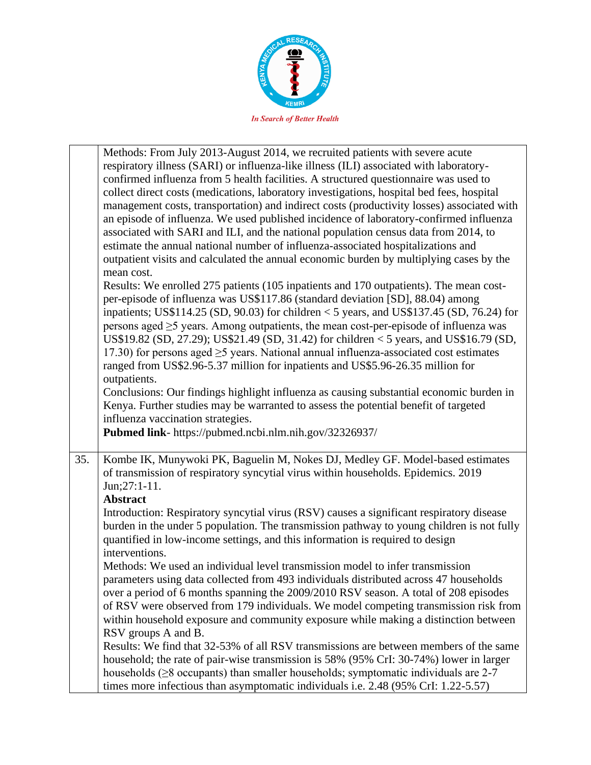| | |
|---|---|
| | Methods: From July 2013-August 2014, we recruited patients with severe acute respiratory illness (SARI) or influenza-like illness (ILI) associated with laboratory-confirmed influenza from 5 health facilities. A structured questionnaire was used to collect direct costs (medications, laboratory investigations, hospital bed fees, hospital management costs, transportation) and indirect costs (productivity losses) associated with an episode of influenza. We used published incidence of laboratory-confirmed influenza associated with SARI and ILI, and the national population census data from 2014, to estimate the annual national number of influenza-associated hospitalizations and outpatient visits and calculated the annual economic burden by multiplying cases by the mean cost.<br>Results: We enrolled 275 patients (105 inpatients and 170 outpatients). The mean cost-per-episode of influenza was US$117.86 (standard deviation [SD], 88.04) among inpatients; US$114.25 (SD, 90.03) for children < 5 years, and US$137.45 (SD, 76.24) for persons aged ≥5 years. Among outpatients, the mean cost-per-episode of influenza was US$19.82 (SD, 27.29); US$21.49 (SD, 31.42) for children < 5 years, and US$16.79 (SD, 17.30) for persons aged ≥5 years. National annual influenza-associated cost estimates ranged from US$2.96-5.37 million for inpatients and US$5.96-26.35 million for outpatients.<br>Conclusions: Our findings highlight influenza as causing substantial economic burden in Kenya. Further studies may be warranted to assess the potential benefit of targeted influenza vaccination strategies.<br>**Pubmed link**- https://pubmed.ncbi.nlm.nih.gov/32326937/ |
| 35. | Kombe IK, Munywoki PK, Baguelin M, Nokes DJ, Medley GF. Model-based estimates of transmission of respiratory syncytial virus within households. Epidemics. 2019 Jun;27:1-11.<br>**Abstract**<br>Introduction: Respiratory syncytial virus (RSV) causes a significant respiratory disease burden in the under 5 population. The transmission pathway to young children is not fully quantified in low-income settings, and this information is required to design interventions.<br>Methods: We used an individual level transmission model to infer transmission parameters using data collected from 493 individuals distributed across 47 households over a period of 6 months spanning the 2009/2010 RSV season. A total of 208 episodes of RSV were observed from 179 individuals. We model competing transmission risk from within household exposure and community exposure while making a distinction between RSV groups A and B.<br>Results: We find that 32-53% of all RSV transmissions are between members of the same household; the rate of pair-wise transmission is 58% (95% CrI: 30-74%) lower in larger households (≥8 occupants) than smaller households; symptomatic individuals are 2-7 times more infectious than asymptomatic individuals i.e. 2.48 (95% CrI: 1.22-5.57) |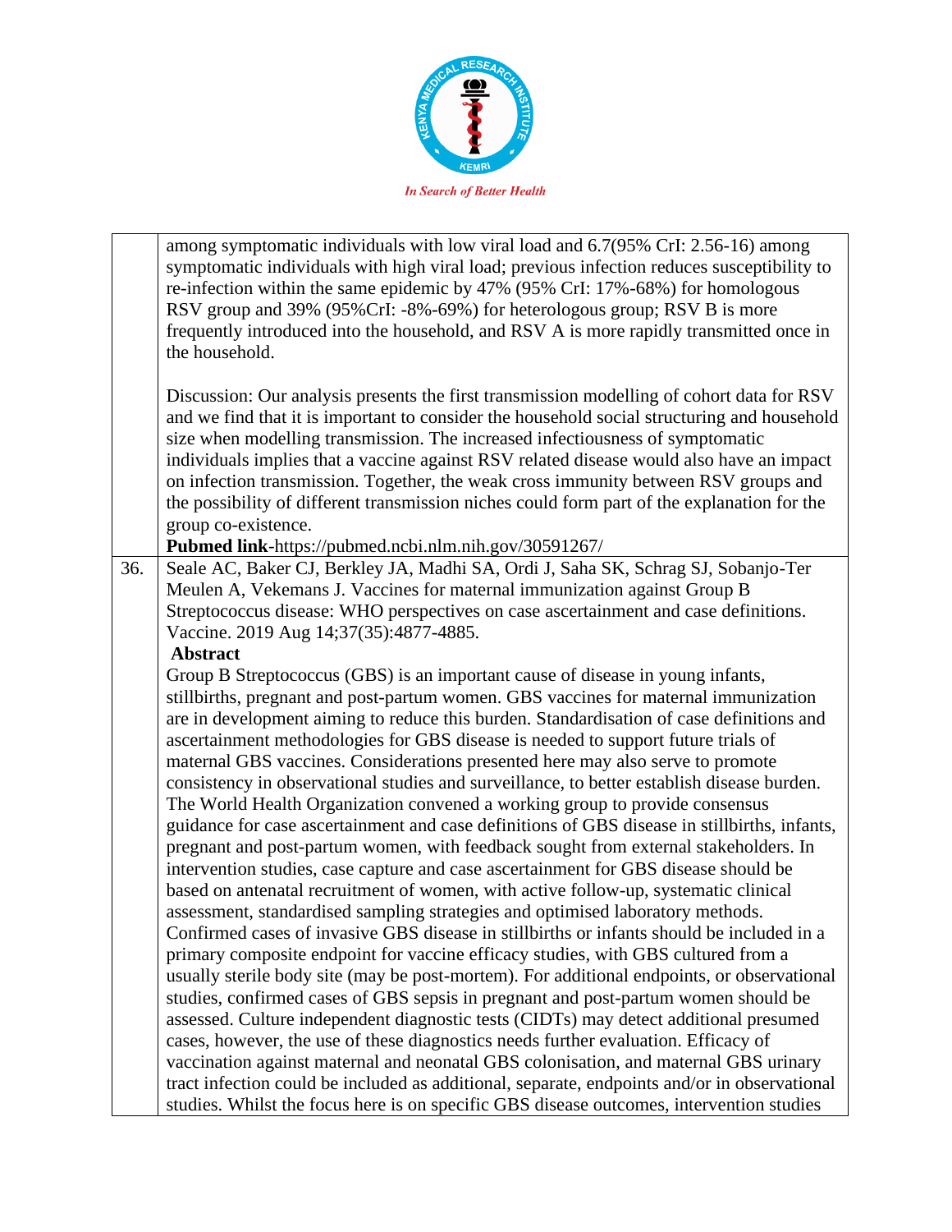| | |
|---|---|
| | among symptomatic individuals with low viral load and 6.7(95% CrI: 2.56-16) among symptomatic individuals with high viral load; previous infection reduces susceptibility to re-infection within the same epidemic by 47% (95% CrI: 17%-68%) for homologous RSV group and 39% (95%CrI: -8%-69%) for heterologous group; RSV B is more frequently introduced into the household, and RSV A is more rapidly transmitted once in the household.<br><br>Discussion: Our analysis presents the first transmission modelling of cohort data for RSV and we find that it is important to consider the household social structuring and household size when modelling transmission. The increased infectiousness of symptomatic individuals implies that a vaccine against RSV related disease would also have an impact on infection transmission. Together, the weak cross immunity between RSV groups and the possibility of different transmission niches could form part of the explanation for the group co-existence.<br>**Pubmed link**-https://pubmed.ncbi.nlm.nih.gov/30591267/ |
| 36. | Seale AC, Baker CJ, Berkley JA, Madhi SA, Ordi J, Saha SK, Schrag SJ, Sobanjo-Ter Meulen A, Vekemans J. Vaccines for maternal immunization against Group B Streptococcus disease: WHO perspectives on case ascertainment and case definitions. Vaccine. 2019 Aug 14;37(35):4877-4885.<br>**Abstract**<br>Group B Streptococcus (GBS) is an important cause of disease in young infants, stillbirths, pregnant and post-partum women. GBS vaccines for maternal immunization are in development aiming to reduce this burden. Standardisation of case definitions and ascertainment methodologies for GBS disease is needed to support future trials of maternal GBS vaccines. Considerations presented here may also serve to promote consistency in observational studies and surveillance, to better establish disease burden. The World Health Organization convened a working group to provide consensus guidance for case ascertainment and case definitions of GBS disease in stillbirths, infants, pregnant and post-partum women, with feedback sought from external stakeholders. In intervention studies, case capture and case ascertainment for GBS disease should be based on antenatal recruitment of women, with active follow-up, systematic clinical assessment, standardised sampling strategies and optimised laboratory methods. Confirmed cases of invasive GBS disease in stillbirths or infants should be included in a primary composite endpoint for vaccine efficacy studies, with GBS cultured from a usually sterile body site (may be post-mortem). For additional endpoints, or observational studies, confirmed cases of GBS sepsis in pregnant and post-partum women should be assessed. Culture independent diagnostic tests (CIDTs) may detect additional presumed cases, however, the use of these diagnostics needs further evaluation. Efficacy of vaccination against maternal and neonatal GBS colonisation, and maternal GBS urinary tract infection could be included as additional, separate, endpoints and/or in observational studies. Whilst the focus here is on specific GBS disease outcomes, intervention studies |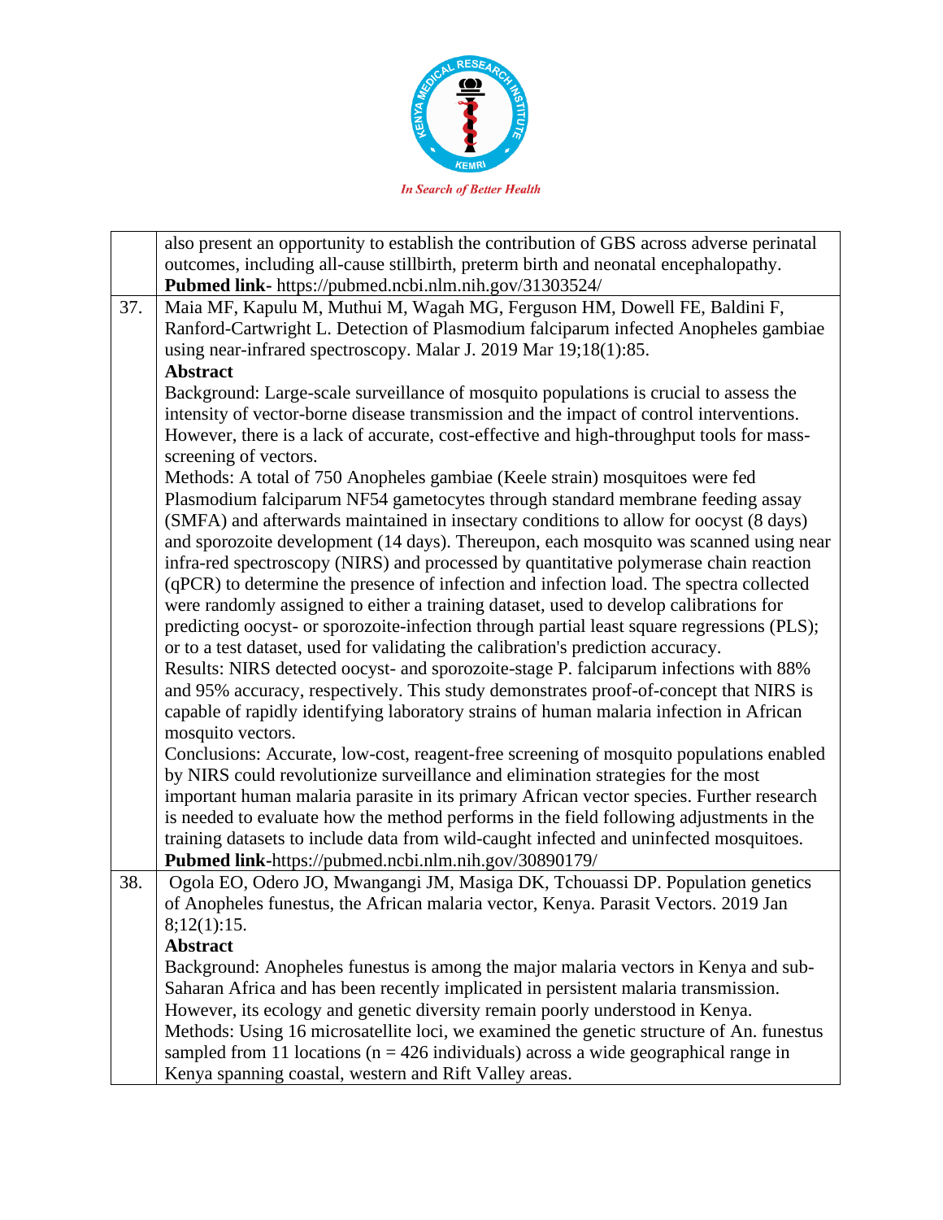| | |
|---|---|
| | also present an opportunity to establish the contribution of GBS across adverse perinatal outcomes, including all-cause stillbirth, preterm birth and neonatal encephalopathy. **Pubmed link-** https://pubmed.ncbi.nlm.nih.gov/31303524/ |
| 37. | Maia MF, Kapulu M, Muthui M, Wagah MG, Ferguson HM, Dowell FE, Baldini F, Ranford-Cartwright L. Detection of Plasmodium falciparum infected Anopheles gambiae using near-infrared spectroscopy. Malar J. 2019 Mar 19;18(1):85. **Abstract** Background: Large-scale surveillance of mosquito populations is crucial to assess the intensity of vector-borne disease transmission and the impact of control interventions. However, there is a lack of accurate, cost-effective and high-throughput tools for mass-screening of vectors. Methods: A total of 750 Anopheles gambiae (Keele strain) mosquitoes were fed Plasmodium falciparum NF54 gametocytes through standard membrane feeding assay (SMFA) and afterwards maintained in insectary conditions to allow for oocyst (8 days) and sporozoite development (14 days). Thereupon, each mosquito was scanned using near infra-red spectroscopy (NIRS) and processed by quantitative polymerase chain reaction (qPCR) to determine the presence of infection and infection load. The spectra collected were randomly assigned to either a training dataset, used to develop calibrations for predicting oocyst- or sporozoite-infection through partial least square regressions (PLS); or to a test dataset, used for validating the calibration's prediction accuracy. Results: NIRS detected oocyst- and sporozoite-stage P. falciparum infections with 88% and 95% accuracy, respectively. This study demonstrates proof-of-concept that NIRS is capable of rapidly identifying laboratory strains of human malaria infection in African mosquito vectors. Conclusions: Accurate, low-cost, reagent-free screening of mosquito populations enabled by NIRS could revolutionize surveillance and elimination strategies for the most important human malaria parasite in its primary African vector species. Further research is needed to evaluate how the method performs in the field following adjustments in the training datasets to include data from wild-caught infected and uninfected mosquitoes. **Pubmed link**-https://pubmed.ncbi.nlm.nih.gov/30890179/ |
| 38. | Ogola EO, Odero JO, Mwangangi JM, Masiga DK, Tchouassi DP. Population genetics of Anopheles funestus, the African malaria vector, Kenya. Parasit Vectors. 2019 Jan 8;12(1):15. **Abstract** Background: Anopheles funestus is among the major malaria vectors in Kenya and sub-Saharan Africa and has been recently implicated in persistent malaria transmission. However, its ecology and genetic diversity remain poorly understood in Kenya. Methods: Using 16 microsatellite loci, we examined the genetic structure of An. funestus sampled from 11 locations (n = 426 individuals) across a wide geographical range in Kenya spanning coastal, western and Rift Valley areas. |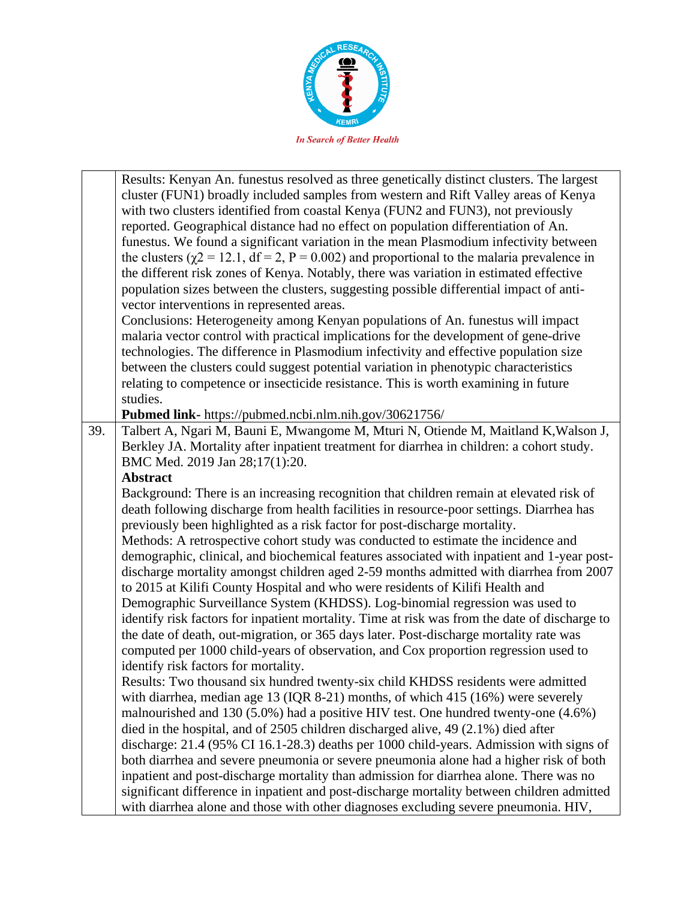| | |
|---|---|
| | Results: Kenyan An. funestus resolved as three genetically distinct clusters. The largest cluster (FUN1) broadly included samples from western and Rift Valley areas of Kenya with two clusters identified from coastal Kenya (FUN2 and FUN3), not previously reported. Geographical distance had no effect on population differentiation of An. funestus. We found a significant variation in the mean Plasmodium infectivity between the clusters ($\chi2 = 12.1$, df = 2, P = 0.002) and proportional to the malaria prevalence in the different risk zones of Kenya. Notably, there was variation in estimated effective population sizes between the clusters, suggesting possible differential impact of anti-vector interventions in represented areas. <br>Conclusions: Heterogeneity among Kenyan populations of An. funestus will impact malaria vector control with practical implications for the development of gene-drive technologies. The difference in Plasmodium infectivity and effective population size between the clusters could suggest potential variation in phenotypic characteristics relating to competence or insecticide resistance. This is worth examining in future studies. <br>**Pubmed link**- https://pubmed.ncbi.nlm.nih.gov/30621756/ |
| 39. | Talbert A, Ngari M, Bauni E, Mwangome M, Mturi N, Otiende M, Maitland K,Walson J, Berkley JA. Mortality after inpatient treatment for diarrhea in children: a cohort study. BMC Med. 2019 Jan 28;17(1):20. <br>**Abstract** <br>Background: There is an increasing recognition that children remain at elevated risk of death following discharge from health facilities in resource-poor settings. Diarrhea has previously been highlighted as a risk factor for post-discharge mortality. <br>Methods: A retrospective cohort study was conducted to estimate the incidence and demographic, clinical, and biochemical features associated with inpatient and 1-year post-discharge mortality amongst children aged 2-59 months admitted with diarrhea from 2007 to 2015 at Kilifi County Hospital and who were residents of Kilifi Health and Demographic Surveillance System (KHDSS). Log-binomial regression was used to identify risk factors for inpatient mortality. Time at risk was from the date of discharge to the date of death, out-migration, or 365 days later. Post-discharge mortality rate was computed per 1000 child-years of observation, and Cox proportion regression used to identify risk factors for mortality. <br>Results: Two thousand six hundred twenty-six child KHDSS residents were admitted with diarrhea, median age 13 (IQR 8-21) months, of which 415 (16%) were severely malnourished and 130 (5.0%) had a positive HIV test. One hundred twenty-one (4.6%) died in the hospital, and of 2505 children discharged alive, 49 (2.1%) died after discharge: 21.4 (95% CI 16.1-28.3) deaths per 1000 child-years. Admission with signs of both diarrhea and severe pneumonia or severe pneumonia alone had a higher risk of both inpatient and post-discharge mortality than admission for diarrhea alone. There was no significant difference in inpatient and post-discharge mortality between children admitted with diarrhea alone and those with other diagnoses excluding severe pneumonia. HIV, |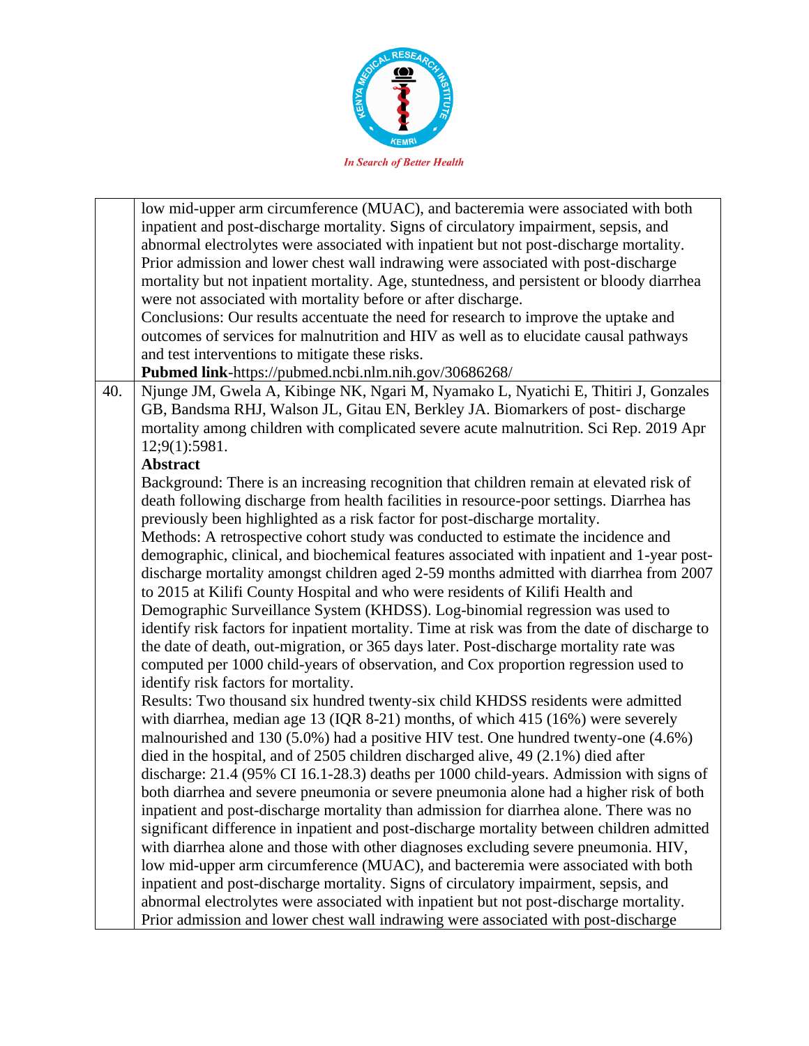| | |
|---|---|
| | low mid-upper arm circumference (MUAC), and bacteremia were associated with both inpatient and post-discharge mortality. Signs of circulatory impairment, sepsis, and abnormal electrolytes were associated with inpatient but not post-discharge mortality. Prior admission and lower chest wall indrawing were associated with post-discharge mortality but not inpatient mortality. Age, stuntedness, and persistent or bloody diarrhea were not associated with mortality before or after discharge.<br>Conclusions: Our results accentuate the need for research to improve the uptake and outcomes of services for malnutrition and HIV as well as to elucidate causal pathways and test interventions to mitigate these risks.<br>**Pubmed link**-https://pubmed.ncbi.nlm.nih.gov/30686268/ |
| 40. | Njunge JM, Gwela A, Kibinge NK, Ngari M, Nyamako L, Nyatichi E, Thitiri J, Gonzales GB, Bandsma RHJ, Walson JL, Gitau EN, Berkley JA. Biomarkers of post- discharge mortality among children with complicated severe acute malnutrition. Sci Rep. 2019 Apr 12;9(1):5981.<br>**Abstract**<br>Background: There is an increasing recognition that children remain at elevated risk of death following discharge from health facilities in resource-poor settings. Diarrhea has previously been highlighted as a risk factor for post-discharge mortality.<br>Methods: A retrospective cohort study was conducted to estimate the incidence and demographic, clinical, and biochemical features associated with inpatient and 1-year post-discharge mortality amongst children aged 2-59 months admitted with diarrhea from 2007 to 2015 at Kilifi County Hospital and who were residents of Kilifi Health and Demographic Surveillance System (KHDSS). Log-binomial regression was used to identify risk factors for inpatient mortality. Time at risk was from the date of discharge to the date of death, out-migration, or 365 days later. Post-discharge mortality rate was computed per 1000 child-years of observation, and Cox proportion regression used to identify risk factors for mortality.<br>Results: Two thousand six hundred twenty-six child KHDSS residents were admitted with diarrhea, median age 13 (IQR 8-21) months, of which 415 (16%) were severely malnourished and 130 (5.0%) had a positive HIV test. One hundred twenty-one (4.6%) died in the hospital, and of 2505 children discharged alive, 49 (2.1%) died after discharge: 21.4 (95% CI 16.1-28.3) deaths per 1000 child-years. Admission with signs of both diarrhea and severe pneumonia or severe pneumonia alone had a higher risk of both inpatient and post-discharge mortality than admission for diarrhea alone. There was no significant difference in inpatient and post-discharge mortality between children admitted with diarrhea alone and those with other diagnoses excluding severe pneumonia. HIV, low mid-upper arm circumference (MUAC), and bacteremia were associated with both inpatient and post-discharge mortality. Signs of circulatory impairment, sepsis, and abnormal electrolytes were associated with inpatient but not post-discharge mortality. Prior admission and lower chest wall indrawing were associated with post-discharge |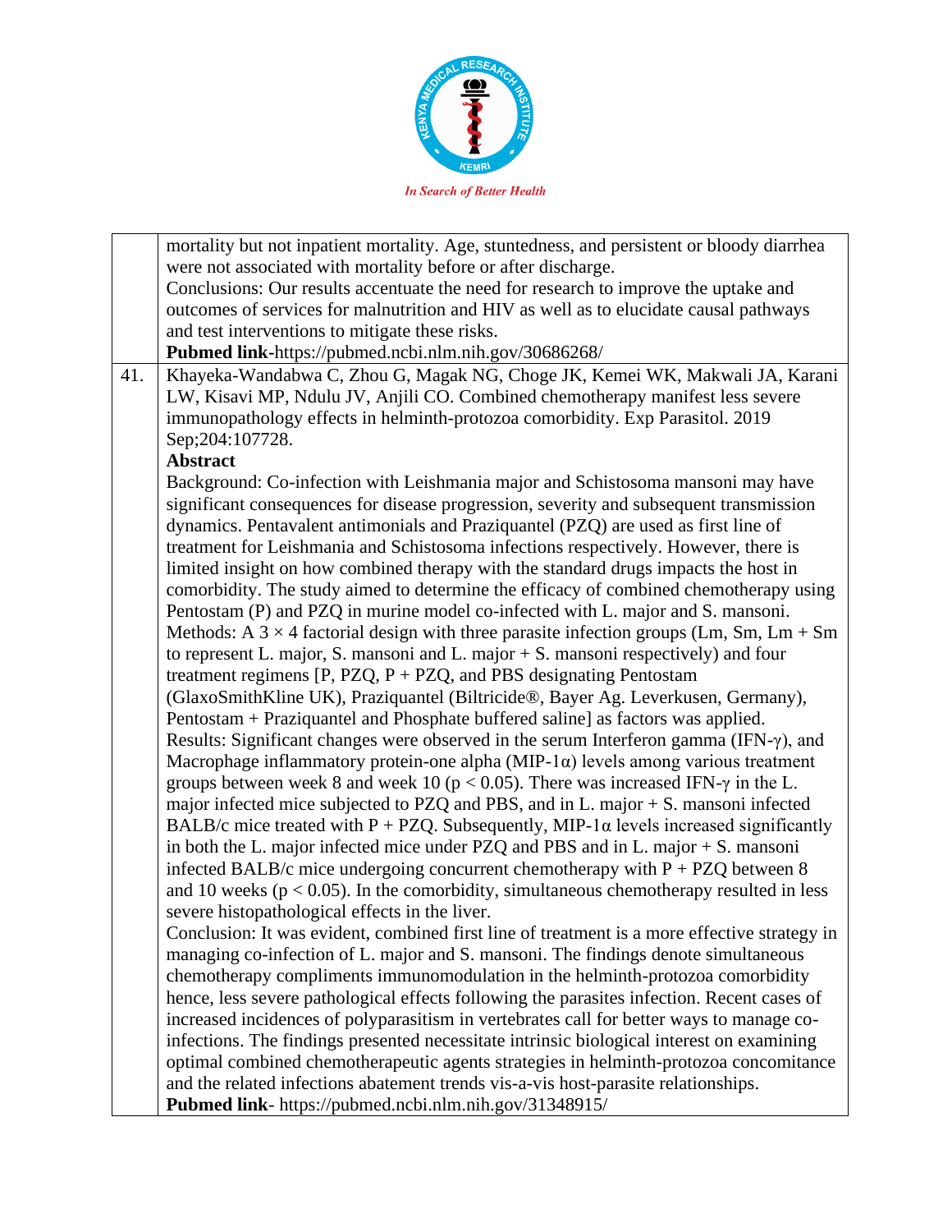| | |
|---|---|
| | mortality but not inpatient mortality. Age, stuntedness, and persistent or bloody diarrhea were not associated with mortality before or after discharge.<br>Conclusions: Our results accentuate the need for research to improve the uptake and outcomes of services for malnutrition and HIV as well as to elucidate causal pathways and test interventions to mitigate these risks.<br>**Pubmed link**-https://pubmed.ncbi.nlm.nih.gov/30686268/ |
| 41. | Khayeka-Wandabwa C, Zhou G, Magak NG, Choge JK, Kemei WK, Makwali JA, Karani LW, Kisavi MP, Ndulu JV, Anjili CO. Combined chemotherapy manifest less severe immunopathology effects in helminth-protozoa comorbidity. Exp Parasitol. 2019 Sep;204:107728.<br>**Abstract**<br>Background: Co-infection with Leishmania major and Schistosoma mansoni may have significant consequences for disease progression, severity and subsequent transmission dynamics. Pentavalent antimonials and Praziquantel (PZQ) are used as first line of treatment for Leishmania and Schistosoma infections respectively. However, there is limited insight on how combined therapy with the standard drugs impacts the host in comorbidity. The study aimed to determine the efficacy of combined chemotherapy using Pentostam (P) and PZQ in murine model co-infected with L. major and S. mansoni.<br>Methods: A $3 \times 4$ factorial design with three parasite infection groups (Lm, Sm, Lm + Sm to represent L. major, S. mansoni and L. major + S. mansoni respectively) and four treatment regimens [P, PZQ, P + PZQ, and PBS designating Pentostam (GlaxoSmithKline UK), Praziquantel (Biltricide®, Bayer Ag. Leverkusen, Germany), Pentostam + Praziquantel and Phosphate buffered saline] as factors was applied.<br>Results: Significant changes were observed in the serum Interferon gamma (IFN-γ), and Macrophage inflammatory protein-one alpha (MIP-1α) levels among various treatment groups between week 8 and week 10 ($p < 0.05$). There was increased IFN-γ in the L. major infected mice subjected to PZQ and PBS, and in L. major + S. mansoni infected BALB/c mice treated with P + PZQ. Subsequently, MIP-1α levels increased significantly in both the L. major infected mice under PZQ and PBS and in L. major + S. mansoni infected BALB/c mice undergoing concurrent chemotherapy with P + PZQ between 8 and 10 weeks ($p < 0.05$). In the comorbidity, simultaneous chemotherapy resulted in less severe histopathological effects in the liver.<br>Conclusion: It was evident, combined first line of treatment is a more effective strategy in managing co-infection of L. major and S. mansoni. The findings denote simultaneous chemotherapy compliments immunomodulation in the helminth-protozoa comorbidity hence, less severe pathological effects following the parasites infection. Recent cases of increased incidences of polyparasitism in vertebrates call for better ways to manage co-infections. The findings presented necessitate intrinsic biological interest on examining optimal combined chemotherapeutic agents strategies in helminth-protozoa concomitance and the related infections abatement trends vis-a-vis host-parasite relationships.<br>**Pubmed link**- https://pubmed.ncbi.nlm.nih.gov/31348915/ |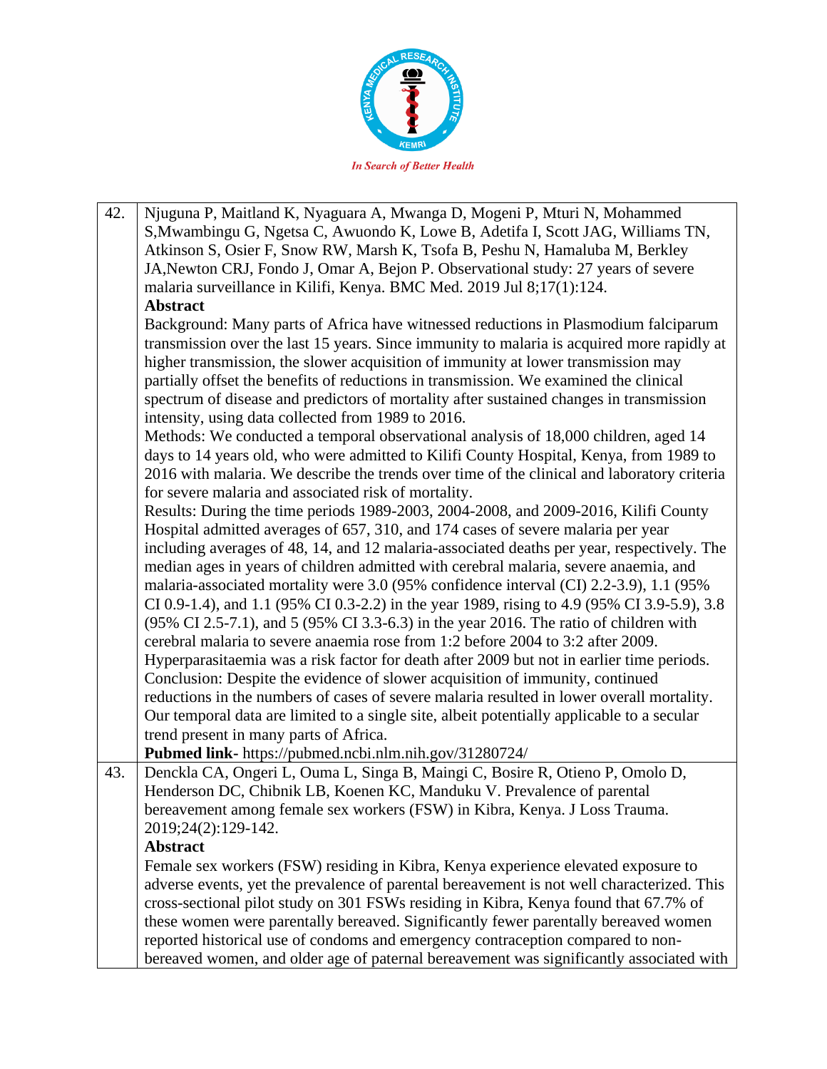| | |
|---|---|
| 42. | Njuguna P, Maitland K, Nyaguara A, Mwanga D, Mogeni P, Mturi N, Mohammed S,Mwambingu G, Ngetsa C, Awuondo K, Lowe B, Adetifa I, Scott JAG, Williams TN, Atkinson S, Osier F, Snow RW, Marsh K, Tsofa B, Peshu N, Hamaluba M, Berkley JA,Newton CRJ, Fondo J, Omar A, Bejon P. Observational study: 27 years of severe malaria surveillance in Kilifi, Kenya. BMC Med. 2019 Jul 8;17(1):124.<br>**Abstract**<br>Background: Many parts of Africa have witnessed reductions in Plasmodium falciparum transmission over the last 15 years. Since immunity to malaria is acquired more rapidly at higher transmission, the slower acquisition of immunity at lower transmission may partially offset the benefits of reductions in transmission. We examined the clinical spectrum of disease and predictors of mortality after sustained changes in transmission intensity, using data collected from 1989 to 2016.<br>Methods: We conducted a temporal observational analysis of 18,000 children, aged 14 days to 14 years old, who were admitted to Kilifi County Hospital, Kenya, from 1989 to 2016 with malaria. We describe the trends over time of the clinical and laboratory criteria for severe malaria and associated risk of mortality.<br>Results: During the time periods 1989-2003, 2004-2008, and 2009-2016, Kilifi County Hospital admitted averages of 657, 310, and 174 cases of severe malaria per year including averages of 48, 14, and 12 malaria-associated deaths per year, respectively. The median ages in years of children admitted with cerebral malaria, severe anaemia, and malaria-associated mortality were 3.0 (95% confidence interval (CI) 2.2-3.9), 1.1 (95% CI 0.9-1.4), and 1.1 (95% CI 0.3-2.2) in the year 1989, rising to 4.9 (95% CI 3.9-5.9), 3.8 (95% CI 2.5-7.1), and 5 (95% CI 3.3-6.3) in the year 2016. The ratio of children with cerebral malaria to severe anaemia rose from 1:2 before 2004 to 3:2 after 2009. Hyperparasitaemia was a risk factor for death after 2009 but not in earlier time periods.<br>Conclusion: Despite the evidence of slower acquisition of immunity, continued reductions in the numbers of cases of severe malaria resulted in lower overall mortality. Our temporal data are limited to a single site, albeit potentially applicable to a secular trend present in many parts of Africa.<br>**Pubmed link-** https://pubmed.ncbi.nlm.nih.gov/31280724/ |
| 43. | Denckla CA, Ongeri L, Ouma L, Singa B, Maingi C, Bosire R, Otieno P, Omolo D, Henderson DC, Chibnik LB, Koenen KC, Manduku V. Prevalence of parental bereavement among female sex workers (FSW) in Kibra, Kenya. J Loss Trauma. 2019;24(2):129-142.<br>**Abstract**<br>Female sex workers (FSW) residing in Kibra, Kenya experience elevated exposure to adverse events, yet the prevalence of parental bereavement is not well characterized. This cross-sectional pilot study on 301 FSWs residing in Kibra, Kenya found that 67.7% of these women were parentally bereaved. Significantly fewer parentally bereaved women reported historical use of condoms and emergency contraception compared to non-bereaved women, and older age of paternal bereavement was significantly associated with |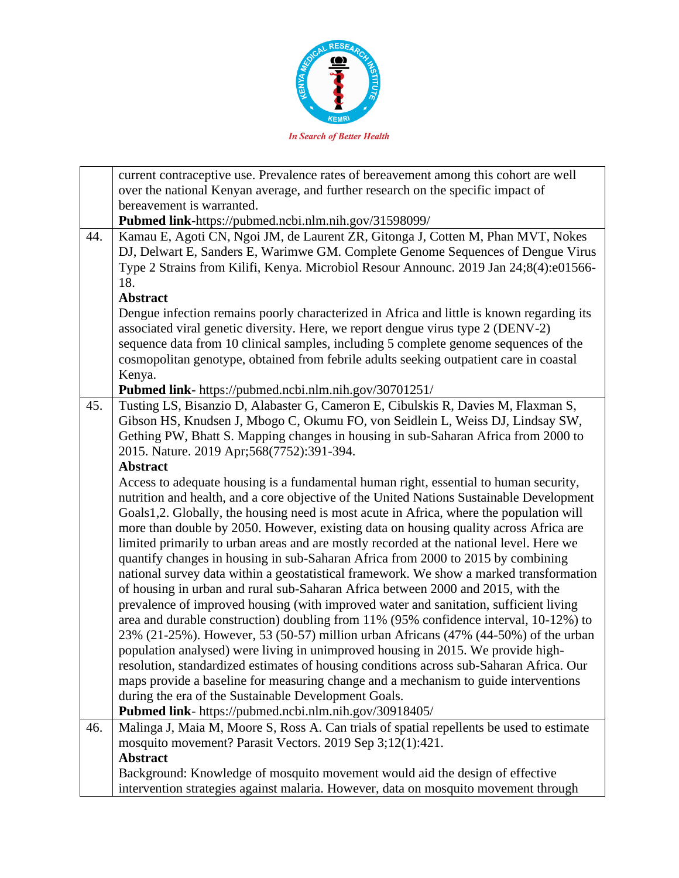| | |
|---|---|
| | current contraceptive use. Prevalence rates of bereavement among this cohort are well over the national Kenyan average, and further research on the specific impact of bereavement is warranted.<br>**Pubmed link**-https://pubmed.ncbi.nlm.nih.gov/31598099/ |
| 44. | Kamau E, Agoti CN, Ngoi JM, de Laurent ZR, Gitonga J, Cotten M, Phan MVT, Nokes DJ, Delwart E, Sanders E, Warimwe GM. Complete Genome Sequences of Dengue Virus Type 2 Strains from Kilifi, Kenya. Microbiol Resour Announc. 2019 Jan 24;8(4):e01566-18.<br>**Abstract**<br>Dengue infection remains poorly characterized in Africa and little is known regarding its associated viral genetic diversity. Here, we report dengue virus type 2 (DENV-2) sequence data from 10 clinical samples, including 5 complete genome sequences of the cosmopolitan genotype, obtained from febrile adults seeking outpatient care in coastal Kenya.<br>**Pubmed link**- https://pubmed.ncbi.nlm.nih.gov/30701251/ |
| 45. | Tusting LS, Bisanzio D, Alabaster G, Cameron E, Cibulskis R, Davies M, Flaxman S, Gibson HS, Knudsen J, Mbogo C, Okumu FO, von Seidlein L, Weiss DJ, Lindsay SW, Gething PW, Bhatt S. Mapping changes in housing in sub-Saharan Africa from 2000 to 2015. Nature. 2019 Apr;568(7752):391-394.<br>**Abstract**<br>Access to adequate housing is a fundamental human right, essential to human security, nutrition and health, and a core objective of the United Nations Sustainable Development Goals1,2. Globally, the housing need is most acute in Africa, where the population will more than double by 2050. However, existing data on housing quality across Africa are limited primarily to urban areas and are mostly recorded at the national level. Here we quantify changes in housing in sub-Saharan Africa from 2000 to 2015 by combining national survey data within a geostatistical framework. We show a marked transformation of housing in urban and rural sub-Saharan Africa between 2000 and 2015, with the prevalence of improved housing (with improved water and sanitation, sufficient living area and durable construction) doubling from 11% (95% confidence interval, 10-12%) to 23% (21-25%). However, 53 (50-57) million urban Africans (47% (44-50%) of the urban population analysed) were living in unimproved housing in 2015. We provide high-resolution, standardized estimates of housing conditions across sub-Saharan Africa. Our maps provide a baseline for measuring change and a mechanism to guide interventions during the era of the Sustainable Development Goals.<br>**Pubmed link**- https://pubmed.ncbi.nlm.nih.gov/30918405/ |
| 46. | Malinga J, Maia M, Moore S, Ross A. Can trials of spatial repellents be used to estimate mosquito movement? Parasit Vectors. 2019 Sep 3;12(1):421.<br>**Abstract**<br>Background: Knowledge of mosquito movement would aid the design of effective intervention strategies against malaria. However, data on mosquito movement through |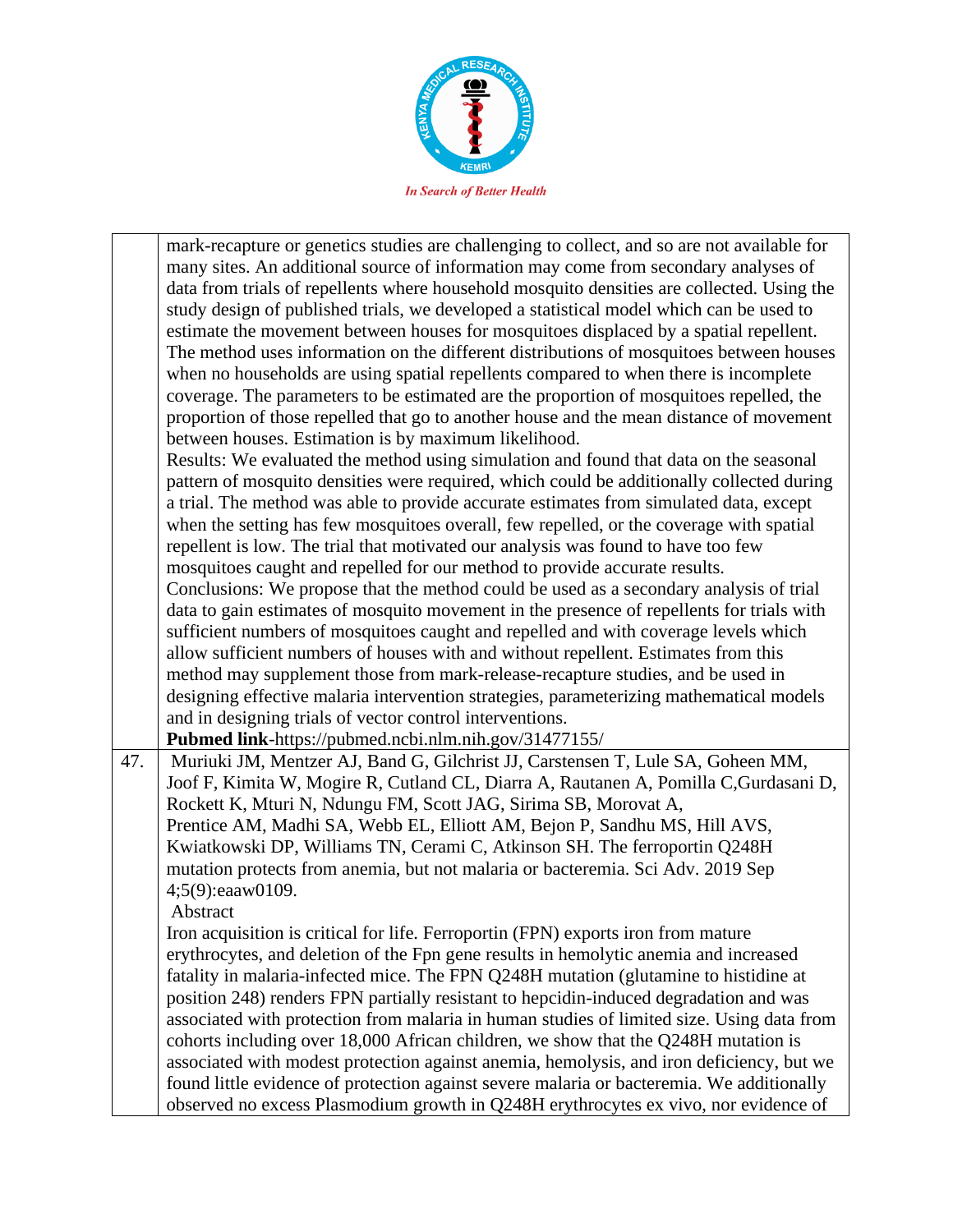| | |
|---|---|
| | mark-recapture or genetics studies are challenging to collect, and so are not available for many sites. An additional source of information may come from secondary analyses of data from trials of repellents where household mosquito densities are collected. Using the study design of published trials, we developed a statistical model which can be used to estimate the movement between houses for mosquitoes displaced by a spatial repellent. The method uses information on the different distributions of mosquitoes between houses when no households are using spatial repellents compared to when there is incomplete coverage. The parameters to be estimated are the proportion of mosquitoes repelled, the proportion of those repelled that go to another house and the mean distance of movement between houses. Estimation is by maximum likelihood.<br>Results: We evaluated the method using simulation and found that data on the seasonal pattern of mosquito densities were required, which could be additionally collected during a trial. The method was able to provide accurate estimates from simulated data, except when the setting has few mosquitoes overall, few repelled, or the coverage with spatial repellent is low. The trial that motivated our analysis was found to have too few mosquitoes caught and repelled for our method to provide accurate results.<br>Conclusions: We propose that the method could be used as a secondary analysis of trial data to gain estimates of mosquito movement in the presence of repellents for trials with sufficient numbers of mosquitoes caught and repelled and with coverage levels which allow sufficient numbers of houses with and without repellent. Estimates from this method may supplement those from mark-release-recapture studies, and be used in designing effective malaria intervention strategies, parameterizing mathematical models and in designing trials of vector control interventions.<br>**Pubmed link**-https://pubmed.ncbi.nlm.nih.gov/31477155/ |
| 47. | Muriuki JM, Mentzer AJ, Band G, Gilchrist JJ, Carstensen T, Lule SA, Goheen MM, Joof F, Kimita W, Mogire R, Cutland CL, Diarra A, Rautanen A, Pomilla C,Gurdasani D, Rockett K, Mturi N, Ndungu FM, Scott JAG, Sirima SB, Morovat A, Prentice AM, Madhi SA, Webb EL, Elliott AM, Bejon P, Sandhu MS, Hill AVS, Kwiatkowski DP, Williams TN, Cerami C, Atkinson SH. The ferroportin Q248H mutation protects from anemia, but not malaria or bacteremia. Sci Adv. 2019 Sep 4;5(9):eaaw0109.<br>Abstract<br>Iron acquisition is critical for life. Ferroportin (FPN) exports iron from mature erythrocytes, and deletion of the Fpn gene results in hemolytic anemia and increased fatality in malaria-infected mice. The FPN Q248H mutation (glutamine to histidine at position 248) renders FPN partially resistant to hepcidin-induced degradation and was associated with protection from malaria in human studies of limited size. Using data from cohorts including over 18,000 African children, we show that the Q248H mutation is associated with modest protection against anemia, hemolysis, and iron deficiency, but we found little evidence of protection against severe malaria or bacteremia. We additionally observed no excess Plasmodium growth in Q248H erythrocytes ex vivo, nor evidence of |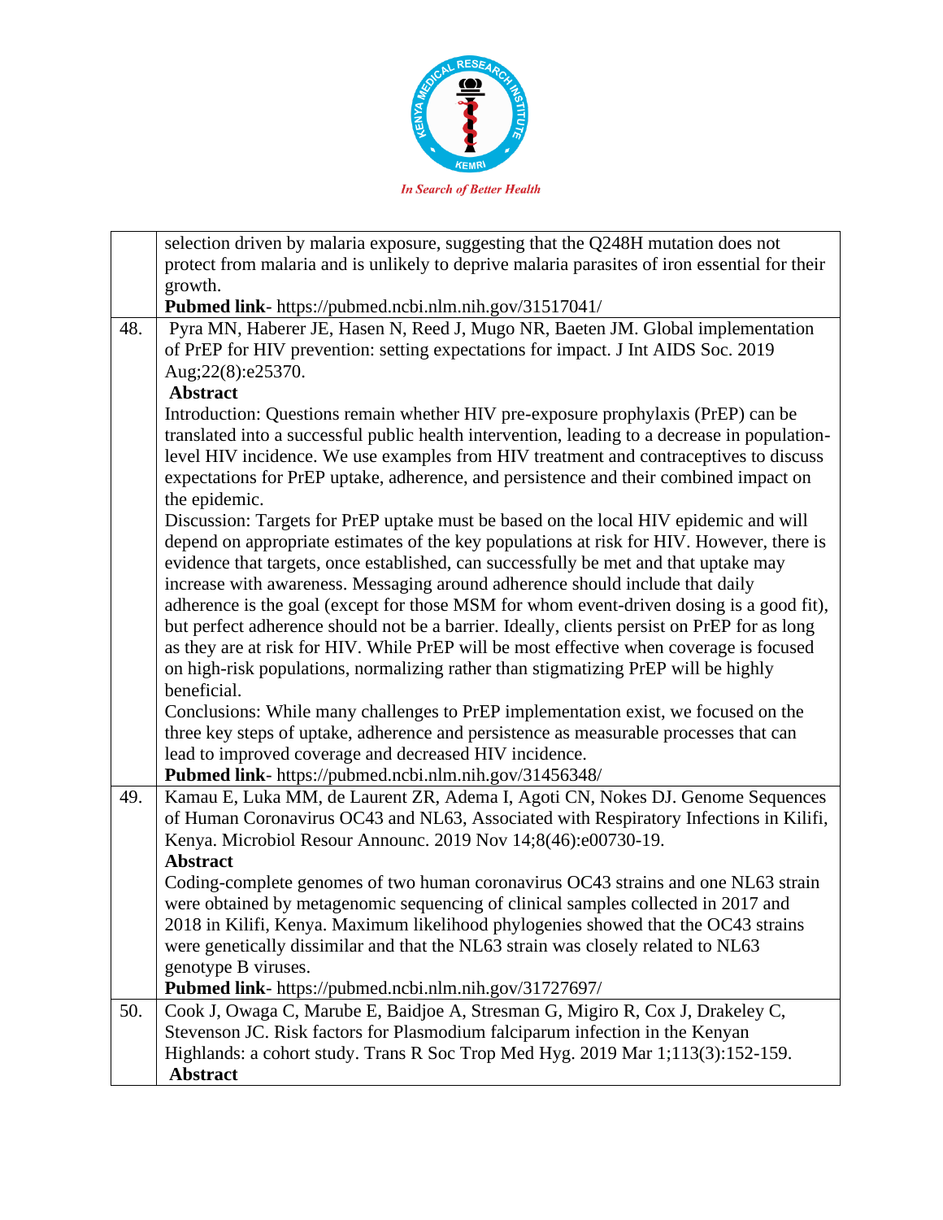| | |
|---|---|
| | selection driven by malaria exposure, suggesting that the Q248H mutation does not protect from malaria and is unlikely to deprive malaria parasites of iron essential for their growth.<br>**Pubmed link**- https://pubmed.ncbi.nlm.nih.gov/31517041/ |
| 48. | Pyra MN, Haberer JE, Hasen N, Reed J, Mugo NR, Baeten JM. Global implementation of PrEP for HIV prevention: setting expectations for impact. J Int AIDS Soc. 2019 Aug;22(8):e25370.<br>**Abstract**<br>Introduction: Questions remain whether HIV pre-exposure prophylaxis (PrEP) can be translated into a successful public health intervention, leading to a decrease in population-level HIV incidence. We use examples from HIV treatment and contraceptives to discuss expectations for PrEP uptake, adherence, and persistence and their combined impact on the epidemic.<br>Discussion: Targets for PrEP uptake must be based on the local HIV epidemic and will depend on appropriate estimates of the key populations at risk for HIV. However, there is evidence that targets, once established, can successfully be met and that uptake may increase with awareness. Messaging around adherence should include that daily adherence is the goal (except for those MSM for whom event-driven dosing is a good fit), but perfect adherence should not be a barrier. Ideally, clients persist on PrEP for as long as they are at risk for HIV. While PrEP will be most effective when coverage is focused on high-risk populations, normalizing rather than stigmatizing PrEP will be highly beneficial.<br>Conclusions: While many challenges to PrEP implementation exist, we focused on the three key steps of uptake, adherence and persistence as measurable processes that can lead to improved coverage and decreased HIV incidence.<br>**Pubmed link**- https://pubmed.ncbi.nlm.nih.gov/31456348/ |
| 49. | Kamau E, Luka MM, de Laurent ZR, Adema I, Agoti CN, Nokes DJ. Genome Sequences of Human Coronavirus OC43 and NL63, Associated with Respiratory Infections in Kilifi, Kenya. Microbiol Resour Announc. 2019 Nov 14;8(46):e00730-19.<br>**Abstract**<br>Coding-complete genomes of two human coronavirus OC43 strains and one NL63 strain were obtained by metagenomic sequencing of clinical samples collected in 2017 and 2018 in Kilifi, Kenya. Maximum likelihood phylogenies showed that the OC43 strains were genetically dissimilar and that the NL63 strain was closely related to NL63 genotype B viruses.<br>**Pubmed link**- https://pubmed.ncbi.nlm.nih.gov/31727697/ |
| 50. | Cook J, Owaga C, Marube E, Baidjoe A, Stresman G, Migiro R, Cox J, Drakeley C, Stevenson JC. Risk factors for Plasmodium falciparum infection in the Kenyan Highlands: a cohort study. Trans R Soc Trop Med Hyg. 2019 Mar 1;113(3):152-159.<br>**Abstract** |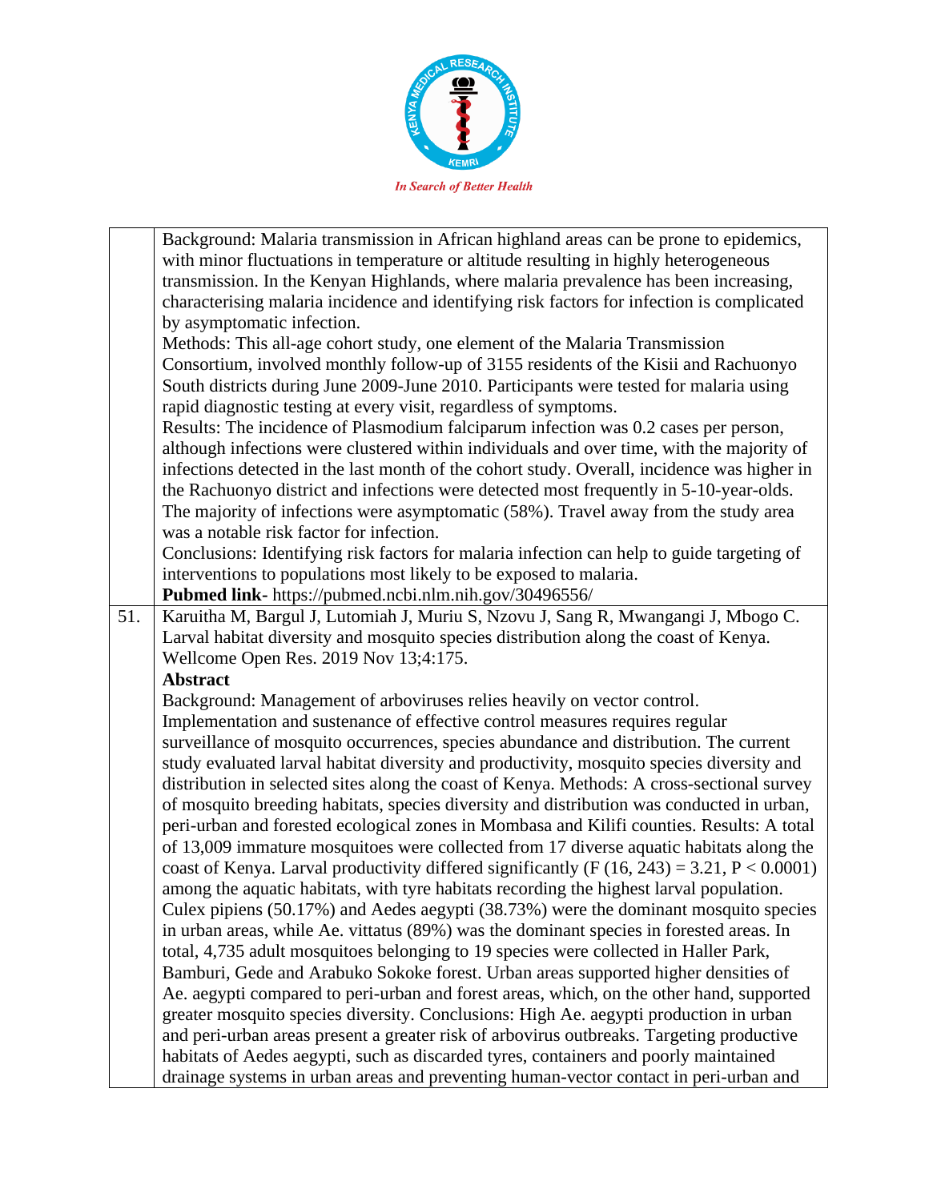| | |
|---|---|
| | Background: Malaria transmission in African highland areas can be prone to epidemics, with minor fluctuations in temperature or altitude resulting in highly heterogeneous transmission. In the Kenyan Highlands, where malaria prevalence has been increasing, characterising malaria incidence and identifying risk factors for infection is complicated by asymptomatic infection.<br>Methods: This all-age cohort study, one element of the Malaria Transmission Consortium, involved monthly follow-up of 3155 residents of the Kisii and Rachuonyo South districts during June 2009-June 2010. Participants were tested for malaria using rapid diagnostic testing at every visit, regardless of symptoms.<br>Results: The incidence of Plasmodium falciparum infection was 0.2 cases per person, although infections were clustered within individuals and over time, with the majority of infections detected in the last month of the cohort study. Overall, incidence was higher in the Rachuonyo district and infections were detected most frequently in 5-10-year-olds. The majority of infections were asymptomatic (58%). Travel away from the study area was a notable risk factor for infection.<br>Conclusions: Identifying risk factors for malaria infection can help to guide targeting of interventions to populations most likely to be exposed to malaria.<br>**Pubmed link-** https://pubmed.ncbi.nlm.nih.gov/30496556/ |
| 51. | Karuitha M, Bargul J, Lutomiah J, Muriu S, Nzovu J, Sang R, Mwangangi J, Mbogo C. Larval habitat diversity and mosquito species distribution along the coast of Kenya. Wellcome Open Res. 2019 Nov 13;4:175.<br>**Abstract**<br>Background: Management of arboviruses relies heavily on vector control. Implementation and sustenance of effective control measures requires regular surveillance of mosquito occurrences, species abundance and distribution. The current study evaluated larval habitat diversity and productivity, mosquito species diversity and distribution in selected sites along the coast of Kenya. Methods: A cross-sectional survey of mosquito breeding habitats, species diversity and distribution was conducted in urban, peri-urban and forested ecological zones in Mombasa and Kilifi counties. Results: A total of 13,009 immature mosquitoes were collected from 17 diverse aquatic habitats along the coast of Kenya. Larval productivity differed significantly ($F (16, 243) = 3.21$, $P < 0.0001$) among the aquatic habitats, with tyre habitats recording the highest larval population. Culex pipiens (50.17%) and Aedes aegypti (38.73%) were the dominant mosquito species in urban areas, while Ae. vittatus (89%) was the dominant species in forested areas. In total, 4,735 adult mosquitoes belonging to 19 species were collected in Haller Park, Bamburi, Gede and Arabuko Sokoke forest. Urban areas supported higher densities of Ae. aegypti compared to peri-urban and forest areas, which, on the other hand, supported greater mosquito species diversity. Conclusions: High Ae. aegypti production in urban and peri-urban areas present a greater risk of arbovirus outbreaks. Targeting productive habitats of Aedes aegypti, such as discarded tyres, containers and poorly maintained drainage systems in urban areas and preventing human-vector contact in peri-urban and |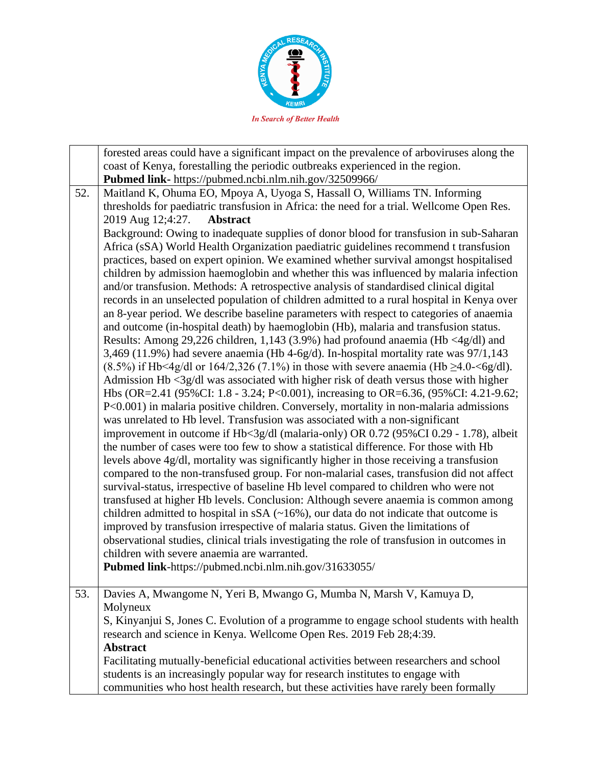| | |
|---|---|
| | forested areas could have a significant impact on the prevalence of arboviruses along the coast of Kenya, forestalling the periodic outbreaks experienced in the region. **Pubmed link-** https://pubmed.ncbi.nlm.nih.gov/32509966/ |
| 52. | Maitland K, Ohuma EO, Mpoya A, Uyoga S, Hassall O, Williams TN. Informing thresholds for paediatric transfusion in Africa: the need for a trial. Wellcome Open Res. 2019 Aug 12;4:27. **Abstract** Background: Owing to inadequate supplies of donor blood for transfusion in sub-Saharan Africa (sSA) World Health Organization paediatric guidelines recommend t transfusion practices, based on expert opinion. We examined whether survival amongst hospitalised children by admission haemoglobin and whether this was influenced by malaria infection and/or transfusion. Methods: A retrospective analysis of standardised clinical digital records in an unselected population of children admitted to a rural hospital in Kenya over an 8-year period. We describe baseline parameters with respect to categories of anaemia and outcome (in-hospital death) by haemoglobin (Hb), malaria and transfusion status. Results: Among 29,226 children, 1,143 (3.9%) had profound anaemia (Hb <4g/dl) and 3,469 (11.9%) had severe anaemia (Hb 4-6g/d). In-hospital mortality rate was 97/1,143 (8.5%) if Hb<4g/dl or 164/2,326 (7.1%) in those with severe anaemia (Hb ≥4.0-<6g/dl). Admission Hb <3g/dl was associated with higher risk of death versus those with higher Hbs (OR=2.41 (95%CI: 1.8 - 3.24; P<0.001), increasing to OR=6.36, (95%CI: 4.21-9.62; P<0.001) in malaria positive children. Conversely, mortality in non-malaria admissions was unrelated to Hb level. Transfusion was associated with a non-significant improvement in outcome if Hb<3g/dl (malaria-only) OR 0.72 (95%CI 0.29 - 1.78), albeit the number of cases were too few to show a statistical difference. For those with Hb levels above 4g/dl, mortality was significantly higher in those receiving a transfusion compared to the non-transfused group. For non-malarial cases, transfusion did not affect survival-status, irrespective of baseline Hb level compared to children who were not transfused at higher Hb levels. Conclusion: Although severe anaemia is common among children admitted to hospital in sSA (~16%), our data do not indicate that outcome is improved by transfusion irrespective of malaria status. Given the limitations of observational studies, clinical trials investigating the role of transfusion in outcomes in children with severe anaemia are warranted. **Pubmed link**-https://pubmed.ncbi.nlm.nih.gov/31633055/ |
| 53. | Davies A, Mwangome N, Yeri B, Mwango G, Mumba N, Marsh V, Kamuya D, Molyneux S, Kinyanjui S, Jones C. Evolution of a programme to engage school students with health research and science in Kenya. Wellcome Open Res. 2019 Feb 28;4:39. **Abstract** Facilitating mutually-beneficial educational activities between researchers and school students is an increasingly popular way for research institutes to engage with communities who host health research, but these activities have rarely been formally |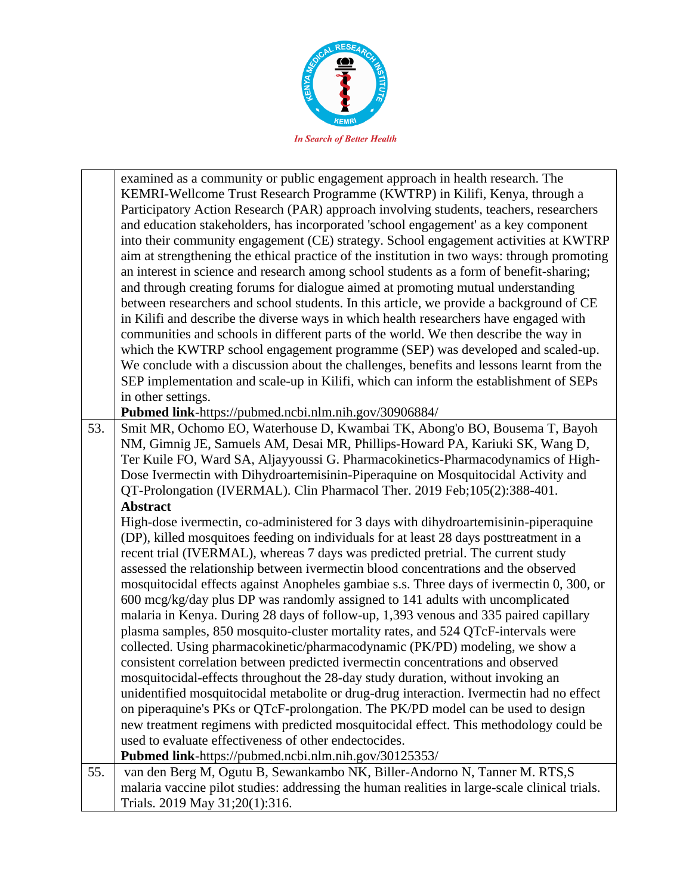| | |
|---|---|
| | examined as a community or public engagement approach in health research. The KEMRI-Wellcome Trust Research Programme (KWTRP) in Kilifi, Kenya, through a Participatory Action Research (PAR) approach involving students, teachers, researchers and education stakeholders, has incorporated 'school engagement' as a key component into their community engagement (CE) strategy. School engagement activities at KWTRP aim at strengthening the ethical practice of the institution in two ways: through promoting an interest in science and research among school students as a form of benefit-sharing; and through creating forums for dialogue aimed at promoting mutual understanding between researchers and school students. In this article, we provide a background of CE in Kilifi and describe the diverse ways in which health researchers have engaged with communities and schools in different parts of the world. We then describe the way in which the KWTRP school engagement programme (SEP) was developed and scaled-up. We conclude with a discussion about the challenges, benefits and lessons learnt from the SEP implementation and scale-up in Kilifi, which can inform the establishment of SEPs in other settings.<br>**Pubmed link**-https://pubmed.ncbi.nlm.nih.gov/30906884/ |
| 53. | Smit MR, Ochomo EO, Waterhouse D, Kwambai TK, Abong'o BO, Bousema T, Bayoh NM, Gimnig JE, Samuels AM, Desai MR, Phillips-Howard PA, Kariuki SK, Wang D, Ter Kuile FO, Ward SA, Aljayyoussi G. Pharmacokinetics-Pharmacodynamics of High-Dose Ivermectin with Dihydroartemisinin-Piperaquine on Mosquitocidal Activity and QT-Prolongation (IVERMAL). Clin Pharmacol Ther. 2019 Feb;105(2):388-401.<br>**Abstract**<br>High-dose ivermectin, co-administered for 3 days with dihydroartemisinin-piperaquine (DP), killed mosquitoes feeding on individuals for at least 28 days posttreatment in a recent trial (IVERMAL), whereas 7 days was predicted pretrial. The current study assessed the relationship between ivermectin blood concentrations and the observed mosquitocidal effects against Anopheles gambiae s.s. Three days of ivermectin 0, 300, or 600 mcg/kg/day plus DP was randomly assigned to 141 adults with uncomplicated malaria in Kenya. During 28 days of follow-up, 1,393 venous and 335 paired capillary plasma samples, 850 mosquito-cluster mortality rates, and 524 QTcF-intervals were collected. Using pharmacokinetic/pharmacodynamic (PK/PD) modeling, we show a consistent correlation between predicted ivermectin concentrations and observed mosquitocidal-effects throughout the 28-day study duration, without invoking an unidentified mosquitocidal metabolite or drug-drug interaction. Ivermectin had no effect on piperaquine's PKs or QTcF-prolongation. The PK/PD model can be used to design new treatment regimens with predicted mosquitocidal effect. This methodology could be used to evaluate effectiveness of other endectocides.<br>**Pubmed link**-https://pubmed.ncbi.nlm.nih.gov/30125353/ |
| 55. | van den Berg M, Ogutu B, Sewankambo NK, Biller-Andorno N, Tanner M. RTS,S malaria vaccine pilot studies: addressing the human realities in large-scale clinical trials. Trials. 2019 May 31;20(1):316. |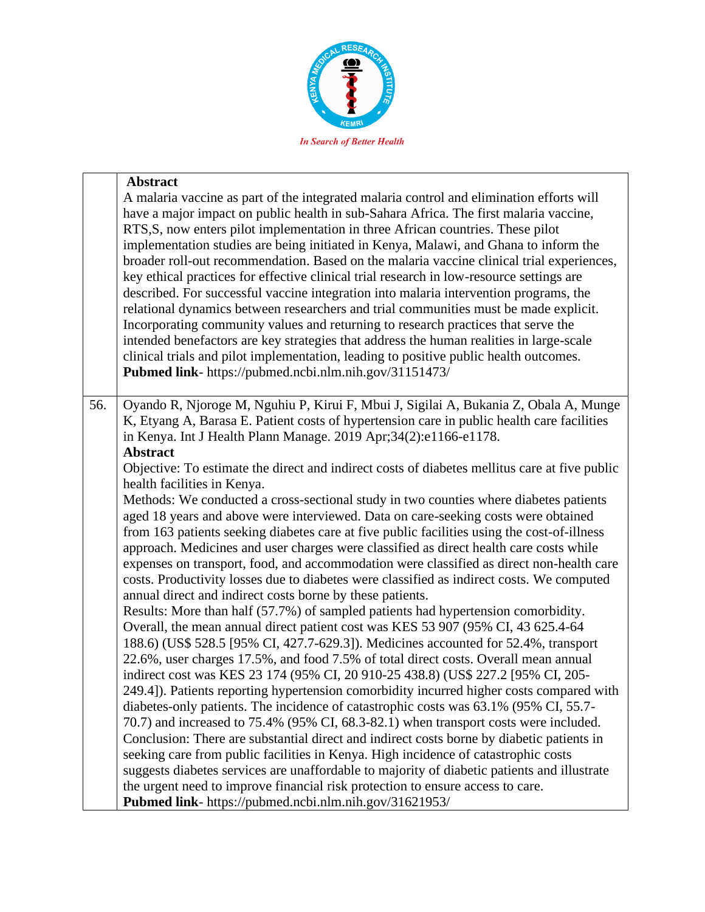In Search of Better Health

| | |
|---|---|
| | **Abstract**<br>A malaria vaccine as part of the integrated malaria control and elimination efforts will have a major impact on public health in sub-Sahara Africa. The first malaria vaccine, RTS,S, now enters pilot implementation in three African countries. These pilot implementation studies are being initiated in Kenya, Malawi, and Ghana to inform the broader roll-out recommendation. Based on the malaria vaccine clinical trial experiences, key ethical practices for effective clinical trial research in low-resource settings are described. For successful vaccine integration into malaria intervention programs, the relational dynamics between researchers and trial communities must be made explicit. Incorporating community values and returning to research practices that serve the intended benefactors are key strategies that address the human realities in large-scale clinical trials and pilot implementation, leading to positive public health outcomes.<br>**Pubmed link**- https://pubmed.ncbi.nlm.nih.gov/31151473/ |
| 56. | Oyando R, Njoroge M, Nguhiu P, Kirui F, Mbui J, Sigilai A, Bukania Z, Obala A, Munge K, Etyang A, Barasa E. Patient costs of hypertension care in public health care facilities in Kenya. Int J Health Plann Manage. 2019 Apr;34(2):e1166-e1178.<br>**Abstract**<br>Objective: To estimate the direct and indirect costs of diabetes mellitus care at five public health facilities in Kenya.<br>Methods: We conducted a cross-sectional study in two counties where diabetes patients aged 18 years and above were interviewed. Data on care-seeking costs were obtained from 163 patients seeking diabetes care at five public facilities using the cost-of-illness approach. Medicines and user charges were classified as direct health care costs while expenses on transport, food, and accommodation were classified as direct non-health care costs. Productivity losses due to diabetes were classified as indirect costs. We computed annual direct and indirect costs borne by these patients.<br>Results: More than half (57.7%) of sampled patients had hypertension comorbidity. Overall, the mean annual direct patient cost was KES 53 907 (95% CI, 43 625.4-64 188.6) (US$ 528.5 [95% CI, 427.7-629.3]). Medicines accounted for 52.4%, transport 22.6%, user charges 17.5%, and food 7.5% of total direct costs. Overall mean annual indirect cost was KES 23 174 (95% CI, 20 910-25 438.8) (US$ 227.2 [95% CI, 205-249.4]). Patients reporting hypertension comorbidity incurred higher costs compared with diabetes-only patients. The incidence of catastrophic costs was 63.1% (95% CI, 55.7-70.7) and increased to 75.4% (95% CI, 68.3-82.1) when transport costs were included.<br>Conclusion: There are substantial direct and indirect costs borne by diabetic patients in seeking care from public facilities in Kenya. High incidence of catastrophic costs suggests diabetes services are unaffordable to majority of diabetic patients and illustrate the urgent need to improve financial risk protection to ensure access to care.<br>**Pubmed link**- https://pubmed.ncbi.nlm.nih.gov/31621953/ |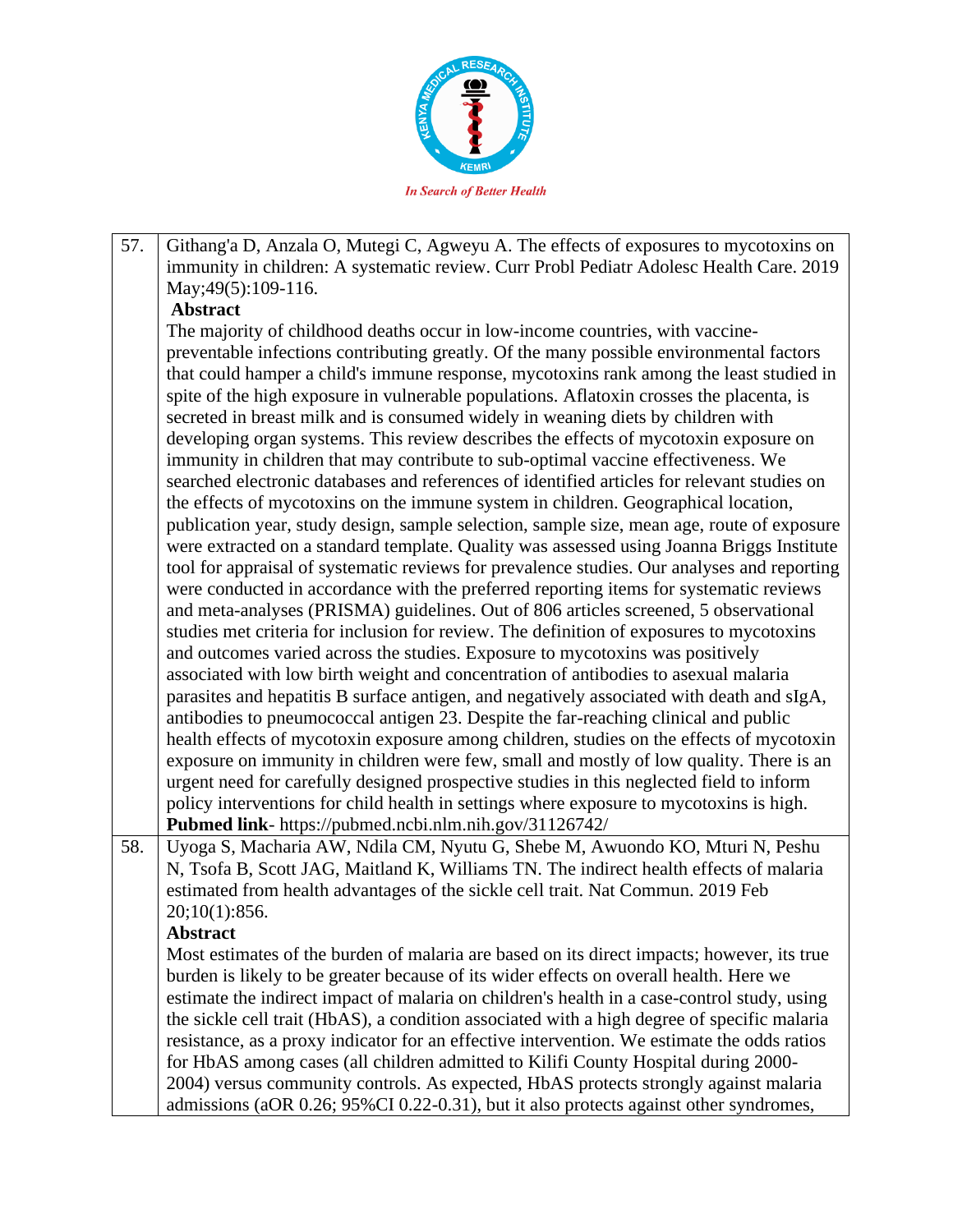| | |
|---|---|
| 57. | Githang'a D, Anzala O, Mutegi C, Agweyu A. The effects of exposures to mycotoxins on immunity in children: A systematic review. Curr Probl Pediatr Adolesc Health Care. 2019 May;49(5):109-116.<br>**Abstract**<br>The majority of childhood deaths occur in low-income countries, with vaccine-preventable infections contributing greatly. Of the many possible environmental factors that could hamper a child's immune response, mycotoxins rank among the least studied in spite of the high exposure in vulnerable populations. Aflatoxin crosses the placenta, is secreted in breast milk and is consumed widely in weaning diets by children with developing organ systems. This review describes the effects of mycotoxin exposure on immunity in children that may contribute to sub-optimal vaccine effectiveness. We searched electronic databases and references of identified articles for relevant studies on the effects of mycotoxins on the immune system in children. Geographical location, publication year, study design, sample selection, sample size, mean age, route of exposure were extracted on a standard template. Quality was assessed using Joanna Briggs Institute tool for appraisal of systematic reviews for prevalence studies. Our analyses and reporting were conducted in accordance with the preferred reporting items for systematic reviews and meta-analyses (PRISMA) guidelines. Out of 806 articles screened, 5 observational studies met criteria for inclusion for review. The definition of exposures to mycotoxins and outcomes varied across the studies. Exposure to mycotoxins was positively associated with low birth weight and concentration of antibodies to asexual malaria parasites and hepatitis B surface antigen, and negatively associated with death and sIgA, antibodies to pneumococcal antigen 23. Despite the far-reaching clinical and public health effects of mycotoxin exposure among children, studies on the effects of mycotoxin exposure on immunity in children were few, small and mostly of low quality. There is an urgent need for carefully designed prospective studies in this neglected field to inform policy interventions for child health in settings where exposure to mycotoxins is high.<br>**Pubmed link**- https://pubmed.ncbi.nlm.nih.gov/31126742/ |
| 58. | Uyoga S, Macharia AW, Ndila CM, Nyutu G, Shebe M, Awuondo KO, Mturi N, Peshu N, Tsofa B, Scott JAG, Maitland K, Williams TN. The indirect health effects of malaria estimated from health advantages of the sickle cell trait. Nat Commun. 2019 Feb 20;10(1):856.<br>**Abstract**<br>Most estimates of the burden of malaria are based on its direct impacts; however, its true burden is likely to be greater because of its wider effects on overall health. Here we estimate the indirect impact of malaria on children's health in a case-control study, using the sickle cell trait (HbAS), a condition associated with a high degree of specific malaria resistance, as a proxy indicator for an effective intervention. We estimate the odds ratios for HbAS among cases (all children admitted to Kilifi County Hospital during 2000-2004) versus community controls. As expected, HbAS protects strongly against malaria admissions (aOR 0.26; 95%CI 0.22-0.31), but it also protects against other syndromes, |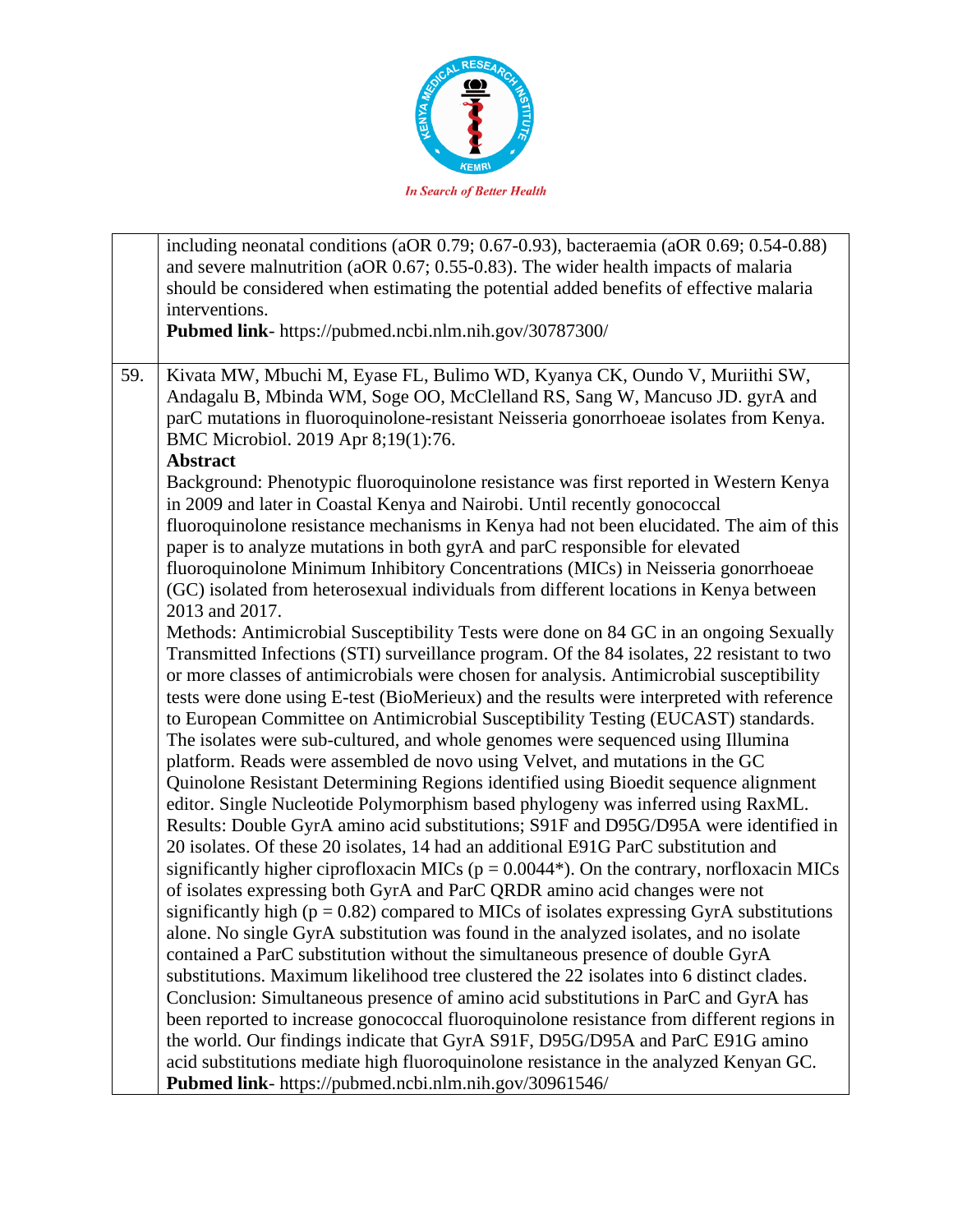| | |
|---|---|
| | including neonatal conditions (aOR 0.79; 0.67-0.93), bacteraemia (aOR 0.69; 0.54-0.88) and severe malnutrition (aOR 0.67; 0.55-0.83). The wider health impacts of malaria should be considered when estimating the potential added benefits of effective malaria interventions.<br>**Pubmed link**- https://pubmed.ncbi.nlm.nih.gov/30787300/ |
| 59. | Kivata MW, Mbuchi M, Eyase FL, Bulimo WD, Kyanya CK, Oundo V, Muriithi SW, Andagalu B, Mbinda WM, Soge OO, McClelland RS, Sang W, Mancuso JD. gyrA and parC mutations in fluoroquinolone-resistant Neisseria gonorrhoeae isolates from Kenya. BMC Microbiol. 2019 Apr 8;19(1):76.<br>**Abstract**<br>Background: Phenotypic fluoroquinolone resistance was first reported in Western Kenya in 2009 and later in Coastal Kenya and Nairobi. Until recently gonococcal fluoroquinolone resistance mechanisms in Kenya had not been elucidated. The aim of this paper is to analyze mutations in both gyrA and parC responsible for elevated fluoroquinolone Minimum Inhibitory Concentrations (MICs) in Neisseria gonorrhoeae (GC) isolated from heterosexual individuals from different locations in Kenya between 2013 and 2017.<br>Methods: Antimicrobial Susceptibility Tests were done on 84 GC in an ongoing Sexually Transmitted Infections (STI) surveillance program. Of the 84 isolates, 22 resistant to two or more classes of antimicrobials were chosen for analysis. Antimicrobial susceptibility tests were done using E-test (BioMerieux) and the results were interpreted with reference to European Committee on Antimicrobial Susceptibility Testing (EUCAST) standards. The isolates were sub-cultured, and whole genomes were sequenced using Illumina platform. Reads were assembled de novo using Velvet, and mutations in the GC Quinolone Resistant Determining Regions identified using Bioedit sequence alignment editor. Single Nucleotide Polymorphism based phylogeny was inferred using RaxML.<br>Results: Double GyrA amino acid substitutions; S91F and D95G/D95A were identified in 20 isolates. Of these 20 isolates, 14 had an additional E91G ParC substitution and significantly higher ciprofloxacin MICs ($p = 0.0044$*). On the contrary, norfloxacin MICs of isolates expressing both GyrA and ParC QRDR amino acid changes were not significantly high ($p = 0.82$) compared to MICs of isolates expressing GyrA substitutions alone. No single GyrA substitution was found in the analyzed isolates, and no isolate contained a ParC substitution without the simultaneous presence of double GyrA substitutions. Maximum likelihood tree clustered the 22 isolates into 6 distinct clades.<br>Conclusion: Simultaneous presence of amino acid substitutions in ParC and GyrA has been reported to increase gonococcal fluoroquinolone resistance from different regions in the world. Our findings indicate that GyrA S91F, D95G/D95A and ParC E91G amino acid substitutions mediate high fluoroquinolone resistance in the analyzed Kenyan GC.<br>**Pubmed link**- https://pubmed.ncbi.nlm.nih.gov/30961546/ |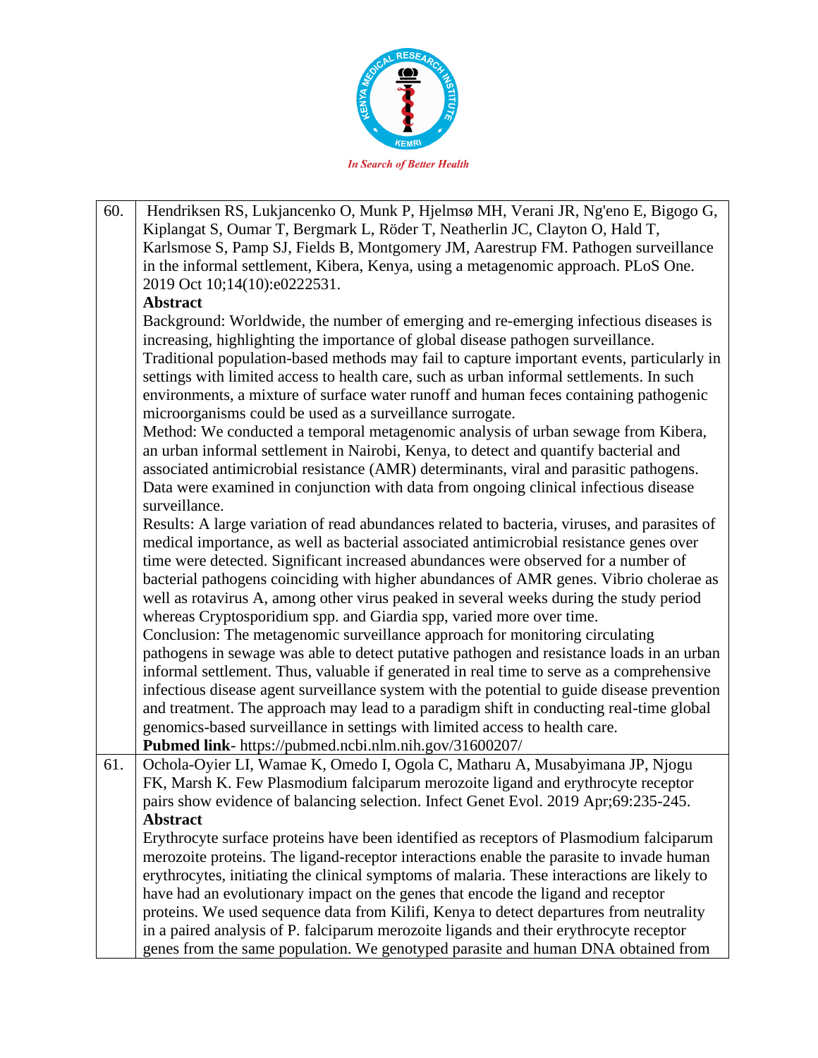| | |
|---|---|
| 60. | Hendriksen RS, Lukjancenko O, Munk P, Hjelmsø MH, Verani JR, Ng'eno E, Bigogo G, Kiplangat S, Oumar T, Bergmark L, Röder T, Neatherlin JC, Clayton O, Hald T, Karlsmose S, Pamp SJ, Fields B, Montgomery JM, Aarestrup FM. Pathogen surveillance in the informal settlement, Kibera, Kenya, using a metagenomic approach. PLoS One. 2019 Oct 10;14(10):e0222531.<br>**Abstract**<br>Background: Worldwide, the number of emerging and re-emerging infectious diseases is increasing, highlighting the importance of global disease pathogen surveillance. Traditional population-based methods may fail to capture important events, particularly in settings with limited access to health care, such as urban informal settlements. In such environments, a mixture of surface water runoff and human feces containing pathogenic microorganisms could be used as a surveillance surrogate.<br>Method: We conducted a temporal metagenomic analysis of urban sewage from Kibera, an urban informal settlement in Nairobi, Kenya, to detect and quantify bacterial and associated antimicrobial resistance (AMR) determinants, viral and parasitic pathogens. Data were examined in conjunction with data from ongoing clinical infectious disease surveillance.<br>Results: A large variation of read abundances related to bacteria, viruses, and parasites of medical importance, as well as bacterial associated antimicrobial resistance genes over time were detected. Significant increased abundances were observed for a number of bacterial pathogens coinciding with higher abundances of AMR genes. Vibrio cholerae as well as rotavirus A, among other virus peaked in several weeks during the study period whereas Cryptosporidium spp. and Giardia spp, varied more over time.<br>Conclusion: The metagenomic surveillance approach for monitoring circulating pathogens in sewage was able to detect putative pathogen and resistance loads in an urban informal settlement. Thus, valuable if generated in real time to serve as a comprehensive infectious disease agent surveillance system with the potential to guide disease prevention and treatment. The approach may lead to a paradigm shift in conducting real-time global genomics-based surveillance in settings with limited access to health care.<br>**Pubmed link**- https://pubmed.ncbi.nlm.nih.gov/31600207/ |
| 61. | Ochola-Oyier LI, Wamae K, Omedo I, Ogola C, Matharu A, Musabyimana JP, Njogu FK, Marsh K. Few Plasmodium falciparum merozoite ligand and erythrocyte receptor pairs show evidence of balancing selection. Infect Genet Evol. 2019 Apr;69:235-245.<br>**Abstract**<br>Erythrocyte surface proteins have been identified as receptors of Plasmodium falciparum merozoite proteins. The ligand-receptor interactions enable the parasite to invade human erythrocytes, initiating the clinical symptoms of malaria. These interactions are likely to have had an evolutionary impact on the genes that encode the ligand and receptor proteins. We used sequence data from Kilifi, Kenya to detect departures from neutrality in a paired analysis of P. falciparum merozoite ligands and their erythrocyte receptor genes from the same population. We genotyped parasite and human DNA obtained from |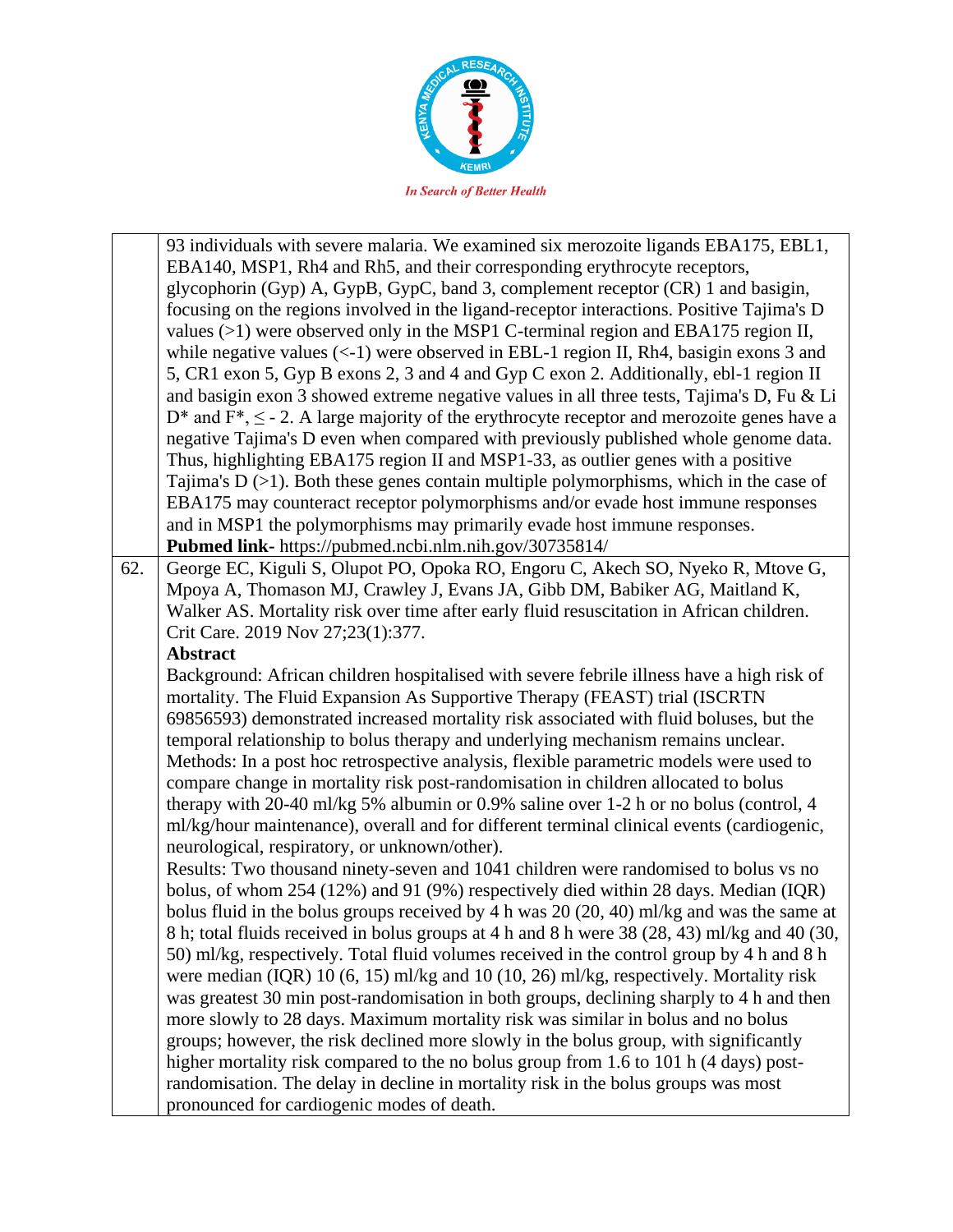| | |
|---|---|
| | 93 individuals with severe malaria. We examined six merozoite ligands EBA175, EBL1, EBA140, MSP1, Rh4 and Rh5, and their corresponding erythrocyte receptors, glycophorin (Gyp) A, GypB, GypC, band 3, complement receptor (CR) 1 and basigin, focusing on the regions involved in the ligand-receptor interactions. Positive Tajima's D values (>1) were observed only in the MSP1 C-terminal region and EBA175 region II, while negative values (<-1) were observed in EBL-1 region II, Rh4, basigin exons 3 and 5, CR1 exon 5, Gyp B exons 2, 3 and 4 and Gyp C exon 2. Additionally, ebl-1 region II and basigin exon 3 showed extreme negative values in all three tests, Tajima's D, Fu & Li D* and F*, ≤ - 2. A large majority of the erythrocyte receptor and merozoite genes have a negative Tajima's D even when compared with previously published whole genome data. Thus, highlighting EBA175 region II and MSP1-33, as outlier genes with a positive Tajima's D (>1). Both these genes contain multiple polymorphisms, which in the case of EBA175 may counteract receptor polymorphisms and/or evade host immune responses and in MSP1 the polymorphisms may primarily evade host immune responses.<br>**Pubmed link-** https://pubmed.ncbi.nlm.nih.gov/30735814/ |
| 62. | George EC, Kiguli S, Olupot PO, Opoka RO, Engoru C, Akech SO, Nyeko R, Mtove G, Mpoya A, Thomason MJ, Crawley J, Evans JA, Gibb DM, Babiker AG, Maitland K, Walker AS. Mortality risk over time after early fluid resuscitation in African children. Crit Care. 2019 Nov 27;23(1):377.<br>**Abstract**<br>Background: African children hospitalised with severe febrile illness have a high risk of mortality. The Fluid Expansion As Supportive Therapy (FEAST) trial (ISCRTN 69856593) demonstrated increased mortality risk associated with fluid boluses, but the temporal relationship to bolus therapy and underlying mechanism remains unclear.<br>Methods: In a post hoc retrospective analysis, flexible parametric models were used to compare change in mortality risk post-randomisation in children allocated to bolus therapy with 20-40 ml/kg 5% albumin or 0.9% saline over 1-2 h or no bolus (control, 4 ml/kg/hour maintenance), overall and for different terminal clinical events (cardiogenic, neurological, respiratory, or unknown/other).<br>Results: Two thousand ninety-seven and 1041 children were randomised to bolus vs no bolus, of whom 254 (12%) and 91 (9%) respectively died within 28 days. Median (IQR) bolus fluid in the bolus groups received by 4 h was 20 (20, 40) ml/kg and was the same at 8 h; total fluids received in bolus groups at 4 h and 8 h were 38 (28, 43) ml/kg and 40 (30, 50) ml/kg, respectively. Total fluid volumes received in the control group by 4 h and 8 h were median (IQR) 10 (6, 15) ml/kg and 10 (10, 26) ml/kg, respectively. Mortality risk was greatest 30 min post-randomisation in both groups, declining sharply to 4 h and then more slowly to 28 days. Maximum mortality risk was similar in bolus and no bolus groups; however, the risk declined more slowly in the bolus group, with significantly higher mortality risk compared to the no bolus group from 1.6 to 101 h (4 days) post-randomisation. The delay in decline in mortality risk in the bolus groups was most pronounced for cardiogenic modes of death. |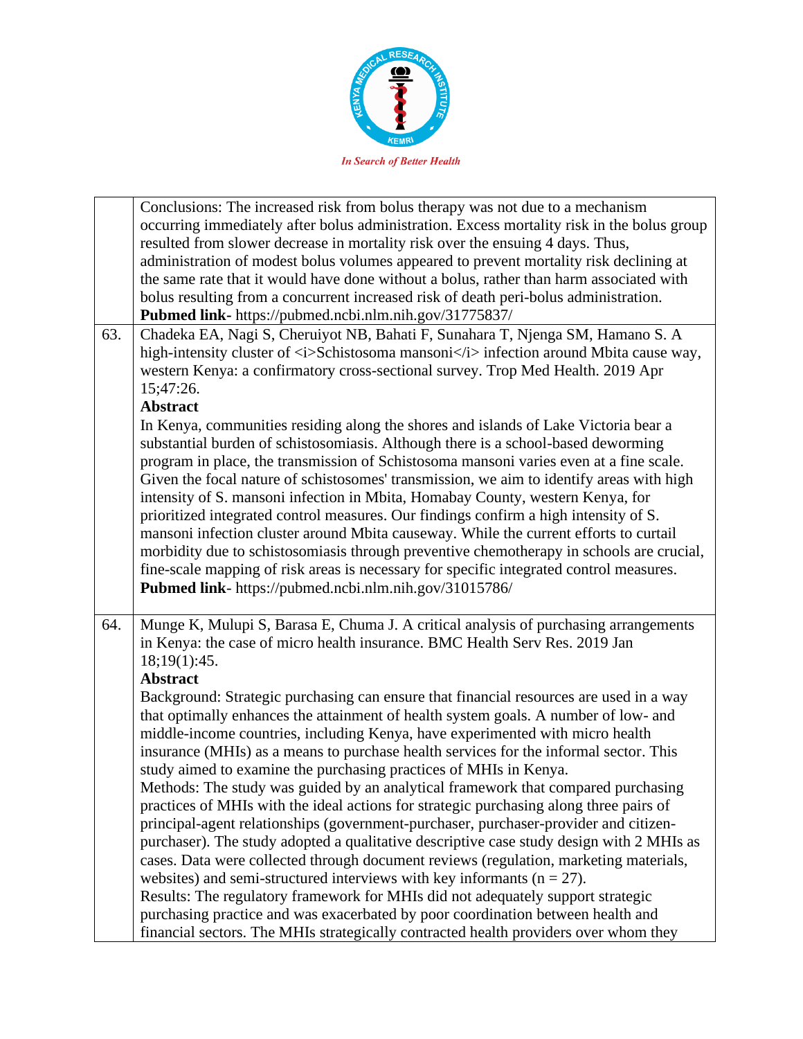| | |
|---|---|
| | Conclusions: The increased risk from bolus therapy was not due to a mechanism occurring immediately after bolus administration. Excess mortality risk in the bolus group resulted from slower decrease in mortality risk over the ensuing 4 days. Thus, administration of modest bolus volumes appeared to prevent mortality risk declining at the same rate that it would have done without a bolus, rather than harm associated with bolus resulting from a concurrent increased risk of death peri-bolus administration. **Pubmed link**- https://pubmed.ncbi.nlm.nih.gov/31775837/ |
| 63. | Chadeka EA, Nagi S, Cheruiyot NB, Bahati F, Sunahara T, Njenga SM, Hamano S. A high-intensity cluster of <i>Schistosoma mansoni</i> infection around Mbita cause way, western Kenya: a confirmatory cross-sectional survey. Trop Med Health. 2019 Apr 15;47:26. **Abstract** In Kenya, communities residing along the shores and islands of Lake Victoria bear a substantial burden of schistosomiasis. Although there is a school-based deworming program in place, the transmission of Schistosoma mansoni varies even at a fine scale. Given the focal nature of schistosomes' transmission, we aim to identify areas with high intensity of S. mansoni infection in Mbita, Homabay County, western Kenya, for prioritized integrated control measures. Our findings confirm a high intensity of S. mansoni infection cluster around Mbita causeway. While the current efforts to curtail morbidity due to schistosomiasis through preventive chemotherapy in schools are crucial, fine-scale mapping of risk areas is necessary for specific integrated control measures. **Pubmed link**- https://pubmed.ncbi.nlm.nih.gov/31015786/ |
| 64. | Munge K, Mulupi S, Barasa E, Chuma J. A critical analysis of purchasing arrangements in Kenya: the case of micro health insurance. BMC Health Serv Res. 2019 Jan 18;19(1):45. **Abstract** Background: Strategic purchasing can ensure that financial resources are used in a way that optimally enhances the attainment of health system goals. A number of low- and middle-income countries, including Kenya, have experimented with micro health insurance (MHIs) as a means to purchase health services for the informal sector. This study aimed to examine the purchasing practices of MHIs in Kenya. Methods: The study was guided by an analytical framework that compared purchasing practices of MHIs with the ideal actions for strategic purchasing along three pairs of principal-agent relationships (government-purchaser, purchaser-provider and citizen-purchaser). The study adopted a qualitative descriptive case study design with 2 MHIs as cases. Data were collected through document reviews (regulation, marketing materials, websites) and semi-structured interviews with key informants (n = 27). Results: The regulatory framework for MHIs did not adequately support strategic purchasing practice and was exacerbated by poor coordination between health and financial sectors. The MHIs strategically contracted health providers over whom they |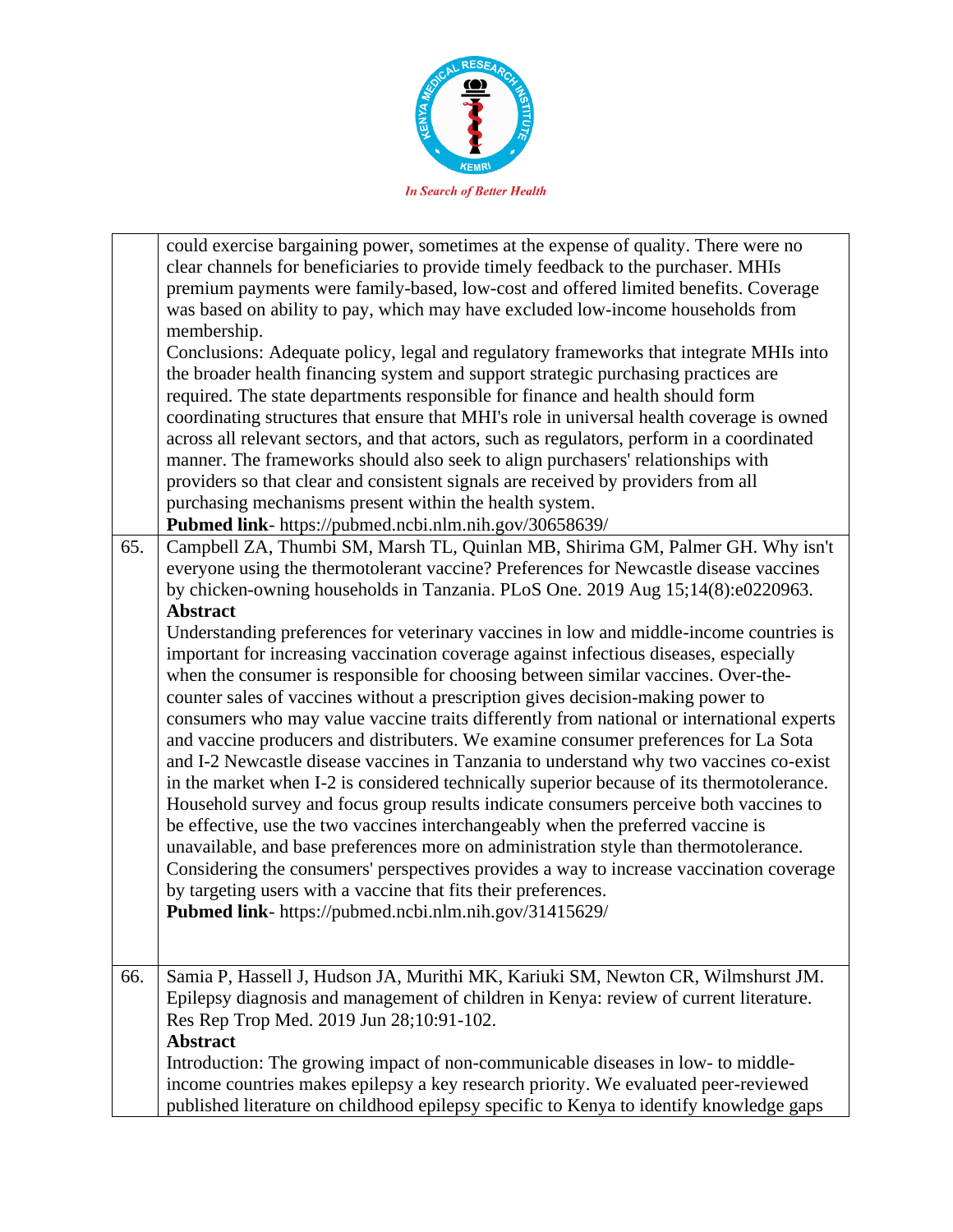| | |
|---|---|
| | could exercise bargaining power, sometimes at the expense of quality. There were no clear channels for beneficiaries to provide timely feedback to the purchaser. MHIs premium payments were family-based, low-cost and offered limited benefits. Coverage was based on ability to pay, which may have excluded low-income households from membership.<br>Conclusions: Adequate policy, legal and regulatory frameworks that integrate MHIs into the broader health financing system and support strategic purchasing practices are required. The state departments responsible for finance and health should form coordinating structures that ensure that MHI's role in universal health coverage is owned across all relevant sectors, and that actors, such as regulators, perform in a coordinated manner. The frameworks should also seek to align purchasers' relationships with providers so that clear and consistent signals are received by providers from all purchasing mechanisms present within the health system.<br>**Pubmed link**- https://pubmed.ncbi.nlm.nih.gov/30658639/ |
| 65. | Campbell ZA, Thumbi SM, Marsh TL, Quinlan MB, Shirima GM, Palmer GH. Why isn't everyone using the thermotolerant vaccine? Preferences for Newcastle disease vaccines by chicken-owning households in Tanzania. PLoS One. 2019 Aug 15;14(8):e0220963.<br>**Abstract**<br>Understanding preferences for veterinary vaccines in low and middle-income countries is important for increasing vaccination coverage against infectious diseases, especially when the consumer is responsible for choosing between similar vaccines. Over-the-counter sales of vaccines without a prescription gives decision-making power to consumers who may value vaccine traits differently from national or international experts and vaccine producers and distributers. We examine consumer preferences for La Sota and I-2 Newcastle disease vaccines in Tanzania to understand why two vaccines co-exist in the market when I-2 is considered technically superior because of its thermotolerance. Household survey and focus group results indicate consumers perceive both vaccines to be effective, use the two vaccines interchangeably when the preferred vaccine is unavailable, and base preferences more on administration style than thermotolerance. Considering the consumers' perspectives provides a way to increase vaccination coverage by targeting users with a vaccine that fits their preferences.<br>**Pubmed link**- https://pubmed.ncbi.nlm.nih.gov/31415629/ |
| 66. | Samia P, Hassell J, Hudson JA, Murithi MK, Kariuki SM, Newton CR, Wilmshurst JM. Epilepsy diagnosis and management of children in Kenya: review of current literature. Res Rep Trop Med. 2019 Jun 28;10:91-102.<br>**Abstract**<br>Introduction: The growing impact of non-communicable diseases in low- to middle-income countries makes epilepsy a key research priority. We evaluated peer-reviewed published literature on childhood epilepsy specific to Kenya to identify knowledge gaps |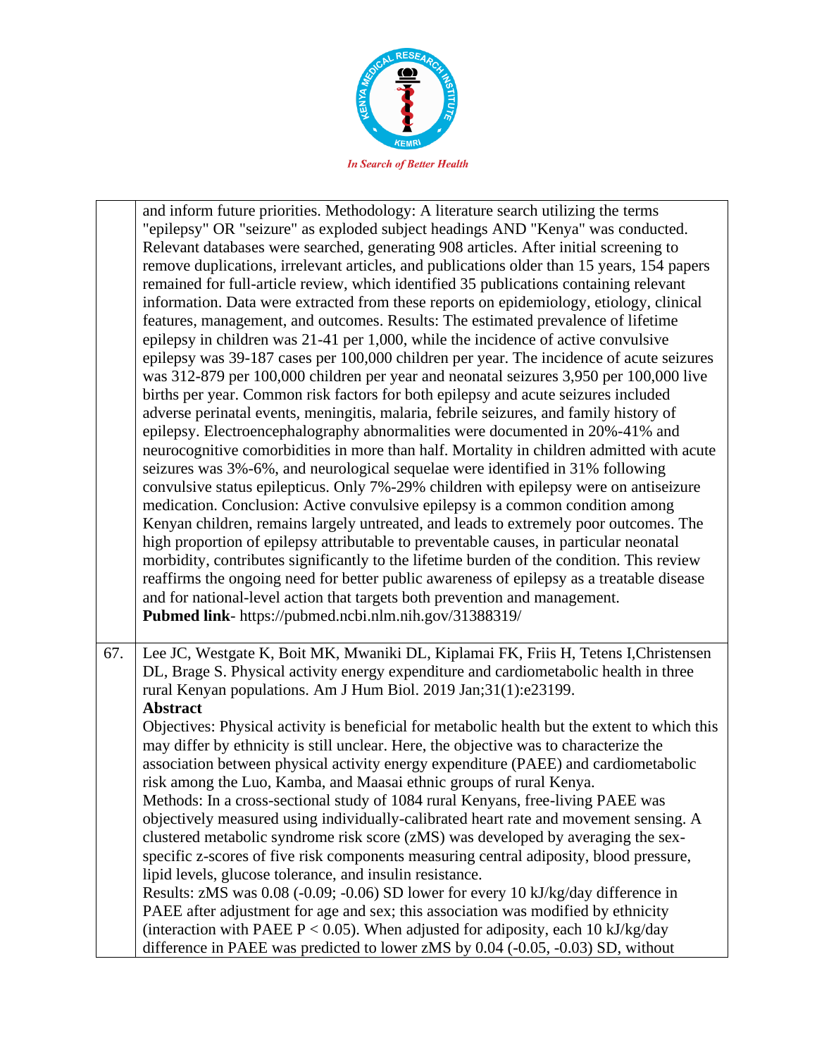| | |
|---|---|
| | and inform future priorities. Methodology: A literature search utilizing the terms "epilepsy" OR "seizure" as exploded subject headings AND "Kenya" was conducted. Relevant databases were searched, generating 908 articles. After initial screening to remove duplications, irrelevant articles, and publications older than 15 years, 154 papers remained for full-article review, which identified 35 publications containing relevant information. Data were extracted from these reports on epidemiology, etiology, clinical features, management, and outcomes. Results: The estimated prevalence of lifetime epilepsy in children was 21-41 per 1,000, while the incidence of active convulsive epilepsy was 39-187 cases per 100,000 children per year. The incidence of acute seizures was 312-879 per 100,000 children per year and neonatal seizures 3,950 per 100,000 live births per year. Common risk factors for both epilepsy and acute seizures included adverse perinatal events, meningitis, malaria, febrile seizures, and family history of epilepsy. Electroencephalography abnormalities were documented in 20%-41% and neurocognitive comorbidities in more than half. Mortality in children admitted with acute seizures was 3%-6%, and neurological sequelae were identified in 31% following convulsive status epilepticus. Only 7%-29% children with epilepsy were on antiseizure medication. Conclusion: Active convulsive epilepsy is a common condition among Kenyan children, remains largely untreated, and leads to extremely poor outcomes. The high proportion of epilepsy attributable to preventable causes, in particular neonatal morbidity, contributes significantly to the lifetime burden of the condition. This review reaffirms the ongoing need for better public awareness of epilepsy as a treatable disease and for national-level action that targets both prevention and management.<br>**Pubmed link**- https://pubmed.ncbi.nlm.nih.gov/31388319/ |
| 67. | Lee JC, Westgate K, Boit MK, Mwaniki DL, Kiplamai FK, Friis H, Tetens I,Christensen DL, Brage S. Physical activity energy expenditure and cardiometabolic health in three rural Kenyan populations. Am J Hum Biol. 2019 Jan;31(1):e23199.<br>**Abstract**<br>Objectives: Physical activity is beneficial for metabolic health but the extent to which this may differ by ethnicity is still unclear. Here, the objective was to characterize the association between physical activity energy expenditure (PAEE) and cardiometabolic risk among the Luo, Kamba, and Maasai ethnic groups of rural Kenya.<br>Methods: In a cross-sectional study of 1084 rural Kenyans, free-living PAEE was objectively measured using individually-calibrated heart rate and movement sensing. A clustered metabolic syndrome risk score (zMS) was developed by averaging the sex-specific z-scores of five risk components measuring central adiposity, blood pressure, lipid levels, glucose tolerance, and insulin resistance.<br>Results: zMS was 0.08 (-0.09; -0.06) SD lower for every 10 kJ/kg/day difference in PAEE after adjustment for age and sex; this association was modified by ethnicity (interaction with PAEE $P < 0.05$). When adjusted for adiposity, each 10 kJ/kg/day difference in PAEE was predicted to lower zMS by 0.04 (-0.05, -0.03) SD, without |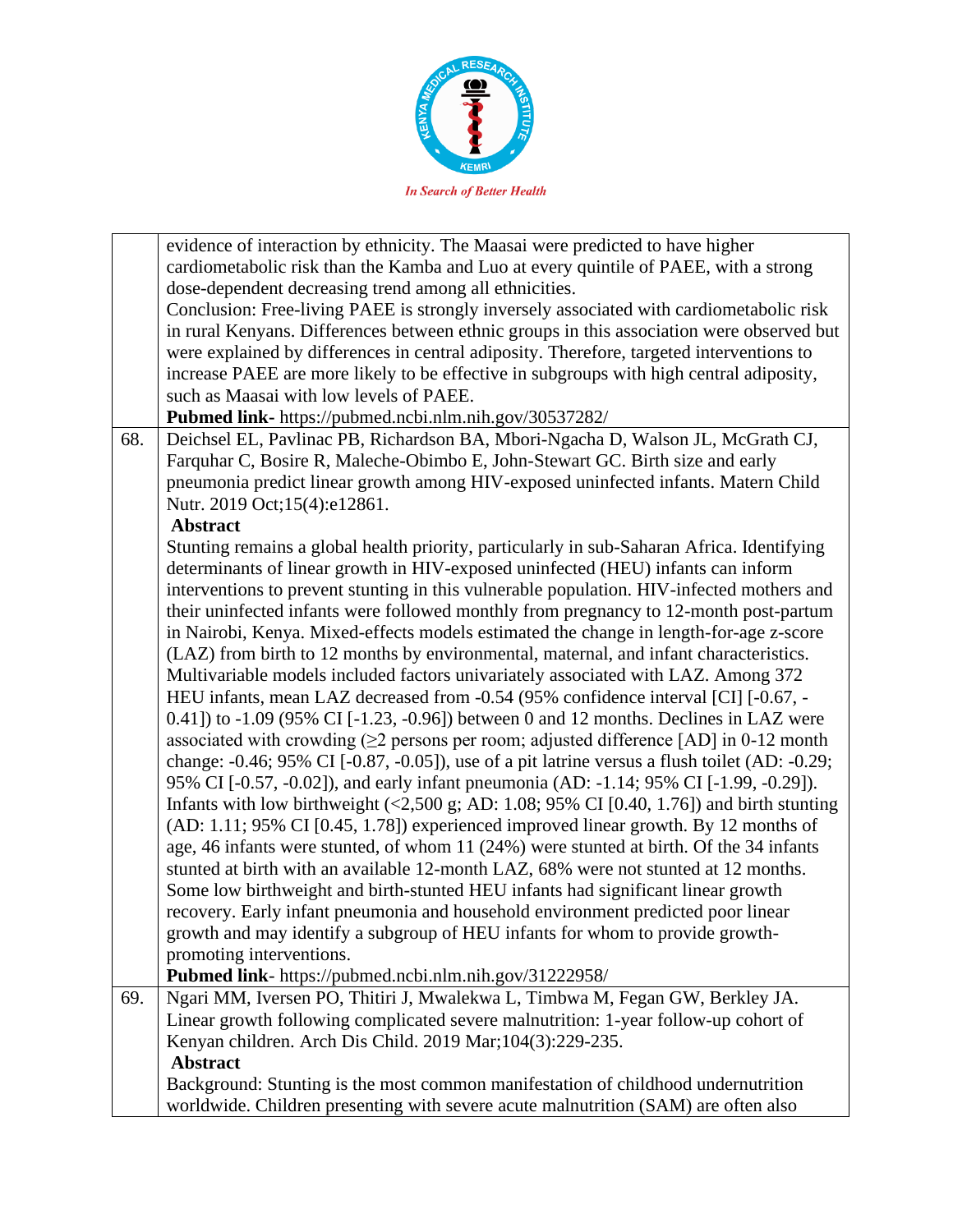| | |
|---|---|
| | evidence of interaction by ethnicity. The Maasai were predicted to have higher cardiometabolic risk than the Kamba and Luo at every quintile of PAEE, with a strong dose-dependent decreasing trend among all ethnicities.<br>Conclusion: Free-living PAEE is strongly inversely associated with cardiometabolic risk in rural Kenyans. Differences between ethnic groups in this association were observed but were explained by differences in central adiposity. Therefore, targeted interventions to increase PAEE are more likely to be effective in subgroups with high central adiposity, such as Maasai with low levels of PAEE.<br>**Pubmed link**- https://pubmed.ncbi.nlm.nih.gov/30537282/ |
| 68. | Deichsel EL, Pavlinac PB, Richardson BA, Mbori-Ngacha D, Walson JL, McGrath CJ, Farquhar C, Bosire R, Maleche-Obimbo E, John-Stewart GC. Birth size and early pneumonia predict linear growth among HIV-exposed uninfected infants. Matern Child Nutr. 2019 Oct;15(4):e12861.<br>**Abstract**<br>Stunting remains a global health priority, particularly in sub-Saharan Africa. Identifying determinants of linear growth in HIV-exposed uninfected (HEU) infants can inform interventions to prevent stunting in this vulnerable population. HIV-infected mothers and their uninfected infants were followed monthly from pregnancy to 12-month post-partum in Nairobi, Kenya. Mixed-effects models estimated the change in length-for-age z-score (LAZ) from birth to 12 months by environmental, maternal, and infant characteristics. Multivariable models included factors univariately associated with LAZ. Among 372 HEU infants, mean LAZ decreased from -0.54 (95% confidence interval [CI] [-0.67, -0.41]) to -1.09 (95% CI [-1.23, -0.96]) between 0 and 12 months. Declines in LAZ were associated with crowding (≥2 persons per room; adjusted difference [AD] in 0-12 month change: -0.46; 95% CI [-0.87, -0.05]), use of a pit latrine versus a flush toilet (AD: -0.29; 95% CI [-0.57, -0.02]), and early infant pneumonia (AD: -1.14; 95% CI [-1.99, -0.29]). Infants with low birthweight (<2,500 g; AD: 1.08; 95% CI [0.40, 1.76]) and birth stunting (AD: 1.11; 95% CI [0.45, 1.78]) experienced improved linear growth. By 12 months of age, 46 infants were stunted, of whom 11 (24%) were stunted at birth. Of the 34 infants stunted at birth with an available 12-month LAZ, 68% were not stunted at 12 months. Some low birthweight and birth-stunted HEU infants had significant linear growth recovery. Early infant pneumonia and household environment predicted poor linear growth and may identify a subgroup of HEU infants for whom to provide growth-promoting interventions.<br>**Pubmed link**- https://pubmed.ncbi.nlm.nih.gov/31222958/ |
| 69. | Ngari MM, Iversen PO, Thitiri J, Mwalekwa L, Timbwa M, Fegan GW, Berkley JA. Linear growth following complicated severe malnutrition: 1-year follow-up cohort of Kenyan children. Arch Dis Child. 2019 Mar;104(3):229-235.<br>**Abstract**<br>Background: Stunting is the most common manifestation of childhood undernutrition worldwide. Children presenting with severe acute malnutrition (SAM) are often also |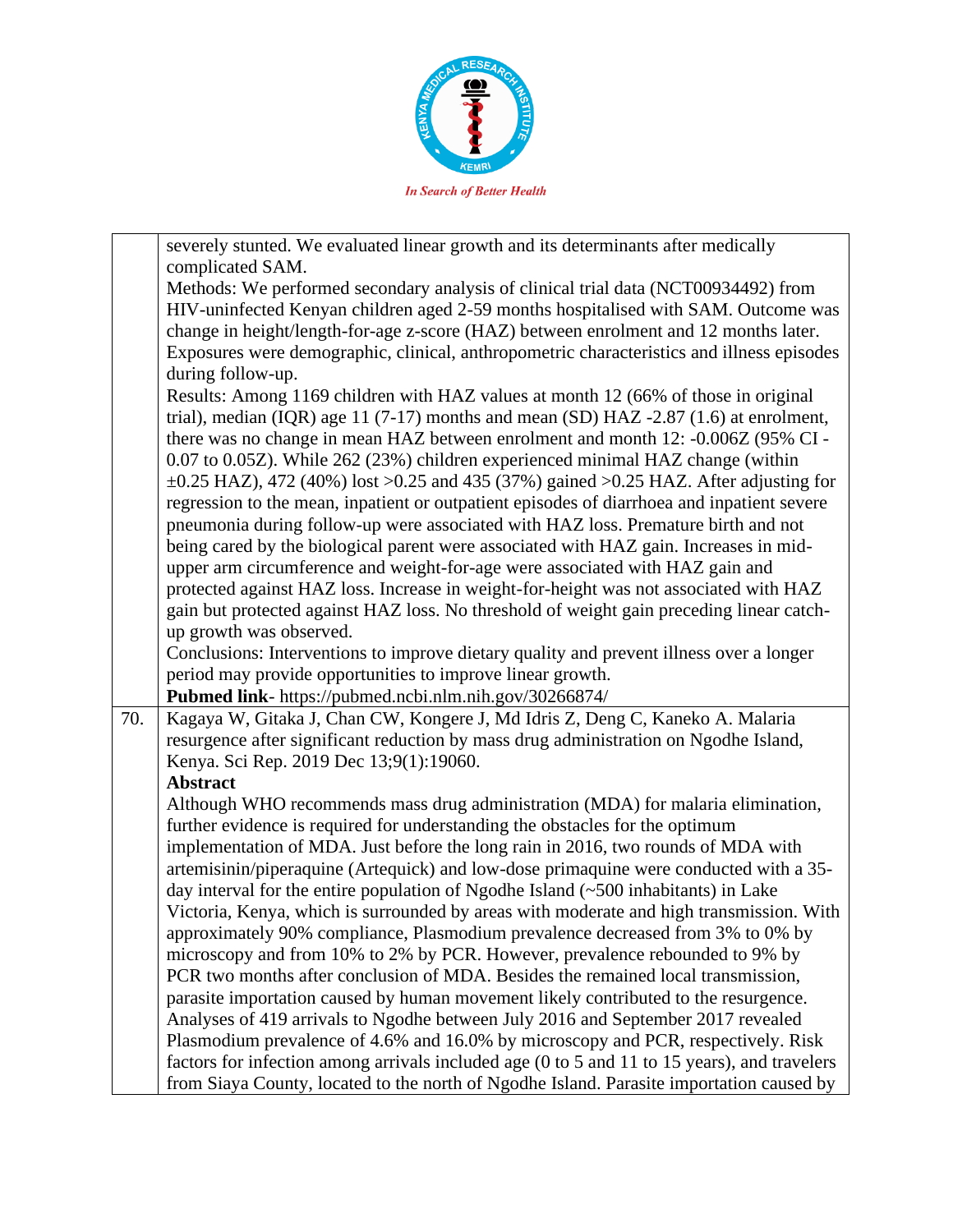| | |
|---|---|
| | severely stunted. We evaluated linear growth and its determinants after medically complicated SAM.<br>Methods: We performed secondary analysis of clinical trial data (NCT00934492) from HIV-uninfected Kenyan children aged 2-59 months hospitalised with SAM. Outcome was change in height/length-for-age z-score (HAZ) between enrolment and 12 months later. Exposures were demographic, clinical, anthropometric characteristics and illness episodes during follow-up.<br>Results: Among 1169 children with HAZ values at month 12 (66% of those in original trial), median (IQR) age 11 (7-17) months and mean (SD) HAZ -2.87 (1.6) at enrolment, there was no change in mean HAZ between enrolment and month 12: -0.006Z (95% CI -0.07 to 0.05Z). While 262 (23%) children experienced minimal HAZ change (within ±0.25 HAZ), 472 (40%) lost >0.25 and 435 (37%) gained >0.25 HAZ. After adjusting for regression to the mean, inpatient or outpatient episodes of diarrhoea and inpatient severe pneumonia during follow-up were associated with HAZ loss. Premature birth and not being cared by the biological parent were associated with HAZ gain. Increases in mid-upper arm circumference and weight-for-age were associated with HAZ gain and protected against HAZ loss. Increase in weight-for-height was not associated with HAZ gain but protected against HAZ loss. No threshold of weight gain preceding linear catch-up growth was observed.<br>Conclusions: Interventions to improve dietary quality and prevent illness over a longer period may provide opportunities to improve linear growth.<br>**Pubmed link**- https://pubmed.ncbi.nlm.nih.gov/30266874/ |
| 70. | Kagaya W, Gitaka J, Chan CW, Kongere J, Md Idris Z, Deng C, Kaneko A. Malaria resurgence after significant reduction by mass drug administration on Ngodhe Island, Kenya. Sci Rep. 2019 Dec 13;9(1):19060.<br>**Abstract**<br>Although WHO recommends mass drug administration (MDA) for malaria elimination, further evidence is required for understanding the obstacles for the optimum implementation of MDA. Just before the long rain in 2016, two rounds of MDA with artemisinin/piperaquine (Artequick) and low-dose primaquine were conducted with a 35-day interval for the entire population of Ngodhe Island (~500 inhabitants) in Lake Victoria, Kenya, which is surrounded by areas with moderate and high transmission. With approximately 90% compliance, Plasmodium prevalence decreased from 3% to 0% by microscopy and from 10% to 2% by PCR. However, prevalence rebounded to 9% by PCR two months after conclusion of MDA. Besides the remained local transmission, parasite importation caused by human movement likely contributed to the resurgence. Analyses of 419 arrivals to Ngodhe between July 2016 and September 2017 revealed Plasmodium prevalence of 4.6% and 16.0% by microscopy and PCR, respectively. Risk factors for infection among arrivals included age (0 to 5 and 11 to 15 years), and travelers from Siaya County, located to the north of Ngodhe Island. Parasite importation caused by |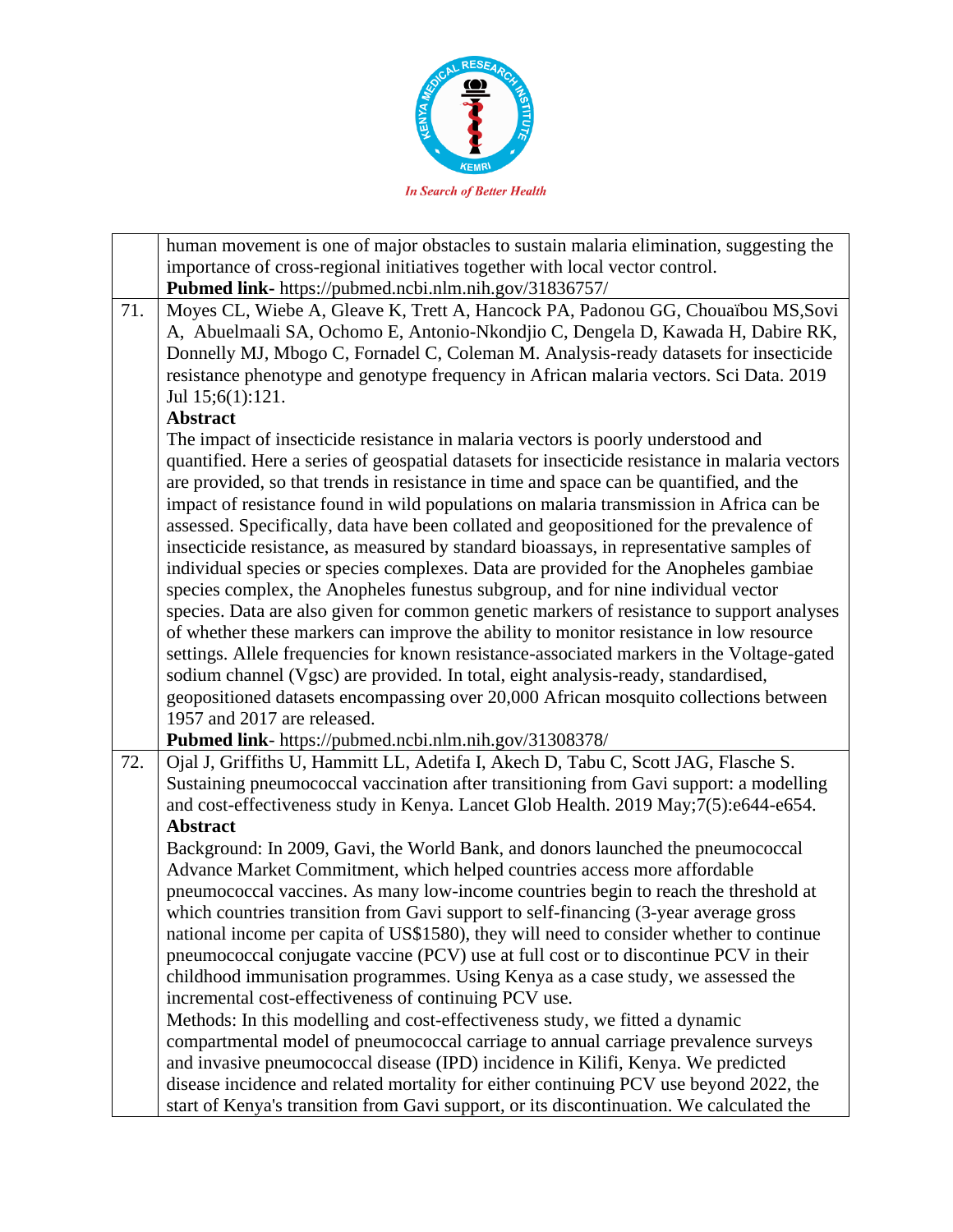|  |  |
|---|---|
|  | human movement is one of major obstacles to sustain malaria elimination, suggesting the importance of cross-regional initiatives together with local vector control.<br>**Pubmed link**- https://pubmed.ncbi.nlm.nih.gov/31836757/ |
| 71. | Moyes CL, Wiebe A, Gleave K, Trett A, Hancock PA, Padonou GG, Chouaïbou MS,Sovi A, Abuelmaali SA, Ochomo E, Antonio-Nkondjio C, Dengela D, Kawada H, Dabire RK, Donnelly MJ, Mbogo C, Fornadel C, Coleman M. Analysis-ready datasets for insecticide resistance phenotype and genotype frequency in African malaria vectors. Sci Data. 2019 Jul 15;6(1):121.<br>**Abstract**<br>The impact of insecticide resistance in malaria vectors is poorly understood and quantified. Here a series of geospatial datasets for insecticide resistance in malaria vectors are provided, so that trends in resistance in time and space can be quantified, and the impact of resistance found in wild populations on malaria transmission in Africa can be assessed. Specifically, data have been collated and geopositioned for the prevalence of insecticide resistance, as measured by standard bioassays, in representative samples of individual species or species complexes. Data are provided for the Anopheles gambiae species complex, the Anopheles funestus subgroup, and for nine individual vector species. Data are also given for common genetic markers of resistance to support analyses of whether these markers can improve the ability to monitor resistance in low resource settings. Allele frequencies for known resistance-associated markers in the Voltage-gated sodium channel (Vgsc) are provided. In total, eight analysis-ready, standardised, geopositioned datasets encompassing over 20,000 African mosquito collections between 1957 and 2017 are released.<br>**Pubmed link**- https://pubmed.ncbi.nlm.nih.gov/31308378/ |
| 72. | Ojal J, Griffiths U, Hammitt LL, Adetifa I, Akech D, Tabu C, Scott JAG, Flasche S. Sustaining pneumococcal vaccination after transitioning from Gavi support: a modelling and cost-effectiveness study in Kenya. Lancet Glob Health. 2019 May;7(5):e644-e654.<br>**Abstract**<br>Background: In 2009, Gavi, the World Bank, and donors launched the pneumococcal Advance Market Commitment, which helped countries access more affordable pneumococcal vaccines. As many low-income countries begin to reach the threshold at which countries transition from Gavi support to self-financing (3-year average gross national income per capita of US$1580), they will need to consider whether to continue pneumococcal conjugate vaccine (PCV) use at full cost or to discontinue PCV in their childhood immunisation programmes. Using Kenya as a case study, we assessed the incremental cost-effectiveness of continuing PCV use.<br>Methods: In this modelling and cost-effectiveness study, we fitted a dynamic compartmental model of pneumococcal carriage to annual carriage prevalence surveys and invasive pneumococcal disease (IPD) incidence in Kilifi, Kenya. We predicted disease incidence and related mortality for either continuing PCV use beyond 2022, the start of Kenya's transition from Gavi support, or its discontinuation. We calculated the |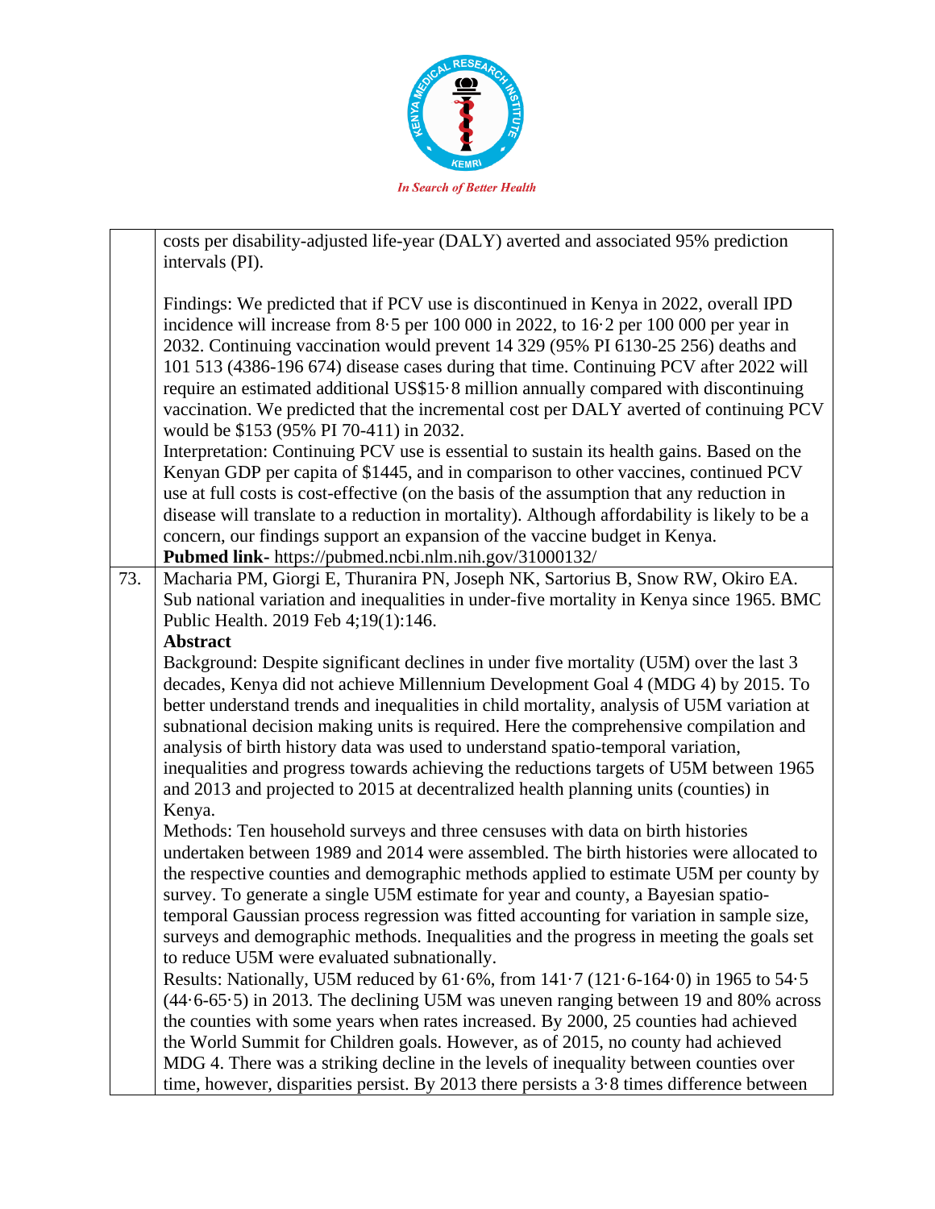| | |
|---|---|
| | costs per disability-adjusted life-year (DALY) averted and associated 95% prediction intervals (PI).<br><br>Findings: We predicted that if PCV use is discontinued in Kenya in 2022, overall IPD incidence will increase from 8·5 per 100 000 in 2022, to 16·2 per 100 000 per year in 2032. Continuing vaccination would prevent 14 329 (95% PI 6130-25 256) deaths and 101 513 (4386-196 674) disease cases during that time. Continuing PCV after 2022 will require an estimated additional US$15·8 million annually compared with discontinuing vaccination. We predicted that the incremental cost per DALY averted of continuing PCV would be $153 (95% PI 70-411) in 2032.<br>Interpretation: Continuing PCV use is essential to sustain its health gains. Based on the Kenyan GDP per capita of $1445, and in comparison to other vaccines, continued PCV use at full costs is cost-effective (on the basis of the assumption that any reduction in disease will translate to a reduction in mortality). Although affordability is likely to be a concern, our findings support an expansion of the vaccine budget in Kenya.<br>**Pubmed link-** https://pubmed.ncbi.nlm.nih.gov/31000132/ |
| 73. | Macharia PM, Giorgi E, Thuranira PN, Joseph NK, Sartorius B, Snow RW, Okiro EA. Sub national variation and inequalities in under-five mortality in Kenya since 1965. BMC Public Health. 2019 Feb 4;19(1):146.<br>**Abstract**<br>Background: Despite significant declines in under five mortality (U5M) over the last 3 decades, Kenya did not achieve Millennium Development Goal 4 (MDG 4) by 2015. To better understand trends and inequalities in child mortality, analysis of U5M variation at subnational decision making units is required. Here the comprehensive compilation and analysis of birth history data was used to understand spatio-temporal variation, inequalities and progress towards achieving the reductions targets of U5M between 1965 and 2013 and projected to 2015 at decentralized health planning units (counties) in Kenya.<br>Methods: Ten household surveys and three censuses with data on birth histories undertaken between 1989 and 2014 were assembled. The birth histories were allocated to the respective counties and demographic methods applied to estimate U5M per county by survey. To generate a single U5M estimate for year and county, a Bayesian spatio-temporal Gaussian process regression was fitted accounting for variation in sample size, surveys and demographic methods. Inequalities and the progress in meeting the goals set to reduce U5M were evaluated subnationally.<br>Results: Nationally, U5M reduced by 61·6%, from 141·7 (121·6-164·0) in 1965 to 54·5 (44·6-65·5) in 2013. The declining U5M was uneven ranging between 19 and 80% across the counties with some years when rates increased. By 2000, 25 counties had achieved the World Summit for Children goals. However, as of 2015, no county had achieved MDG 4. There was a striking decline in the levels of inequality between counties over time, however, disparities persist. By 2013 there persists a 3·8 times difference between |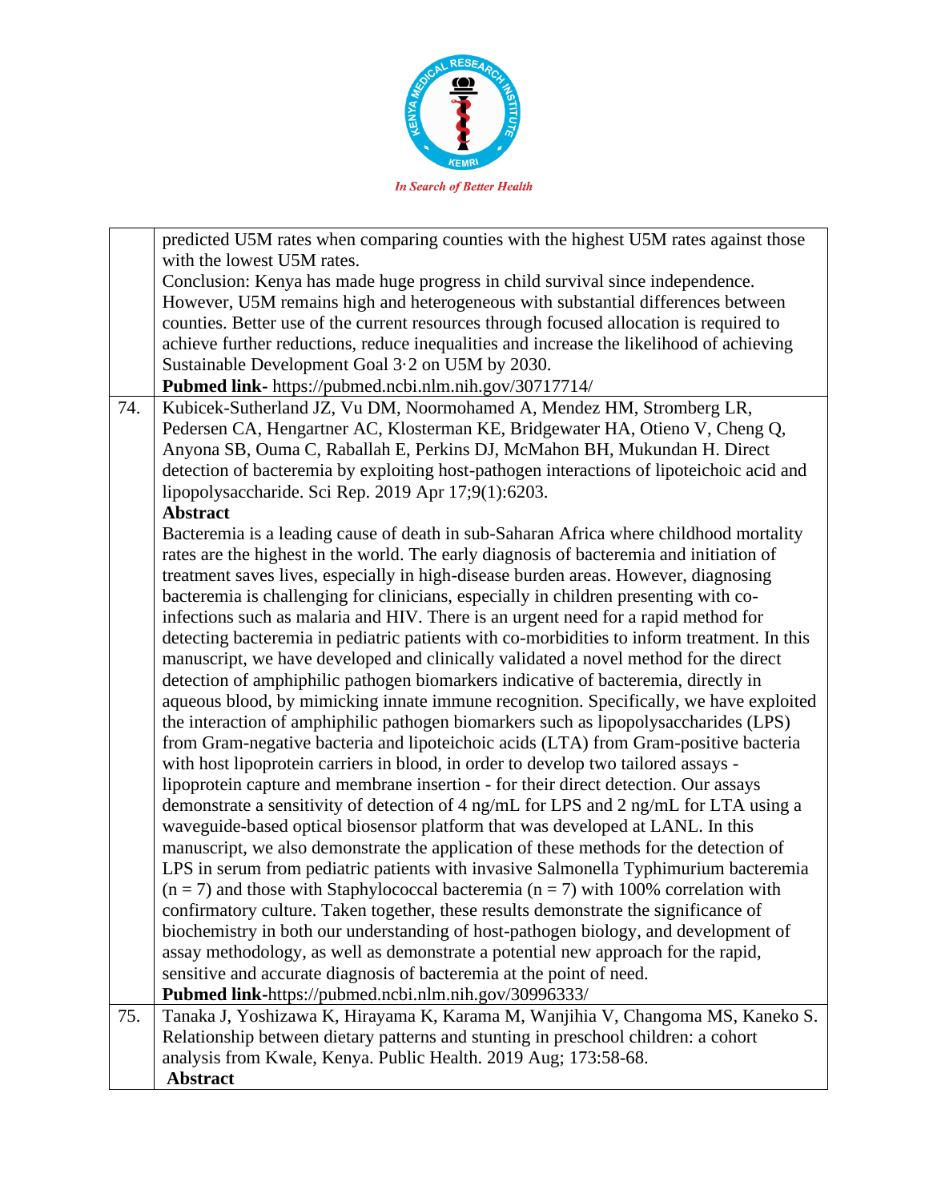| | |
|---|---|
| | predicted U5M rates when comparing counties with the highest U5M rates against those with the lowest U5M rates.<br>Conclusion: Kenya has made huge progress in child survival since independence. However, U5M remains high and heterogeneous with substantial differences between counties. Better use of the current resources through focused allocation is required to achieve further reductions, reduce inequalities and increase the likelihood of achieving Sustainable Development Goal 3·2 on U5M by 2030.<br>**Pubmed link-** https://pubmed.ncbi.nlm.nih.gov/30717714/ |
| 74. | Kubicek-Sutherland JZ, Vu DM, Noormohamed A, Mendez HM, Stromberg LR, Pedersen CA, Hengartner AC, Klosterman KE, Bridgewater HA, Otieno V, Cheng Q, Anyona SB, Ouma C, Raballah E, Perkins DJ, McMahon BH, Mukundan H. Direct detection of bacteremia by exploiting host-pathogen interactions of lipoteichoic acid and lipopolysaccharide. Sci Rep. 2019 Apr 17;9(1):6203.<br>**Abstract**<br>Bacteremia is a leading cause of death in sub-Saharan Africa where childhood mortality rates are the highest in the world. The early diagnosis of bacteremia and initiation of treatment saves lives, especially in high-disease burden areas. However, diagnosing bacteremia is challenging for clinicians, especially in children presenting with co-infections such as malaria and HIV. There is an urgent need for a rapid method for detecting bacteremia in pediatric patients with co-morbidities to inform treatment. In this manuscript, we have developed and clinically validated a novel method for the direct detection of amphiphilic pathogen biomarkers indicative of bacteremia, directly in aqueous blood, by mimicking innate immune recognition. Specifically, we have exploited the interaction of amphiphilic pathogen biomarkers such as lipopolysaccharides (LPS) from Gram-negative bacteria and lipoteichoic acids (LTA) from Gram-positive bacteria with host lipoprotein carriers in blood, in order to develop two tailored assays - lipoprotein capture and membrane insertion - for their direct detection. Our assays demonstrate a sensitivity of detection of 4 ng/mL for LPS and 2 ng/mL for LTA using a waveguide-based optical biosensor platform that was developed at LANL. In this manuscript, we also demonstrate the application of these methods for the detection of LPS in serum from pediatric patients with invasive Salmonella Typhimurium bacteremia (n = 7) and those with Staphylococcal bacteremia (n = 7) with 100% correlation with confirmatory culture. Taken together, these results demonstrate the significance of biochemistry in both our understanding of host-pathogen biology, and development of assay methodology, as well as demonstrate a potential new approach for the rapid, sensitive and accurate diagnosis of bacteremia at the point of need.<br>**Pubmed link**-https://pubmed.ncbi.nlm.nih.gov/30996333/ |
| 75. | Tanaka J, Yoshizawa K, Hirayama K, Karama M, Wanjihia V, Changoma MS, Kaneko S. Relationship between dietary patterns and stunting in preschool children: a cohort analysis from Kwale, Kenya. Public Health. 2019 Aug; 173:58-68.<br>**Abstract** |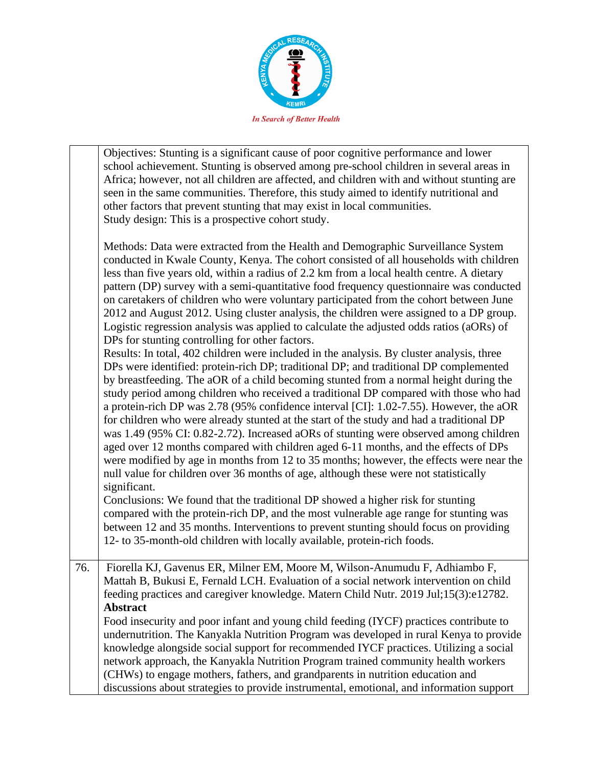| | |
|---|---|
| | Objectives: Stunting is a significant cause of poor cognitive performance and lower school achievement. Stunting is observed among pre-school children in several areas in Africa; however, not all children are affected, and children with and without stunting are seen in the same communities. Therefore, this study aimed to identify nutritional and other factors that prevent stunting that may exist in local communities. Study design: This is a prospective cohort study. <br><br> Methods: Data were extracted from the Health and Demographic Surveillance System conducted in Kwale County, Kenya. The cohort consisted of all households with children less than five years old, within a radius of 2.2 km from a local health centre. A dietary pattern (DP) survey with a semi-quantitative food frequency questionnaire was conducted on caretakers of children who were voluntary participated from the cohort between June 2012 and August 2012. Using cluster analysis, the children were assigned to a DP group. Logistic regression analysis was applied to calculate the adjusted odds ratios (aORs) of DPs for stunting controlling for other factors. Results: In total, 402 children were included in the analysis. By cluster analysis, three DPs were identified: protein-rich DP; traditional DP; and traditional DP complemented by breastfeeding. The aOR of a child becoming stunted from a normal height during the study period among children who received a traditional DP compared with those who had a protein-rich DP was 2.78 (95% confidence interval [CI]: 1.02-7.55). However, the aOR for children who were already stunted at the start of the study and had a traditional DP was 1.49 (95% CI: 0.82-2.72). Increased aORs of stunting were observed among children aged over 12 months compared with children aged 6-11 months, and the effects of DPs were modified by age in months from 12 to 35 months; however, the effects were near the null value for children over 36 months of age, although these were not statistically significant. Conclusions: We found that the traditional DP showed a higher risk for stunting compared with the protein-rich DP, and the most vulnerable age range for stunting was between 12 and 35 months. Interventions to prevent stunting should focus on providing 12- to 35-month-old children with locally available, protein-rich foods. |
| 76. | Fiorella KJ, Gavenus ER, Milner EM, Moore M, Wilson-Anumudu F, Adhiambo F, Mattah B, Bukusi E, Fernald LCH. Evaluation of a social network intervention on child feeding practices and caregiver knowledge. Matern Child Nutr. 2019 Jul;15(3):e12782. <br> **Abstract** <br> Food insecurity and poor infant and young child feeding (IYCF) practices contribute to undernutrition. The Kanyakla Nutrition Program was developed in rural Kenya to provide knowledge alongside social support for recommended IYCF practices. Utilizing a social network approach, the Kanyakla Nutrition Program trained community health workers (CHWs) to engage mothers, fathers, and grandparents in nutrition education and discussions about strategies to provide instrumental, emotional, and information support |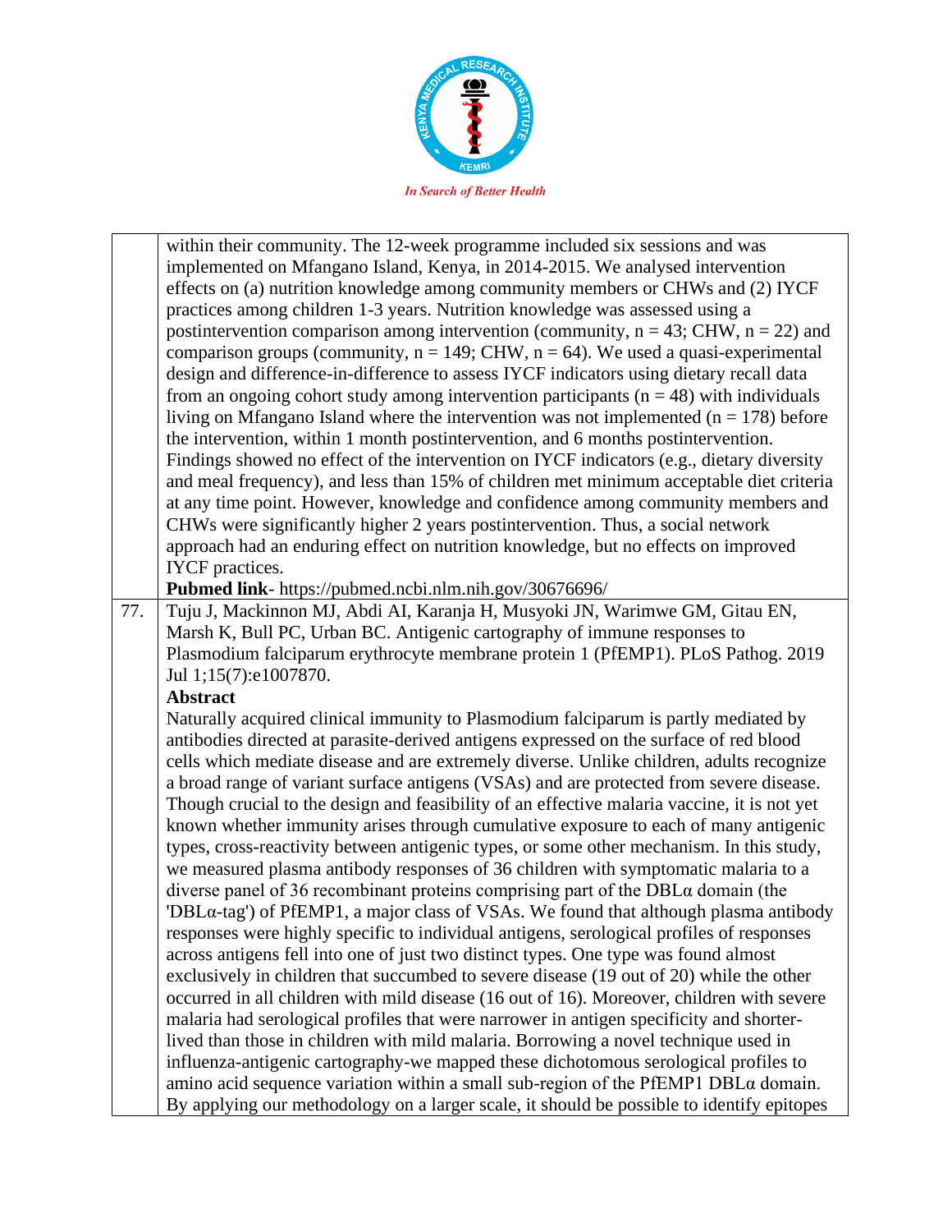| | |
|---|---|
| | within their community. The 12-week programme included six sessions and was implemented on Mfangano Island, Kenya, in 2014-2015. We analysed intervention effects on (a) nutrition knowledge among community members or CHWs and (2) IYCF practices among children 1-3 years. Nutrition knowledge was assessed using a postintervention comparison among intervention (community, n = 43; CHW, n = 22) and comparison groups (community, n = 149; CHW, n = 64). We used a quasi-experimental design and difference-in-difference to assess IYCF indicators using dietary recall data from an ongoing cohort study among intervention participants (n = 48) with individuals living on Mfangano Island where the intervention was not implemented (n = 178) before the intervention, within 1 month postintervention, and 6 months postintervention. Findings showed no effect of the intervention on IYCF indicators (e.g., dietary diversity and meal frequency), and less than 15% of children met minimum acceptable diet criteria at any time point. However, knowledge and confidence among community members and CHWs were significantly higher 2 years postintervention. Thus, a social network approach had an enduring effect on nutrition knowledge, but no effects on improved IYCF practices.<br>**Pubmed link**- https://pubmed.ncbi.nlm.nih.gov/30676696/ |
| 77. | Tuju J, Mackinnon MJ, Abdi AI, Karanja H, Musyoki JN, Warimwe GM, Gitau EN, Marsh K, Bull PC, Urban BC. Antigenic cartography of immune responses to Plasmodium falciparum erythrocyte membrane protein 1 (PfEMP1). PLoS Pathog. 2019 Jul 1;15(7):e1007870.<br>**Abstract**<br>Naturally acquired clinical immunity to Plasmodium falciparum is partly mediated by antibodies directed at parasite-derived antigens expressed on the surface of red blood cells which mediate disease and are extremely diverse. Unlike children, adults recognize a broad range of variant surface antigens (VSAs) and are protected from severe disease. Though crucial to the design and feasibility of an effective malaria vaccine, it is not yet known whether immunity arises through cumulative exposure to each of many antigenic types, cross-reactivity between antigenic types, or some other mechanism. In this study, we measured plasma antibody responses of 36 children with symptomatic malaria to a diverse panel of 36 recombinant proteins comprising part of the DBLα domain (the 'DBLα-tag') of PfEMP1, a major class of VSAs. We found that although plasma antibody responses were highly specific to individual antigens, serological profiles of responses across antigens fell into one of just two distinct types. One type was found almost exclusively in children that succumbed to severe disease (19 out of 20) while the other occurred in all children with mild disease (16 out of 16). Moreover, children with severe malaria had serological profiles that were narrower in antigen specificity and shorter-lived than those in children with mild malaria. Borrowing a novel technique used in influenza-antigenic cartography-we mapped these dichotomous serological profiles to amino acid sequence variation within a small sub-region of the PfEMP1 DBLα domain. By applying our methodology on a larger scale, it should be possible to identify epitopes |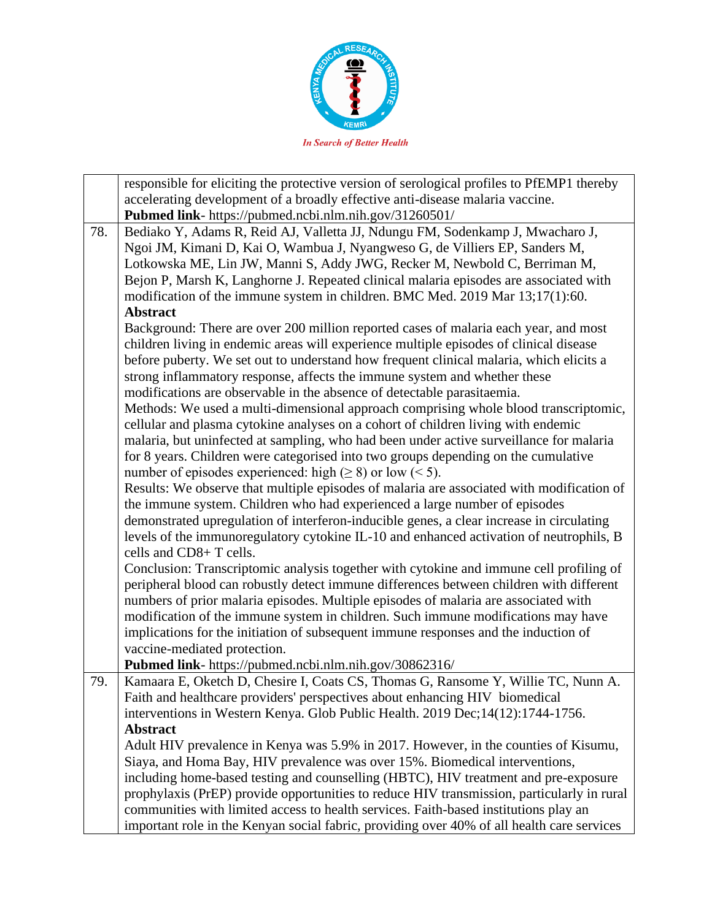| | |
|---|---|
| | responsible for eliciting the protective version of serological profiles to PfEMP1 thereby accelerating development of a broadly effective anti-disease malaria vaccine.<br>**Pubmed link**- https://pubmed.ncbi.nlm.nih.gov/31260501/ |
| 78. | Bediako Y, Adams R, Reid AJ, Valletta JJ, Ndungu FM, Sodenkamp J, Mwacharo J, Ngoi JM, Kimani D, Kai O, Wambua J, Nyangweso G, de Villiers EP, Sanders M, Lotkowska ME, Lin JW, Manni S, Addy JWG, Recker M, Newbold C, Berriman M, Bejon P, Marsh K, Langhorne J. Repeated clinical malaria episodes are associated with modification of the immune system in children. BMC Med. 2019 Mar 13;17(1):60.<br>**Abstract**<br>Background: There are over 200 million reported cases of malaria each year, and most children living in endemic areas will experience multiple episodes of clinical disease before puberty. We set out to understand how frequent clinical malaria, which elicits a strong inflammatory response, affects the immune system and whether these modifications are observable in the absence of detectable parasitaemia.<br>Methods: We used a multi-dimensional approach comprising whole blood transcriptomic, cellular and plasma cytokine analyses on a cohort of children living with endemic malaria, but uninfected at sampling, who had been under active surveillance for malaria for 8 years. Children were categorised into two groups depending on the cumulative number of episodes experienced: high ($\geq 8$) or low ($< 5$).<br>Results: We observe that multiple episodes of malaria are associated with modification of the immune system. Children who had experienced a large number of episodes demonstrated upregulation of interferon-inducible genes, a clear increase in circulating levels of the immunoregulatory cytokine IL-10 and enhanced activation of neutrophils, B cells and CD8+ T cells.<br>Conclusion: Transcriptomic analysis together with cytokine and immune cell profiling of peripheral blood can robustly detect immune differences between children with different numbers of prior malaria episodes. Multiple episodes of malaria are associated with modification of the immune system in children. Such immune modifications may have implications for the initiation of subsequent immune responses and the induction of vaccine-mediated protection.<br>**Pubmed link**- https://pubmed.ncbi.nlm.nih.gov/30862316/ |
| 79. | Kamaara E, Oketch D, Chesire I, Coats CS, Thomas G, Ransome Y, Willie TC, Nunn A. Faith and healthcare providers' perspectives about enhancing HIV biomedical interventions in Western Kenya. Glob Public Health. 2019 Dec;14(12):1744-1756.<br>**Abstract**<br>Adult HIV prevalence in Kenya was 5.9% in 2017. However, in the counties of Kisumu, Siaya, and Homa Bay, HIV prevalence was over 15%. Biomedical interventions, including home-based testing and counselling (HBTC), HIV treatment and pre-exposure prophylaxis (PrEP) provide opportunities to reduce HIV transmission, particularly in rural communities with limited access to health services. Faith-based institutions play an important role in the Kenyan social fabric, providing over 40% of all health care services |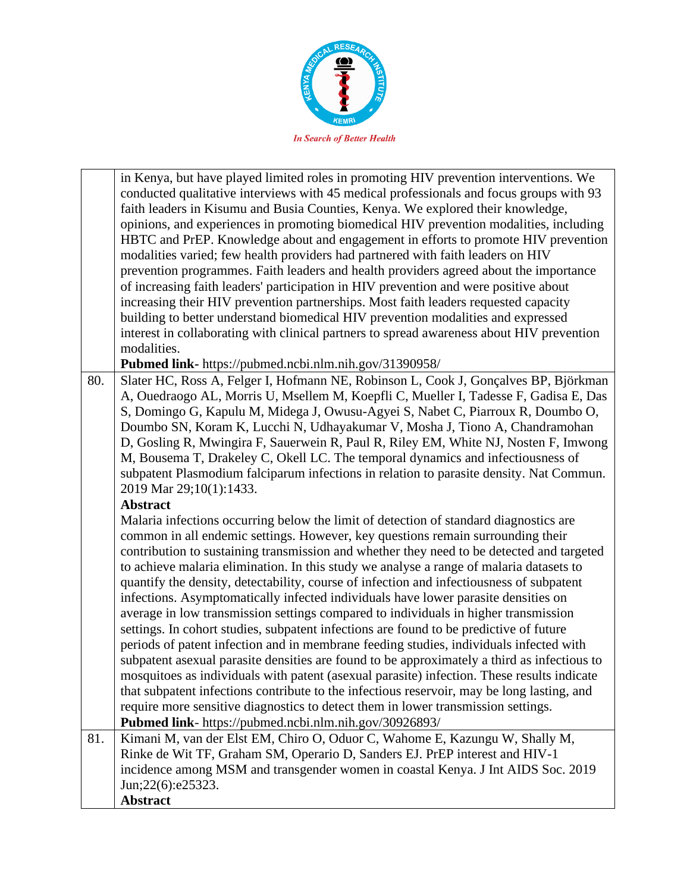| | |
|---|---|
| | in Kenya, but have played limited roles in promoting HIV prevention interventions. We conducted qualitative interviews with 45 medical professionals and focus groups with 93 faith leaders in Kisumu and Busia Counties, Kenya. We explored their knowledge, opinions, and experiences in promoting biomedical HIV prevention modalities, including HBTC and PrEP. Knowledge about and engagement in efforts to promote HIV prevention modalities varied; few health providers had partnered with faith leaders on HIV prevention programmes. Faith leaders and health providers agreed about the importance of increasing faith leaders' participation in HIV prevention and were positive about increasing their HIV prevention partnerships. Most faith leaders requested capacity building to better understand biomedical HIV prevention modalities and expressed interest in collaborating with clinical partners to spread awareness about HIV prevention modalities.<br>**Pubmed link-** https://pubmed.ncbi.nlm.nih.gov/31390958/ |
| 80. | Slater HC, Ross A, Felger I, Hofmann NE, Robinson L, Cook J, Gonçalves BP, Björkman A, Ouedraogo AL, Morris U, Msellem M, Koepfli C, Mueller I, Tadesse F, Gadisa E, Das S, Domingo G, Kapulu M, Midega J, Owusu-Agyei S, Nabet C, Piarroux R, Doumbo O, Doumbo SN, Koram K, Lucchi N, Udhayakumar V, Mosha J, Tiono A, Chandramohan D, Gosling R, Mwingira F, Sauerwein R, Paul R, Riley EM, White NJ, Nosten F, Imwong M, Bousema T, Drakeley C, Okell LC. The temporal dynamics and infectiousness of subpatent Plasmodium falciparum infections in relation to parasite density. Nat Commun. 2019 Mar 29;10(1):1433.<br>**Abstract**<br>Malaria infections occurring below the limit of detection of standard diagnostics are common in all endemic settings. However, key questions remain surrounding their contribution to sustaining transmission and whether they need to be detected and targeted to achieve malaria elimination. In this study we analyse a range of malaria datasets to quantify the density, detectability, course of infection and infectiousness of subpatent infections. Asymptomatically infected individuals have lower parasite densities on average in low transmission settings compared to individuals in higher transmission settings. In cohort studies, subpatent infections are found to be predictive of future periods of patent infection and in membrane feeding studies, individuals infected with subpatent asexual parasite densities are found to be approximately a third as infectious to mosquitoes as individuals with patent (asexual parasite) infection. These results indicate that subpatent infections contribute to the infectious reservoir, may be long lasting, and require more sensitive diagnostics to detect them in lower transmission settings.<br>**Pubmed link**- https://pubmed.ncbi.nlm.nih.gov/30926893/ |
| 81. | Kimani M, van der Elst EM, Chiro O, Oduor C, Wahome E, Kazungu W, Shally M, Rinke de Wit TF, Graham SM, Operario D, Sanders EJ. PrEP interest and HIV-1 incidence among MSM and transgender women in coastal Kenya. J Int AIDS Soc. 2019 Jun;22(6):e25323.<br>**Abstract** |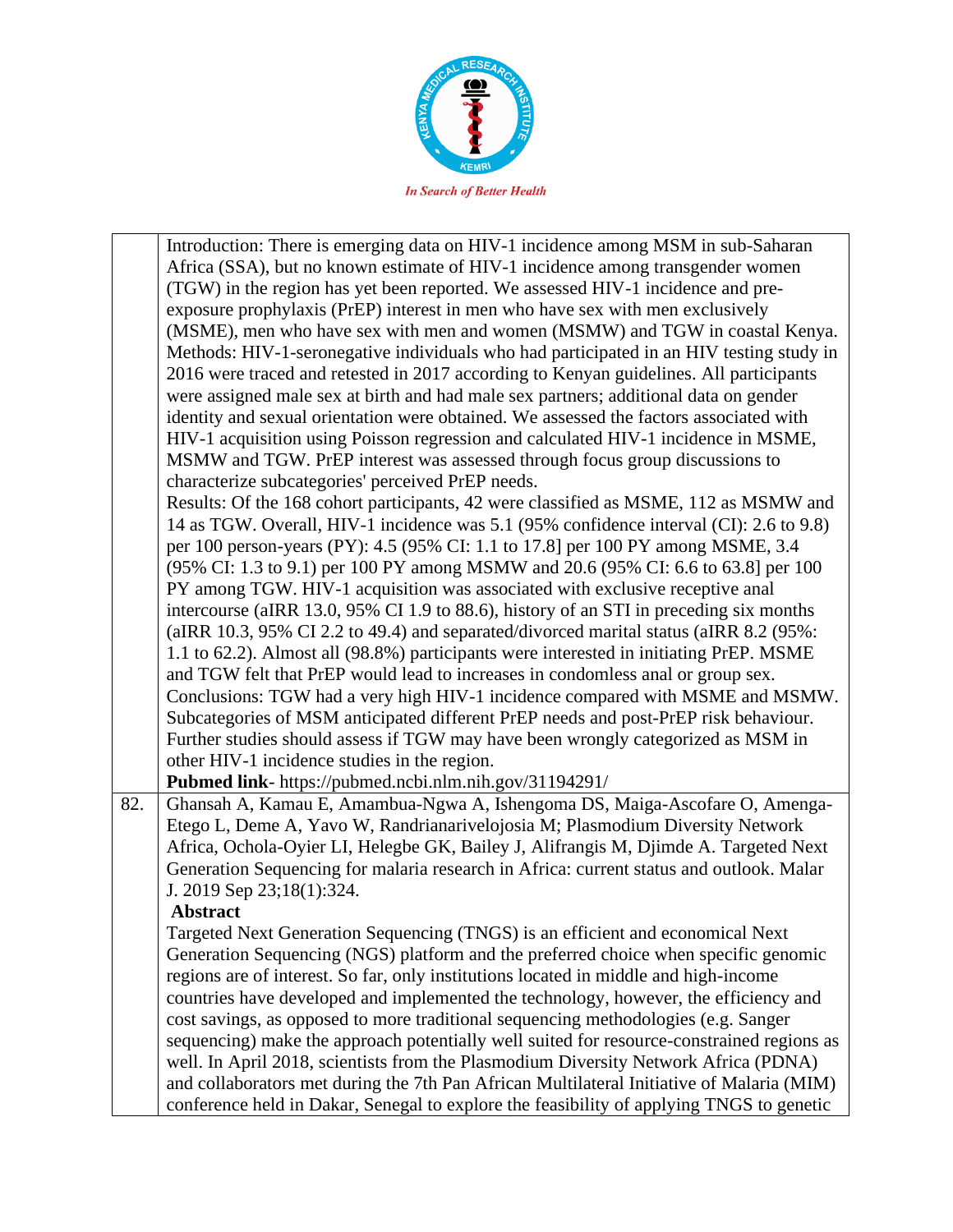| | |
|---|---|
| | Introduction: There is emerging data on HIV-1 incidence among MSM in sub-Saharan Africa (SSA), but no known estimate of HIV-1 incidence among transgender women (TGW) in the region has yet been reported. We assessed HIV-1 incidence and pre-exposure prophylaxis (PrEP) interest in men who have sex with men exclusively (MSME), men who have sex with men and women (MSMW) and TGW in coastal Kenya. Methods: HIV-1-seronegative individuals who had participated in an HIV testing study in 2016 were traced and retested in 2017 according to Kenyan guidelines. All participants were assigned male sex at birth and had male sex partners; additional data on gender identity and sexual orientation were obtained. We assessed the factors associated with HIV-1 acquisition using Poisson regression and calculated HIV-1 incidence in MSME, MSMW and TGW. PrEP interest was assessed through focus group discussions to characterize subcategories' perceived PrEP needs. Results: Of the 168 cohort participants, 42 were classified as MSME, 112 as MSMW and 14 as TGW. Overall, HIV-1 incidence was 5.1 (95% confidence interval (CI): 2.6 to 9.8) per 100 person-years (PY): 4.5 (95% CI: 1.1 to 17.8] per 100 PY among MSME, 3.4 (95% CI: 1.3 to 9.1) per 100 PY among MSMW and 20.6 (95% CI: 6.6 to 63.8] per 100 PY among TGW. HIV-1 acquisition was associated with exclusive receptive anal intercourse (aIRR 13.0, 95% CI 1.9 to 88.6), history of an STI in preceding six months (aIRR 10.3, 95% CI 2.2 to 49.4) and separated/divorced marital status (aIRR 8.2 (95%: 1.1 to 62.2). Almost all (98.8%) participants were interested in initiating PrEP. MSME and TGW felt that PrEP would lead to increases in condomless anal or group sex. Conclusions: TGW had a very high HIV-1 incidence compared with MSME and MSMW. Subcategories of MSM anticipated different PrEP needs and post-PrEP risk behaviour. Further studies should assess if TGW may have been wrongly categorized as MSM in other HIV-1 incidence studies in the region. **Pubmed link**- https://pubmed.ncbi.nlm.nih.gov/31194291/ |
| 82. | Ghansah A, Kamau E, Amambua-Ngwa A, Ishengoma DS, Maiga-Ascofare O, Amenga-Etego L, Deme A, Yavo W, Randrianarivelojosia M; Plasmodium Diversity Network Africa, Ochola-Oyier LI, Helegbe GK, Bailey J, Alifrangis M, Djimde A. Targeted Next Generation Sequencing for malaria research in Africa: current status and outlook. Malar J. 2019 Sep 23;18(1):324. **Abstract** Targeted Next Generation Sequencing (TNGS) is an efficient and economical Next Generation Sequencing (NGS) platform and the preferred choice when specific genomic regions are of interest. So far, only institutions located in middle and high-income countries have developed and implemented the technology, however, the efficiency and cost savings, as opposed to more traditional sequencing methodologies (e.g. Sanger sequencing) make the approach potentially well suited for resource-constrained regions as well. In April 2018, scientists from the Plasmodium Diversity Network Africa (PDNA) and collaborators met during the 7th Pan African Multilateral Initiative of Malaria (MIM) conference held in Dakar, Senegal to explore the feasibility of applying TNGS to genetic |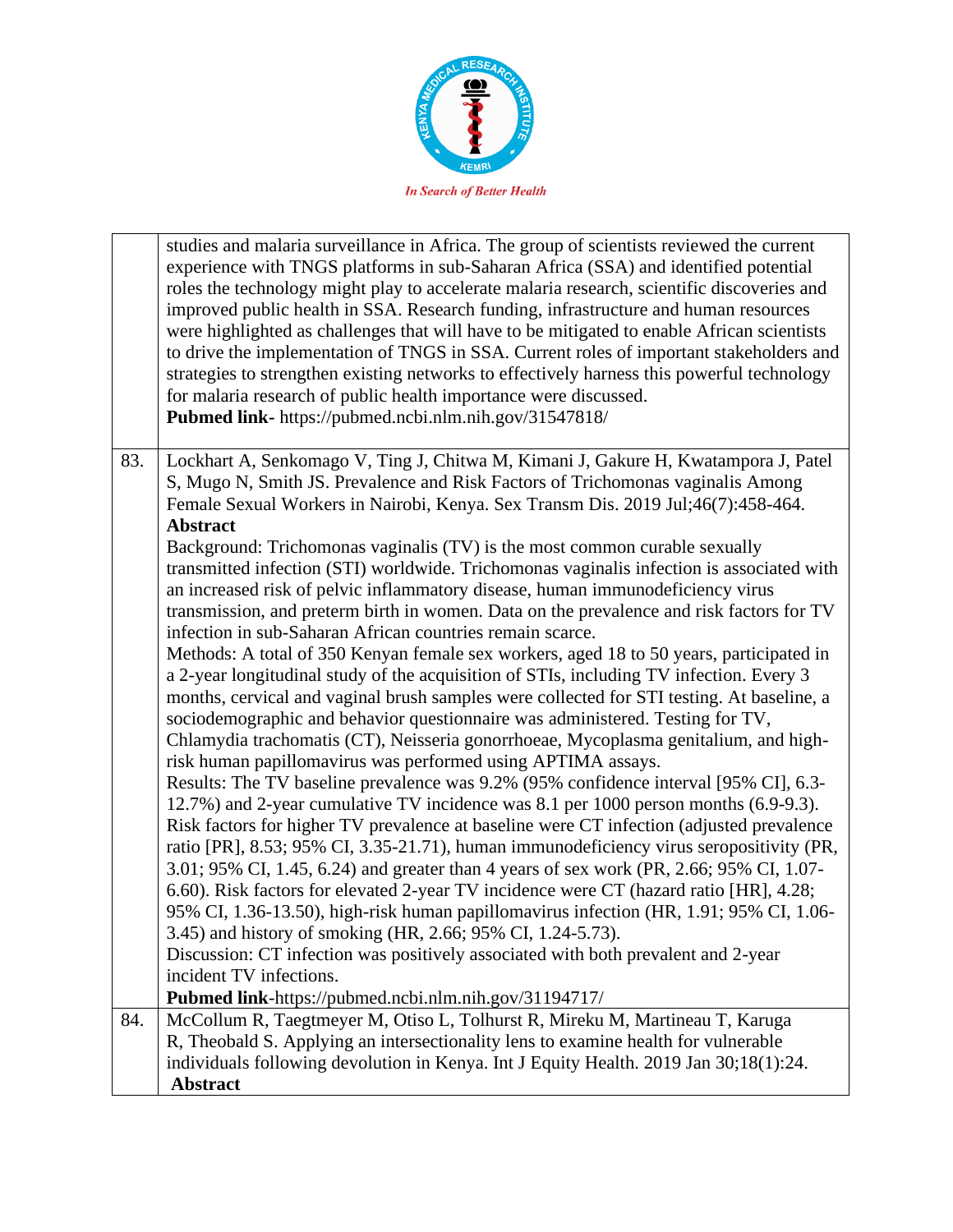| | |
|---|---|
| | studies and malaria surveillance in Africa. The group of scientists reviewed the current experience with TNGS platforms in sub-Saharan Africa (SSA) and identified potential roles the technology might play to accelerate malaria research, scientific discoveries and improved public health in SSA. Research funding, infrastructure and human resources were highlighted as challenges that will have to be mitigated to enable African scientists to drive the implementation of TNGS in SSA. Current roles of important stakeholders and strategies to strengthen existing networks to effectively harness this powerful technology for malaria research of public health importance were discussed.<br>**Pubmed link**- https://pubmed.ncbi.nlm.nih.gov/31547818/ |
| 83. | Lockhart A, Senkomago V, Ting J, Chitwa M, Kimani J, Gakure H, Kwatampora J, Patel S, Mugo N, Smith JS. Prevalence and Risk Factors of Trichomonas vaginalis Among Female Sexual Workers in Nairobi, Kenya. Sex Transm Dis. 2019 Jul;46(7):458-464.<br>**Abstract**<br>Background: Trichomonas vaginalis (TV) is the most common curable sexually transmitted infection (STI) worldwide. Trichomonas vaginalis infection is associated with an increased risk of pelvic inflammatory disease, human immunodeficiency virus transmission, and preterm birth in women. Data on the prevalence and risk factors for TV infection in sub-Saharan African countries remain scarce.<br>Methods: A total of 350 Kenyan female sex workers, aged 18 to 50 years, participated in a 2-year longitudinal study of the acquisition of STIs, including TV infection. Every 3 months, cervical and vaginal brush samples were collected for STI testing. At baseline, a sociodemographic and behavior questionnaire was administered. Testing for TV, Chlamydia trachomatis (CT), Neisseria gonorrhoeae, Mycoplasma genitalium, and high-risk human papillomavirus was performed using APTIMA assays.<br>Results: The TV baseline prevalence was 9.2% (95% confidence interval [95% CI], 6.3-12.7%) and 2-year cumulative TV incidence was 8.1 per 1000 person months (6.9-9.3). Risk factors for higher TV prevalence at baseline were CT infection (adjusted prevalence ratio [PR], 8.53; 95% CI, 3.35-21.71), human immunodeficiency virus seropositivity (PR, 3.01; 95% CI, 1.45, 6.24) and greater than 4 years of sex work (PR, 2.66; 95% CI, 1.07-6.60). Risk factors for elevated 2-year TV incidence were CT (hazard ratio [HR], 4.28; 95% CI, 1.36-13.50), high-risk human papillomavirus infection (HR, 1.91; 95% CI, 1.06-3.45) and history of smoking (HR, 2.66; 95% CI, 1.24-5.73).<br>Discussion: CT infection was positively associated with both prevalent and 2-year incident TV infections.<br>**Pubmed link**-https://pubmed.ncbi.nlm.nih.gov/31194717/ |
| 84. | McCollum R, Taegtmeyer M, Otiso L, Tolhurst R, Mireku M, Martineau T, Karuga R, Theobald S. Applying an intersectionality lens to examine health for vulnerable individuals following devolution in Kenya. Int J Equity Health. 2019 Jan 30;18(1):24.<br>**Abstract** |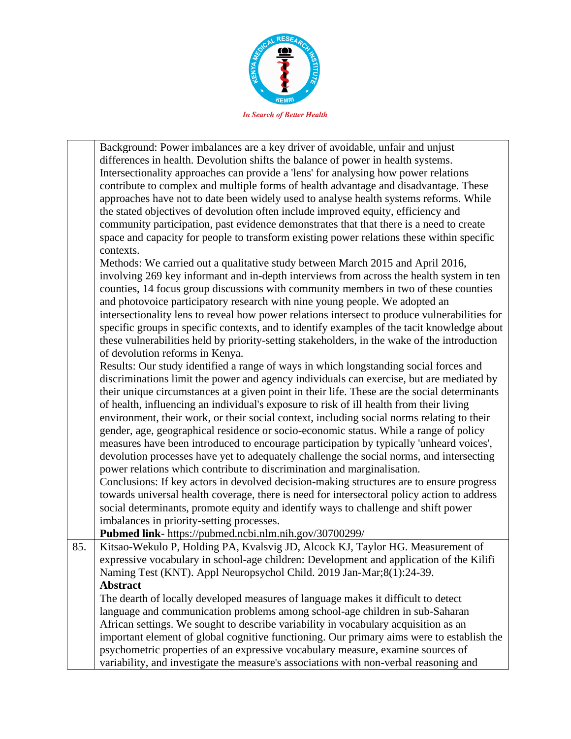| | |
|---|---|
| | Background: Power imbalances are a key driver of avoidable, unfair and unjust differences in health. Devolution shifts the balance of power in health systems. Intersectionality approaches can provide a 'lens' for analysing how power relations contribute to complex and multiple forms of health advantage and disadvantage. These approaches have not to date been widely used to analyse health systems reforms. While the stated objectives of devolution often include improved equity, efficiency and community participation, past evidence demonstrates that that there is a need to create space and capacity for people to transform existing power relations these within specific contexts.<br>Methods: We carried out a qualitative study between March 2015 and April 2016, involving 269 key informant and in-depth interviews from across the health system in ten counties, 14 focus group discussions with community members in two of these counties and photovoice participatory research with nine young people. We adopted an intersectionality lens to reveal how power relations intersect to produce vulnerabilities for specific groups in specific contexts, and to identify examples of the tacit knowledge about these vulnerabilities held by priority-setting stakeholders, in the wake of the introduction of devolution reforms in Kenya.<br>Results: Our study identified a range of ways in which longstanding social forces and discriminations limit the power and agency individuals can exercise, but are mediated by their unique circumstances at a given point in their life. These are the social determinants of health, influencing an individual's exposure to risk of ill health from their living environment, their work, or their social context, including social norms relating to their gender, age, geographical residence or socio-economic status. While a range of policy measures have been introduced to encourage participation by typically 'unheard voices', devolution processes have yet to adequately challenge the social norms, and intersecting power relations which contribute to discrimination and marginalisation.<br>Conclusions: If key actors in devolved decision-making structures are to ensure progress towards universal health coverage, there is need for intersectoral policy action to address social determinants, promote equity and identify ways to challenge and shift power imbalances in priority-setting processes.<br>**Pubmed link**- https://pubmed.ncbi.nlm.nih.gov/30700299/ |
| 85. | Kitsao-Wekulo P, Holding PA, Kvalsvig JD, Alcock KJ, Taylor HG. Measurement of expressive vocabulary in school-age children: Development and application of the Kilifi Naming Test (KNT). Appl Neuropsychol Child. 2019 Jan-Mar;8(1):24-39.<br>**Abstract**<br>The dearth of locally developed measures of language makes it difficult to detect language and communication problems among school-age children in sub-Saharan African settings. We sought to describe variability in vocabulary acquisition as an important element of global cognitive functioning. Our primary aims were to establish the psychometric properties of an expressive vocabulary measure, examine sources of variability, and investigate the measure's associations with non-verbal reasoning and |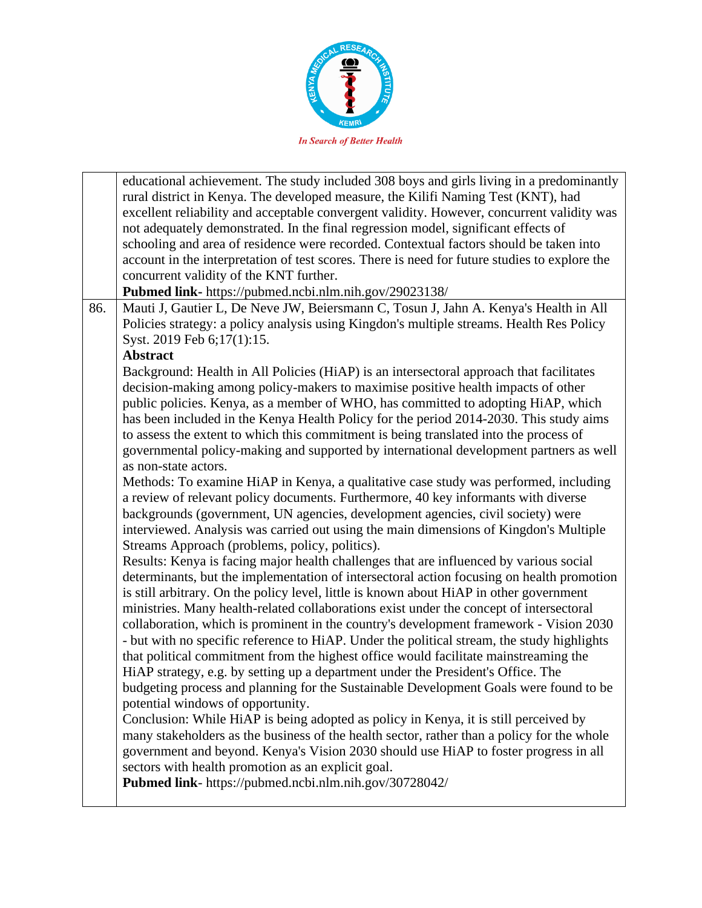| | |
|---|---|
| | educational achievement. The study included 308 boys and girls living in a predominantly rural district in Kenya. The developed measure, the Kilifi Naming Test (KNT), had excellent reliability and acceptable convergent validity. However, concurrent validity was not adequately demonstrated. In the final regression model, significant effects of schooling and area of residence were recorded. Contextual factors should be taken into account in the interpretation of test scores. There is need for future studies to explore the concurrent validity of the KNT further.<br>**Pubmed link-** https://pubmed.ncbi.nlm.nih.gov/29023138/ |
| 86. | Mauti J, Gautier L, De Neve JW, Beiersmann C, Tosun J, Jahn A. Kenya's Health in All Policies strategy: a policy analysis using Kingdon's multiple streams. Health Res Policy Syst. 2019 Feb 6;17(1):15.<br>**Abstract**<br>Background: Health in All Policies (HiAP) is an intersectoral approach that facilitates decision-making among policy-makers to maximise positive health impacts of other public policies. Kenya, as a member of WHO, has committed to adopting HiAP, which has been included in the Kenya Health Policy for the period 2014-2030. This study aims to assess the extent to which this commitment is being translated into the process of governmental policy-making and supported by international development partners as well as non-state actors.<br>Methods: To examine HiAP in Kenya, a qualitative case study was performed, including a review of relevant policy documents. Furthermore, 40 key informants with diverse backgrounds (government, UN agencies, development agencies, civil society) were interviewed. Analysis was carried out using the main dimensions of Kingdon's Multiple Streams Approach (problems, policy, politics).<br>Results: Kenya is facing major health challenges that are influenced by various social determinants, but the implementation of intersectoral action focusing on health promotion is still arbitrary. On the policy level, little is known about HiAP in other government ministries. Many health-related collaborations exist under the concept of intersectoral collaboration, which is prominent in the country's development framework - Vision 2030 - but with no specific reference to HiAP. Under the political stream, the study highlights that political commitment from the highest office would facilitate mainstreaming the HiAP strategy, e.g. by setting up a department under the President's Office. The budgeting process and planning for the Sustainable Development Goals were found to be potential windows of opportunity.<br>Conclusion: While HiAP is being adopted as policy in Kenya, it is still perceived by many stakeholders as the business of the health sector, rather than a policy for the whole government and beyond. Kenya's Vision 2030 should use HiAP to foster progress in all sectors with health promotion as an explicit goal.<br>**Pubmed link**- https://pubmed.ncbi.nlm.nih.gov/30728042/ |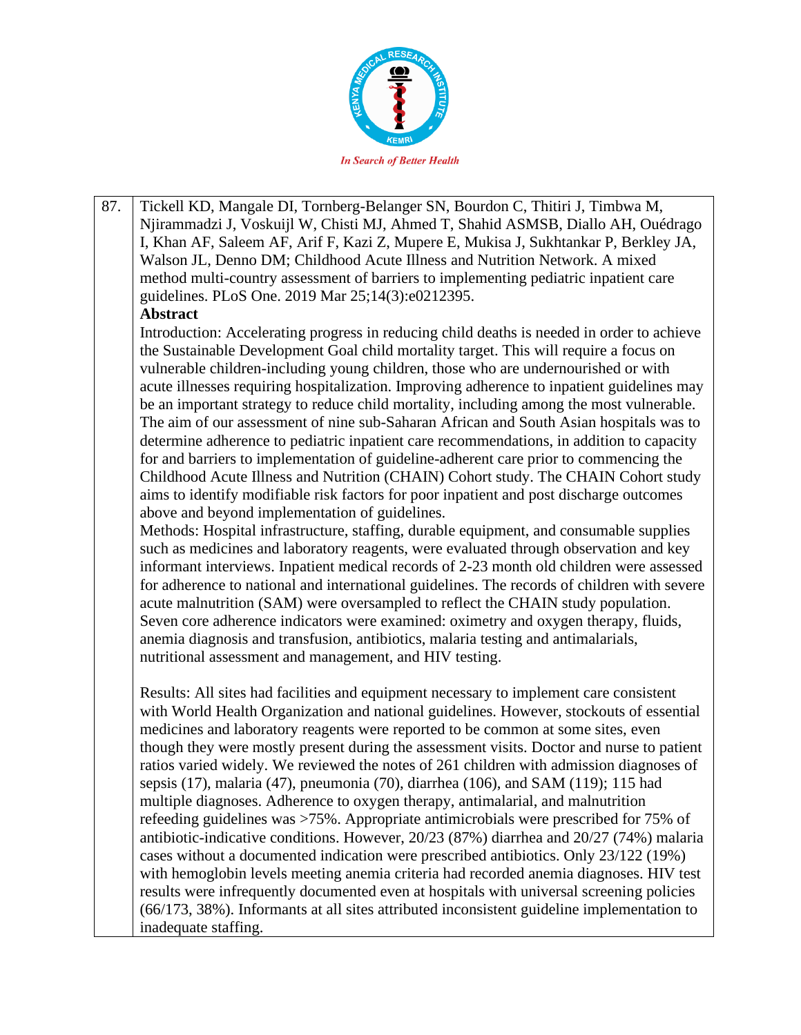| 87. | Tickell KD, Mangale DI, Tornberg-Belanger SN, Bourdon C, Thitiri J, Timbwa M, Njirammadzi J, Voskuijl W, Chisti MJ, Ahmed T, Shahid ASMSB, Diallo AH, Ouédrago I, Khan AF, Saleem AF, Arif F, Kazi Z, Mupere E, Mukisa J, Sukhtankar P, Berkley JA, Walson JL, Denno DM; Childhood Acute Illness and Nutrition Network. A mixed method multi-country assessment of barriers to implementing pediatric inpatient care guidelines. PLoS One. 2019 Mar 25;14(3):e0212395.<br>**Abstract**<br>Introduction: Accelerating progress in reducing child deaths is needed in order to achieve the Sustainable Development Goal child mortality target. This will require a focus on vulnerable children-including young children, those who are undernourished or with acute illnesses requiring hospitalization. Improving adherence to inpatient guidelines may be an important strategy to reduce child mortality, including among the most vulnerable. The aim of our assessment of nine sub-Saharan African and South Asian hospitals was to determine adherence to pediatric inpatient care recommendations, in addition to capacity for and barriers to implementation of guideline-adherent care prior to commencing the Childhood Acute Illness and Nutrition (CHAIN) Cohort study. The CHAIN Cohort study aims to identify modifiable risk factors for poor inpatient and post discharge outcomes above and beyond implementation of guidelines.<br>Methods: Hospital infrastructure, staffing, durable equipment, and consumable supplies such as medicines and laboratory reagents, were evaluated through observation and key informant interviews. Inpatient medical records of 2-23 month old children were assessed for adherence to national and international guidelines. The records of children with severe acute malnutrition (SAM) were oversampled to reflect the CHAIN study population. Seven core adherence indicators were examined: oximetry and oxygen therapy, fluids, anemia diagnosis and transfusion, antibiotics, malaria testing and antimalarials, nutritional assessment and management, and HIV testing.<br><br>Results: All sites had facilities and equipment necessary to implement care consistent with World Health Organization and national guidelines. However, stockouts of essential medicines and laboratory reagents were reported to be common at some sites, even though they were mostly present during the assessment visits. Doctor and nurse to patient ratios varied widely. We reviewed the notes of 261 children with admission diagnoses of sepsis (17), malaria (47), pneumonia (70), diarrhea (106), and SAM (119); 115 had multiple diagnoses. Adherence to oxygen therapy, antimalarial, and malnutrition refeeding guidelines was >75%. Appropriate antimicrobials were prescribed for 75% of antibiotic-indicative conditions. However, 20/23 (87%) diarrhea and 20/27 (74%) malaria cases without a documented indication were prescribed antibiotics. Only 23/122 (19%) with hemoglobin levels meeting anemia criteria had recorded anemia diagnoses. HIV test results were infrequently documented even at hospitals with universal screening policies (66/173, 38%). Informants at all sites attributed inconsistent guideline implementation to inadequate staffing. |
|---|---|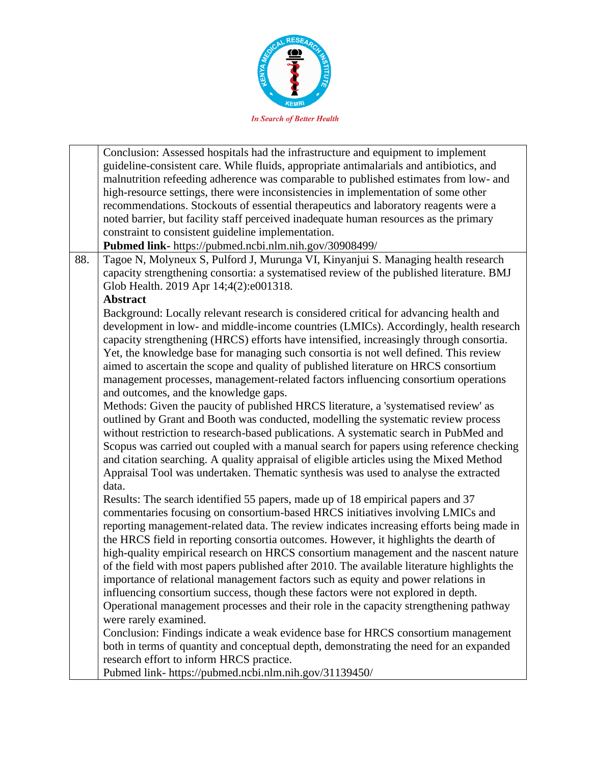| | |
|---|---|
| | Conclusion: Assessed hospitals had the infrastructure and equipment to implement guideline-consistent care. While fluids, appropriate antimalarials and antibiotics, and malnutrition refeeding adherence was comparable to published estimates from low- and high-resource settings, there were inconsistencies in implementation of some other recommendations. Stockouts of essential therapeutics and laboratory reagents were a noted barrier, but facility staff perceived inadequate human resources as the primary constraint to consistent guideline implementation.<br>**Pubmed link-** https://pubmed.ncbi.nlm.nih.gov/30908499/ |
| 88. | Tagoe N, Molyneux S, Pulford J, Murunga VI, Kinyanjui S. Managing health research capacity strengthening consortia: a systematised review of the published literature. BMJ Glob Health. 2019 Apr 14;4(2):e001318.<br>**Abstract**<br>Background: Locally relevant research is considered critical for advancing health and development in low- and middle-income countries (LMICs). Accordingly, health research capacity strengthening (HRCS) efforts have intensified, increasingly through consortia. Yet, the knowledge base for managing such consortia is not well defined. This review aimed to ascertain the scope and quality of published literature on HRCS consortium management processes, management-related factors influencing consortium operations and outcomes, and the knowledge gaps.<br>Methods: Given the paucity of published HRCS literature, a 'systematised review' as outlined by Grant and Booth was conducted, modelling the systematic review process without restriction to research-based publications. A systematic search in PubMed and Scopus was carried out coupled with a manual search for papers using reference checking and citation searching. A quality appraisal of eligible articles using the Mixed Method Appraisal Tool was undertaken. Thematic synthesis was used to analyse the extracted data.<br>Results: The search identified 55 papers, made up of 18 empirical papers and 37 commentaries focusing on consortium-based HRCS initiatives involving LMICs and reporting management-related data. The review indicates increasing efforts being made in the HRCS field in reporting consortia outcomes. However, it highlights the dearth of high-quality empirical research on HRCS consortium management and the nascent nature of the field with most papers published after 2010. The available literature highlights the importance of relational management factors such as equity and power relations in influencing consortium success, though these factors were not explored in depth. Operational management processes and their role in the capacity strengthening pathway were rarely examined.<br>Conclusion: Findings indicate a weak evidence base for HRCS consortium management both in terms of quantity and conceptual depth, demonstrating the need for an expanded research effort to inform HRCS practice.<br>Pubmed link- https://pubmed.ncbi.nlm.nih.gov/31139450/ |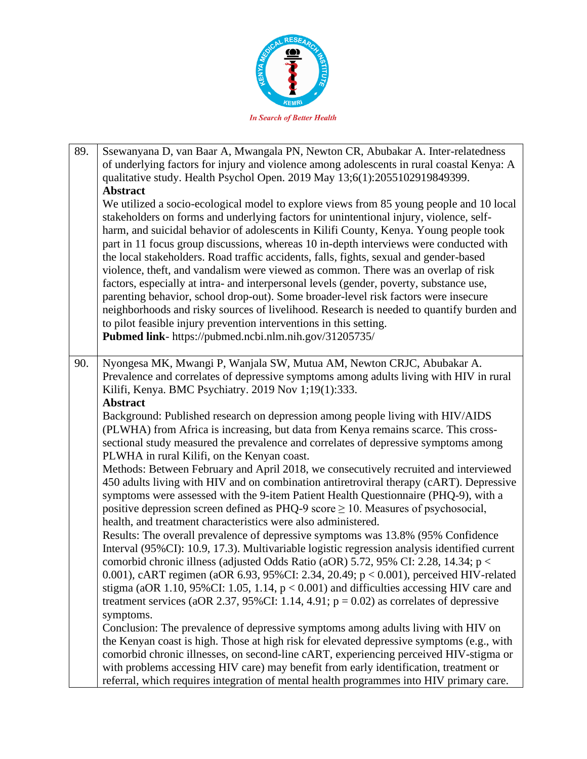| | |
|---|---|
| 89. | Ssewanyana D, van Baar A, Mwangala PN, Newton CR, Abubakar A. Inter-relatedness of underlying factors for injury and violence among adolescents in rural coastal Kenya: A qualitative study. Health Psychol Open. 2019 May 13;6(1):2055102919849399.<br>**Abstract**<br>We utilized a socio-ecological model to explore views from 85 young people and 10 local stakeholders on forms and underlying factors for unintentional injury, violence, self-harm, and suicidal behavior of adolescents in Kilifi County, Kenya. Young people took part in 11 focus group discussions, whereas 10 in-depth interviews were conducted with the local stakeholders. Road traffic accidents, falls, fights, sexual and gender-based violence, theft, and vandalism were viewed as common. There was an overlap of risk factors, especially at intra- and interpersonal levels (gender, poverty, substance use, parenting behavior, school drop-out). Some broader-level risk factors were insecure neighborhoods and risky sources of livelihood. Research is needed to quantify burden and to pilot feasible injury prevention interventions in this setting.<br>**Pubmed link**- https://pubmed.ncbi.nlm.nih.gov/31205735/ |
| 90. | Nyongesa MK, Mwangi P, Wanjala SW, Mutua AM, Newton CRJC, Abubakar A. Prevalence and correlates of depressive symptoms among adults living with HIV in rural Kilifi, Kenya. BMC Psychiatry. 2019 Nov 1;19(1):333.<br>**Abstract**<br>Background: Published research on depression among people living with HIV/AIDS (PLWHA) from Africa is increasing, but data from Kenya remains scarce. This cross-sectional study measured the prevalence and correlates of depressive symptoms among PLWHA in rural Kilifi, on the Kenyan coast.<br>Methods: Between February and April 2018, we consecutively recruited and interviewed 450 adults living with HIV and on combination antiretroviral therapy (cART). Depressive symptoms were assessed with the 9-item Patient Health Questionnaire (PHQ-9), with a positive depression screen defined as PHQ-9 score $\geq 10$. Measures of psychosocial, health, and treatment characteristics were also administered.<br>Results: The overall prevalence of depressive symptoms was 13.8% (95% Confidence Interval (95%CI): 10.9, 17.3). Multivariable logistic regression analysis identified current comorbid chronic illness (adjusted Odds Ratio (aOR) 5.72, 95% CI: 2.28, 14.34; $p < 0.001$), cART regimen (aOR 6.93, 95%CI: 2.34, 20.49; $p < 0.001$), perceived HIV-related stigma (aOR 1.10, 95%CI: 1.05, 1.14, $p < 0.001$) and difficulties accessing HIV care and treatment services (aOR 2.37, 95%CI: 1.14, 4.91; $p = 0.02$) as correlates of depressive symptoms.<br>Conclusion: The prevalence of depressive symptoms among adults living with HIV on the Kenyan coast is high. Those at high risk for elevated depressive symptoms (e.g., with comorbid chronic illnesses, on second-line cART, experiencing perceived HIV-stigma or with problems accessing HIV care) may benefit from early identification, treatment or referral, which requires integration of mental health programmes into HIV primary care. |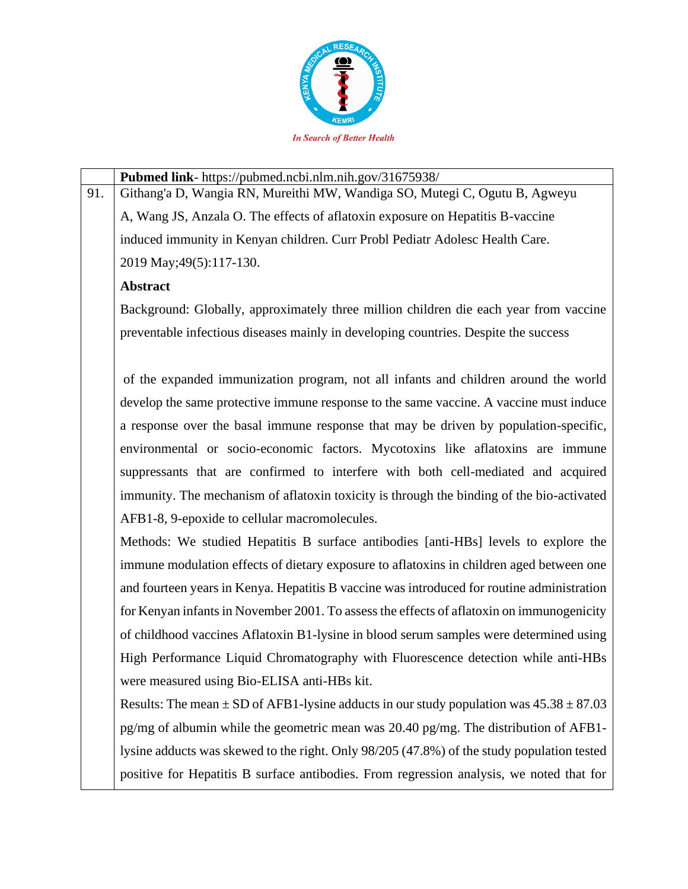**Pubmed link**- https://pubmed.ncbi.nlm.nih.gov/31675938/

91. Githang'a D, Wangia RN, Mureithi MW, Wandiga SO, Mutegi C, Ogutu B, Agweyu A, Wang JS, Anzala O. The effects of aflatoxin exposure on Hepatitis B-vaccine induced immunity in Kenyan children. Curr Probl Pediatr Adolesc Health Care. 2019 May;49(5):117-130.

**Abstract**

Background: Globally, approximately three million children die each year from vaccine preventable infectious diseases mainly in developing countries. Despite the success of the expanded immunization program, not all infants and children around the world develop the same protective immune response to the same vaccine. A vaccine must induce a response over the basal immune response that may be driven by population-specific, environmental or socio-economic factors. Mycotoxins like aflatoxins are immune suppressants that are confirmed to interfere with both cell-mediated and acquired immunity. The mechanism of aflatoxin toxicity is through the binding of the bio-activated AFB1-8, 9-epoxide to cellular macromolecules.

Methods: We studied Hepatitis B surface antibodies [anti-HBs] levels to explore the immune modulation effects of dietary exposure to aflatoxins in children aged between one and fourteen years in Kenya. Hepatitis B vaccine was introduced for routine administration for Kenyan infants in November 2001. To assess the effects of aflatoxin on immunogenicity of childhood vaccines Aflatoxin B1-lysine in blood serum samples were determined using High Performance Liquid Chromatography with Fluorescence detection while anti-HBs were measured using Bio-ELISA anti-HBs kit.

Results: The mean ± SD of AFB1-lysine adducts in our study population was 45.38 ± 87.03 pg/mg of albumin while the geometric mean was 20.40 pg/mg. The distribution of AFB1-lysine adducts was skewed to the right. Only 98/205 (47.8%) of the study population tested positive for Hepatitis B surface antibodies. From regression analysis, we noted that for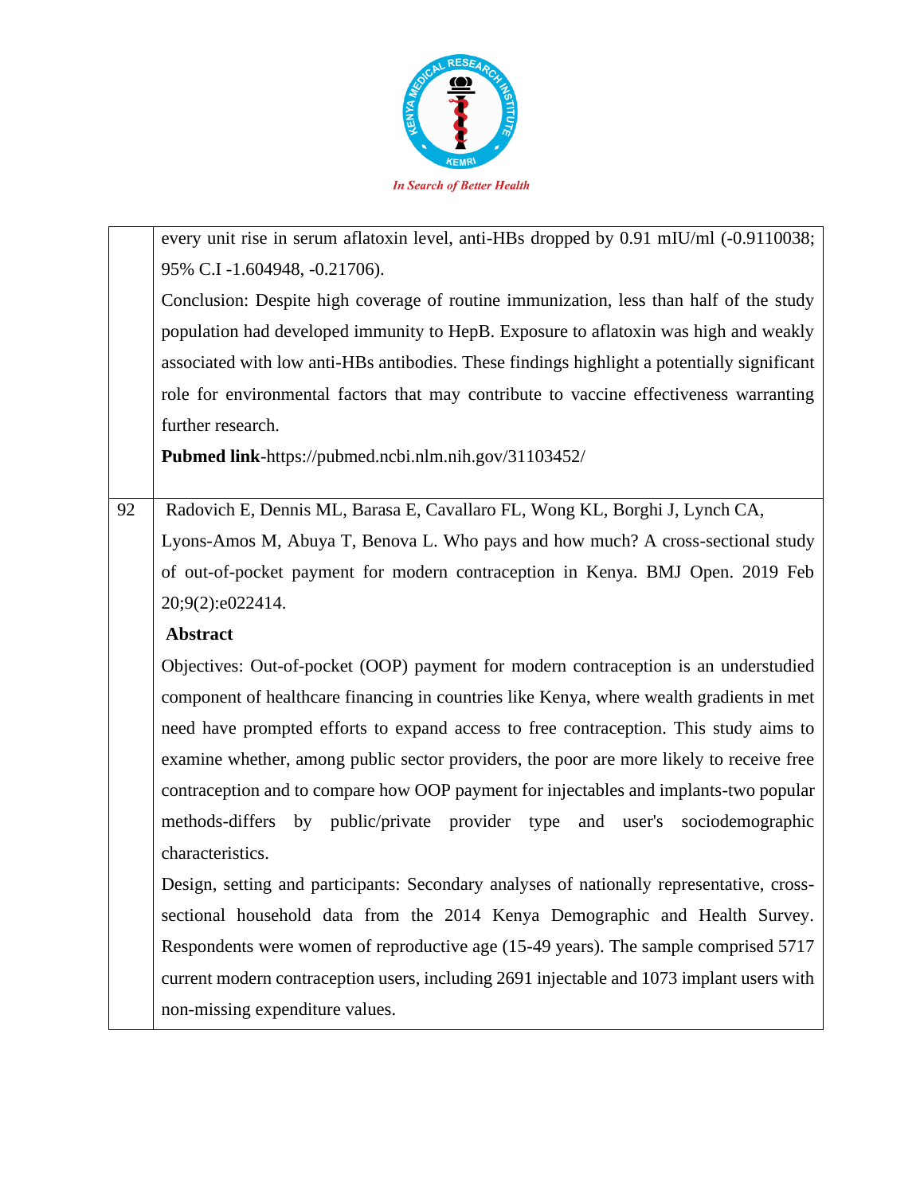| | |
|---|---|
| | every unit rise in serum aflatoxin level, anti-HBs dropped by 0.91 mIU/ml (-0.9110038; 95% C.I -1.604948, -0.21706).<br>Conclusion: Despite high coverage of routine immunization, less than half of the study population had developed immunity to HepB. Exposure to aflatoxin was high and weakly associated with low anti-HBs antibodies. These findings highlight a potentially significant role for environmental factors that may contribute to vaccine effectiveness warranting further research.<br>**Pubmed link**-https://pubmed.ncbi.nlm.nih.gov/31103452/ |
| 92 | Radovich E, Dennis ML, Barasa E, Cavallaro FL, Wong KL, Borghi J, Lynch CA, Lyons-Amos M, Abuya T, Benova L. Who pays and how much? A cross-sectional study of out-of-pocket payment for modern contraception in Kenya. BMJ Open. 2019 Feb 20;9(2):e022414.<br>**Abstract**<br>Objectives: Out-of-pocket (OOP) payment for modern contraception is an understudied component of healthcare financing in countries like Kenya, where wealth gradients in met need have prompted efforts to expand access to free contraception. This study aims to examine whether, among public sector providers, the poor are more likely to receive free contraception and to compare how OOP payment for injectables and implants-two popular methods-differs by public/private provider type and user's sociodemographic characteristics.<br>Design, setting and participants: Secondary analyses of nationally representative, cross-sectional household data from the 2014 Kenya Demographic and Health Survey. Respondents were women of reproductive age (15-49 years). The sample comprised 5717 current modern contraception users, including 2691 injectable and 1073 implant users with non-missing expenditure values. |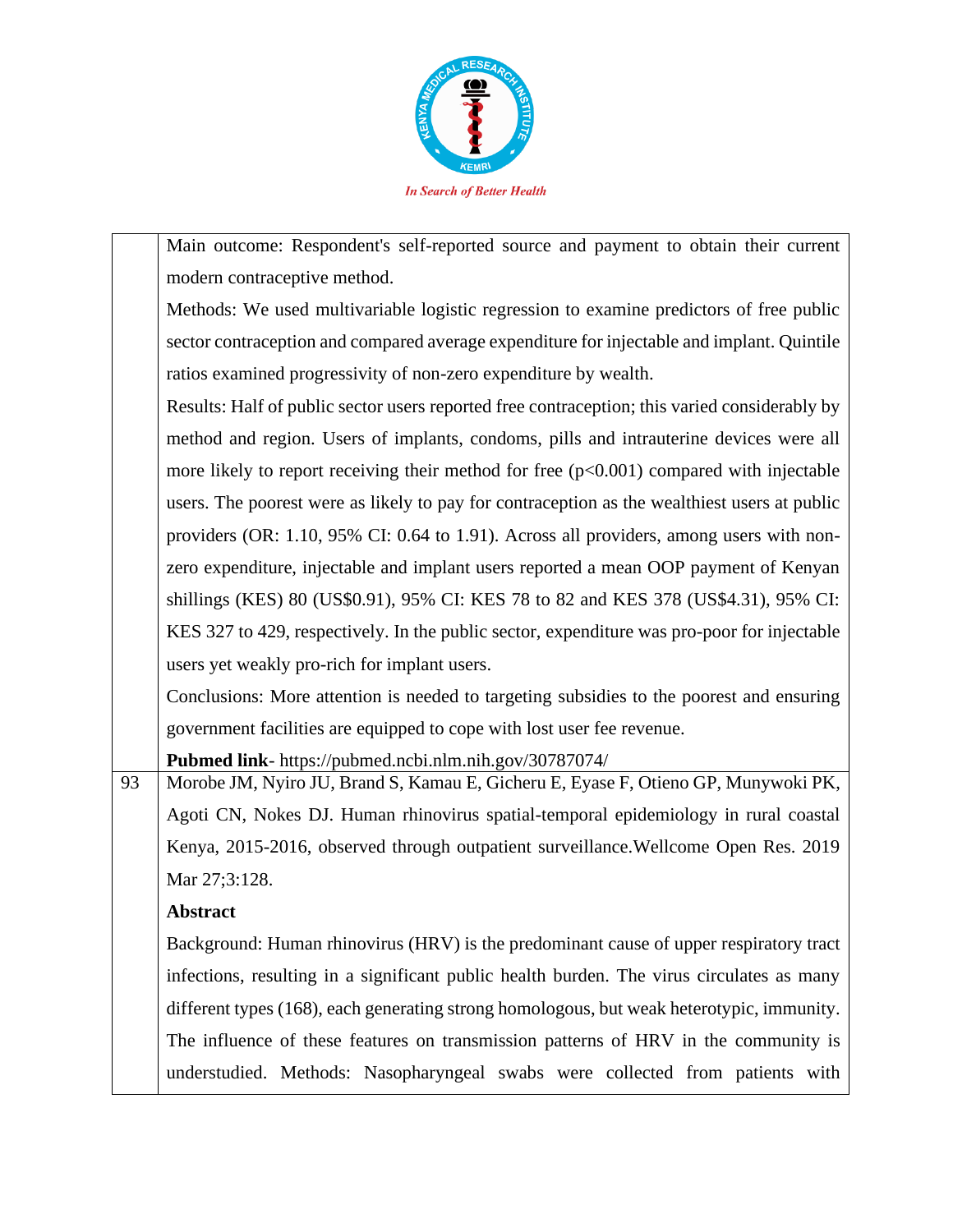| | |
|---|---|
| | Main outcome: Respondent's self-reported source and payment to obtain their current modern contraceptive method.<br>Methods: We used multivariable logistic regression to examine predictors of free public sector contraception and compared average expenditure for injectable and implant. Quintile ratios examined progressivity of non-zero expenditure by wealth.<br>Results: Half of public sector users reported free contraception; this varied considerably by method and region. Users of implants, condoms, pills and intrauterine devices were all more likely to report receiving their method for free ($p<0.001$) compared with injectable users. The poorest were as likely to pay for contraception as the wealthiest users at public providers (OR: 1.10, 95% CI: 0.64 to 1.91). Across all providers, among users with non-zero expenditure, injectable and implant users reported a mean OOP payment of Kenyan shillings (KES) 80 (US$0.91), 95% CI: KES 78 to 82 and KES 378 (US$4.31), 95% CI: KES 327 to 429, respectively. In the public sector, expenditure was pro-poor for injectable users yet weakly pro-rich for implant users.<br>Conclusions: More attention is needed to targeting subsidies to the poorest and ensuring government facilities are equipped to cope with lost user fee revenue.<br>**Pubmed link**- https://pubmed.ncbi.nlm.nih.gov/30787074/ |
| 93 | Morobe JM, Nyiro JU, Brand S, Kamau E, Gicheru E, Eyase F, Otieno GP, Munywoki PK, Agoti CN, Nokes DJ. Human rhinovirus spatial-temporal epidemiology in rural coastal Kenya, 2015-2016, observed through outpatient surveillance.Wellcome Open Res. 2019 Mar 27;3:128.<br>**Abstract**<br>Background: Human rhinovirus (HRV) is the predominant cause of upper respiratory tract infections, resulting in a significant public health burden. The virus circulates as many different types (168), each generating strong homologous, but weak heterotypic, immunity. The influence of these features on transmission patterns of HRV in the community is understudied. Methods: Nasopharyngeal swabs were collected from patients with |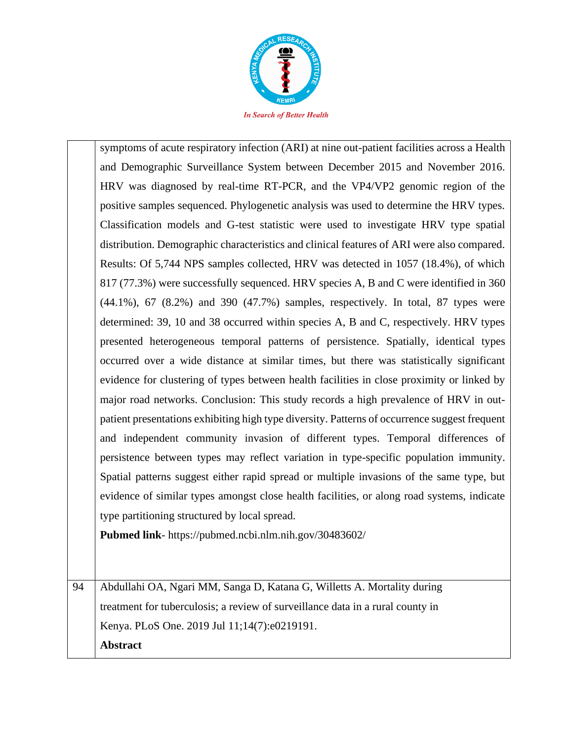| | |
|---|---|
| | symptoms of acute respiratory infection (ARI) at nine out-patient facilities across a Health and Demographic Surveillance System between December 2015 and November 2016. HRV was diagnosed by real-time RT-PCR, and the VP4/VP2 genomic region of the positive samples sequenced. Phylogenetic analysis was used to determine the HRV types. Classification models and G-test statistic were used to investigate HRV type spatial distribution. Demographic characteristics and clinical features of ARI were also compared. Results: Of 5,744 NPS samples collected, HRV was detected in 1057 (18.4%), of which 817 (77.3%) were successfully sequenced. HRV species A, B and C were identified in 360 (44.1%), 67 (8.2%) and 390 (47.7%) samples, respectively. In total, 87 types were determined: 39, 10 and 38 occurred within species A, B and C, respectively. HRV types presented heterogeneous temporal patterns of persistence. Spatially, identical types occurred over a wide distance at similar times, but there was statistically significant evidence for clustering of types between health facilities in close proximity or linked by major road networks. Conclusion: This study records a high prevalence of HRV in out-patient presentations exhibiting high type diversity. Patterns of occurrence suggest frequent and independent community invasion of different types. Temporal differences of persistence between types may reflect variation in type-specific population immunity. Spatial patterns suggest either rapid spread or multiple invasions of the same type, but evidence of similar types amongst close health facilities, or along road systems, indicate type partitioning structured by local spread.<br>**Pubmed link**- https://pubmed.ncbi.nlm.nih.gov/30483602/ |
| 94 | Abdullahi OA, Ngari MM, Sanga D, Katana G, Willetts A. Mortality during treatment for tuberculosis; a review of surveillance data in a rural county in Kenya. PLoS One. 2019 Jul 11;14(7):e0219191.<br>**Abstract** |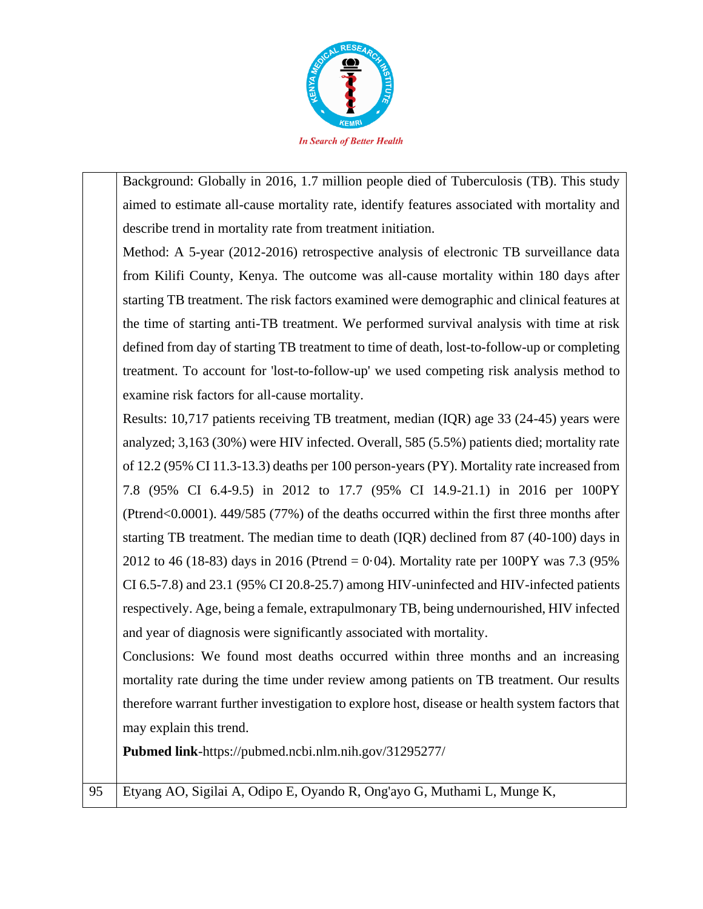| | |
|---|---|
| | Background: Globally in 2016, 1.7 million people died of Tuberculosis (TB). This study aimed to estimate all-cause mortality rate, identify features associated with mortality and describe trend in mortality rate from treatment initiation.<br>Method: A 5-year (2012-2016) retrospective analysis of electronic TB surveillance data from Kilifi County, Kenya. The outcome was all-cause mortality within 180 days after starting TB treatment. The risk factors examined were demographic and clinical features at the time of starting anti-TB treatment. We performed survival analysis with time at risk defined from day of starting TB treatment to time of death, lost-to-follow-up or completing treatment. To account for 'lost-to-follow-up' we used competing risk analysis method to examine risk factors for all-cause mortality.<br>Results: 10,717 patients receiving TB treatment, median (IQR) age 33 (24-45) years were analyzed; 3,163 (30%) were HIV infected. Overall, 585 (5.5%) patients died; mortality rate of 12.2 (95% CI 11.3-13.3) deaths per 100 person-years (PY). Mortality rate increased from 7.8 (95% CI 6.4-9.5) in 2012 to 17.7 (95% CI 14.9-21.1) in 2016 per 100PY (Ptrend<0.0001). 449/585 (77%) of the deaths occurred within the first three months after starting TB treatment. The median time to death (IQR) declined from 87 (40-100) days in 2012 to 46 (18-83) days in 2016 (Ptrend = 0·04). Mortality rate per 100PY was 7.3 (95% CI 6.5-7.8) and 23.1 (95% CI 20.8-25.7) among HIV-uninfected and HIV-infected patients respectively. Age, being a female, extrapulmonary TB, being undernourished, HIV infected and year of diagnosis were significantly associated with mortality.<br>Conclusions: We found most deaths occurred within three months and an increasing mortality rate during the time under review among patients on TB treatment. Our results therefore warrant further investigation to explore host, disease or health system factors that may explain this trend.<br>**Pubmed link**-https://pubmed.ncbi.nlm.nih.gov/31295277/ |
| 95 | Etyang AO, Sigilai A, Odipo E, Oyando R, Ong'ayo G, Muthami L, Munge K, |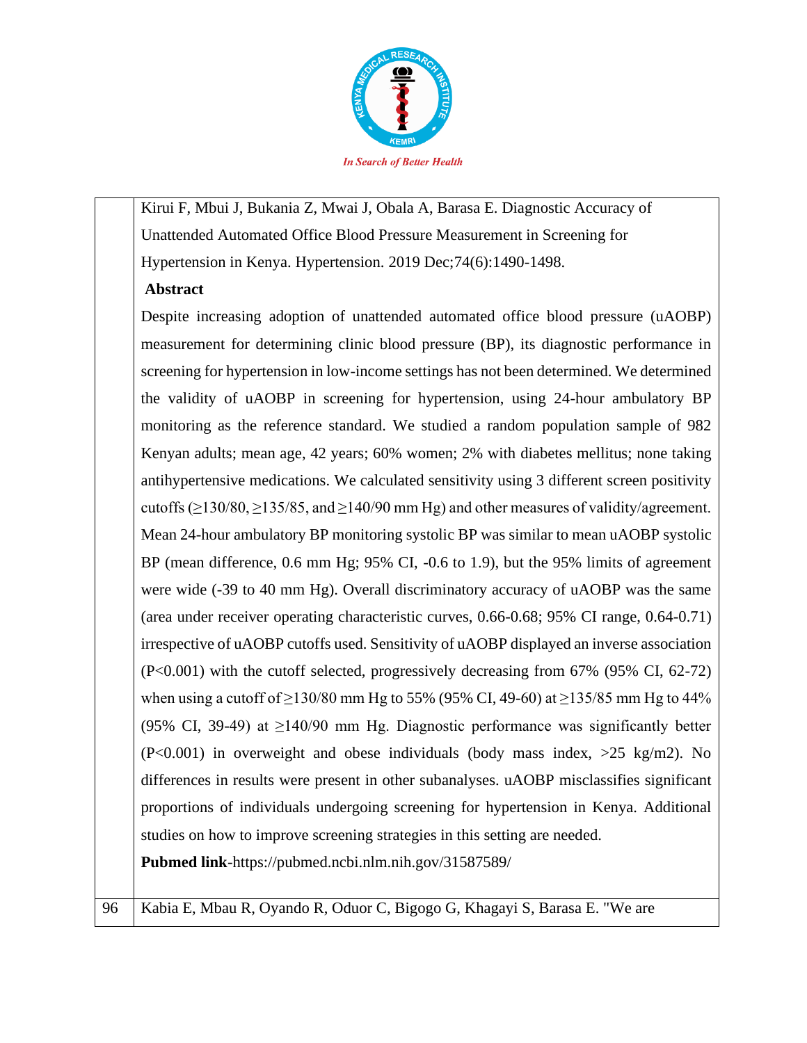| | |
|---|---|
| | Kirui F, Mbui J, Bukania Z, Mwai J, Obala A, Barasa E. Diagnostic Accuracy of Unattended Automated Office Blood Pressure Measurement in Screening for Hypertension in Kenya. Hypertension. 2019 Dec;74(6):1490-1498.<br><br>**Abstract**<br><br>Despite increasing adoption of unattended automated office blood pressure (uAOBP) measurement for determining clinic blood pressure (BP), its diagnostic performance in screening for hypertension in low-income settings has not been determined. We determined the validity of uAOBP in screening for hypertension, using 24-hour ambulatory BP monitoring as the reference standard. We studied a random population sample of 982 Kenyan adults; mean age, 42 years; 60% women; 2% with diabetes mellitus; none taking antihypertensive medications. We calculated sensitivity using 3 different screen positivity cutoffs (≥130/80, ≥135/85, and ≥140/90 mm Hg) and other measures of validity/agreement. Mean 24-hour ambulatory BP monitoring systolic BP was similar to mean uAOBP systolic BP (mean difference, 0.6 mm Hg; 95% CI, -0.6 to 1.9), but the 95% limits of agreement were wide (-39 to 40 mm Hg). Overall discriminatory accuracy of uAOBP was the same (area under receiver operating characteristic curves, 0.66-0.68; 95% CI range, 0.64-0.71) irrespective of uAOBP cutoffs used. Sensitivity of uAOBP displayed an inverse association (P<0.001) with the cutoff selected, progressively decreasing from 67% (95% CI, 62-72) when using a cutoff of ≥130/80 mm Hg to 55% (95% CI, 49-60) at ≥135/85 mm Hg to 44% (95% CI, 39-49) at ≥140/90 mm Hg. Diagnostic performance was significantly better (P<0.001) in overweight and obese individuals (body mass index, >25 kg/m2). No differences in results were present in other subanalyses. uAOBP misclassifies significant proportions of individuals undergoing screening for hypertension in Kenya. Additional studies on how to improve screening strategies in this setting are needed.<br><br>**Pubmed link**-https://pubmed.ncbi.nlm.nih.gov/31587589/ |
| 96 | Kabia E, Mbau R, Oyando R, Oduor C, Bigogo G, Khagayi S, Barasa E. "We are |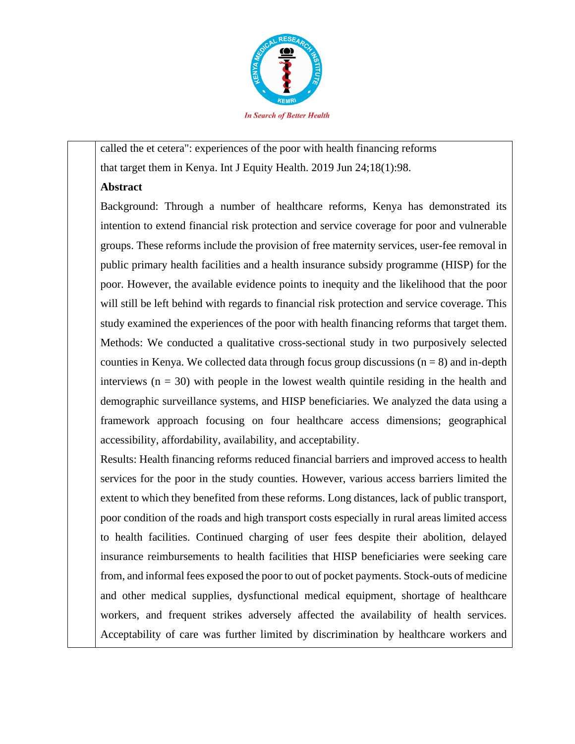called the et cetera": experiences of the poor with health financing reforms that target them in Kenya. Int J Equity Health. 2019 Jun 24;18(1):98.

**Abstract**

Background: Through a number of healthcare reforms, Kenya has demonstrated its intention to extend financial risk protection and service coverage for poor and vulnerable groups. These reforms include the provision of free maternity services, user-fee removal in public primary health facilities and a health insurance subsidy programme (HISP) for the poor. However, the available evidence points to inequity and the likelihood that the poor will still be left behind with regards to financial risk protection and service coverage. This study examined the experiences of the poor with health financing reforms that target them.

Methods: We conducted a qualitative cross-sectional study in two purposively selected counties in Kenya. We collected data through focus group discussions (n = 8) and in-depth interviews (n = 30) with people in the lowest wealth quintile residing in the health and demographic surveillance systems, and HISP beneficiaries. We analyzed the data using a framework approach focusing on four healthcare access dimensions; geographical accessibility, affordability, availability, and acceptability.

Results: Health financing reforms reduced financial barriers and improved access to health services for the poor in the study counties. However, various access barriers limited the extent to which they benefited from these reforms. Long distances, lack of public transport, poor condition of the roads and high transport costs especially in rural areas limited access to health facilities. Continued charging of user fees despite their abolition, delayed insurance reimbursements to health facilities that HISP beneficiaries were seeking care from, and informal fees exposed the poor to out of pocket payments. Stock-outs of medicine and other medical supplies, dysfunctional medical equipment, shortage of healthcare workers, and frequent strikes adversely affected the availability of health services. Acceptability of care was further limited by discrimination by healthcare workers and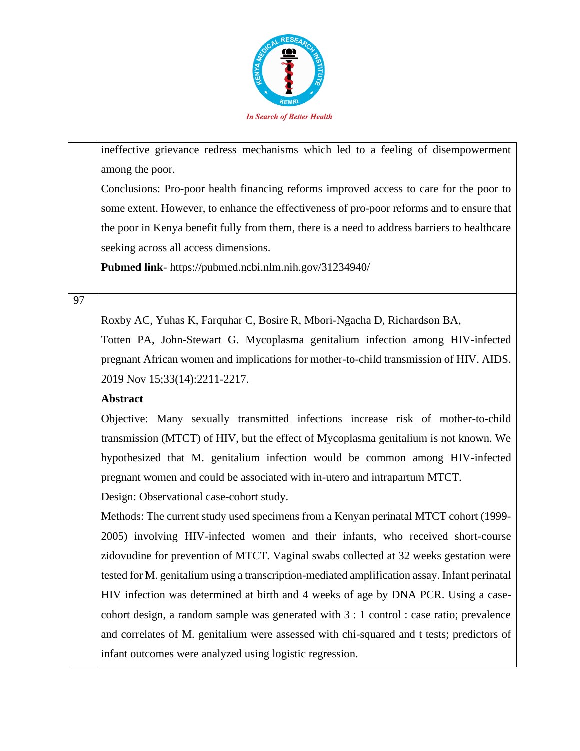| | |
|---|---|
| | ineffective grievance redress mechanisms which led to a feeling of disempowerment among the poor.<br>Conclusions: Pro-poor health financing reforms improved access to care for the poor to some extent. However, to enhance the effectiveness of pro-poor reforms and to ensure that the poor in Kenya benefit fully from them, there is a need to address barriers to healthcare seeking across all access dimensions.<br>**Pubmed link**- https://pubmed.ncbi.nlm.nih.gov/31234940/ |
| 97 | Roxby AC, Yuhas K, Farquhar C, Bosire R, Mbori-Ngacha D, Richardson BA, Totten PA, John-Stewart G. Mycoplasma genitalium infection among HIV-infected pregnant African women and implications for mother-to-child transmission of HIV. AIDS. 2019 Nov 15;33(14):2211-2217.<br>**Abstract**<br>Objective: Many sexually transmitted infections increase risk of mother-to-child transmission (MTCT) of HIV, but the effect of Mycoplasma genitalium is not known. We hypothesized that M. genitalium infection would be common among HIV-infected pregnant women and could be associated with in-utero and intrapartum MTCT.<br>Design: Observational case-cohort study.<br>Methods: The current study used specimens from a Kenyan perinatal MTCT cohort (1999-2005) involving HIV-infected women and their infants, who received short-course zidovudine for prevention of MTCT. Vaginal swabs collected at 32 weeks gestation were tested for M. genitalium using a transcription-mediated amplification assay. Infant perinatal HIV infection was determined at birth and 4 weeks of age by DNA PCR. Using a case-cohort design, a random sample was generated with 3 : 1 control : case ratio; prevalence and correlates of M. genitalium were assessed with chi-squared and t tests; predictors of infant outcomes were analyzed using logistic regression. |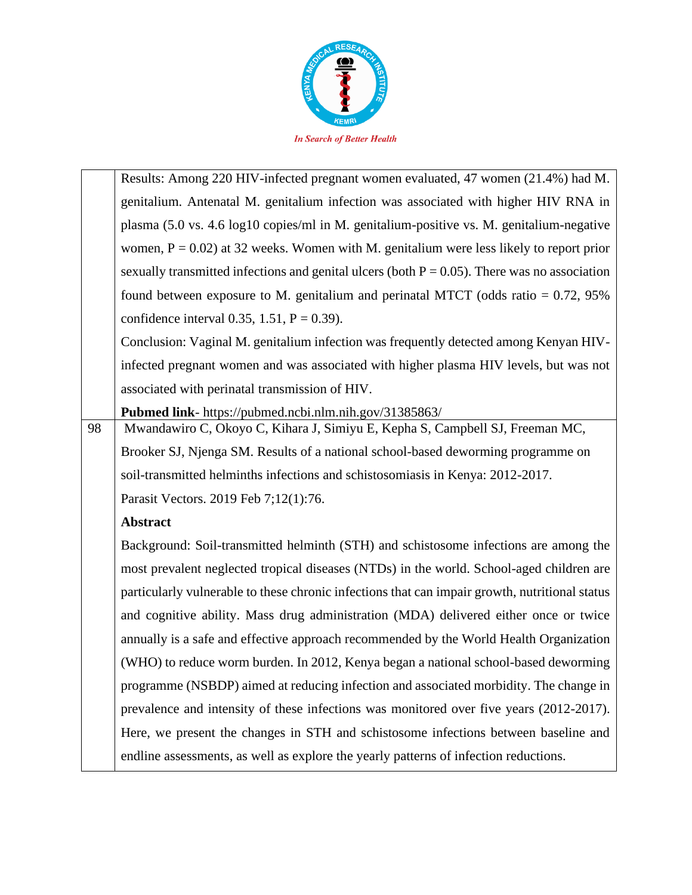| | |
|---|---|
| | Results: Among 220 HIV-infected pregnant women evaluated, 47 women (21.4%) had M. genitalium. Antenatal M. genitalium infection was associated with higher HIV RNA in plasma (5.0 vs. 4.6 log10 copies/ml in M. genitalium-positive vs. M. genitalium-negative women, P = 0.02) at 32 weeks. Women with M. genitalium were less likely to report prior sexually transmitted infections and genital ulcers (both P = 0.05). There was no association found between exposure to M. genitalium and perinatal MTCT (odds ratio = 0.72, 95% confidence interval 0.35, 1.51, P = 0.39).<br>Conclusion: Vaginal M. genitalium infection was frequently detected among Kenyan HIV-infected pregnant women and was associated with higher plasma HIV levels, but was not associated with perinatal transmission of HIV.<br>**Pubmed link**- https://pubmed.ncbi.nlm.nih.gov/31385863/ |
| 98 | Mwandawiro C, Okoyo C, Kihara J, Simiyu E, Kepha S, Campbell SJ, Freeman MC, Brooker SJ, Njenga SM. Results of a national school-based deworming programme on soil-transmitted helminths infections and schistosomiasis in Kenya: 2012-2017.<br>Parasit Vectors. 2019 Feb 7;12(1):76.<br>**Abstract**<br>Background: Soil-transmitted helminth (STH) and schistosome infections are among the most prevalent neglected tropical diseases (NTDs) in the world. School-aged children are particularly vulnerable to these chronic infections that can impair growth, nutritional status and cognitive ability. Mass drug administration (MDA) delivered either once or twice annually is a safe and effective approach recommended by the World Health Organization (WHO) to reduce worm burden. In 2012, Kenya began a national school-based deworming programme (NSBDP) aimed at reducing infection and associated morbidity. The change in prevalence and intensity of these infections was monitored over five years (2012-2017). Here, we present the changes in STH and schistosome infections between baseline and endline assessments, as well as explore the yearly patterns of infection reductions. |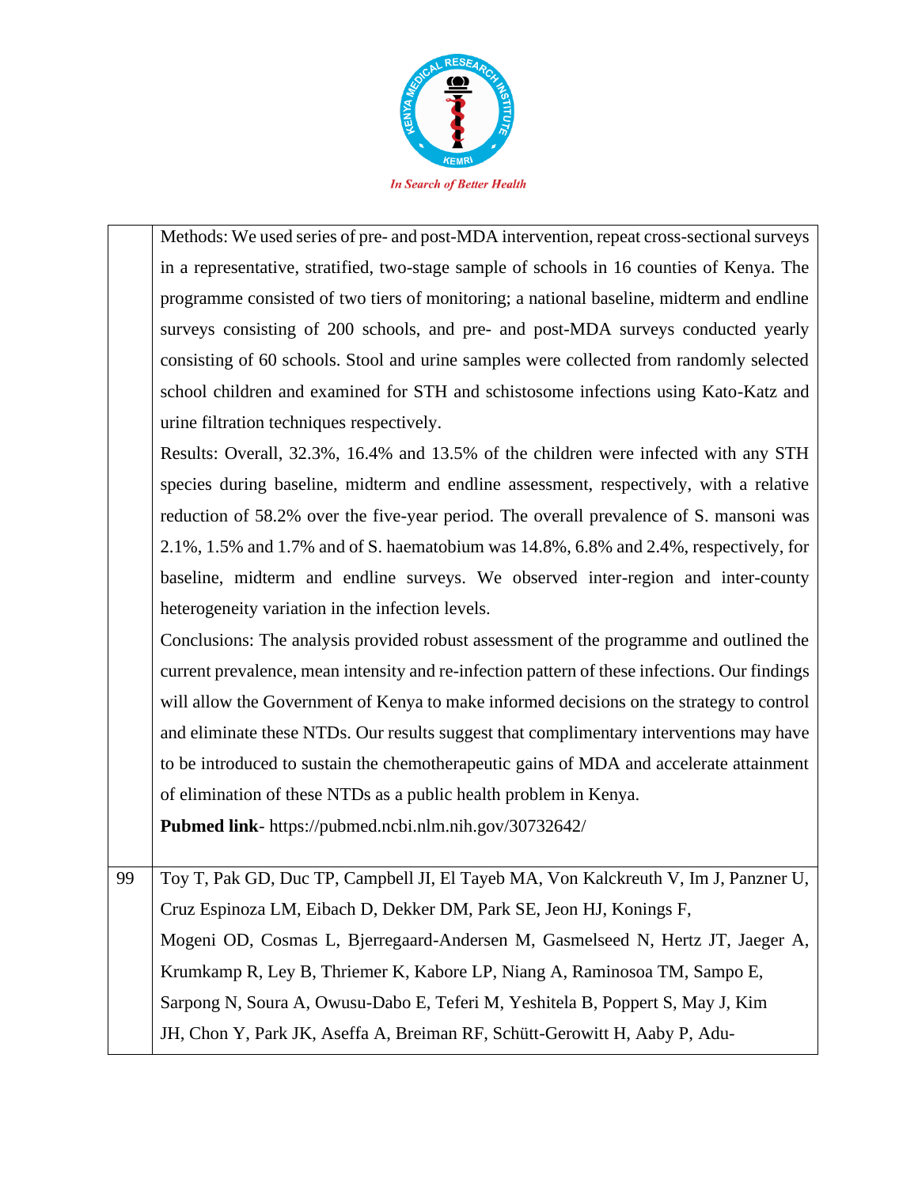| | |
|---|---|
| | Methods: We used series of pre- and post-MDA intervention, repeat cross-sectional surveys in a representative, stratified, two-stage sample of schools in 16 counties of Kenya. The programme consisted of two tiers of monitoring; a national baseline, midterm and endline surveys consisting of 200 schools, and pre- and post-MDA surveys conducted yearly consisting of 60 schools. Stool and urine samples were collected from randomly selected school children and examined for STH and schistosome infections using Kato-Katz and urine filtration techniques respectively.<br>Results: Overall, 32.3%, 16.4% and 13.5% of the children were infected with any STH species during baseline, midterm and endline assessment, respectively, with a relative reduction of 58.2% over the five-year period. The overall prevalence of S. mansoni was 2.1%, 1.5% and 1.7% and of S. haematobium was 14.8%, 6.8% and 2.4%, respectively, for baseline, midterm and endline surveys. We observed inter-region and inter-county heterogeneity variation in the infection levels.<br>Conclusions: The analysis provided robust assessment of the programme and outlined the current prevalence, mean intensity and re-infection pattern of these infections. Our findings will allow the Government of Kenya to make informed decisions on the strategy to control and eliminate these NTDs. Our results suggest that complimentary interventions may have to be introduced to sustain the chemotherapeutic gains of MDA and accelerate attainment of elimination of these NTDs as a public health problem in Kenya.<br>**Pubmed link**- https://pubmed.ncbi.nlm.nih.gov/30732642/ |
| 99 | Toy T, Pak GD, Duc TP, Campbell JI, El Tayeb MA, Von Kalckreuth V, Im J, Panzner U, Cruz Espinoza LM, Eibach D, Dekker DM, Park SE, Jeon HJ, Konings F, Mogeni OD, Cosmas L, Bjerregaard-Andersen M, Gasmelseed N, Hertz JT, Jaeger A, Krumkamp R, Ley B, Thriemer K, Kabore LP, Niang A, Raminosoa TM, Sampo E, Sarpong N, Soura A, Owusu-Dabo E, Teferi M, Yeshitela B, Poppert S, May J, Kim JH, Chon Y, Park JK, Aseffa A, Breiman RF, Schütt-Gerowitt H, Aaby P, Adu- |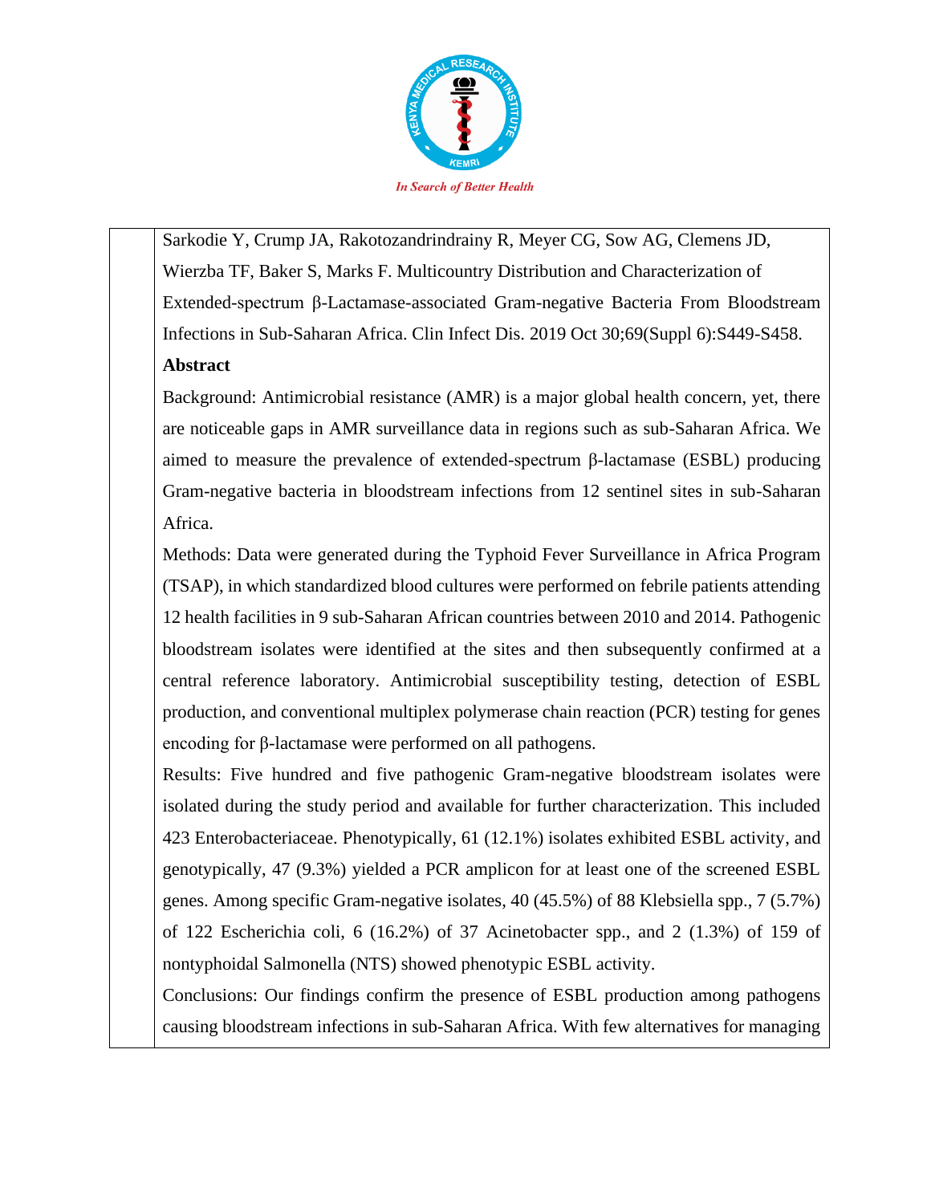Sarkodie Y, Crump JA, Rakotozandrindrainy R, Meyer CG, Sow AG, Clemens JD, Wierzba TF, Baker S, Marks F. Multicountry Distribution and Characterization of Extended-spectrum β-Lactamase-associated Gram-negative Bacteria From Bloodstream Infections in Sub-Saharan Africa. Clin Infect Dis. 2019 Oct 30;69(Suppl 6):S449-S458.

**Abstract**

Background: Antimicrobial resistance (AMR) is a major global health concern, yet, there are noticeable gaps in AMR surveillance data in regions such as sub-Saharan Africa. We aimed to measure the prevalence of extended-spectrum β-lactamase (ESBL) producing Gram-negative bacteria in bloodstream infections from 12 sentinel sites in sub-Saharan Africa.

Methods: Data were generated during the Typhoid Fever Surveillance in Africa Program (TSAP), in which standardized blood cultures were performed on febrile patients attending 12 health facilities in 9 sub-Saharan African countries between 2010 and 2014. Pathogenic bloodstream isolates were identified at the sites and then subsequently confirmed at a central reference laboratory. Antimicrobial susceptibility testing, detection of ESBL production, and conventional multiplex polymerase chain reaction (PCR) testing for genes encoding for β-lactamase were performed on all pathogens.

Results: Five hundred and five pathogenic Gram-negative bloodstream isolates were isolated during the study period and available for further characterization. This included 423 Enterobacteriaceae. Phenotypically, 61 (12.1%) isolates exhibited ESBL activity, and genotypically, 47 (9.3%) yielded a PCR amplicon for at least one of the screened ESBL genes. Among specific Gram-negative isolates, 40 (45.5%) of 88 Klebsiella spp., 7 (5.7%) of 122 Escherichia coli, 6 (16.2%) of 37 Acinetobacter spp., and 2 (1.3%) of 159 of nontyphoidal Salmonella (NTS) showed phenotypic ESBL activity.

Conclusions: Our findings confirm the presence of ESBL production among pathogens causing bloodstream infections in sub-Saharan Africa. With few alternatives for managing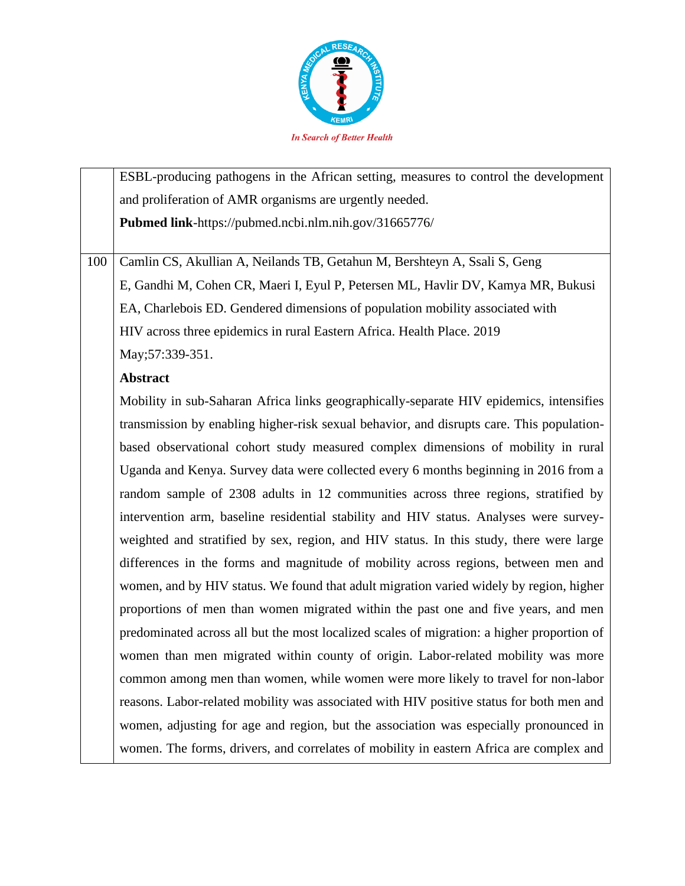| | |
|---|---|
| | ESBL-producing pathogens in the African setting, measures to control the development and proliferation of AMR organisms are urgently needed.<br>**Pubmed link**-https://pubmed.ncbi.nlm.nih.gov/31665776/ |
| 100 | Camlin CS, Akullian A, Neilands TB, Getahun M, Bershteyn A, Ssali S, Geng E, Gandhi M, Cohen CR, Maeri I, Eyul P, Petersen ML, Havlir DV, Kamya MR, Bukusi EA, Charlebois ED. Gendered dimensions of population mobility associated with HIV across three epidemics in rural Eastern Africa. Health Place. 2019 May;57:339-351.<br>**Abstract**<br>Mobility in sub-Saharan Africa links geographically-separate HIV epidemics, intensifies transmission by enabling higher-risk sexual behavior, and disrupts care. This population-based observational cohort study measured complex dimensions of mobility in rural Uganda and Kenya. Survey data were collected every 6 months beginning in 2016 from a random sample of 2308 adults in 12 communities across three regions, stratified by intervention arm, baseline residential stability and HIV status. Analyses were survey-weighted and stratified by sex, region, and HIV status. In this study, there were large differences in the forms and magnitude of mobility across regions, between men and women, and by HIV status. We found that adult migration varied widely by region, higher proportions of men than women migrated within the past one and five years, and men predominated across all but the most localized scales of migration: a higher proportion of women than men migrated within county of origin. Labor-related mobility was more common among men than women, while women were more likely to travel for non-labor reasons. Labor-related mobility was associated with HIV positive status for both men and women, adjusting for age and region, but the association was especially pronounced in women. The forms, drivers, and correlates of mobility in eastern Africa are complex and |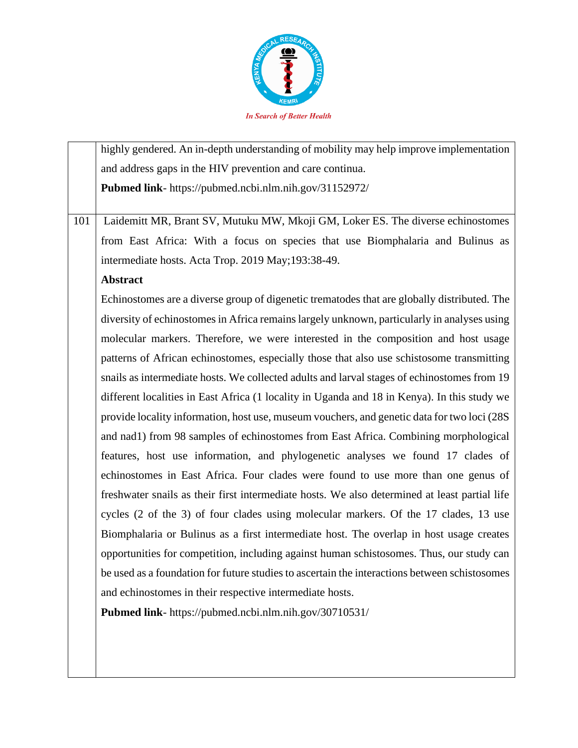| | |
|---|---|
| | highly gendered. An in-depth understanding of mobility may help improve implementation and address gaps in the HIV prevention and care continua.<br>**Pubmed link**- https://pubmed.ncbi.nlm.nih.gov/31152972/ |
| 101 | Laidemitt MR, Brant SV, Mutuku MW, Mkoji GM, Loker ES. The diverse echinostomes from East Africa: With a focus on species that use Biomphalaria and Bulinus as intermediate hosts. Acta Trop. 2019 May;193:38-49.<br>**Abstract**<br>Echinostomes are a diverse group of digenetic trematodes that are globally distributed. The diversity of echinostomes in Africa remains largely unknown, particularly in analyses using molecular markers. Therefore, we were interested in the composition and host usage patterns of African echinostomes, especially those that also use schistosome transmitting snails as intermediate hosts. We collected adults and larval stages of echinostomes from 19 different localities in East Africa (1 locality in Uganda and 18 in Kenya). In this study we provide locality information, host use, museum vouchers, and genetic data for two loci (28S and nad1) from 98 samples of echinostomes from East Africa. Combining morphological features, host use information, and phylogenetic analyses we found 17 clades of echinostomes in East Africa. Four clades were found to use more than one genus of freshwater snails as their first intermediate hosts. We also determined at least partial life cycles (2 of the 3) of four clades using molecular markers. Of the 17 clades, 13 use Biomphalaria or Bulinus as a first intermediate host. The overlap in host usage creates opportunities for competition, including against human schistosomes. Thus, our study can be used as a foundation for future studies to ascertain the interactions between schistosomes and echinostomes in their respective intermediate hosts.<br>**Pubmed link**- https://pubmed.ncbi.nlm.nih.gov/30710531/ |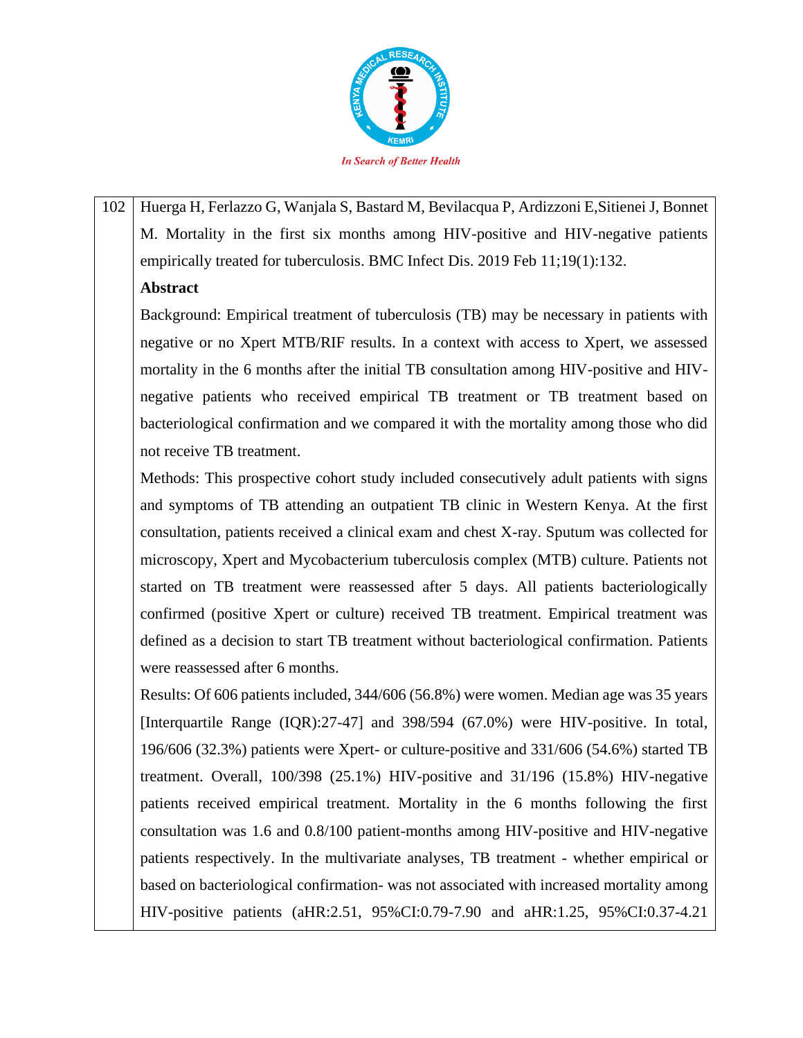| | |
|---|---|
| 102 | Huerga H, Ferlazzo G, Wanjala S, Bastard M, Bevilacqua P, Ardizzoni E,Sitienei J, Bonnet M. Mortality in the first six months among HIV-positive and HIV-negative patients empirically treated for tuberculosis. BMC Infect Dis. 2019 Feb 11;19(1):132.<br>**Abstract**<br>Background: Empirical treatment of tuberculosis (TB) may be necessary in patients with negative or no Xpert MTB/RIF results. In a context with access to Xpert, we assessed mortality in the 6 months after the initial TB consultation among HIV-positive and HIV-negative patients who received empirical TB treatment or TB treatment based on bacteriological confirmation and we compared it with the mortality among those who did not receive TB treatment.<br>Methods: This prospective cohort study included consecutively adult patients with signs and symptoms of TB attending an outpatient TB clinic in Western Kenya. At the first consultation, patients received a clinical exam and chest X-ray. Sputum was collected for microscopy, Xpert and Mycobacterium tuberculosis complex (MTB) culture. Patients not started on TB treatment were reassessed after 5 days. All patients bacteriologically confirmed (positive Xpert or culture) received TB treatment. Empirical treatment was defined as a decision to start TB treatment without bacteriological confirmation. Patients were reassessed after 6 months.<br>Results: Of 606 patients included, 344/606 (56.8%) were women. Median age was 35 years [Interquartile Range (IQR):27-47] and 398/594 (67.0%) were HIV-positive. In total, 196/606 (32.3%) patients were Xpert- or culture-positive and 331/606 (54.6%) started TB treatment. Overall, 100/398 (25.1%) HIV-positive and 31/196 (15.8%) HIV-negative patients received empirical treatment. Mortality in the 6 months following the first consultation was 1.6 and 0.8/100 patient-months among HIV-positive and HIV-negative patients respectively. In the multivariate analyses, TB treatment - whether empirical or based on bacteriological confirmation- was not associated with increased mortality among HIV-positive patients (aHR:2.51, 95%CI:0.79-7.90 and aHR:1.25, 95%CI:0.37-4.21 |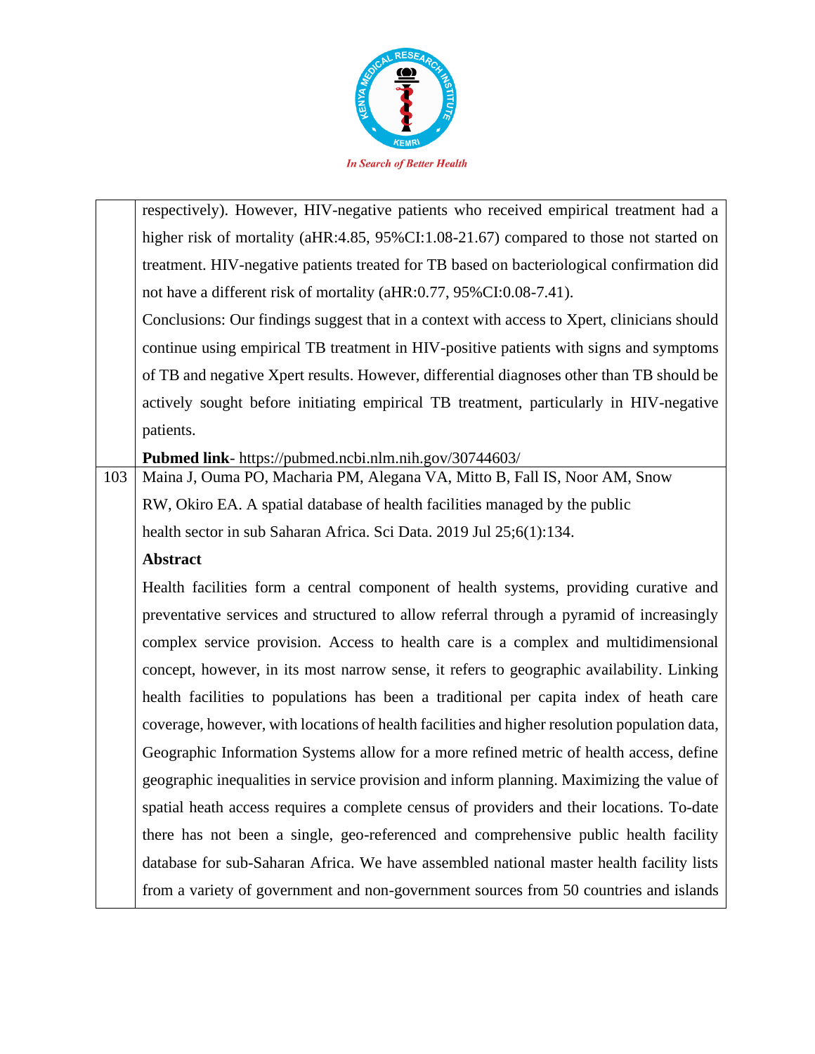| | |
|---|---|
| | respectively). However, HIV-negative patients who received empirical treatment had a higher risk of mortality (aHR:4.85, 95%CI:1.08-21.67) compared to those not started on treatment. HIV-negative patients treated for TB based on bacteriological confirmation did not have a different risk of mortality (aHR:0.77, 95%CI:0.08-7.41).<br>Conclusions: Our findings suggest that in a context with access to Xpert, clinicians should continue using empirical TB treatment in HIV-positive patients with signs and symptoms of TB and negative Xpert results. However, differential diagnoses other than TB should be actively sought before initiating empirical TB treatment, particularly in HIV-negative patients.<br>**Pubmed link**- https://pubmed.ncbi.nlm.nih.gov/30744603/ |
| 103 | Maina J, Ouma PO, Macharia PM, Alegana VA, Mitto B, Fall IS, Noor AM, Snow RW, Okiro EA. A spatial database of health facilities managed by the public health sector in sub Saharan Africa. Sci Data. 2019 Jul 25;6(1):134.<br>**Abstract**<br>Health facilities form a central component of health systems, providing curative and preventative services and structured to allow referral through a pyramid of increasingly complex service provision. Access to health care is a complex and multidimensional concept, however, in its most narrow sense, it refers to geographic availability. Linking health facilities to populations has been a traditional per capita index of heath care coverage, however, with locations of health facilities and higher resolution population data, Geographic Information Systems allow for a more refined metric of health access, define geographic inequalities in service provision and inform planning. Maximizing the value of spatial heath access requires a complete census of providers and their locations. To-date there has not been a single, geo-referenced and comprehensive public health facility database for sub-Saharan Africa. We have assembled national master health facility lists from a variety of government and non-government sources from 50 countries and islands |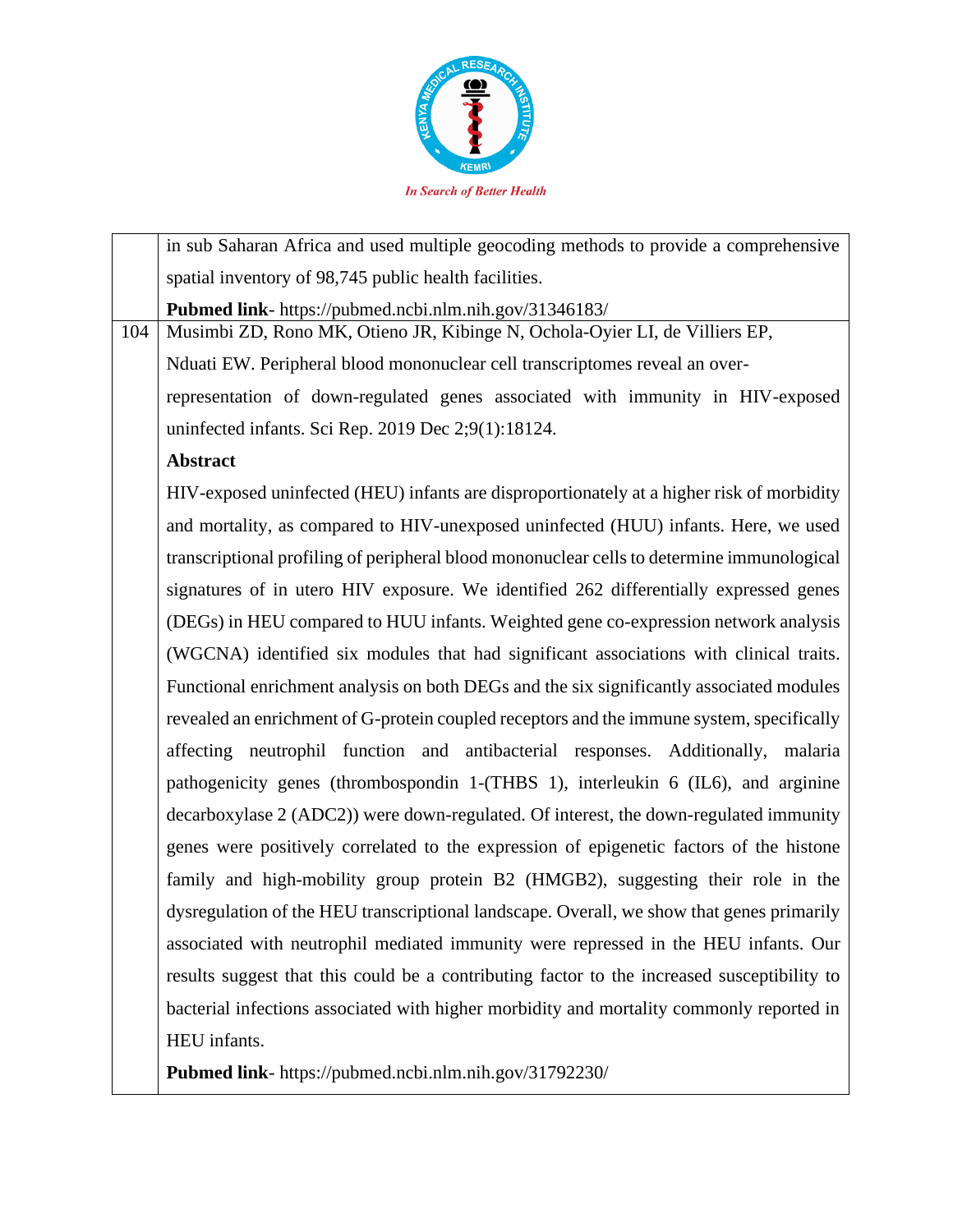| | |
|---|---|
| | in sub Saharan Africa and used multiple geocoding methods to provide a comprehensive spatial inventory of 98,745 public health facilities.<br>**Pubmed link**- https://pubmed.ncbi.nlm.nih.gov/31346183/ |
| 104 | Musimbi ZD, Rono MK, Otieno JR, Kibinge N, Ochola-Oyier LI, de Villiers EP, Nduati EW. Peripheral blood mononuclear cell transcriptomes reveal an over-representation of down-regulated genes associated with immunity in HIV-exposed uninfected infants. Sci Rep. 2019 Dec 2;9(1):18124.<br>**Abstract**<br>HIV-exposed uninfected (HEU) infants are disproportionately at a higher risk of morbidity and mortality, as compared to HIV-unexposed uninfected (HUU) infants. Here, we used transcriptional profiling of peripheral blood mononuclear cells to determine immunological signatures of in utero HIV exposure. We identified 262 differentially expressed genes (DEGs) in HEU compared to HUU infants. Weighted gene co-expression network analysis (WGCNA) identified six modules that had significant associations with clinical traits. Functional enrichment analysis on both DEGs and the six significantly associated modules revealed an enrichment of G-protein coupled receptors and the immune system, specifically affecting neutrophil function and antibacterial responses. Additionally, malaria pathogenicity genes (thrombospondin 1-(THBS 1), interleukin 6 (IL6), and arginine decarboxylase 2 (ADC2)) were down-regulated. Of interest, the down-regulated immunity genes were positively correlated to the expression of epigenetic factors of the histone family and high-mobility group protein B2 (HMGB2), suggesting their role in the dysregulation of the HEU transcriptional landscape. Overall, we show that genes primarily associated with neutrophil mediated immunity were repressed in the HEU infants. Our results suggest that this could be a contributing factor to the increased susceptibility to bacterial infections associated with higher morbidity and mortality commonly reported in HEU infants.<br>**Pubmed link**- https://pubmed.ncbi.nlm.nih.gov/31792230/ |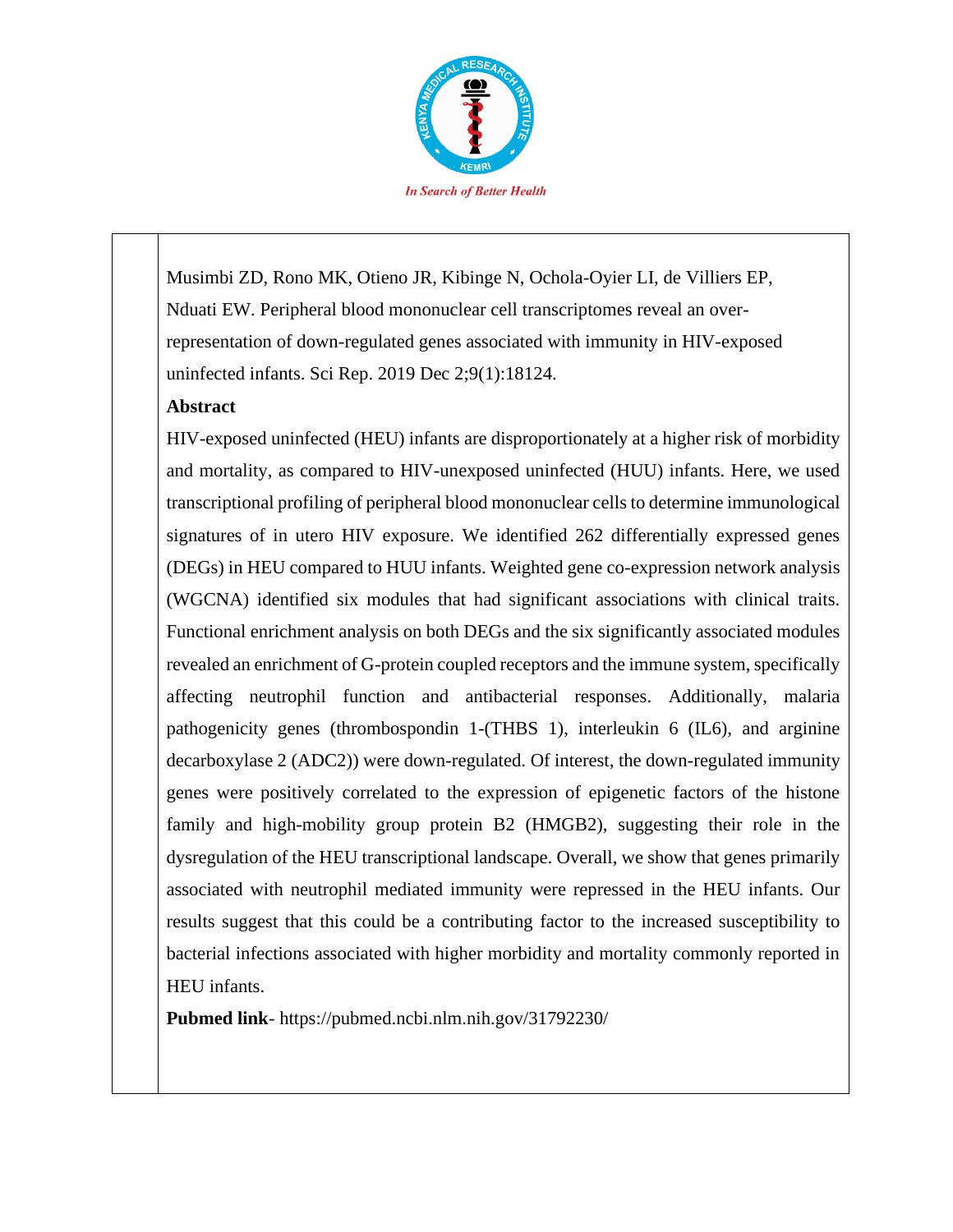Musimbi ZD, Rono MK, Otieno JR, Kibinge N, Ochola-Oyier LI, de Villiers EP, Nduati EW. Peripheral blood mononuclear cell transcriptomes reveal an over-representation of down-regulated genes associated with immunity in HIV-exposed uninfected infants. Sci Rep. 2019 Dec 2;9(1):18124.

**Abstract**

HIV-exposed uninfected (HEU) infants are disproportionately at a higher risk of morbidity and mortality, as compared to HIV-unexposed uninfected (HUU) infants. Here, we used transcriptional profiling of peripheral blood mononuclear cells to determine immunological signatures of in utero HIV exposure. We identified 262 differentially expressed genes (DEGs) in HEU compared to HUU infants. Weighted gene co-expression network analysis (WGCNA) identified six modules that had significant associations with clinical traits. Functional enrichment analysis on both DEGs and the six significantly associated modules revealed an enrichment of G-protein coupled receptors and the immune system, specifically affecting neutrophil function and antibacterial responses. Additionally, malaria pathogenicity genes (thrombospondin 1-(THBS 1), interleukin 6 (IL6), and arginine decarboxylase 2 (ADC2)) were down-regulated. Of interest, the down-regulated immunity genes were positively correlated to the expression of epigenetic factors of the histone family and high-mobility group protein B2 (HMGB2), suggesting their role in the dysregulation of the HEU transcriptional landscape. Overall, we show that genes primarily associated with neutrophil mediated immunity were repressed in the HEU infants. Our results suggest that this could be a contributing factor to the increased susceptibility to bacterial infections associated with higher morbidity and mortality commonly reported in HEU infants.

**Pubmed link**- https://pubmed.ncbi.nlm.nih.gov/31792230/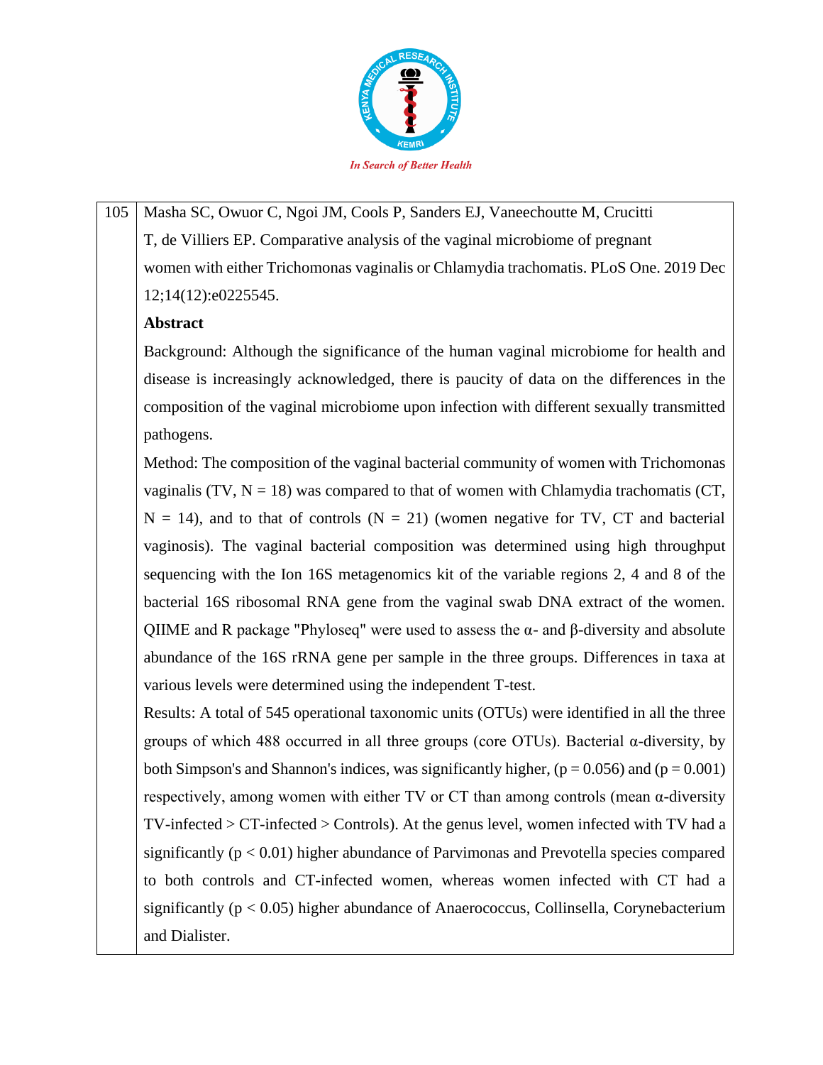| 105 | Masha SC, Owuor C, Ngoi JM, Cools P, Sanders EJ, Vaneechoutte M, Crucitti T, de Villiers EP. Comparative analysis of the vaginal microbiome of pregnant women with either Trichomonas vaginalis or Chlamydia trachomatis. PLoS One. 2019 Dec 12;14(12):e0225545.<br><br>**Abstract**<br><br>Background: Although the significance of the human vaginal microbiome for health and disease is increasingly acknowledged, there is paucity of data on the differences in the composition of the vaginal microbiome upon infection with different sexually transmitted pathogens.<br><br>Method: The composition of the vaginal bacterial community of women with Trichomonas vaginalis (TV, N = 18) was compared to that of women with Chlamydia trachomatis (CT, N = 14), and to that of controls (N = 21) (women negative for TV, CT and bacterial vaginosis). The vaginal bacterial composition was determined using high throughput sequencing with the Ion 16S metagenomics kit of the variable regions 2, 4 and 8 of the bacterial 16S ribosomal RNA gene from the vaginal swab DNA extract of the women. QIIME and R package "Phyloseq" were used to assess the α- and β-diversity and absolute abundance of the 16S rRNA gene per sample in the three groups. Differences in taxa at various levels were determined using the independent T-test.<br><br>Results: A total of 545 operational taxonomic units (OTUs) were identified in all the three groups of which 488 occurred in all three groups (core OTUs). Bacterial α-diversity, by both Simpson's and Shannon's indices, was significantly higher, ($p = 0.056$) and ($p = 0.001$) respectively, among women with either TV or CT than among controls (mean α-diversity TV-infected > CT-infected > Controls). At the genus level, women infected with TV had a significantly ($p < 0.01$) higher abundance of Parvimonas and Prevotella species compared to both controls and CT-infected women, whereas women infected with CT had a significantly ($p < 0.05$) higher abundance of Anaerococcus, Collinsella, Corynebacterium and Dialister. |
|---|---|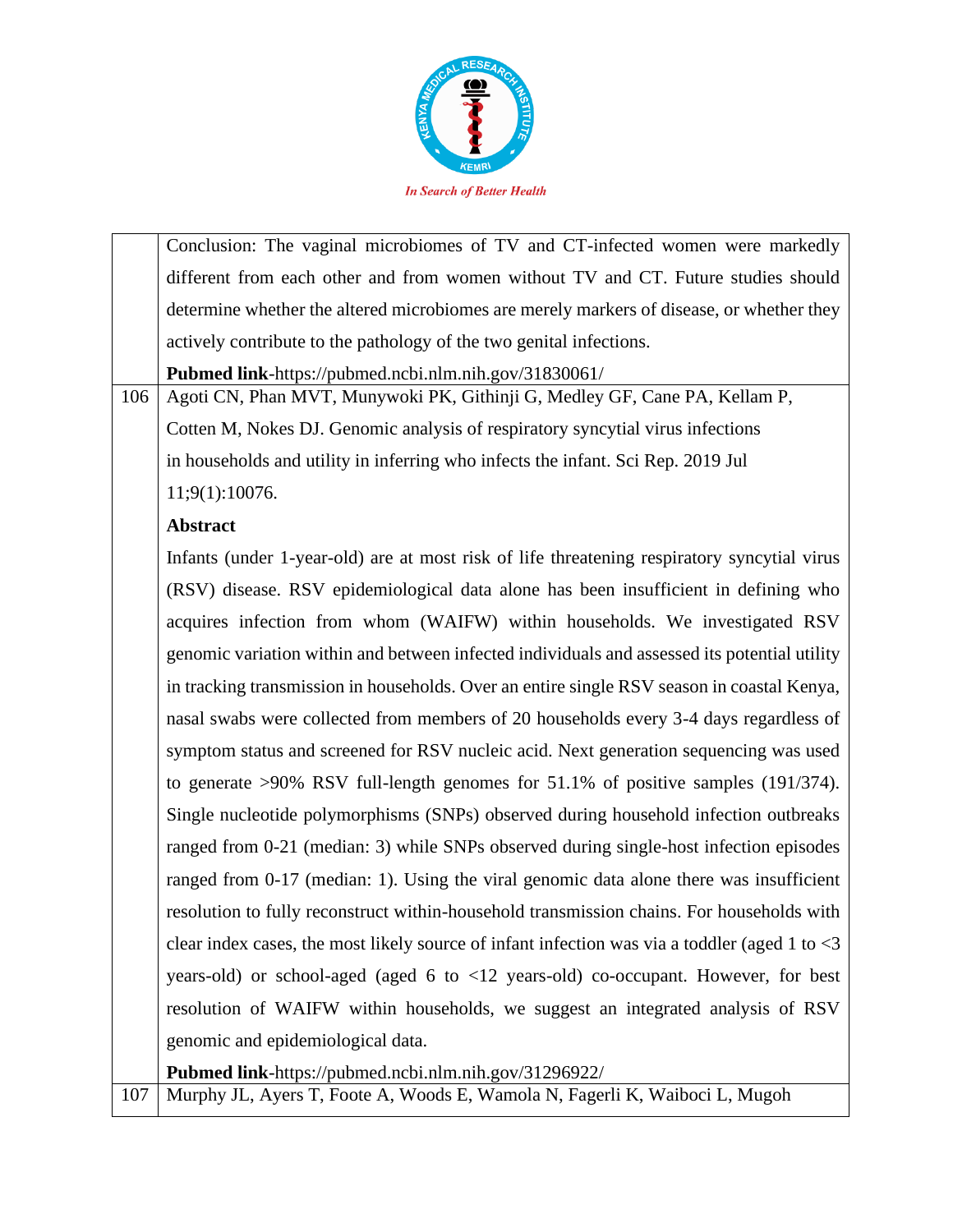| | |
|---|---|
| | Conclusion: The vaginal microbiomes of TV and CT-infected women were markedly different from each other and from women without TV and CT. Future studies should determine whether the altered microbiomes are merely markers of disease, or whether they actively contribute to the pathology of the two genital infections.<br>**Pubmed link**-https://pubmed.ncbi.nlm.nih.gov/31830061/ |
| 106 | Agoti CN, Phan MVT, Munywoki PK, Githinji G, Medley GF, Cane PA, Kellam P, Cotten M, Nokes DJ. Genomic analysis of respiratory syncytial virus infections in households and utility in inferring who infects the infant. Sci Rep. 2019 Jul 11;9(1):10076.<br>**Abstract**<br>Infants (under 1-year-old) are at most risk of life threatening respiratory syncytial virus (RSV) disease. RSV epidemiological data alone has been insufficient in defining who acquires infection from whom (WAIFW) within households. We investigated RSV genomic variation within and between infected individuals and assessed its potential utility in tracking transmission in households. Over an entire single RSV season in coastal Kenya, nasal swabs were collected from members of 20 households every 3-4 days regardless of symptom status and screened for RSV nucleic acid. Next generation sequencing was used to generate >90% RSV full-length genomes for 51.1% of positive samples (191/374). Single nucleotide polymorphisms (SNPs) observed during household infection outbreaks ranged from 0-21 (median: 3) while SNPs observed during single-host infection episodes ranged from 0-17 (median: 1). Using the viral genomic data alone there was insufficient resolution to fully reconstruct within-household transmission chains. For households with clear index cases, the most likely source of infant infection was via a toddler (aged 1 to <3 years-old) or school-aged (aged 6 to <12 years-old) co-occupant. However, for best resolution of WAIFW within households, we suggest an integrated analysis of RSV genomic and epidemiological data.<br>**Pubmed link**-https://pubmed.ncbi.nlm.nih.gov/31296922/ |
| 107 | Murphy JL, Ayers T, Foote A, Woods E, Wamola N, Fagerli K, Waiboci L, Mugoh |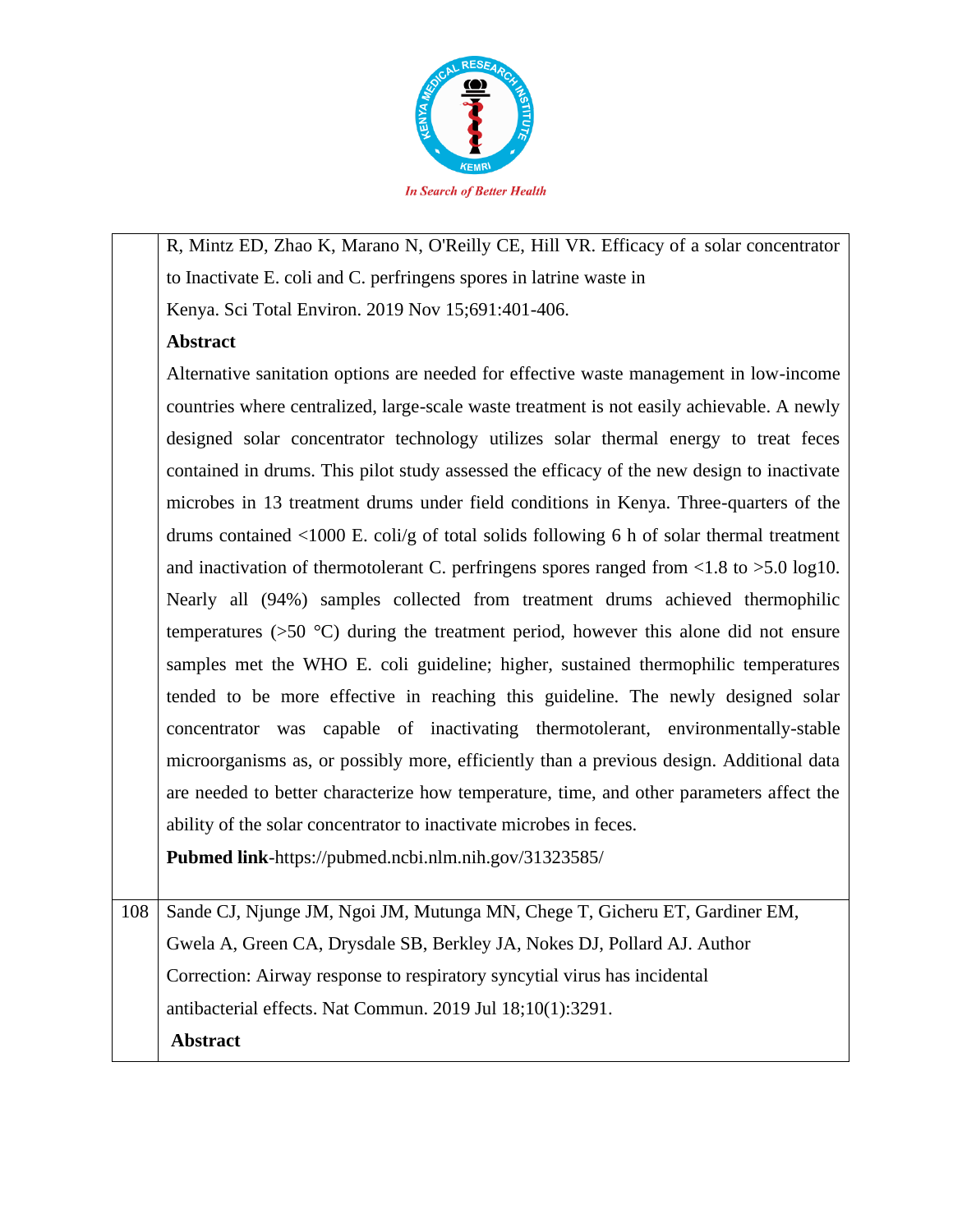| | |
|---|---|
| | R, Mintz ED, Zhao K, Marano N, O'Reilly CE, Hill VR. Efficacy of a solar concentrator to Inactivate E. coli and C. perfringens spores in latrine waste in Kenya. Sci Total Environ. 2019 Nov 15;691:401-406.<br>**Abstract**<br>Alternative sanitation options are needed for effective waste management in low-income countries where centralized, large-scale waste treatment is not easily achievable. A newly designed solar concentrator technology utilizes solar thermal energy to treat feces contained in drums. This pilot study assessed the efficacy of the new design to inactivate microbes in 13 treatment drums under field conditions in Kenya. Three-quarters of the drums contained <1000 E. coli/g of total solids following 6 h of solar thermal treatment and inactivation of thermotolerant C. perfringens spores ranged from <1.8 to >5.0 log10. Nearly all (94%) samples collected from treatment drums achieved thermophilic temperatures (>50 °C) during the treatment period, however this alone did not ensure samples met the WHO E. coli guideline; higher, sustained thermophilic temperatures tended to be more effective in reaching this guideline. The newly designed solar concentrator was capable of inactivating thermotolerant, environmentally-stable microorganisms as, or possibly more, efficiently than a previous design. Additional data are needed to better characterize how temperature, time, and other parameters affect the ability of the solar concentrator to inactivate microbes in feces.<br>**Pubmed link**-https://pubmed.ncbi.nlm.nih.gov/31323585/ |
| 108 | Sande CJ, Njunge JM, Ngoi JM, Mutunga MN, Chege T, Gicheru ET, Gardiner EM, Gwela A, Green CA, Drysdale SB, Berkley JA, Nokes DJ, Pollard AJ. Author Correction: Airway response to respiratory syncytial virus has incidental antibacterial effects. Nat Commun. 2019 Jul 18;10(1):3291.<br>**Abstract** |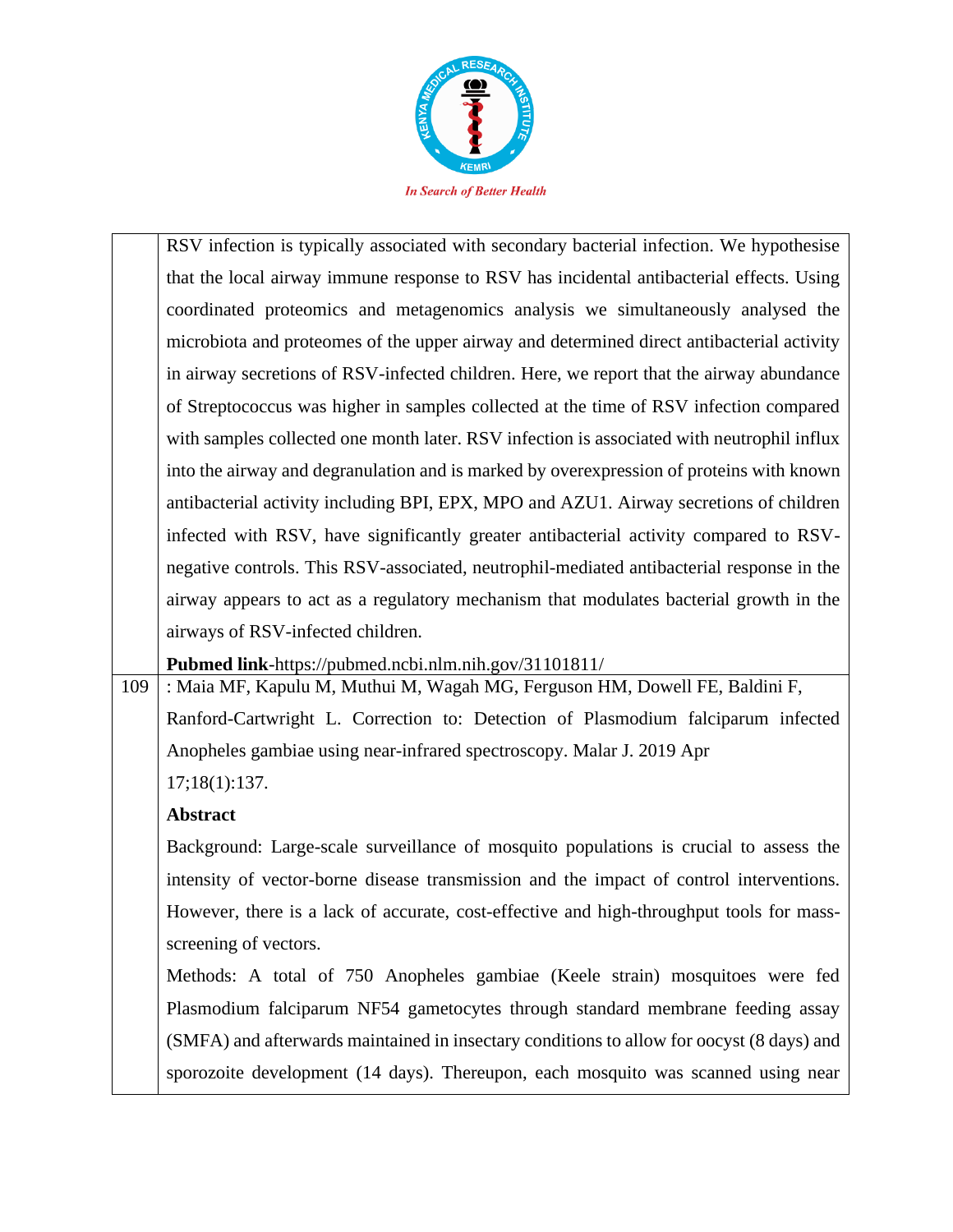| | |
|---|---|
| | RSV infection is typically associated with secondary bacterial infection. We hypothesise that the local airway immune response to RSV has incidental antibacterial effects. Using coordinated proteomics and metagenomics analysis we simultaneously analysed the microbiota and proteomes of the upper airway and determined direct antibacterial activity in airway secretions of RSV-infected children. Here, we report that the airway abundance of Streptococcus was higher in samples collected at the time of RSV infection compared with samples collected one month later. RSV infection is associated with neutrophil influx into the airway and degranulation and is marked by overexpression of proteins with known antibacterial activity including BPI, EPX, MPO and AZU1. Airway secretions of children infected with RSV, have significantly greater antibacterial activity compared to RSV-negative controls. This RSV-associated, neutrophil-mediated antibacterial response in the airway appears to act as a regulatory mechanism that modulates bacterial growth in the airways of RSV-infected children.<br>**Pubmed link**-https://pubmed.ncbi.nlm.nih.gov/31101811/ |
| 109 | : Maia MF, Kapulu M, Muthui M, Wagah MG, Ferguson HM, Dowell FE, Baldini F, Ranford-Cartwright L. Correction to: Detection of Plasmodium falciparum infected Anopheles gambiae using near-infrared spectroscopy. Malar J. 2019 Apr 17;18(1):137.<br>**Abstract**<br>Background: Large-scale surveillance of mosquito populations is crucial to assess the intensity of vector-borne disease transmission and the impact of control interventions. However, there is a lack of accurate, cost-effective and high-throughput tools for mass-screening of vectors.<br>Methods: A total of 750 Anopheles gambiae (Keele strain) mosquitoes were fed Plasmodium falciparum NF54 gametocytes through standard membrane feeding assay (SMFA) and afterwards maintained in insectary conditions to allow for oocyst (8 days) and sporozoite development (14 days). Thereupon, each mosquito was scanned using near |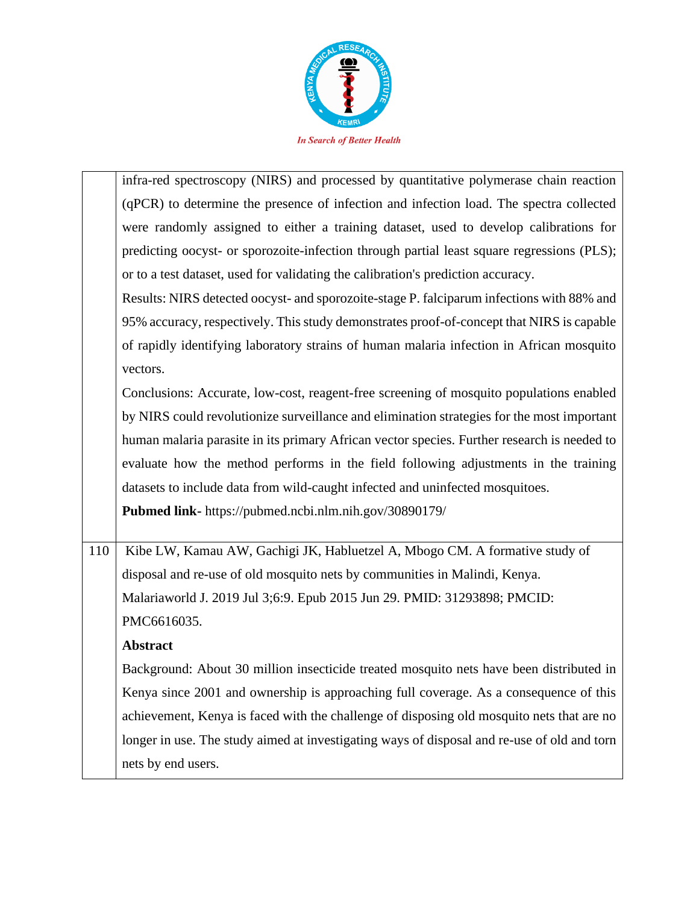| | |
|---|---|
| | infra-red spectroscopy (NIRS) and processed by quantitative polymerase chain reaction (qPCR) to determine the presence of infection and infection load. The spectra collected were randomly assigned to either a training dataset, used to develop calibrations for predicting oocyst- or sporozoite-infection through partial least square regressions (PLS); or to a test dataset, used for validating the calibration's prediction accuracy.<br>Results: NIRS detected oocyst- and sporozoite-stage P. falciparum infections with 88% and 95% accuracy, respectively. This study demonstrates proof-of-concept that NIRS is capable of rapidly identifying laboratory strains of human malaria infection in African mosquito vectors.<br>Conclusions: Accurate, low-cost, reagent-free screening of mosquito populations enabled by NIRS could revolutionize surveillance and elimination strategies for the most important human malaria parasite in its primary African vector species. Further research is needed to evaluate how the method performs in the field following adjustments in the training datasets to include data from wild-caught infected and uninfected mosquitoes.<br>**Pubmed link-** https://pubmed.ncbi.nlm.nih.gov/30890179/ |
| 110 | Kibe LW, Kamau AW, Gachigi JK, Habluetzel A, Mbogo CM. A formative study of disposal and re-use of old mosquito nets by communities in Malindi, Kenya. Malariaworld J. 2019 Jul 3;6:9. Epub 2015 Jun 29. PMID: 31293898; PMCID: PMC6616035.<br>**Abstract**<br>Background: About 30 million insecticide treated mosquito nets have been distributed in Kenya since 2001 and ownership is approaching full coverage. As a consequence of this achievement, Kenya is faced with the challenge of disposing old mosquito nets that are no longer in use. The study aimed at investigating ways of disposal and re-use of old and torn nets by end users. |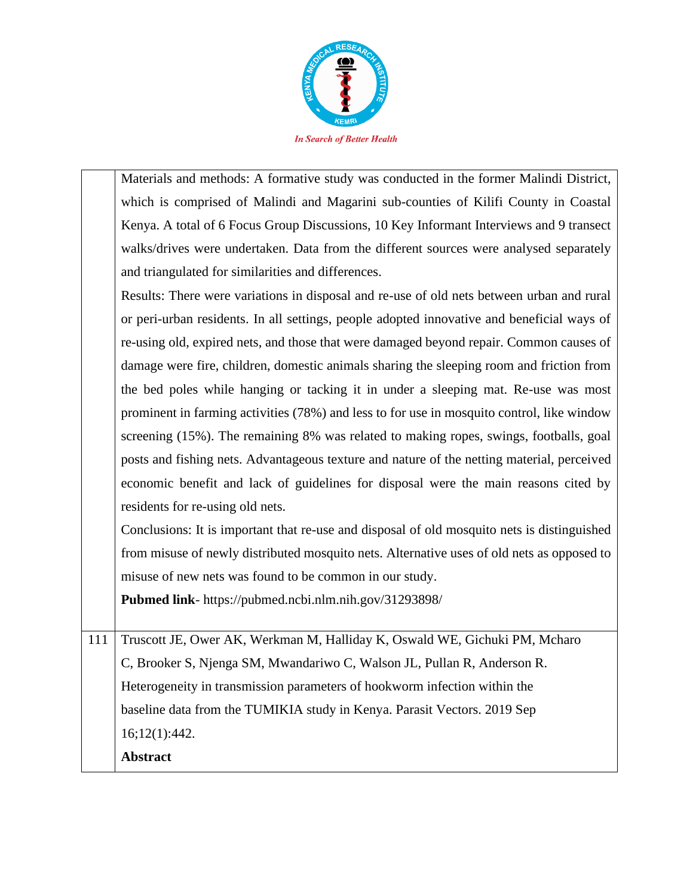|  |  |
|---|---|
|  | Materials and methods: A formative study was conducted in the former Malindi District, which is comprised of Malindi and Magarini sub-counties of Kilifi County in Coastal Kenya. A total of 6 Focus Group Discussions, 10 Key Informant Interviews and 9 transect walks/drives were undertaken. Data from the different sources were analysed separately and triangulated for similarities and differences.<br>Results: There were variations in disposal and re-use of old nets between urban and rural or peri-urban residents. In all settings, people adopted innovative and beneficial ways of re-using old, expired nets, and those that were damaged beyond repair. Common causes of damage were fire, children, domestic animals sharing the sleeping room and friction from the bed poles while hanging or tacking it in under a sleeping mat. Re-use was most prominent in farming activities (78%) and less to for use in mosquito control, like window screening (15%). The remaining 8% was related to making ropes, swings, footballs, goal posts and fishing nets. Advantageous texture and nature of the netting material, perceived economic benefit and lack of guidelines for disposal were the main reasons cited by residents for re-using old nets.<br>Conclusions: It is important that re-use and disposal of old mosquito nets is distinguished from misuse of newly distributed mosquito nets. Alternative uses of old nets as opposed to misuse of new nets was found to be common in our study.<br>**Pubmed link**- https://pubmed.ncbi.nlm.nih.gov/31293898/ |
| 111 | Truscott JE, Ower AK, Werkman M, Halliday K, Oswald WE, Gichuki PM, Mcharo C, Brooker S, Njenga SM, Mwandariwo C, Walson JL, Pullan R, Anderson R. Heterogeneity in transmission parameters of hookworm infection within the baseline data from the TUMIKIA study in Kenya. Parasit Vectors. 2019 Sep 16;12(1):442.<br>**Abstract** |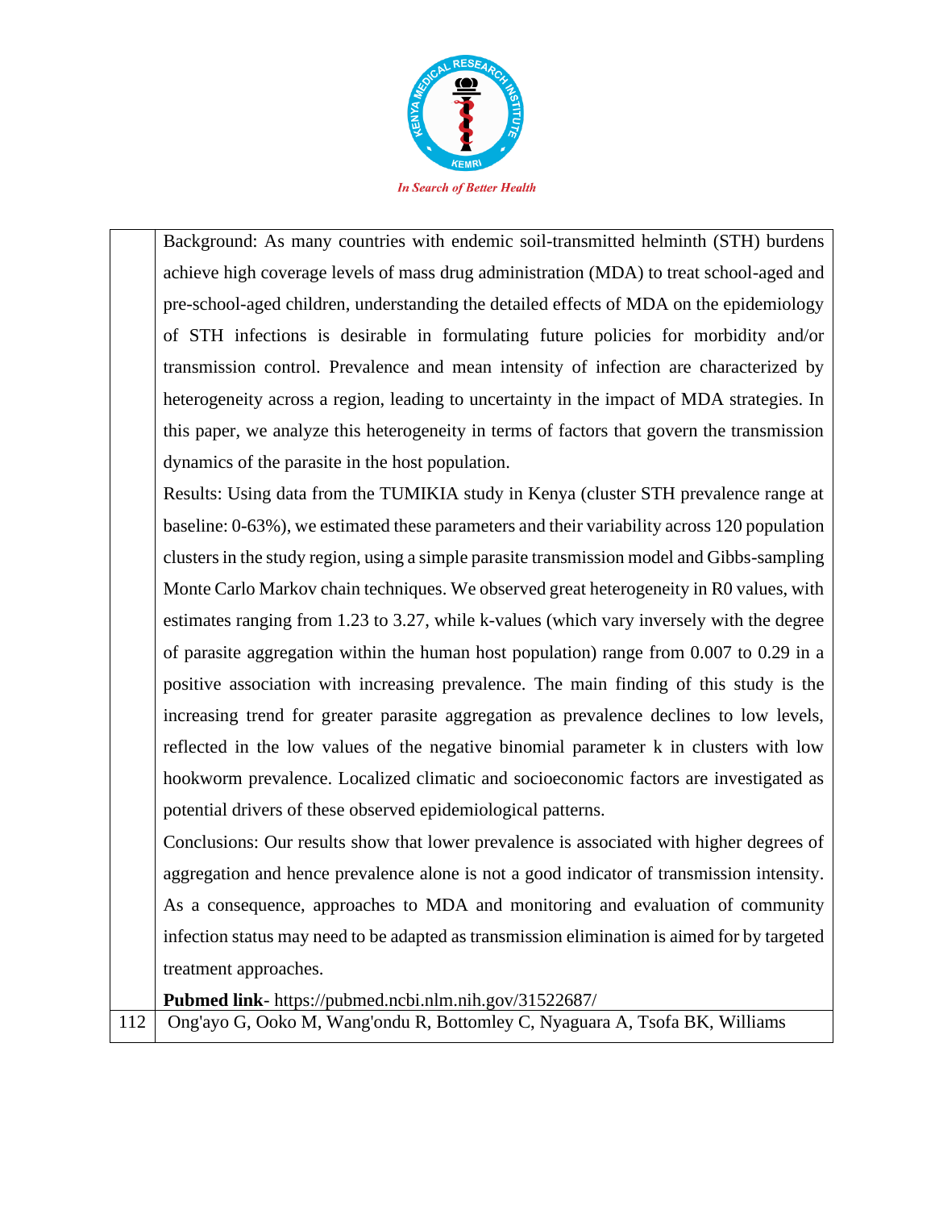| | |
|---|---|
| | Background: As many countries with endemic soil-transmitted helminth (STH) burdens achieve high coverage levels of mass drug administration (MDA) to treat school-aged and pre-school-aged children, understanding the detailed effects of MDA on the epidemiology of STH infections is desirable in formulating future policies for morbidity and/or transmission control. Prevalence and mean intensity of infection are characterized by heterogeneity across a region, leading to uncertainty in the impact of MDA strategies. In this paper, we analyze this heterogeneity in terms of factors that govern the transmission dynamics of the parasite in the host population.<br>Results: Using data from the TUMIKIA study in Kenya (cluster STH prevalence range at baseline: 0-63%), we estimated these parameters and their variability across 120 population clusters in the study region, using a simple parasite transmission model and Gibbs-sampling Monte Carlo Markov chain techniques. We observed great heterogeneity in R0 values, with estimates ranging from 1.23 to 3.27, while k-values (which vary inversely with the degree of parasite aggregation within the human host population) range from 0.007 to 0.29 in a positive association with increasing prevalence. The main finding of this study is the increasing trend for greater parasite aggregation as prevalence declines to low levels, reflected in the low values of the negative binomial parameter k in clusters with low hookworm prevalence. Localized climatic and socioeconomic factors are investigated as potential drivers of these observed epidemiological patterns.<br>Conclusions: Our results show that lower prevalence is associated with higher degrees of aggregation and hence prevalence alone is not a good indicator of transmission intensity. As a consequence, approaches to MDA and monitoring and evaluation of community infection status may need to be adapted as transmission elimination is aimed for by targeted treatment approaches.<br>**Pubmed link**- https://pubmed.ncbi.nlm.nih.gov/31522687/ |
| 112 | Ong'ayo G, Ooko M, Wang'ondu R, Bottomley C, Nyaguara A, Tsofa BK, Williams |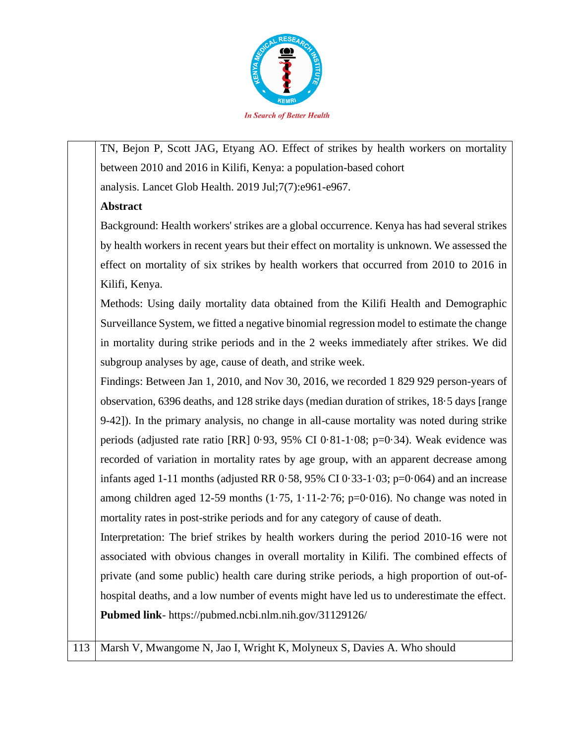| | |
|---|---|
| | TN, Bejon P, Scott JAG, Etyang AO. Effect of strikes by health workers on mortality between 2010 and 2016 in Kilifi, Kenya: a population-based cohort analysis. Lancet Glob Health. 2019 Jul;7(7):e961-e967.<br>**Abstract**<br>Background: Health workers' strikes are a global occurrence. Kenya has had several strikes by health workers in recent years but their effect on mortality is unknown. We assessed the effect on mortality of six strikes by health workers that occurred from 2010 to 2016 in Kilifi, Kenya.<br>Methods: Using daily mortality data obtained from the Kilifi Health and Demographic Surveillance System, we fitted a negative binomial regression model to estimate the change in mortality during strike periods and in the 2 weeks immediately after strikes. We did subgroup analyses by age, cause of death, and strike week.<br>Findings: Between Jan 1, 2010, and Nov 30, 2016, we recorded 1 829 929 person-years of observation, 6396 deaths, and 128 strike days (median duration of strikes, 18·5 days [range 9-42]). In the primary analysis, no change in all-cause mortality was noted during strike periods (adjusted rate ratio [RR] 0·93, 95% CI 0·81-1·08; p=0·34). Weak evidence was recorded of variation in mortality rates by age group, with an apparent decrease among infants aged 1-11 months (adjusted RR 0·58, 95% CI 0·33-1·03; p=0·064) and an increase among children aged 12-59 months (1·75, 1·11-2·76; p=0·016). No change was noted in mortality rates in post-strike periods and for any category of cause of death.<br>Interpretation: The brief strikes by health workers during the period 2010-16 were not associated with obvious changes in overall mortality in Kilifi. The combined effects of private (and some public) health care during strike periods, a high proportion of out-of-hospital deaths, and a low number of events might have led us to underestimate the effect.<br>**Pubmed link**- https://pubmed.ncbi.nlm.nih.gov/31129126/ |
| 113 | Marsh V, Mwangome N, Jao I, Wright K, Molyneux S, Davies A. Who should |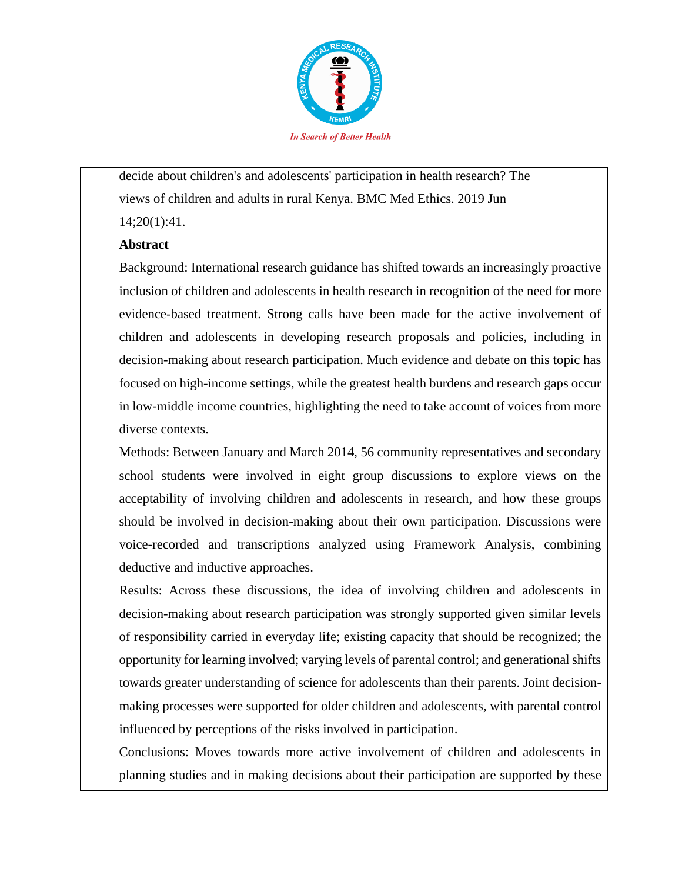decide about children's and adolescents' participation in health research? The views of children and adults in rural Kenya. BMC Med Ethics. 2019 Jun 14;20(1):41.

**Abstract**

Background: International research guidance has shifted towards an increasingly proactive inclusion of children and adolescents in health research in recognition of the need for more evidence-based treatment. Strong calls have been made for the active involvement of children and adolescents in developing research proposals and policies, including in decision-making about research participation. Much evidence and debate on this topic has focused on high-income settings, while the greatest health burdens and research gaps occur in low-middle income countries, highlighting the need to take account of voices from more diverse contexts.

Methods: Between January and March 2014, 56 community representatives and secondary school students were involved in eight group discussions to explore views on the acceptability of involving children and adolescents in research, and how these groups should be involved in decision-making about their own participation. Discussions were voice-recorded and transcriptions analyzed using Framework Analysis, combining deductive and inductive approaches.

Results: Across these discussions, the idea of involving children and adolescents in decision-making about research participation was strongly supported given similar levels of responsibility carried in everyday life; existing capacity that should be recognized; the opportunity for learning involved; varying levels of parental control; and generational shifts towards greater understanding of science for adolescents than their parents. Joint decision-making processes were supported for older children and adolescents, with parental control influenced by perceptions of the risks involved in participation.

Conclusions: Moves towards more active involvement of children and adolescents in planning studies and in making decisions about their participation are supported by these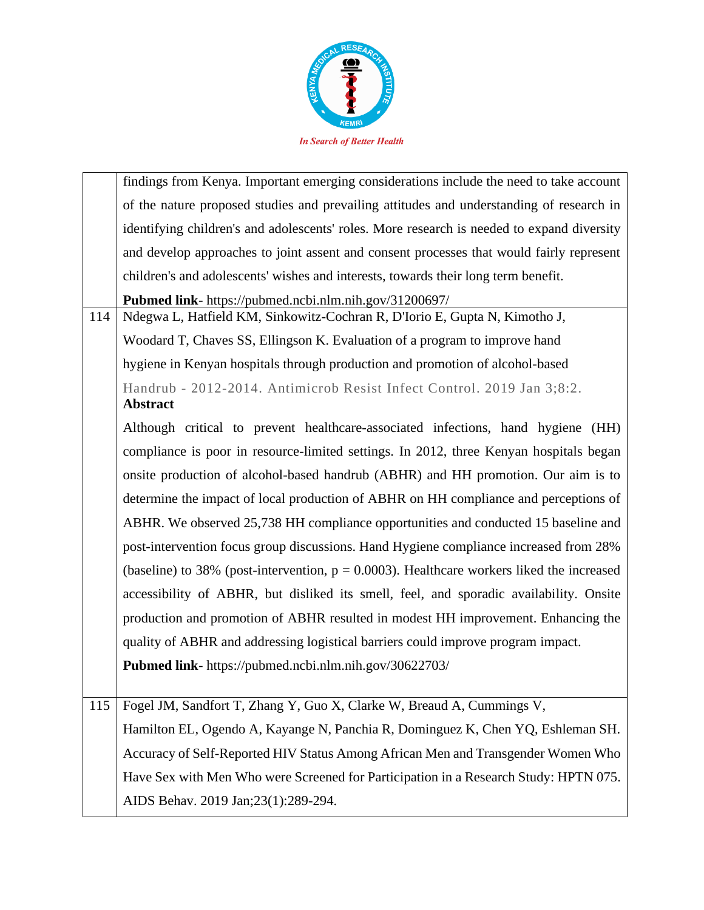| | |
|---|---|
| | findings from Kenya. Important emerging considerations include the need to take account of the nature proposed studies and prevailing attitudes and understanding of research in identifying children's and adolescents' roles. More research is needed to expand diversity and develop approaches to joint assent and consent processes that would fairly represent children's and adolescents' wishes and interests, towards their long term benefit.<br>**Pubmed link**- https://pubmed.ncbi.nlm.nih.gov/31200697/ |
| 114 | Ndegwa L, Hatfield KM, Sinkowitz-Cochran R, D'Iorio E, Gupta N, Kimotho J, Woodard T, Chaves SS, Ellingson K. Evaluation of a program to improve hand hygiene in Kenyan hospitals through production and promotion of alcohol-based Handrub - 2012-2014. Antimicrob Resist Infect Control. 2019 Jan 3;8:2.<br>**Abstract**<br>Although critical to prevent healthcare-associated infections, hand hygiene (HH) compliance is poor in resource-limited settings. In 2012, three Kenyan hospitals began onsite production of alcohol-based handrub (ABHR) and HH promotion. Our aim is to determine the impact of local production of ABHR on HH compliance and perceptions of ABHR. We observed 25,738 HH compliance opportunities and conducted 15 baseline and post-intervention focus group discussions. Hand Hygiene compliance increased from 28% (baseline) to 38% (post-intervention, p = 0.0003). Healthcare workers liked the increased accessibility of ABHR, but disliked its smell, feel, and sporadic availability. Onsite production and promotion of ABHR resulted in modest HH improvement. Enhancing the quality of ABHR and addressing logistical barriers could improve program impact.<br>**Pubmed link**- https://pubmed.ncbi.nlm.nih.gov/30622703/ |
| 115 | Fogel JM, Sandfort T, Zhang Y, Guo X, Clarke W, Breaud A, Cummings V, Hamilton EL, Ogendo A, Kayange N, Panchia R, Dominguez K, Chen YQ, Eshleman SH. Accuracy of Self-Reported HIV Status Among African Men and Transgender Women Who Have Sex with Men Who were Screened for Participation in a Research Study: HPTN 075. AIDS Behav. 2019 Jan;23(1):289-294. |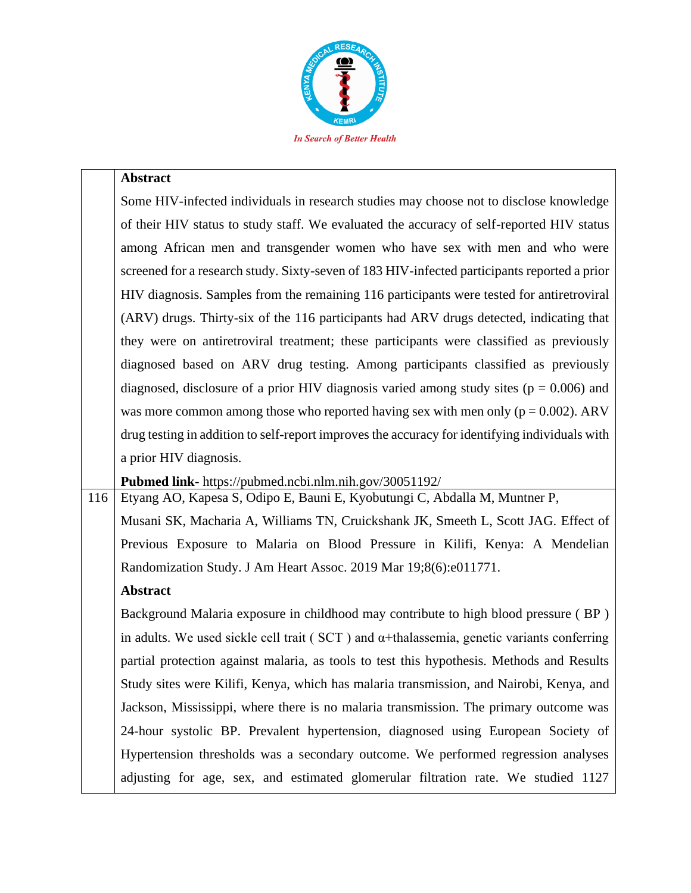| | **Abstract**<br>Some HIV-infected individuals in research studies may choose not to disclose knowledge of their HIV status to study staff. We evaluated the accuracy of self-reported HIV status among African men and transgender women who have sex with men and who were screened for a research study. Sixty-seven of 183 HIV-infected participants reported a prior HIV diagnosis. Samples from the remaining 116 participants were tested for antiretroviral (ARV) drugs. Thirty-six of the 116 participants had ARV drugs detected, indicating that they were on antiretroviral treatment; these participants were classified as previously diagnosed based on ARV drug testing. Among participants classified as previously diagnosed, disclosure of a prior HIV diagnosis varied among study sites ($p = 0.006$) and was more common among those who reported having sex with men only ($p = 0.002$). ARV drug testing in addition to self-report improves the accuracy for identifying individuals with a prior HIV diagnosis.<br>**Pubmed link**- https://pubmed.ncbi.nlm.nih.gov/30051192/ |
|---|---|
| 116 | Etyang AO, Kapesa S, Odipo E, Bauni E, Kyobutungi C, Abdalla M, Muntner P, Musani SK, Macharia A, Williams TN, Cruickshank JK, Smeeth L, Scott JAG. Effect of Previous Exposure to Malaria on Blood Pressure in Kilifi, Kenya: A Mendelian Randomization Study. J Am Heart Assoc. 2019 Mar 19;8(6):e011771.<br>**Abstract**<br>Background Malaria exposure in childhood may contribute to high blood pressure ( BP ) in adults. We used sickle cell trait ( SCT ) and α+thalassemia, genetic variants conferring partial protection against malaria, as tools to test this hypothesis. Methods and Results Study sites were Kilifi, Kenya, which has malaria transmission, and Nairobi, Kenya, and Jackson, Mississippi, where there is no malaria transmission. The primary outcome was 24-hour systolic BP. Prevalent hypertension, diagnosed using European Society of Hypertension thresholds was a secondary outcome. We performed regression analyses adjusting for age, sex, and estimated glomerular filtration rate. We studied 1127 |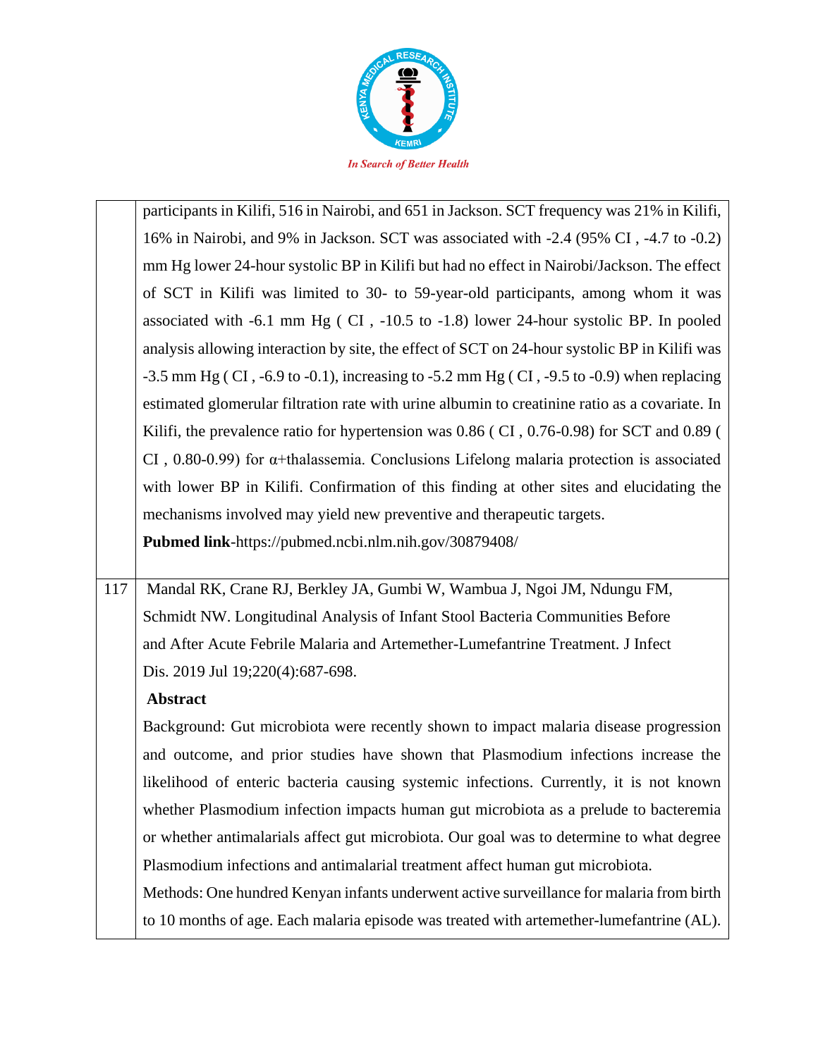| | |
|---|---|
| | participants in Kilifi, 516 in Nairobi, and 651 in Jackson. SCT frequency was 21% in Kilifi, 16% in Nairobi, and 9% in Jackson. SCT was associated with -2.4 (95% CI , -4.7 to -0.2) mm Hg lower 24-hour systolic BP in Kilifi but had no effect in Nairobi/Jackson. The effect of SCT in Kilifi was limited to 30- to 59-year-old participants, among whom it was associated with -6.1 mm Hg ( CI , -10.5 to -1.8) lower 24-hour systolic BP. In pooled analysis allowing interaction by site, the effect of SCT on 24-hour systolic BP in Kilifi was -3.5 mm Hg ( CI , -6.9 to -0.1), increasing to -5.2 mm Hg ( CI , -9.5 to -0.9) when replacing estimated glomerular filtration rate with urine albumin to creatinine ratio as a covariate. In Kilifi, the prevalence ratio for hypertension was 0.86 ( CI , 0.76-0.98) for SCT and 0.89 ( CI , 0.80-0.99) for α+thalassemia. Conclusions Lifelong malaria protection is associated with lower BP in Kilifi. Confirmation of this finding at other sites and elucidating the mechanisms involved may yield new preventive and therapeutic targets.<br>**Pubmed link**-https://pubmed.ncbi.nlm.nih.gov/30879408/ |
| 117 | Mandal RK, Crane RJ, Berkley JA, Gumbi W, Wambua J, Ngoi JM, Ndungu FM, Schmidt NW. Longitudinal Analysis of Infant Stool Bacteria Communities Before and After Acute Febrile Malaria and Artemether-Lumefantrine Treatment. J Infect Dis. 2019 Jul 19;220(4):687-698.<br>**Abstract**<br>Background: Gut microbiota were recently shown to impact malaria disease progression and outcome, and prior studies have shown that Plasmodium infections increase the likelihood of enteric bacteria causing systemic infections. Currently, it is not known whether Plasmodium infection impacts human gut microbiota as a prelude to bacteremia or whether antimalarials affect gut microbiota. Our goal was to determine to what degree Plasmodium infections and antimalarial treatment affect human gut microbiota.<br>Methods: One hundred Kenyan infants underwent active surveillance for malaria from birth to 10 months of age. Each malaria episode was treated with artemether-lumefantrine (AL). |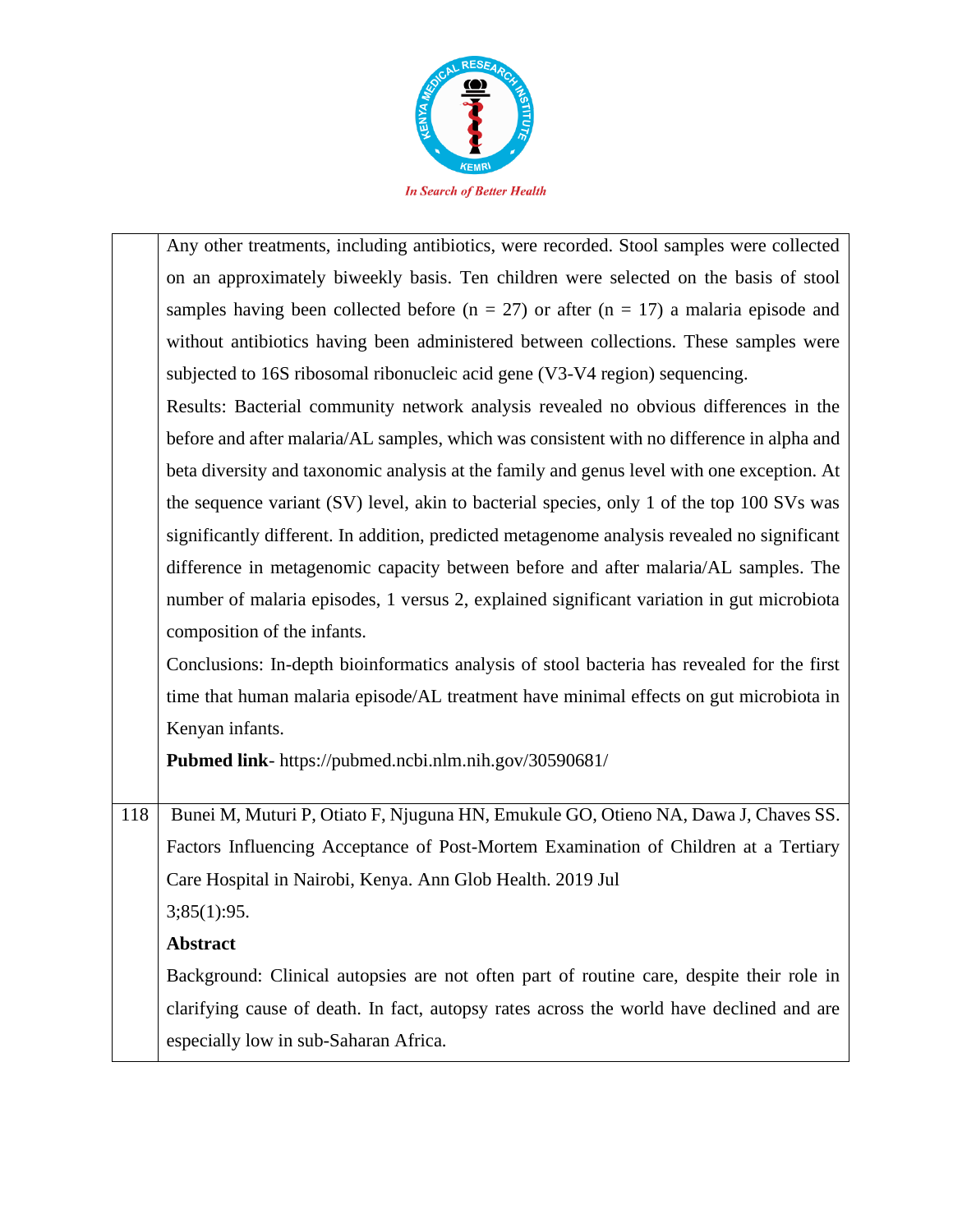| | |
|---|---|
| | Any other treatments, including antibiotics, were recorded. Stool samples were collected on an approximately biweekly basis. Ten children were selected on the basis of stool samples having been collected before (n = 27) or after (n = 17) a malaria episode and without antibiotics having been administered between collections. These samples were subjected to 16S ribosomal ribonucleic acid gene (V3-V4 region) sequencing.<br>Results: Bacterial community network analysis revealed no obvious differences in the before and after malaria/AL samples, which was consistent with no difference in alpha and beta diversity and taxonomic analysis at the family and genus level with one exception. At the sequence variant (SV) level, akin to bacterial species, only 1 of the top 100 SVs was significantly different. In addition, predicted metagenome analysis revealed no significant difference in metagenomic capacity between before and after malaria/AL samples. The number of malaria episodes, 1 versus 2, explained significant variation in gut microbiota composition of the infants.<br>Conclusions: In-depth bioinformatics analysis of stool bacteria has revealed for the first time that human malaria episode/AL treatment have minimal effects on gut microbiota in Kenyan infants.<br>**Pubmed link**- https://pubmed.ncbi.nlm.nih.gov/30590681/ |
| 118 | Bunei M, Muturi P, Otiato F, Njuguna HN, Emukule GO, Otieno NA, Dawa J, Chaves SS. Factors Influencing Acceptance of Post-Mortem Examination of Children at a Tertiary Care Hospital in Nairobi, Kenya. Ann Glob Health. 2019 Jul 3;85(1):95.<br>**Abstract**<br>Background: Clinical autopsies are not often part of routine care, despite their role in clarifying cause of death. In fact, autopsy rates across the world have declined and are especially low in sub-Saharan Africa. |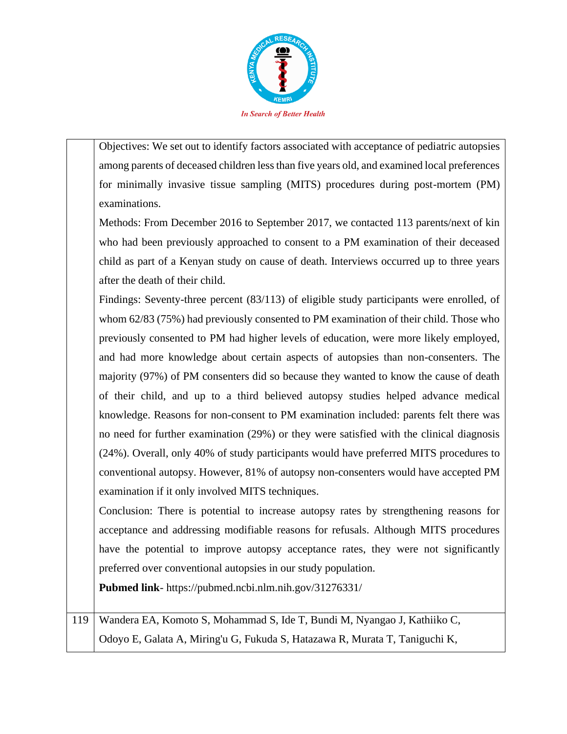| | |
|---|---|
| | Objectives: We set out to identify factors associated with acceptance of pediatric autopsies among parents of deceased children less than five years old, and examined local preferences for minimally invasive tissue sampling (MITS) procedures during post-mortem (PM) examinations.<br>Methods: From December 2016 to September 2017, we contacted 113 parents/next of kin who had been previously approached to consent to a PM examination of their deceased child as part of a Kenyan study on cause of death. Interviews occurred up to three years after the death of their child.<br>Findings: Seventy-three percent (83/113) of eligible study participants were enrolled, of whom 62/83 (75%) had previously consented to PM examination of their child. Those who previously consented to PM had higher levels of education, were more likely employed, and had more knowledge about certain aspects of autopsies than non-consenters. The majority (97%) of PM consenters did so because they wanted to know the cause of death of their child, and up to a third believed autopsy studies helped advance medical knowledge. Reasons for non-consent to PM examination included: parents felt there was no need for further examination (29%) or they were satisfied with the clinical diagnosis (24%). Overall, only 40% of study participants would have preferred MITS procedures to conventional autopsy. However, 81% of autopsy non-consenters would have accepted PM examination if it only involved MITS techniques.<br>Conclusion: There is potential to increase autopsy rates by strengthening reasons for acceptance and addressing modifiable reasons for refusals. Although MITS procedures have the potential to improve autopsy acceptance rates, they were not significantly preferred over conventional autopsies in our study population.<br>**Pubmed link**- https://pubmed.ncbi.nlm.nih.gov/31276331/ |
| 119 | Wandera EA, Komoto S, Mohammad S, Ide T, Bundi M, Nyangao J, Kathiiko C, Odoyo E, Galata A, Miring'u G, Fukuda S, Hatazawa R, Murata T, Taniguchi K, |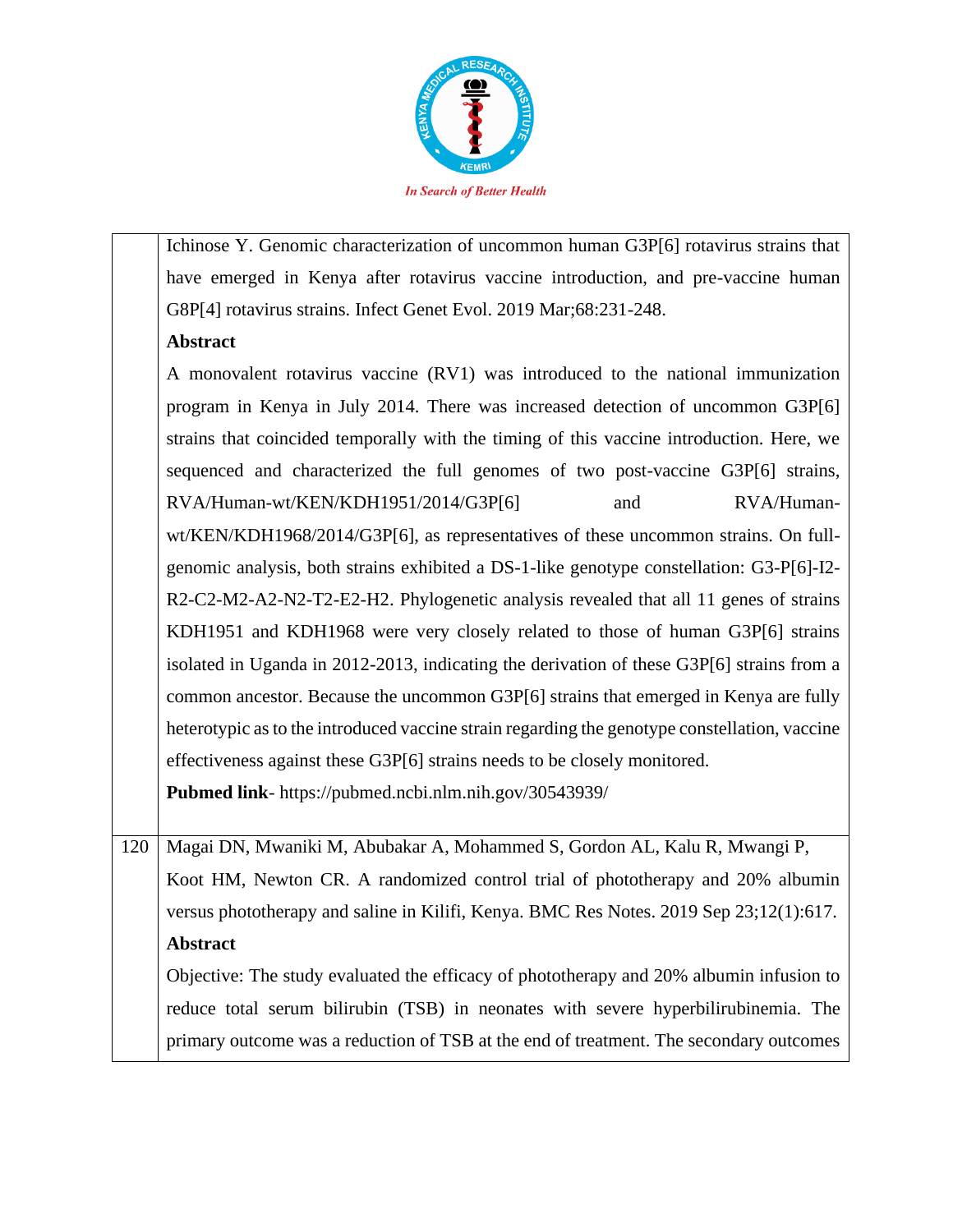| | |
|---|---|
| | Ichinose Y. Genomic characterization of uncommon human G3P[6] rotavirus strains that have emerged in Kenya after rotavirus vaccine introduction, and pre-vaccine human G8P[4] rotavirus strains. Infect Genet Evol. 2019 Mar;68:231-248.<br>**Abstract**<br>A monovalent rotavirus vaccine (RV1) was introduced to the national immunization program in Kenya in July 2014. There was increased detection of uncommon G3P[6] strains that coincided temporally with the timing of this vaccine introduction. Here, we sequenced and characterized the full genomes of two post-vaccine G3P[6] strains, RVA/Human-wt/KEN/KDH1951/2014/G3P[6] and RVA/Human-wt/KEN/KDH1968/2014/G3P[6], as representatives of these uncommon strains. On full-genomic analysis, both strains exhibited a DS-1-like genotype constellation: G3-P[6]-I2-R2-C2-M2-A2-N2-T2-E2-H2. Phylogenetic analysis revealed that all 11 genes of strains KDH1951 and KDH1968 were very closely related to those of human G3P[6] strains isolated in Uganda in 2012-2013, indicating the derivation of these G3P[6] strains from a common ancestor. Because the uncommon G3P[6] strains that emerged in Kenya are fully heterotypic as to the introduced vaccine strain regarding the genotype constellation, vaccine effectiveness against these G3P[6] strains needs to be closely monitored.<br>**Pubmed link**- https://pubmed.ncbi.nlm.nih.gov/30543939/ |
| 120 | Magai DN, Mwaniki M, Abubakar A, Mohammed S, Gordon AL, Kalu R, Mwangi P, Koot HM, Newton CR. A randomized control trial of phototherapy and 20% albumin versus phototherapy and saline in Kilifi, Kenya. BMC Res Notes. 2019 Sep 23;12(1):617.<br>**Abstract**<br>Objective: The study evaluated the efficacy of phototherapy and 20% albumin infusion to reduce total serum bilirubin (TSB) in neonates with severe hyperbilirubinemia. The primary outcome was a reduction of TSB at the end of treatment. The secondary outcomes |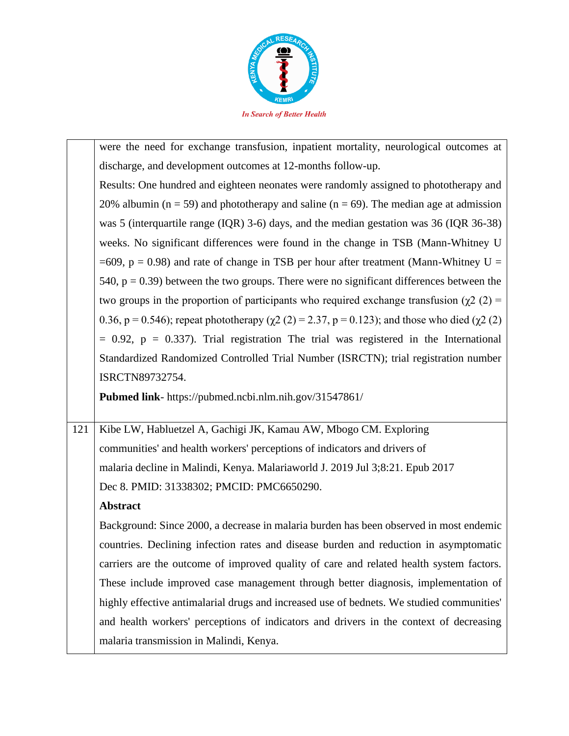| | |
|---|---|
| | were the need for exchange transfusion, inpatient mortality, neurological outcomes at discharge, and development outcomes at 12-months follow-up.<br>Results: One hundred and eighteen neonates were randomly assigned to phototherapy and 20% albumin (n = 59) and phototherapy and saline (n = 69). The median age at admission was 5 (interquartile range (IQR) 3-6) days, and the median gestation was 36 (IQR 36-38) weeks. No significant differences were found in the change in TSB (Mann-Whitney U =609, p = 0.98) and rate of change in TSB per hour after treatment (Mann-Whitney U = 540, p = 0.39) between the two groups. There were no significant differences between the two groups in the proportion of participants who required exchange transfusion ($\chi2$ (2) = 0.36, p = 0.546); repeat phototherapy ($\chi2$ (2) = 2.37, p = 0.123); and those who died ($\chi2$ (2) = 0.92, p = 0.337). Trial registration The trial was registered in the International Standardized Randomized Controlled Trial Number (ISRCTN); trial registration number ISRCTN89732754.<br>**Pubmed link**- https://pubmed.ncbi.nlm.nih.gov/31547861/ |
| 121 | Kibe LW, Habluetzel A, Gachigi JK, Kamau AW, Mbogo CM. Exploring communities' and health workers' perceptions of indicators and drivers of malaria decline in Malindi, Kenya. Malariaworld J. 2019 Jul 3;8:21. Epub 2017 Dec 8. PMID: 31338302; PMCID: PMC6650290.<br>**Abstract**<br>Background: Since 2000, a decrease in malaria burden has been observed in most endemic countries. Declining infection rates and disease burden and reduction in asymptomatic carriers are the outcome of improved quality of care and related health system factors. These include improved case management through better diagnosis, implementation of highly effective antimalarial drugs and increased use of bednets. We studied communities' and health workers' perceptions of indicators and drivers in the context of decreasing malaria transmission in Malindi, Kenya. |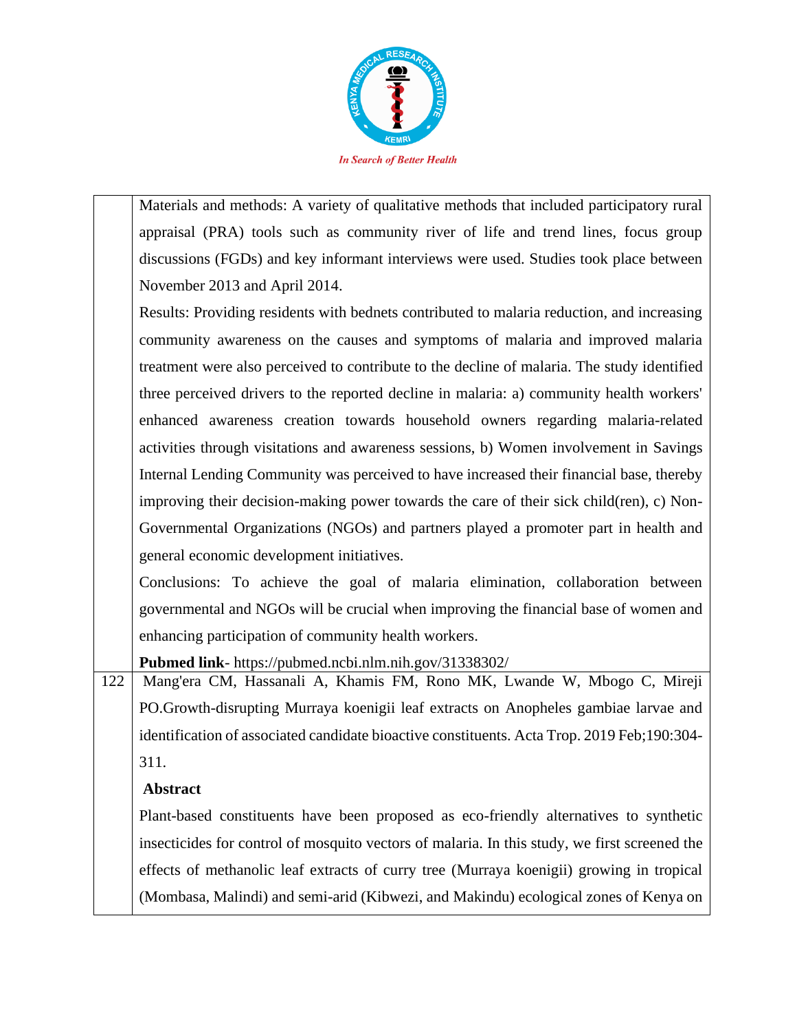| | |
|---|---|
| | Materials and methods: A variety of qualitative methods that included participatory rural appraisal (PRA) tools such as community river of life and trend lines, focus group discussions (FGDs) and key informant interviews were used. Studies took place between November 2013 and April 2014.<br>Results: Providing residents with bednets contributed to malaria reduction, and increasing community awareness on the causes and symptoms of malaria and improved malaria treatment were also perceived to contribute to the decline of malaria. The study identified three perceived drivers to the reported decline in malaria: a) community health workers' enhanced awareness creation towards household owners regarding malaria-related activities through visitations and awareness sessions, b) Women involvement in Savings Internal Lending Community was perceived to have increased their financial base, thereby improving their decision-making power towards the care of their sick child(ren), c) Non-Governmental Organizations (NGOs) and partners played a promoter part in health and general economic development initiatives.<br>Conclusions: To achieve the goal of malaria elimination, collaboration between governmental and NGOs will be crucial when improving the financial base of women and enhancing participation of community health workers.<br>**Pubmed link**- https://pubmed.ncbi.nlm.nih.gov/31338302/ |
| 122 | Mang'era CM, Hassanali A, Khamis FM, Rono MK, Lwande W, Mbogo C, Mireji PO.Growth-disrupting Murraya koenigii leaf extracts on Anopheles gambiae larvae and identification of associated candidate bioactive constituents. Acta Trop. 2019 Feb;190:304-311.<br>**Abstract**<br>Plant-based constituents have been proposed as eco-friendly alternatives to synthetic insecticides for control of mosquito vectors of malaria. In this study, we first screened the effects of methanolic leaf extracts of curry tree (Murraya koenigii) growing in tropical (Mombasa, Malindi) and semi-arid (Kibwezi, and Makindu) ecological zones of Kenya on |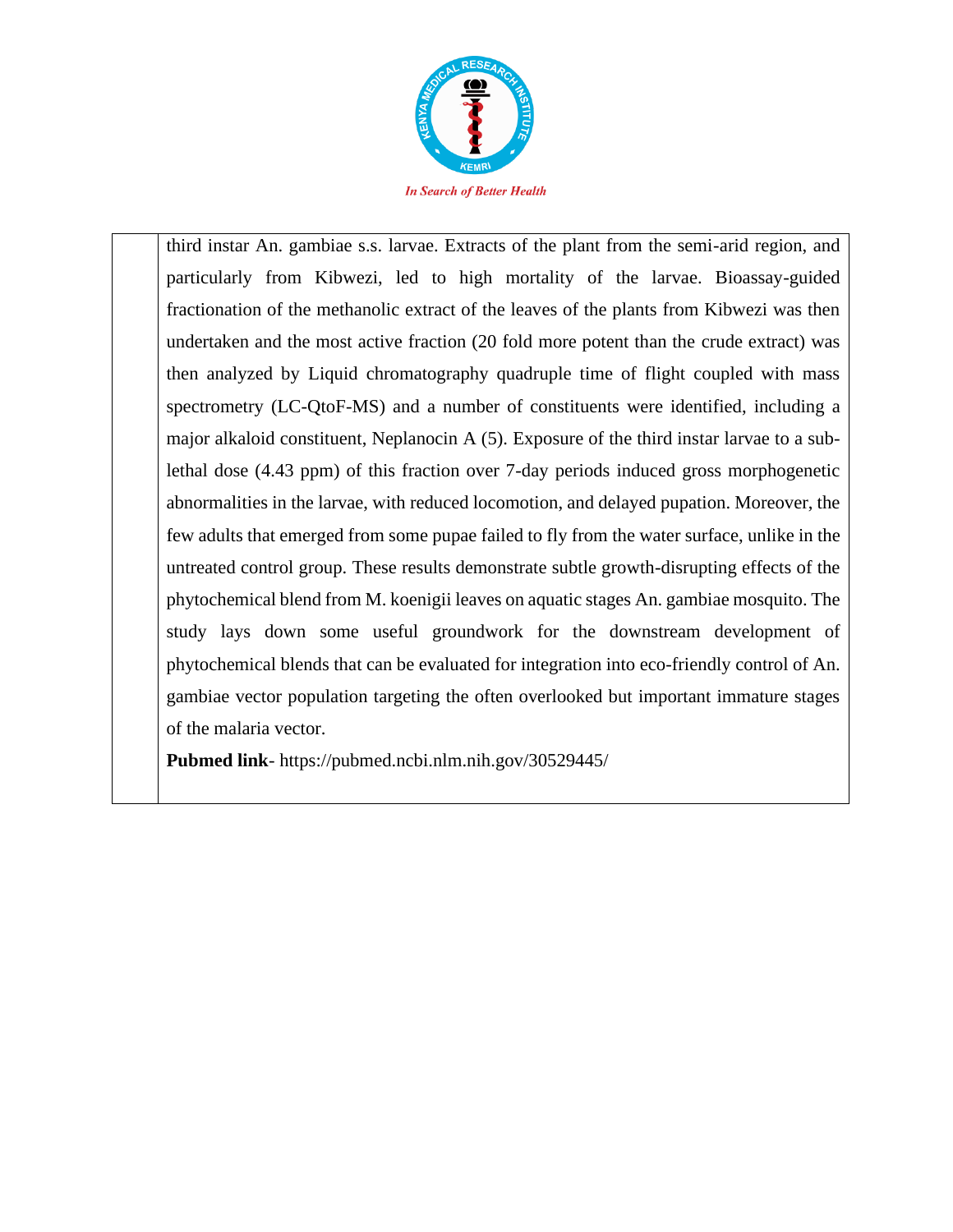third instar An. gambiae s.s. larvae. Extracts of the plant from the semi-arid region, and particularly from Kibwezi, led to high mortality of the larvae. Bioassay-guided fractionation of the methanolic extract of the leaves of the plants from Kibwezi was then undertaken and the most active fraction (20 fold more potent than the crude extract) was then analyzed by Liquid chromatography quadruple time of flight coupled with mass spectrometry (LC-QtoF-MS) and a number of constituents were identified, including a major alkaloid constituent, Neplanocin A (5). Exposure of the third instar larvae to a sub-lethal dose (4.43 ppm) of this fraction over 7-day periods induced gross morphogenetic abnormalities in the larvae, with reduced locomotion, and delayed pupation. Moreover, the few adults that emerged from some pupae failed to fly from the water surface, unlike in the untreated control group. These results demonstrate subtle growth-disrupting effects of the phytochemical blend from M. koenigii leaves on aquatic stages An. gambiae mosquito. The study lays down some useful groundwork for the downstream development of phytochemical blends that can be evaluated for integration into eco-friendly control of An. gambiae vector population targeting the often overlooked but important immature stages of the malaria vector.

**Pubmed link**- https://pubmed.ncbi.nlm.nih.gov/30529445/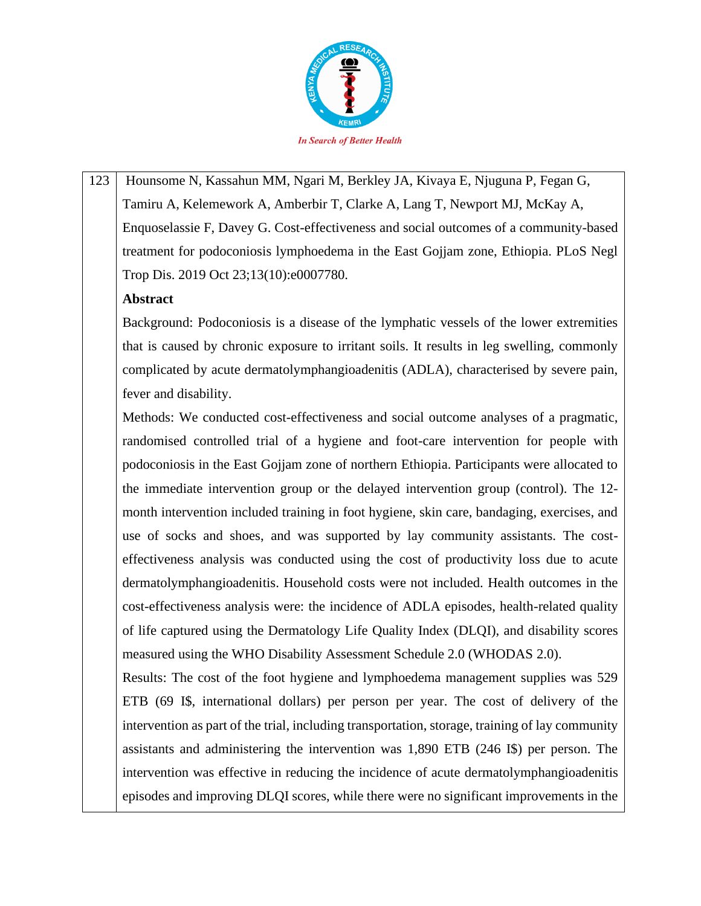| 123 | Hounsome N, Kassahun MM, Ngari M, Berkley JA, Kivaya E, Njuguna P, Fegan G, Tamiru A, Kelemework A, Amberbir T, Clarke A, Lang T, Newport MJ, McKay A, Enquoselassie F, Davey G. Cost-effectiveness and social outcomes of a community-based treatment for podoconiosis lymphoedema in the East Gojjam zone, Ethiopia. PLoS Negl Trop Dis. 2019 Oct 23;13(10):e0007780.<br><br>**Abstract**<br><br>Background: Podoconiosis is a disease of the lymphatic vessels of the lower extremities that is caused by chronic exposure to irritant soils. It results in leg swelling, commonly complicated by acute dermatolymphangioadenitis (ADLA), characterised by severe pain, fever and disability.<br><br>Methods: We conducted cost-effectiveness and social outcome analyses of a pragmatic, randomised controlled trial of a hygiene and foot-care intervention for people with podoconiosis in the East Gojjam zone of northern Ethiopia. Participants were allocated to the immediate intervention group or the delayed intervention group (control). The 12-month intervention included training in foot hygiene, skin care, bandaging, exercises, and use of socks and shoes, and was supported by lay community assistants. The cost-effectiveness analysis was conducted using the cost of productivity loss due to acute dermatolymphangioadenitis. Household costs were not included. Health outcomes in the cost-effectiveness analysis were: the incidence of ADLA episodes, health-related quality of life captured using the Dermatology Life Quality Index (DLQI), and disability scores measured using the WHO Disability Assessment Schedule 2.0 (WHODAS 2.0).<br><br>Results: The cost of the foot hygiene and lymphoedema management supplies was 529 ETB (69 I$, international dollars) per person per year. The cost of delivery of the intervention as part of the trial, including transportation, storage, training of lay community assistants and administering the intervention was 1,890 ETB (246 I$) per person. The intervention was effective in reducing the incidence of acute dermatolymphangioadenitis episodes and improving DLQI scores, while there were no significant improvements in the |
|---|---|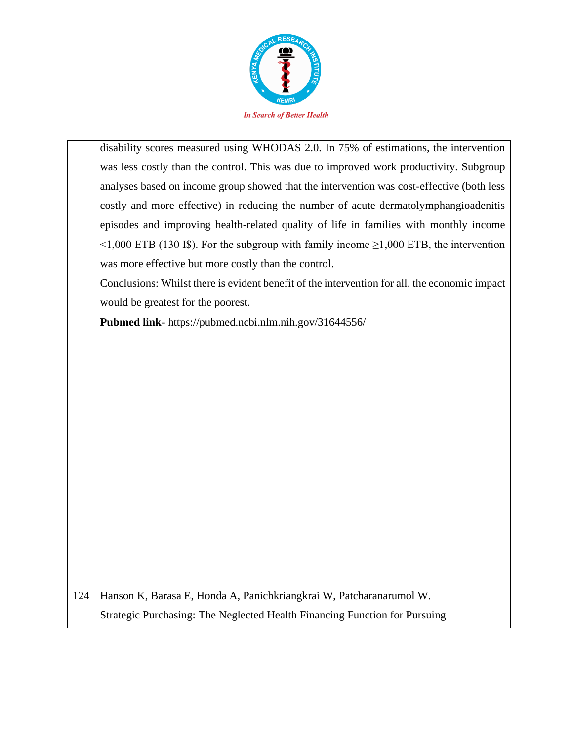| | |
|---|---|
| | disability scores measured using WHODAS 2.0. In 75% of estimations, the intervention was less costly than the control. This was due to improved work productivity. Subgroup analyses based on income group showed that the intervention was cost-effective (both less costly and more effective) in reducing the number of acute dermatolymphangioadenitis episodes and improving health-related quality of life in families with monthly income <1,000 ETB (130 I$). For the subgroup with family income ≥1,000 ETB, the intervention was more effective but more costly than the control.<br>Conclusions: Whilst there is evident benefit of the intervention for all, the economic impact would be greatest for the poorest.<br>**Pubmed link**- https://pubmed.ncbi.nlm.nih.gov/31644556/ |
| 124 | Hanson K, Barasa E, Honda A, Panichkriangkrai W, Patcharanarumol W.<br>Strategic Purchasing: The Neglected Health Financing Function for Pursuing |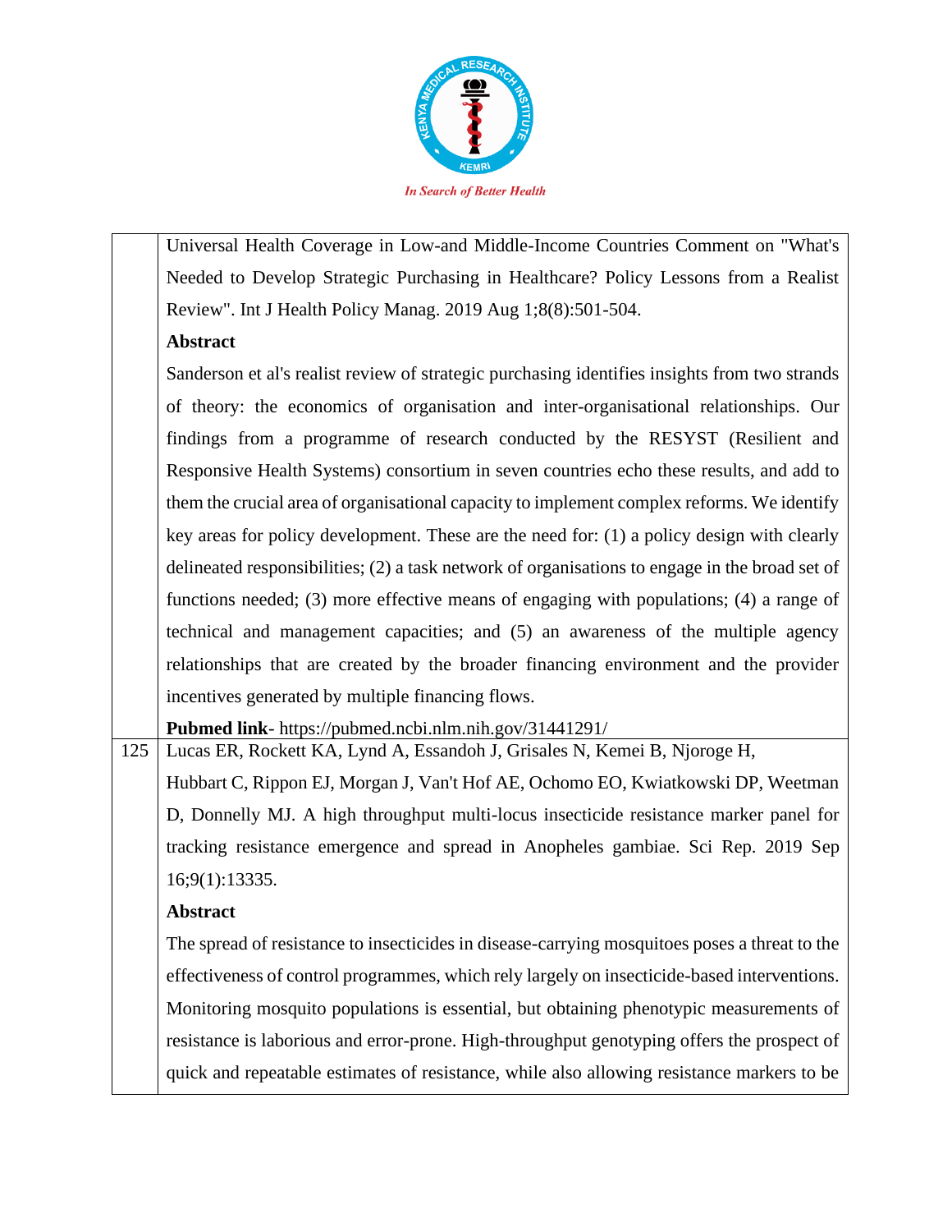| | |
|---|---|
| | Universal Health Coverage in Low-and Middle-Income Countries Comment on "What's Needed to Develop Strategic Purchasing in Healthcare? Policy Lessons from a Realist Review". Int J Health Policy Manag. 2019 Aug 1;8(8):501-504.<br>**Abstract**<br>Sanderson et al's realist review of strategic purchasing identifies insights from two strands of theory: the economics of organisation and inter-organisational relationships. Our findings from a programme of research conducted by the RESYST (Resilient and Responsive Health Systems) consortium in seven countries echo these results, and add to them the crucial area of organisational capacity to implement complex reforms. We identify key areas for policy development. These are the need for: (1) a policy design with clearly delineated responsibilities; (2) a task network of organisations to engage in the broad set of functions needed; (3) more effective means of engaging with populations; (4) a range of technical and management capacities; and (5) an awareness of the multiple agency relationships that are created by the broader financing environment and the provider incentives generated by multiple financing flows.<br>**Pubmed link**- https://pubmed.ncbi.nlm.nih.gov/31441291/ |
| 125 | Lucas ER, Rockett KA, Lynd A, Essandoh J, Grisales N, Kemei B, Njoroge H, Hubbart C, Rippon EJ, Morgan J, Van't Hof AE, Ochomo EO, Kwiatkowski DP, Weetman D, Donnelly MJ. A high throughput multi-locus insecticide resistance marker panel for tracking resistance emergence and spread in Anopheles gambiae. Sci Rep. 2019 Sep 16;9(1):13335.<br>**Abstract**<br>The spread of resistance to insecticides in disease-carrying mosquitoes poses a threat to the effectiveness of control programmes, which rely largely on insecticide-based interventions. Monitoring mosquito populations is essential, but obtaining phenotypic measurements of resistance is laborious and error-prone. High-throughput genotyping offers the prospect of quick and repeatable estimates of resistance, while also allowing resistance markers to be |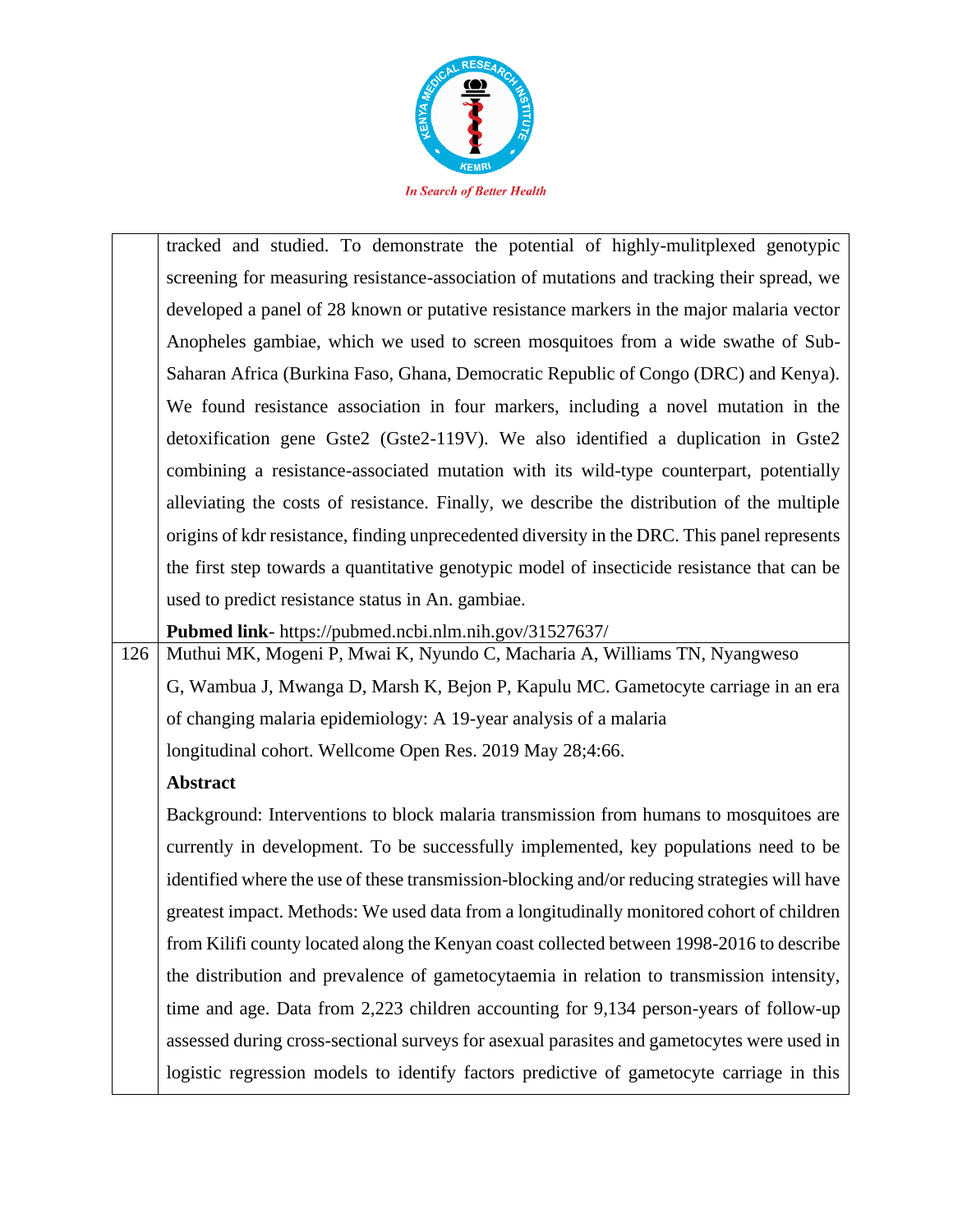|  |  |
|---|---|
|  | tracked and studied. To demonstrate the potential of highly-mulitplexed genotypic screening for measuring resistance-association of mutations and tracking their spread, we developed a panel of 28 known or putative resistance markers in the major malaria vector Anopheles gambiae, which we used to screen mosquitoes from a wide swathe of Sub-Saharan Africa (Burkina Faso, Ghana, Democratic Republic of Congo (DRC) and Kenya). We found resistance association in four markers, including a novel mutation in the detoxification gene Gste2 (Gste2-119V). We also identified a duplication in Gste2 combining a resistance-associated mutation with its wild-type counterpart, potentially alleviating the costs of resistance. Finally, we describe the distribution of the multiple origins of kdr resistance, finding unprecedented diversity in the DRC. This panel represents the first step towards a quantitative genotypic model of insecticide resistance that can be used to predict resistance status in An. gambiae.<br>**Pubmed link**- https://pubmed.ncbi.nlm.nih.gov/31527637/ |
| 126 | Muthui MK, Mogeni P, Mwai K, Nyundo C, Macharia A, Williams TN, Nyangweso G, Wambua J, Mwanga D, Marsh K, Bejon P, Kapulu MC. Gametocyte carriage in an era of changing malaria epidemiology: A 19-year analysis of a malaria longitudinal cohort. Wellcome Open Res. 2019 May 28;4:66.<br>**Abstract**<br>Background: Interventions to block malaria transmission from humans to mosquitoes are currently in development. To be successfully implemented, key populations need to be identified where the use of these transmission-blocking and/or reducing strategies will have greatest impact. Methods: We used data from a longitudinally monitored cohort of children from Kilifi county located along the Kenyan coast collected between 1998-2016 to describe the distribution and prevalence of gametocytaemia in relation to transmission intensity, time and age. Data from 2,223 children accounting for 9,134 person-years of follow-up assessed during cross-sectional surveys for asexual parasites and gametocytes were used in logistic regression models to identify factors predictive of gametocyte carriage in this |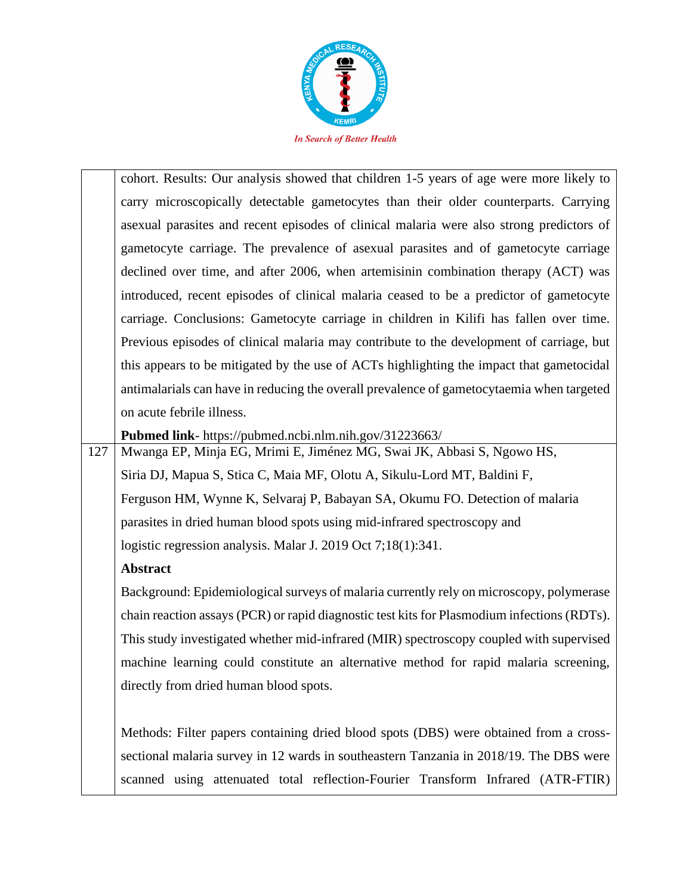| | |
|---|---|
| | cohort. Results: Our analysis showed that children 1-5 years of age were more likely to carry microscopically detectable gametocytes than their older counterparts. Carrying asexual parasites and recent episodes of clinical malaria were also strong predictors of gametocyte carriage. The prevalence of asexual parasites and of gametocyte carriage declined over time, and after 2006, when artemisinin combination therapy (ACT) was introduced, recent episodes of clinical malaria ceased to be a predictor of gametocyte carriage. Conclusions: Gametocyte carriage in children in Kilifi has fallen over time. Previous episodes of clinical malaria may contribute to the development of carriage, but this appears to be mitigated by the use of ACTs highlighting the impact that gametocidal antimalarials can have in reducing the overall prevalence of gametocytaemia when targeted on acute febrile illness. **Pubmed link**- https://pubmed.ncbi.nlm.nih.gov/31223663/ |
| 127 | Mwanga EP, Minja EG, Mrimi E, Jiménez MG, Swai JK, Abbasi S, Ngowo HS, Siria DJ, Mapua S, Stica C, Maia MF, Olotu A, Sikulu-Lord MT, Baldini F, Ferguson HM, Wynne K, Selvaraj P, Babayan SA, Okumu FO. Detection of malaria parasites in dried human blood spots using mid-infrared spectroscopy and logistic regression analysis. Malar J. 2019 Oct 7;18(1):341. **Abstract** Background: Epidemiological surveys of malaria currently rely on microscopy, polymerase chain reaction assays (PCR) or rapid diagnostic test kits for Plasmodium infections (RDTs). This study investigated whether mid-infrared (MIR) spectroscopy coupled with supervised machine learning could constitute an alternative method for rapid malaria screening, directly from dried human blood spots. Methods: Filter papers containing dried blood spots (DBS) were obtained from a cross-sectional malaria survey in 12 wards in southeastern Tanzania in 2018/19. The DBS were scanned using attenuated total reflection-Fourier Transform Infrared (ATR-FTIR) |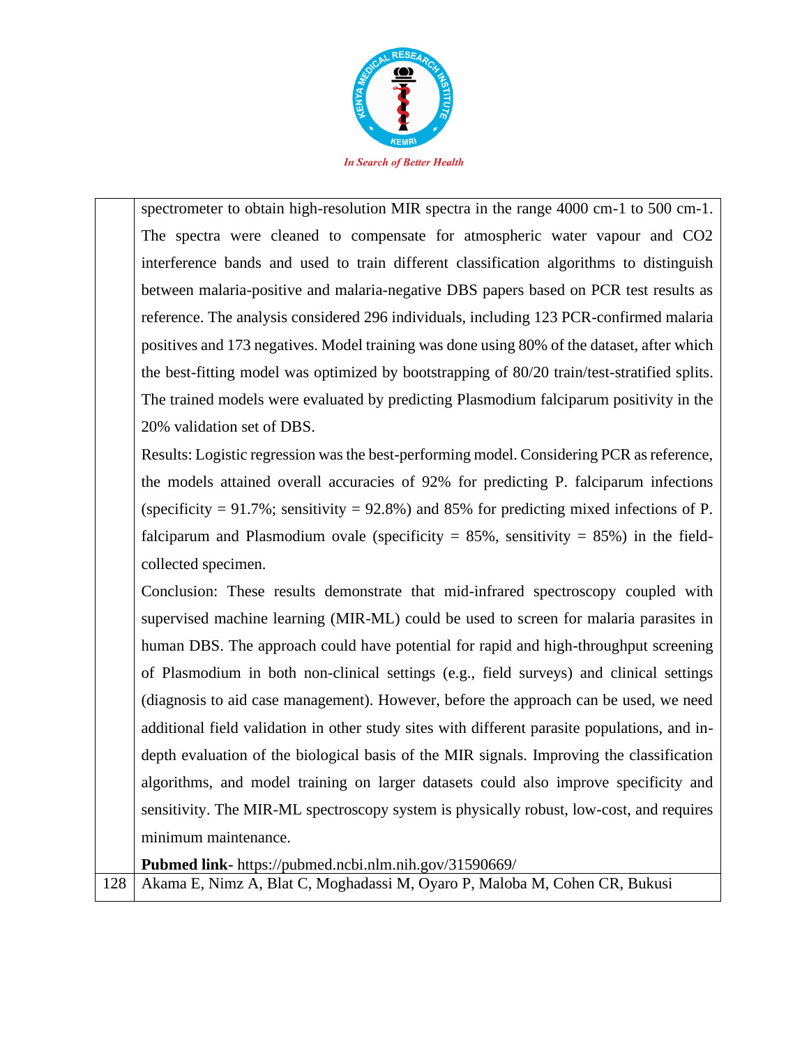| | |
|---|---|
| | spectrometer to obtain high-resolution MIR spectra in the range 4000 cm-1 to 500 cm-1. The spectra were cleaned to compensate for atmospheric water vapour and CO2 interference bands and used to train different classification algorithms to distinguish between malaria-positive and malaria-negative DBS papers based on PCR test results as reference. The analysis considered 296 individuals, including 123 PCR-confirmed malaria positives and 173 negatives. Model training was done using 80% of the dataset, after which the best-fitting model was optimized by bootstrapping of 80/20 train/test-stratified splits. The trained models were evaluated by predicting Plasmodium falciparum positivity in the 20% validation set of DBS.<br>Results: Logistic regression was the best-performing model. Considering PCR as reference, the models attained overall accuracies of 92% for predicting P. falciparum infections (specificity = 91.7%; sensitivity = 92.8%) and 85% for predicting mixed infections of P. falciparum and Plasmodium ovale (specificity = 85%, sensitivity = 85%) in the field-collected specimen.<br>Conclusion: These results demonstrate that mid-infrared spectroscopy coupled with supervised machine learning (MIR-ML) could be used to screen for malaria parasites in human DBS. The approach could have potential for rapid and high-throughput screening of Plasmodium in both non-clinical settings (e.g., field surveys) and clinical settings (diagnosis to aid case management). However, before the approach can be used, we need additional field validation in other study sites with different parasite populations, and in-depth evaluation of the biological basis of the MIR signals. Improving the classification algorithms, and model training on larger datasets could also improve specificity and sensitivity. The MIR-ML spectroscopy system is physically robust, low-cost, and requires minimum maintenance.<br>**Pubmed link-** https://pubmed.ncbi.nlm.nih.gov/31590669/ |
| 128 | Akama E, Nimz A, Blat C, Moghadassi M, Oyaro P, Maloba M, Cohen CR, Bukusi |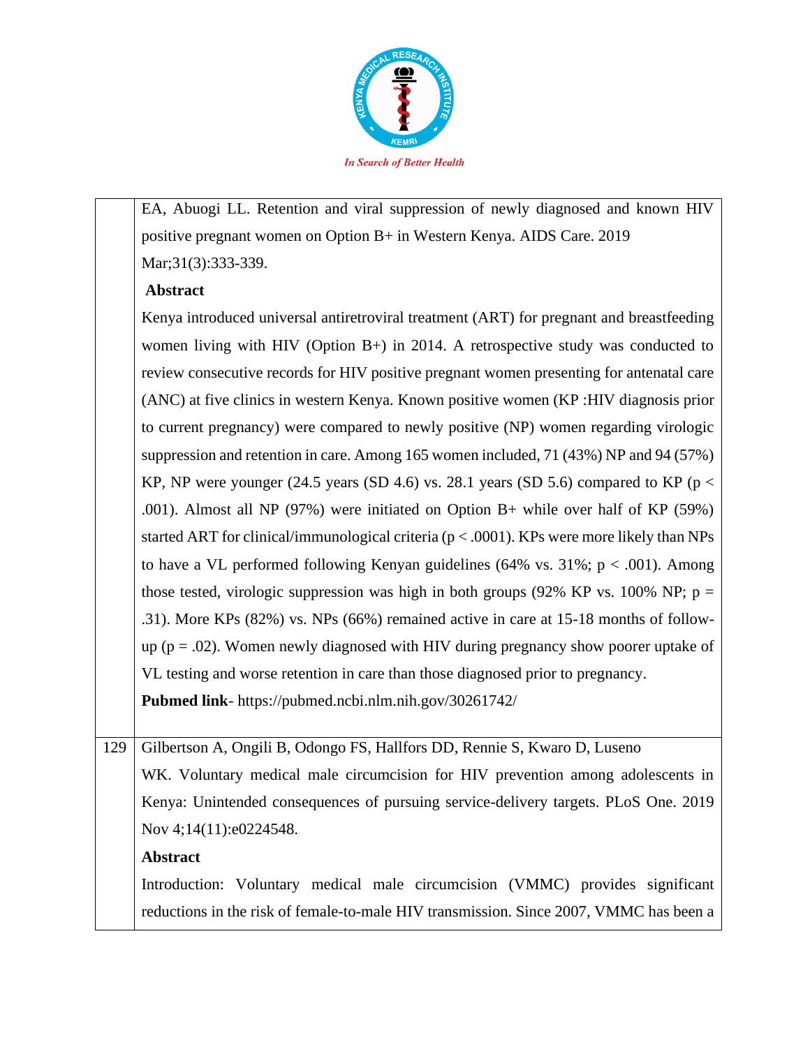| | |
|---|---|
| | EA, Abuogi LL. Retention and viral suppression of newly diagnosed and known HIV positive pregnant women on Option B+ in Western Kenya. AIDS Care. 2019 Mar;31(3):333-339.<br>**Abstract**<br>Kenya introduced universal antiretroviral treatment (ART) for pregnant and breastfeeding women living with HIV (Option B+) in 2014. A retrospective study was conducted to review consecutive records for HIV positive pregnant women presenting for antenatal care (ANC) at five clinics in western Kenya. Known positive women (KP :HIV diagnosis prior to current pregnancy) were compared to newly positive (NP) women regarding virologic suppression and retention in care. Among 165 women included, 71 (43%) NP and 94 (57%) KP, NP were younger (24.5 years (SD 4.6) vs. 28.1 years (SD 5.6) compared to KP ($p < .001$). Almost all NP (97%) were initiated on Option B+ while over half of KP (59%) started ART for clinical/immunological criteria ($p < .0001$). KPs were more likely than NPs to have a VL performed following Kenyan guidelines (64% vs. 31%; $p < .001$). Among those tested, virologic suppression was high in both groups (92% KP vs. 100% NP; $p = .31$). More KPs (82%) vs. NPs (66%) remained active in care at 15-18 months of follow-up ($p = .02$). Women newly diagnosed with HIV during pregnancy show poorer uptake of VL testing and worse retention in care than those diagnosed prior to pregnancy.<br>**Pubmed link**- https://pubmed.ncbi.nlm.nih.gov/30261742/ |
| 129 | Gilbertson A, Ongili B, Odongo FS, Hallfors DD, Rennie S, Kwaro D, Luseno WK. Voluntary medical male circumcision for HIV prevention among adolescents in Kenya: Unintended consequences of pursuing service-delivery targets. PLoS One. 2019 Nov 4;14(11):e0224548.<br>**Abstract**<br>Introduction: Voluntary medical male circumcision (VMMC) provides significant reductions in the risk of female-to-male HIV transmission. Since 2007, VMMC has been a |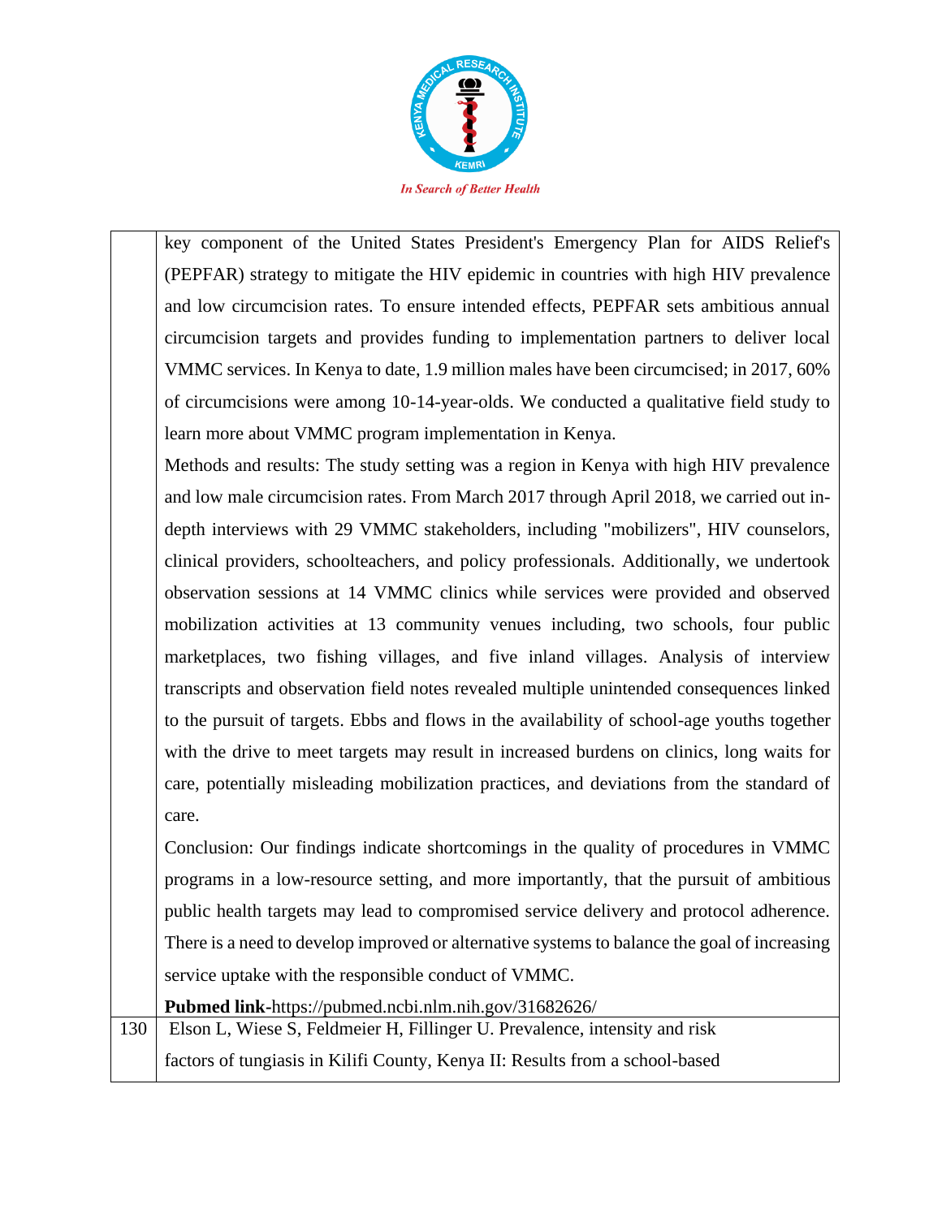| | |
|---|---|
| | key component of the United States President's Emergency Plan for AIDS Relief's (PEPFAR) strategy to mitigate the HIV epidemic in countries with high HIV prevalence and low circumcision rates. To ensure intended effects, PEPFAR sets ambitious annual circumcision targets and provides funding to implementation partners to deliver local VMMC services. In Kenya to date, 1.9 million males have been circumcised; in 2017, 60% of circumcisions were among 10-14-year-olds. We conducted a qualitative field study to learn more about VMMC program implementation in Kenya.<br>Methods and results: The study setting was a region in Kenya with high HIV prevalence and low male circumcision rates. From March 2017 through April 2018, we carried out in-depth interviews with 29 VMMC stakeholders, including "mobilizers", HIV counselors, clinical providers, schoolteachers, and policy professionals. Additionally, we undertook observation sessions at 14 VMMC clinics while services were provided and observed mobilization activities at 13 community venues including, two schools, four public marketplaces, two fishing villages, and five inland villages. Analysis of interview transcripts and observation field notes revealed multiple unintended consequences linked to the pursuit of targets. Ebbs and flows in the availability of school-age youths together with the drive to meet targets may result in increased burdens on clinics, long waits for care, potentially misleading mobilization practices, and deviations from the standard of care.<br>Conclusion: Our findings indicate shortcomings in the quality of procedures in VMMC programs in a low-resource setting, and more importantly, that the pursuit of ambitious public health targets may lead to compromised service delivery and protocol adherence. There is a need to develop improved or alternative systems to balance the goal of increasing service uptake with the responsible conduct of VMMC.<br>**Pubmed link**-https://pubmed.ncbi.nlm.nih.gov/31682626/ |
| 130 | Elson L, Wiese S, Feldmeier H, Fillinger U. Prevalence, intensity and risk factors of tungiasis in Kilifi County, Kenya II: Results from a school-based |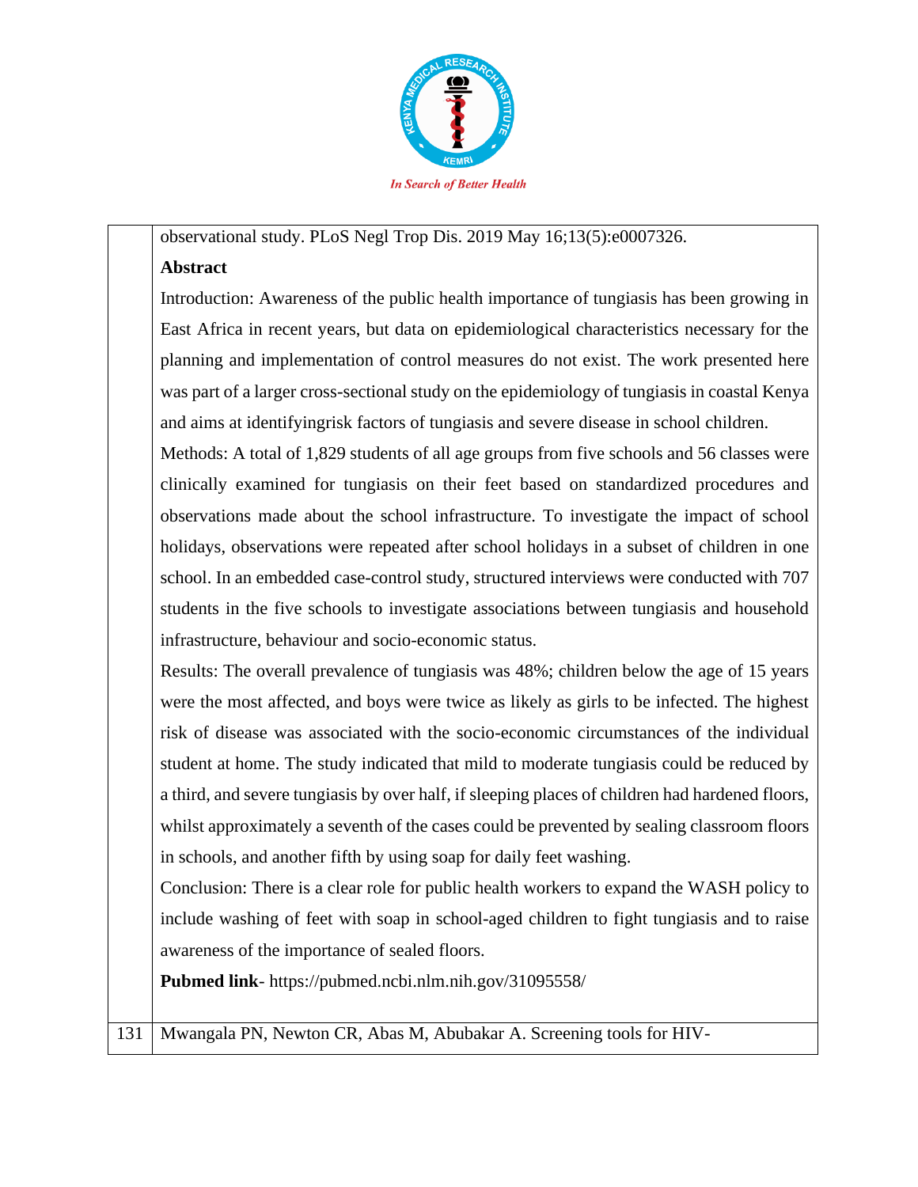| | |
|---|---|
| | observational study. PLoS Negl Trop Dis. 2019 May 16;13(5):e0007326.<br>**Abstract**<br>Introduction: Awareness of the public health importance of tungiasis has been growing in East Africa in recent years, but data on epidemiological characteristics necessary for the planning and implementation of control measures do not exist. The work presented here was part of a larger cross-sectional study on the epidemiology of tungiasis in coastal Kenya and aims at identifyingrisk factors of tungiasis and severe disease in school children.<br>Methods: A total of 1,829 students of all age groups from five schools and 56 classes were clinically examined for tungiasis on their feet based on standardized procedures and observations made about the school infrastructure. To investigate the impact of school holidays, observations were repeated after school holidays in a subset of children in one school. In an embedded case-control study, structured interviews were conducted with 707 students in the five schools to investigate associations between tungiasis and household infrastructure, behaviour and socio-economic status.<br>Results: The overall prevalence of tungiasis was 48%; children below the age of 15 years were the most affected, and boys were twice as likely as girls to be infected. The highest risk of disease was associated with the socio-economic circumstances of the individual student at home. The study indicated that mild to moderate tungiasis could be reduced by a third, and severe tungiasis by over half, if sleeping places of children had hardened floors, whilst approximately a seventh of the cases could be prevented by sealing classroom floors in schools, and another fifth by using soap for daily feet washing.<br>Conclusion: There is a clear role for public health workers to expand the WASH policy to include washing of feet with soap in school-aged children to fight tungiasis and to raise awareness of the importance of sealed floors.<br>**Pubmed link**- https://pubmed.ncbi.nlm.nih.gov/31095558/ |
| 131 | Mwangala PN, Newton CR, Abas M, Abubakar A. Screening tools for HIV- |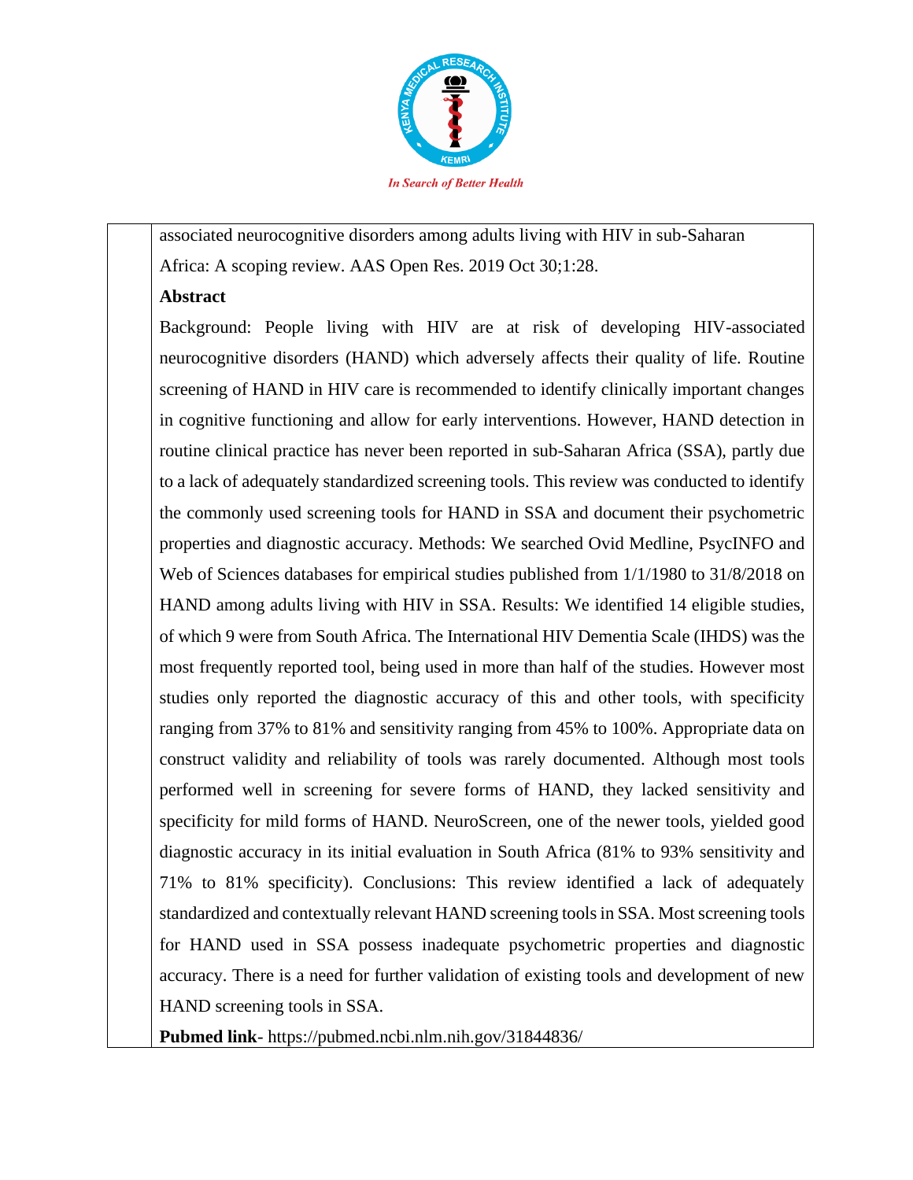associated neurocognitive disorders among adults living with HIV in sub-Saharan Africa: A scoping review. AAS Open Res. 2019 Oct 30;1:28.

**Abstract**

Background: People living with HIV are at risk of developing HIV-associated neurocognitive disorders (HAND) which adversely affects their quality of life. Routine screening of HAND in HIV care is recommended to identify clinically important changes in cognitive functioning and allow for early interventions. However, HAND detection in routine clinical practice has never been reported in sub-Saharan Africa (SSA), partly due to a lack of adequately standardized screening tools. This review was conducted to identify the commonly used screening tools for HAND in SSA and document their psychometric properties and diagnostic accuracy. Methods: We searched Ovid Medline, PsycINFO and Web of Sciences databases for empirical studies published from 1/1/1980 to 31/8/2018 on HAND among adults living with HIV in SSA. Results: We identified 14 eligible studies, of which 9 were from South Africa. The International HIV Dementia Scale (IHDS) was the most frequently reported tool, being used in more than half of the studies. However most studies only reported the diagnostic accuracy of this and other tools, with specificity ranging from 37% to 81% and sensitivity ranging from 45% to 100%. Appropriate data on construct validity and reliability of tools was rarely documented. Although most tools performed well in screening for severe forms of HAND, they lacked sensitivity and specificity for mild forms of HAND. NeuroScreen, one of the newer tools, yielded good diagnostic accuracy in its initial evaluation in South Africa (81% to 93% sensitivity and 71% to 81% specificity). Conclusions: This review identified a lack of adequately standardized and contextually relevant HAND screening tools in SSA. Most screening tools for HAND used in SSA possess inadequate psychometric properties and diagnostic accuracy. There is a need for further validation of existing tools and development of new HAND screening tools in SSA.

**Pubmed link**- https://pubmed.ncbi.nlm.nih.gov/31844836/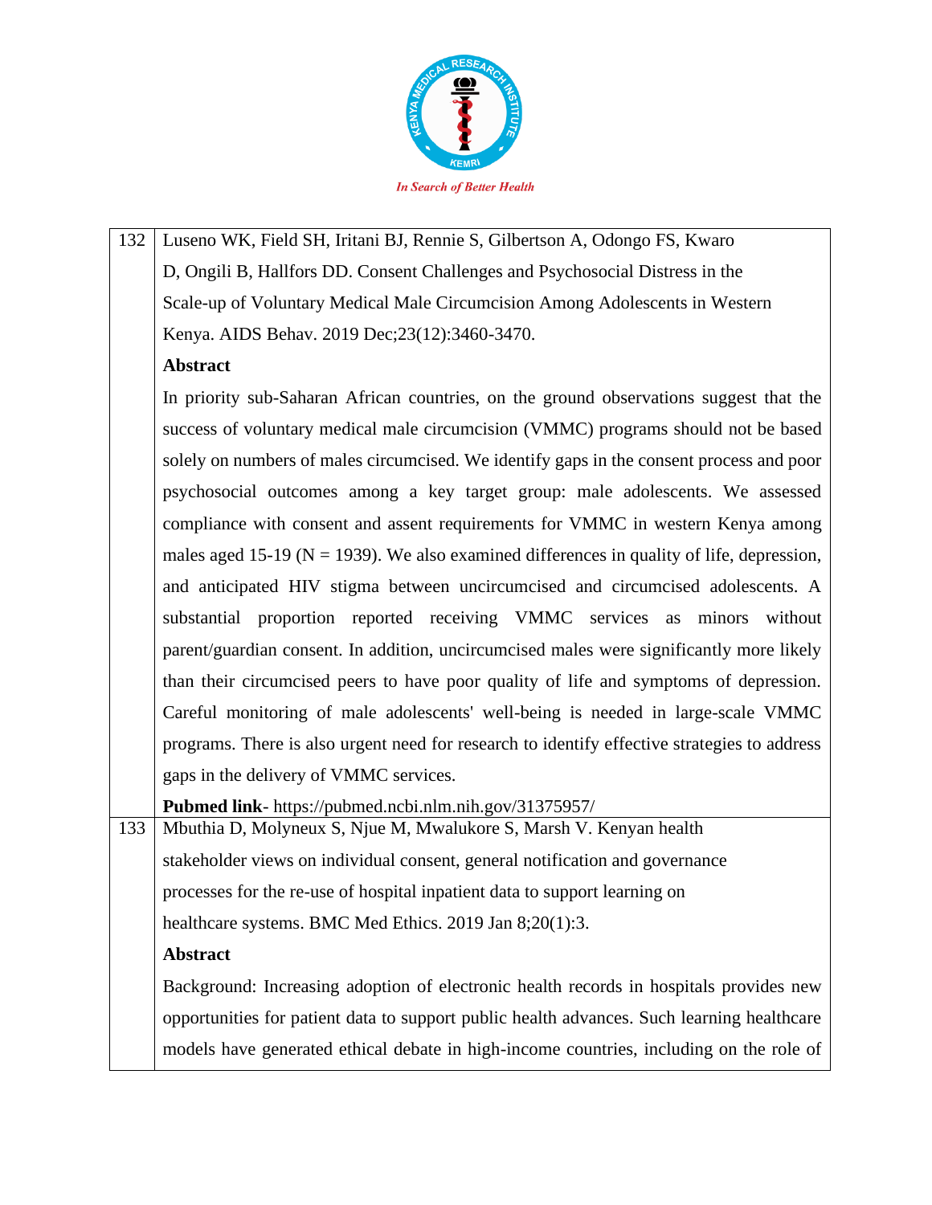| | |
|---|---|
| 132 | Luseno WK, Field SH, Iritani BJ, Rennie S, Gilbertson A, Odongo FS, Kwaro D, Ongili B, Hallfors DD. Consent Challenges and Psychosocial Distress in the Scale-up of Voluntary Medical Male Circumcision Among Adolescents in Western Kenya. AIDS Behav. 2019 Dec;23(12):3460-3470.<br>**Abstract**<br>In priority sub-Saharan African countries, on the ground observations suggest that the success of voluntary medical male circumcision (VMMC) programs should not be based solely on numbers of males circumcised. We identify gaps in the consent process and poor psychosocial outcomes among a key target group: male adolescents. We assessed compliance with consent and assent requirements for VMMC in western Kenya among males aged 15-19 (N = 1939). We also examined differences in quality of life, depression, and anticipated HIV stigma between uncircumcised and circumcised adolescents. A substantial proportion reported receiving VMMC services as minors without parent/guardian consent. In addition, uncircumcised males were significantly more likely than their circumcised peers to have poor quality of life and symptoms of depression. Careful monitoring of male adolescents' well-being is needed in large-scale VMMC programs. There is also urgent need for research to identify effective strategies to address gaps in the delivery of VMMC services.<br>**Pubmed link**- https://pubmed.ncbi.nlm.nih.gov/31375957/ |
| 133 | Mbuthia D, Molyneux S, Njue M, Mwalukore S, Marsh V. Kenyan health stakeholder views on individual consent, general notification and governance processes for the re-use of hospital inpatient data to support learning on healthcare systems. BMC Med Ethics. 2019 Jan 8;20(1):3.<br>**Abstract**<br>Background: Increasing adoption of electronic health records in hospitals provides new opportunities for patient data to support public health advances. Such learning healthcare models have generated ethical debate in high-income countries, including on the role of |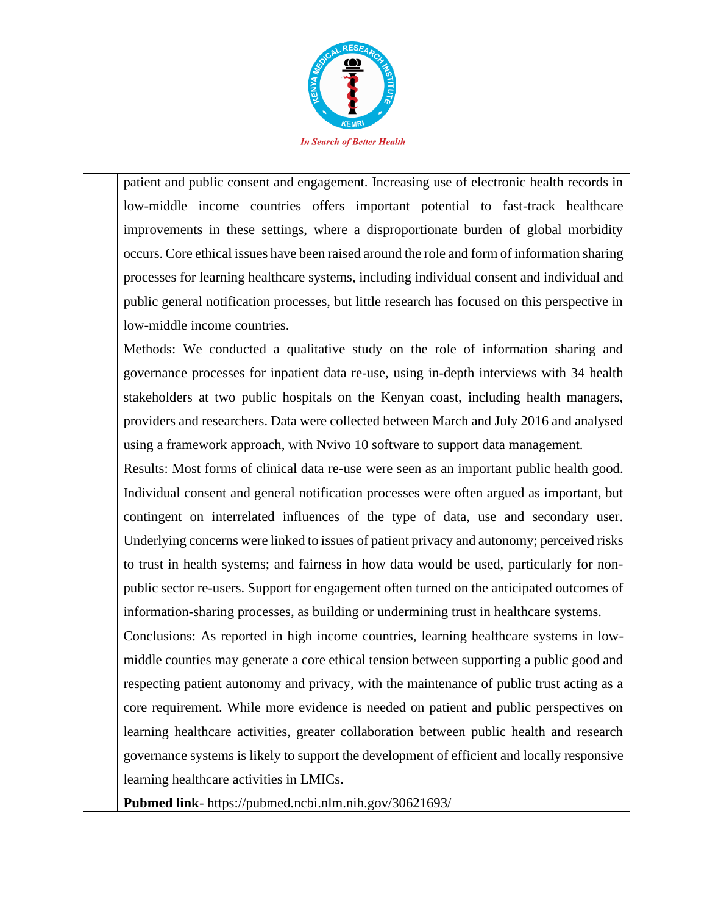| | patient and public consent and engagement. Increasing use of electronic health records in low-middle income countries offers important potential to fast-track healthcare improvements in these settings, where a disproportionate burden of global morbidity occurs. Core ethical issues have been raised around the role and form of information sharing processes for learning healthcare systems, including individual consent and individual and public general notification processes, but little research has focused on this perspective in low-middle income countries.<br>Methods: We conducted a qualitative study on the role of information sharing and governance processes for inpatient data re-use, using in-depth interviews with 34 health stakeholders at two public hospitals on the Kenyan coast, including health managers, providers and researchers. Data were collected between March and July 2016 and analysed using a framework approach, with Nvivo 10 software to support data management.<br>Results: Most forms of clinical data re-use were seen as an important public health good. Individual consent and general notification processes were often argued as important, but contingent on interrelated influences of the type of data, use and secondary user. Underlying concerns were linked to issues of patient privacy and autonomy; perceived risks to trust in health systems; and fairness in how data would be used, particularly for non-public sector re-users. Support for engagement often turned on the anticipated outcomes of information-sharing processes, as building or undermining trust in healthcare systems.<br>Conclusions: As reported in high income countries, learning healthcare systems in low-middle counties may generate a core ethical tension between supporting a public good and respecting patient autonomy and privacy, with the maintenance of public trust acting as a core requirement. While more evidence is needed on patient and public perspectives on learning healthcare activities, greater collaboration between public health and research governance systems is likely to support the development of efficient and locally responsive learning healthcare activities in LMICs.<br>**Pubmed link**- https://pubmed.ncbi.nlm.nih.gov/30621693/ |
|---|---|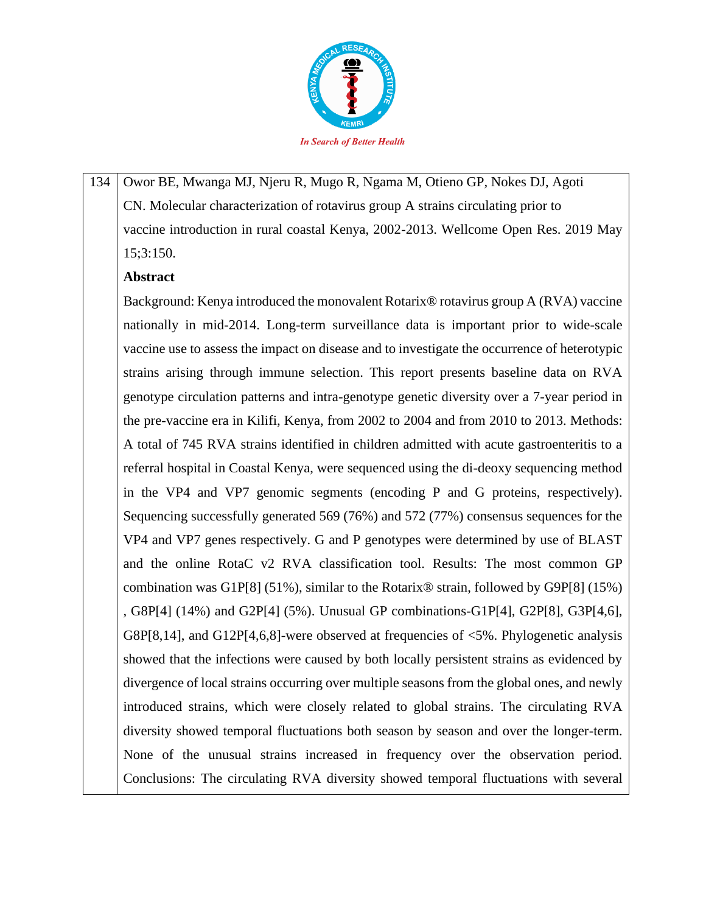134 Owor BE, Mwanga MJ, Njeru R, Mugo R, Ngama M, Otieno GP, Nokes DJ, Agoti CN. Molecular characterization of rotavirus group A strains circulating prior to vaccine introduction in rural coastal Kenya, 2002-2013. Wellcome Open Res. 2019 May 15;3:150.

**Abstract**

Background: Kenya introduced the monovalent Rotarix® rotavirus group A (RVA) vaccine nationally in mid-2014. Long-term surveillance data is important prior to wide-scale vaccine use to assess the impact on disease and to investigate the occurrence of heterotypic strains arising through immune selection. This report presents baseline data on RVA genotype circulation patterns and intra-genotype genetic diversity over a 7-year period in the pre-vaccine era in Kilifi, Kenya, from 2002 to 2004 and from 2010 to 2013. Methods: A total of 745 RVA strains identified in children admitted with acute gastroenteritis to a referral hospital in Coastal Kenya, were sequenced using the di-deoxy sequencing method in the VP4 and VP7 genomic segments (encoding P and G proteins, respectively). Sequencing successfully generated 569 (76%) and 572 (77%) consensus sequences for the VP4 and VP7 genes respectively. G and P genotypes were determined by use of BLAST and the online RotaC v2 RVA classification tool. Results: The most common GP combination was G1P[8] (51%), similar to the Rotarix® strain, followed by G9P[8] (15%) , G8P[4] (14%) and G2P[4] (5%). Unusual GP combinations-G1P[4], G2P[8], G3P[4,6], G8P[8,14], and G12P[4,6,8]-were observed at frequencies of <5%. Phylogenetic analysis showed that the infections were caused by both locally persistent strains as evidenced by divergence of local strains occurring over multiple seasons from the global ones, and newly introduced strains, which were closely related to global strains. The circulating RVA diversity showed temporal fluctuations both season by season and over the longer-term. None of the unusual strains increased in frequency over the observation period. Conclusions: The circulating RVA diversity showed temporal fluctuations with several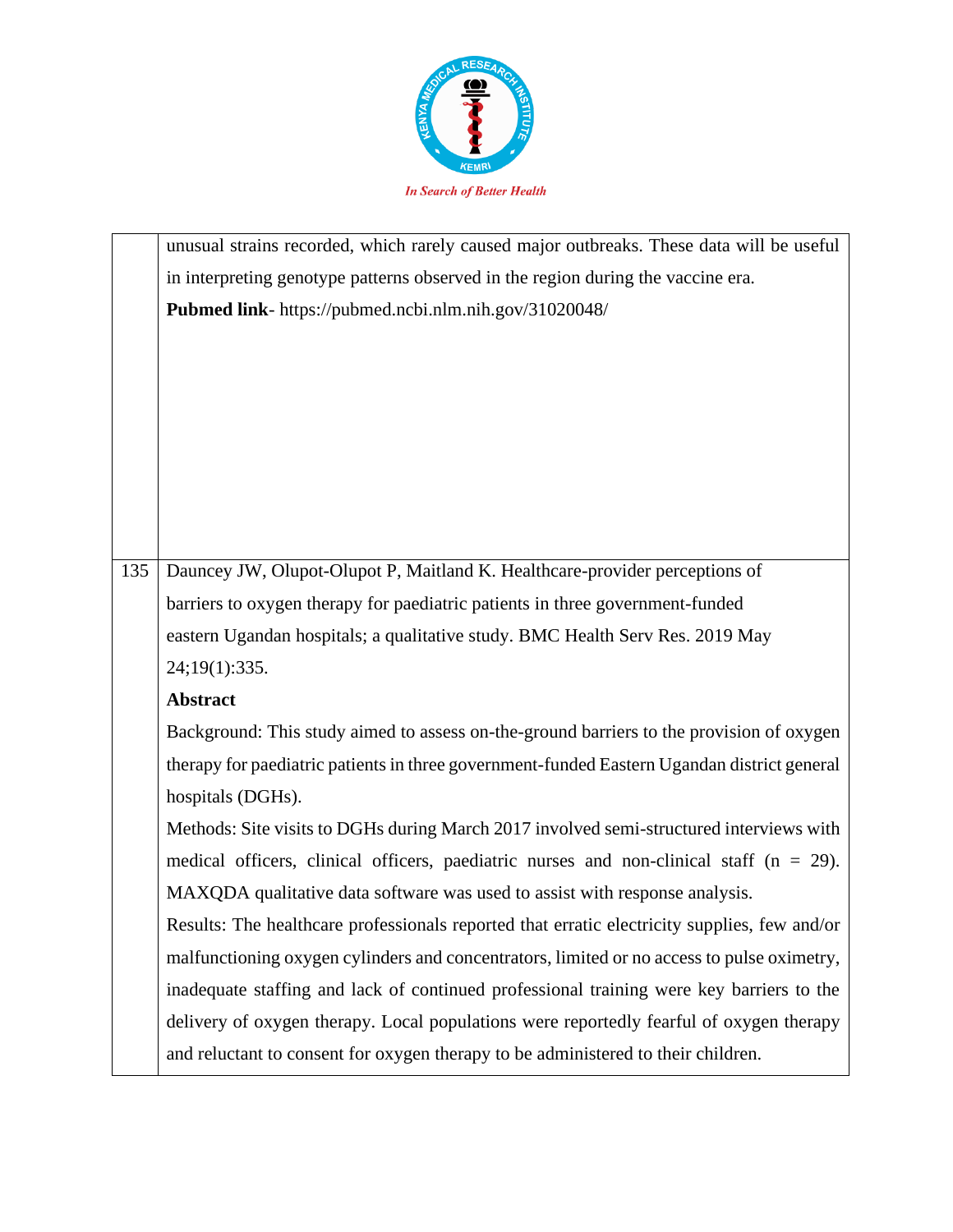| | |
|---|---|
| | unusual strains recorded, which rarely caused major outbreaks. These data will be useful in interpreting genotype patterns observed in the region during the vaccine era.<br>**Pubmed link**- https://pubmed.ncbi.nlm.nih.gov/31020048/ |
| 135 | Dauncey JW, Olupot-Olupot P, Maitland K. Healthcare-provider perceptions of barriers to oxygen therapy for paediatric patients in three government-funded eastern Ugandan hospitals; a qualitative study. BMC Health Serv Res. 2019 May 24;19(1):335.<br>**Abstract**<br>Background: This study aimed to assess on-the-ground barriers to the provision of oxygen therapy for paediatric patients in three government-funded Eastern Ugandan district general hospitals (DGHs).<br>Methods: Site visits to DGHs during March 2017 involved semi-structured interviews with medical officers, clinical officers, paediatric nurses and non-clinical staff (n = 29). MAXQDA qualitative data software was used to assist with response analysis.<br>Results: The healthcare professionals reported that erratic electricity supplies, few and/or malfunctioning oxygen cylinders and concentrators, limited or no access to pulse oximetry, inadequate staffing and lack of continued professional training were key barriers to the delivery of oxygen therapy. Local populations were reportedly fearful of oxygen therapy and reluctant to consent for oxygen therapy to be administered to their children. |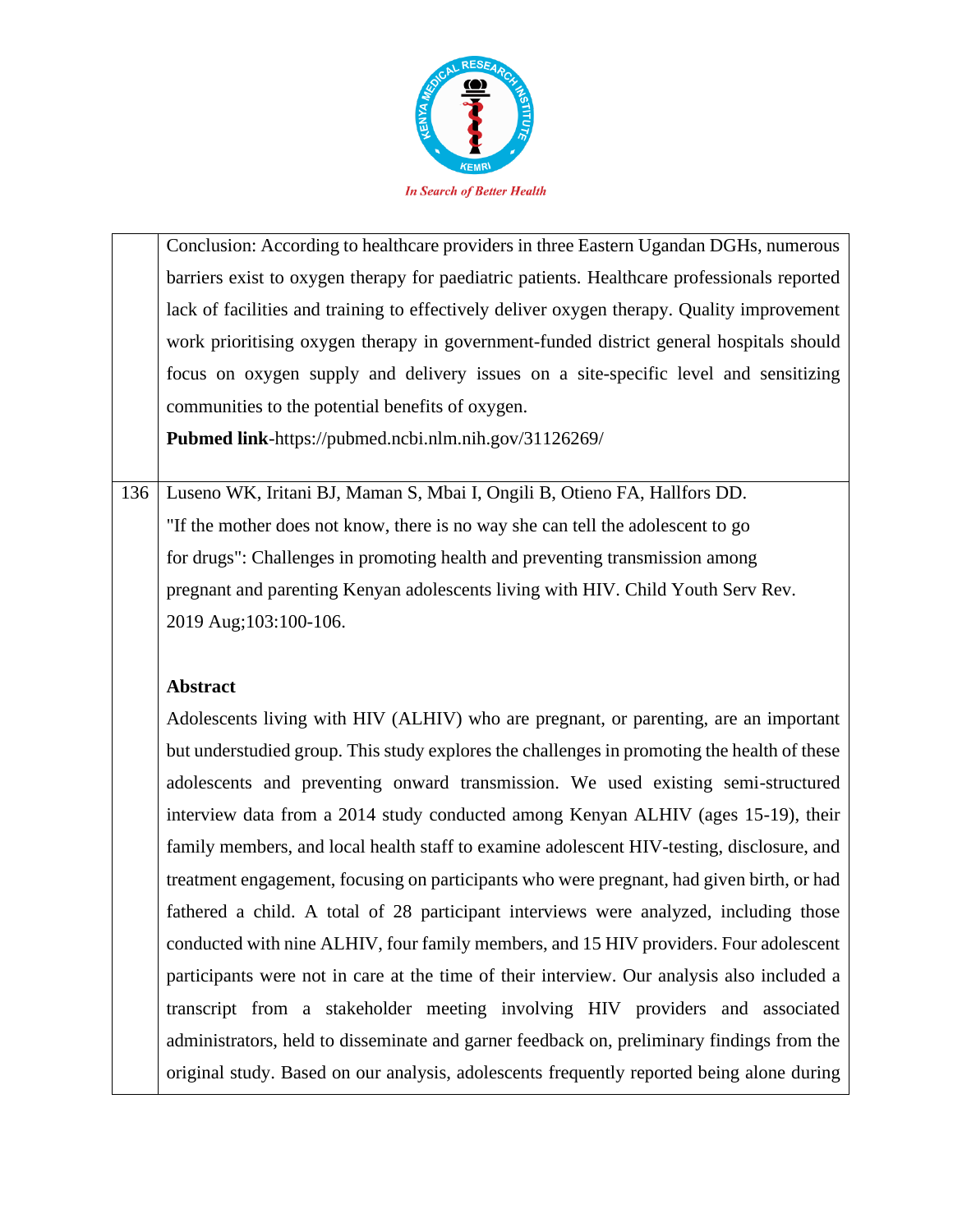| | |
|---|---|
| | Conclusion: According to healthcare providers in three Eastern Ugandan DGHs, numerous barriers exist to oxygen therapy for paediatric patients. Healthcare professionals reported lack of facilities and training to effectively deliver oxygen therapy. Quality improvement work prioritising oxygen therapy in government-funded district general hospitals should focus on oxygen supply and delivery issues on a site-specific level and sensitizing communities to the potential benefits of oxygen.<br>**Pubmed link**-https://pubmed.ncbi.nlm.nih.gov/31126269/ |
| 136 | Luseno WK, Iritani BJ, Maman S, Mbai I, Ongili B, Otieno FA, Hallfors DD. "If the mother does not know, there is no way she can tell the adolescent to go for drugs": Challenges in promoting health and preventing transmission among pregnant and parenting Kenyan adolescents living with HIV. Child Youth Serv Rev. 2019 Aug;103:100-106.<br><br>**Abstract**<br>Adolescents living with HIV (ALHIV) who are pregnant, or parenting, are an important but understudied group. This study explores the challenges in promoting the health of these adolescents and preventing onward transmission. We used existing semi-structured interview data from a 2014 study conducted among Kenyan ALHIV (ages 15-19), their family members, and local health staff to examine adolescent HIV-testing, disclosure, and treatment engagement, focusing on participants who were pregnant, had given birth, or had fathered a child. A total of 28 participant interviews were analyzed, including those conducted with nine ALHIV, four family members, and 15 HIV providers. Four adolescent participants were not in care at the time of their interview. Our analysis also included a transcript from a stakeholder meeting involving HIV providers and associated administrators, held to disseminate and garner feedback on, preliminary findings from the original study. Based on our analysis, adolescents frequently reported being alone during |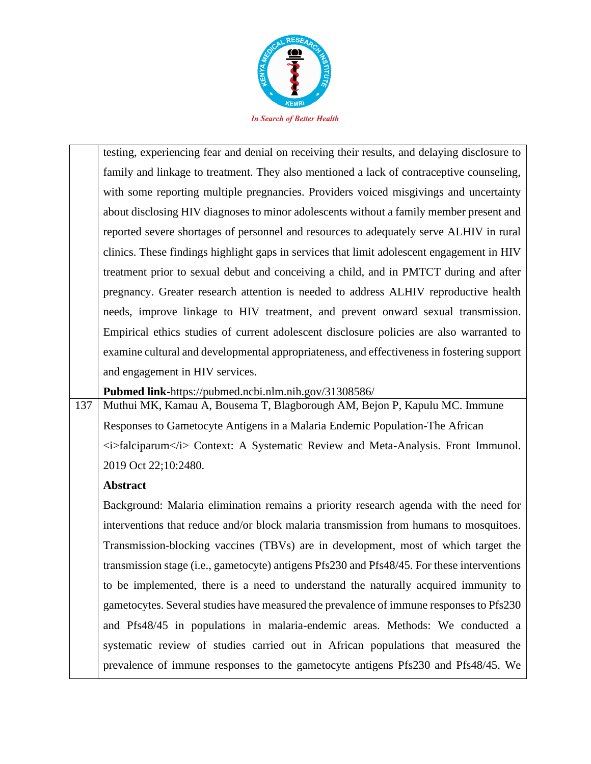| | |
|---|---|
| | testing, experiencing fear and denial on receiving their results, and delaying disclosure to family and linkage to treatment. They also mentioned a lack of contraceptive counseling, with some reporting multiple pregnancies. Providers voiced misgivings and uncertainty about disclosing HIV diagnoses to minor adolescents without a family member present and reported severe shortages of personnel and resources to adequately serve ALHIV in rural clinics. These findings highlight gaps in services that limit adolescent engagement in HIV treatment prior to sexual debut and conceiving a child, and in PMTCT during and after pregnancy. Greater research attention is needed to address ALHIV reproductive health needs, improve linkage to HIV treatment, and prevent onward sexual transmission. Empirical ethics studies of current adolescent disclosure policies are also warranted to examine cultural and developmental appropriateness, and effectiveness in fostering support and engagement in HIV services.<br>**Pubmed link**-https://pubmed.ncbi.nlm.nih.gov/31308586/ |
| 137 | Muthui MK, Kamau A, Bousema T, Blagborough AM, Bejon P, Kapulu MC. Immune Responses to Gametocyte Antigens in a Malaria Endemic Population-The African <i>falciparum</i> Context: A Systematic Review and Meta-Analysis. Front Immunol. 2019 Oct 22;10:2480.<br>**Abstract**<br>Background: Malaria elimination remains a priority research agenda with the need for interventions that reduce and/or block malaria transmission from humans to mosquitoes. Transmission-blocking vaccines (TBVs) are in development, most of which target the transmission stage (i.e., gametocyte) antigens Pfs230 and Pfs48/45. For these interventions to be implemented, there is a need to understand the naturally acquired immunity to gametocytes. Several studies have measured the prevalence of immune responses to Pfs230 and Pfs48/45 in populations in malaria-endemic areas. Methods: We conducted a systematic review of studies carried out in African populations that measured the prevalence of immune responses to the gametocyte antigens Pfs230 and Pfs48/45. We |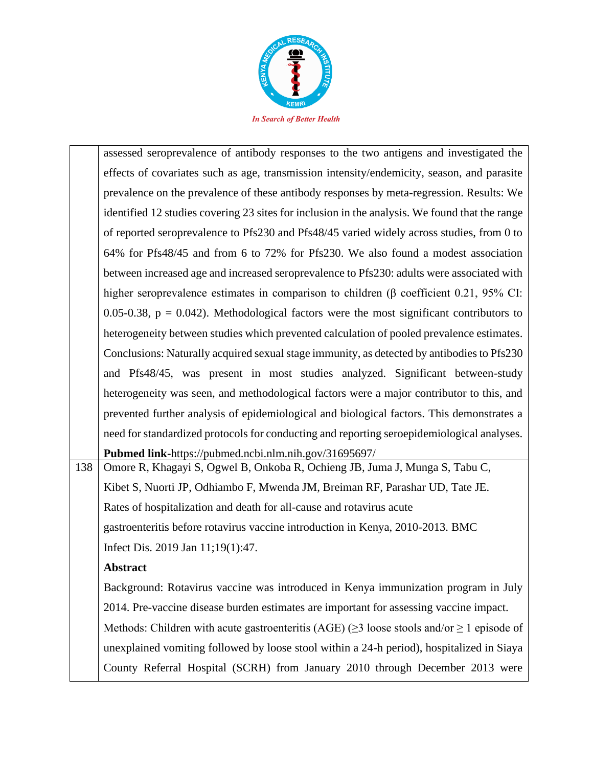| | |
|---|---|
| | assessed seroprevalence of antibody responses to the two antigens and investigated the effects of covariates such as age, transmission intensity/endemicity, season, and parasite prevalence on the prevalence of these antibody responses by meta-regression. Results: We identified 12 studies covering 23 sites for inclusion in the analysis. We found that the range of reported seroprevalence to Pfs230 and Pfs48/45 varied widely across studies, from 0 to 64% for Pfs48/45 and from 6 to 72% for Pfs230. We also found a modest association between increased age and increased seroprevalence to Pfs230: adults were associated with higher seroprevalence estimates in comparison to children (β coefficient 0.21, 95% CI: 0.05-0.38, p = 0.042). Methodological factors were the most significant contributors to heterogeneity between studies which prevented calculation of pooled prevalence estimates. Conclusions: Naturally acquired sexual stage immunity, as detected by antibodies to Pfs230 and Pfs48/45, was present in most studies analyzed. Significant between-study heterogeneity was seen, and methodological factors were a major contributor to this, and prevented further analysis of epidemiological and biological factors. This demonstrates a need for standardized protocols for conducting and reporting seroepidemiological analyses. **Pubmed link**-https://pubmed.ncbi.nlm.nih.gov/31695697/ |
| 138 | Omore R, Khagayi S, Ogwel B, Onkoba R, Ochieng JB, Juma J, Munga S, Tabu C, Kibet S, Nuorti JP, Odhiambo F, Mwenda JM, Breiman RF, Parashar UD, Tate JE. Rates of hospitalization and death for all-cause and rotavirus acute gastroenteritis before rotavirus vaccine introduction in Kenya, 2010-2013. BMC Infect Dis. 2019 Jan 11;19(1):47. **Abstract** Background: Rotavirus vaccine was introduced in Kenya immunization program in July 2014. Pre-vaccine disease burden estimates are important for assessing vaccine impact. Methods: Children with acute gastroenteritis (AGE) (≥3 loose stools and/or ≥ 1 episode of unexplained vomiting followed by loose stool within a 24-h period), hospitalized in Siaya County Referral Hospital (SCRH) from January 2010 through December 2013 were |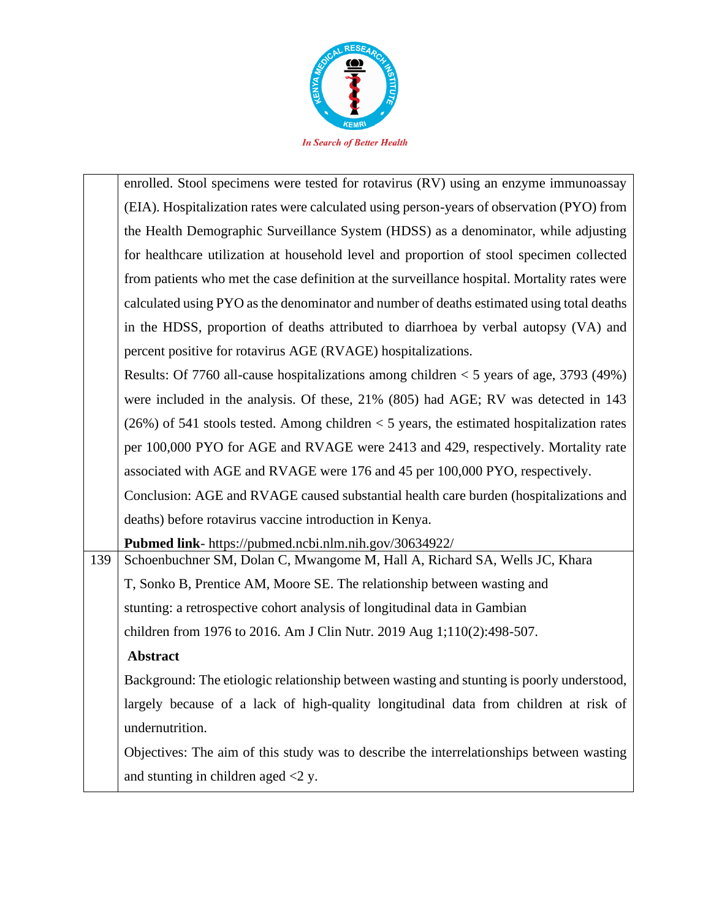| | |
|---|---|
| | enrolled. Stool specimens were tested for rotavirus (RV) using an enzyme immunoassay (EIA). Hospitalization rates were calculated using person-years of observation (PYO) from the Health Demographic Surveillance System (HDSS) as a denominator, while adjusting for healthcare utilization at household level and proportion of stool specimen collected from patients who met the case definition at the surveillance hospital. Mortality rates were calculated using PYO as the denominator and number of deaths estimated using total deaths in the HDSS, proportion of deaths attributed to diarrhoea by verbal autopsy (VA) and percent positive for rotavirus AGE (RVAGE) hospitalizations.<br>Results: Of 7760 all-cause hospitalizations among children < 5 years of age, 3793 (49%) were included in the analysis. Of these, 21% (805) had AGE; RV was detected in 143 (26%) of 541 stools tested. Among children < 5 years, the estimated hospitalization rates per 100,000 PYO for AGE and RVAGE were 2413 and 429, respectively. Mortality rate associated with AGE and RVAGE were 176 and 45 per 100,000 PYO, respectively.<br>Conclusion: AGE and RVAGE caused substantial health care burden (hospitalizations and deaths) before rotavirus vaccine introduction in Kenya.<br>**Pubmed link**- https://pubmed.ncbi.nlm.nih.gov/30634922/ |
| 139 | Schoenbuchner SM, Dolan C, Mwangome M, Hall A, Richard SA, Wells JC, Khara T, Sonko B, Prentice AM, Moore SE. The relationship between wasting and stunting: a retrospective cohort analysis of longitudinal data in Gambian children from 1976 to 2016. Am J Clin Nutr. 2019 Aug 1;110(2):498-507.<br>**Abstract**<br>Background: The etiologic relationship between wasting and stunting is poorly understood, largely because of a lack of high-quality longitudinal data from children at risk of undernutrition.<br>Objectives: The aim of this study was to describe the interrelationships between wasting and stunting in children aged <2 y. |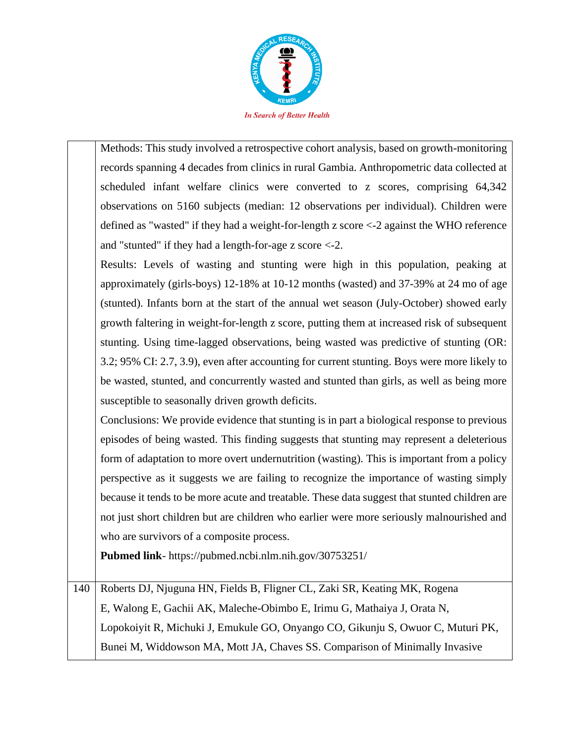|  |  |
|---|---|
|  | Methods: This study involved a retrospective cohort analysis, based on growth-monitoring records spanning 4 decades from clinics in rural Gambia. Anthropometric data collected at scheduled infant welfare clinics were converted to z scores, comprising 64,342 observations on 5160 subjects (median: 12 observations per individual). Children were defined as "wasted" if they had a weight-for-length z score <-2 against the WHO reference and "stunted" if they had a length-for-age z score <-2.<br>Results: Levels of wasting and stunting were high in this population, peaking at approximately (girls-boys) 12-18% at 10-12 months (wasted) and 37-39% at 24 mo of age (stunted). Infants born at the start of the annual wet season (July-October) showed early growth faltering in weight-for-length z score, putting them at increased risk of subsequent stunting. Using time-lagged observations, being wasted was predictive of stunting (OR: 3.2; 95% CI: 2.7, 3.9), even after accounting for current stunting. Boys were more likely to be wasted, stunted, and concurrently wasted and stunted than girls, as well as being more susceptible to seasonally driven growth deficits.<br>Conclusions: We provide evidence that stunting is in part a biological response to previous episodes of being wasted. This finding suggests that stunting may represent a deleterious form of adaptation to more overt undernutrition (wasting). This is important from a policy perspective as it suggests we are failing to recognize the importance of wasting simply because it tends to be more acute and treatable. These data suggest that stunted children are not just short children but are children who earlier were more seriously malnourished and who are survivors of a composite process.<br>**Pubmed link**- https://pubmed.ncbi.nlm.nih.gov/30753251/ |
| 140 | Roberts DJ, Njuguna HN, Fields B, Fligner CL, Zaki SR, Keating MK, Rogena E, Walong E, Gachii AK, Maleche-Obimbo E, Irimu G, Mathaiya J, Orata N, Lopokoiyit R, Michuki J, Emukule GO, Onyango CO, Gikunju S, Owuor C, Muturi PK, Bunei M, Widdowson MA, Mott JA, Chaves SS. Comparison of Minimally Invasive |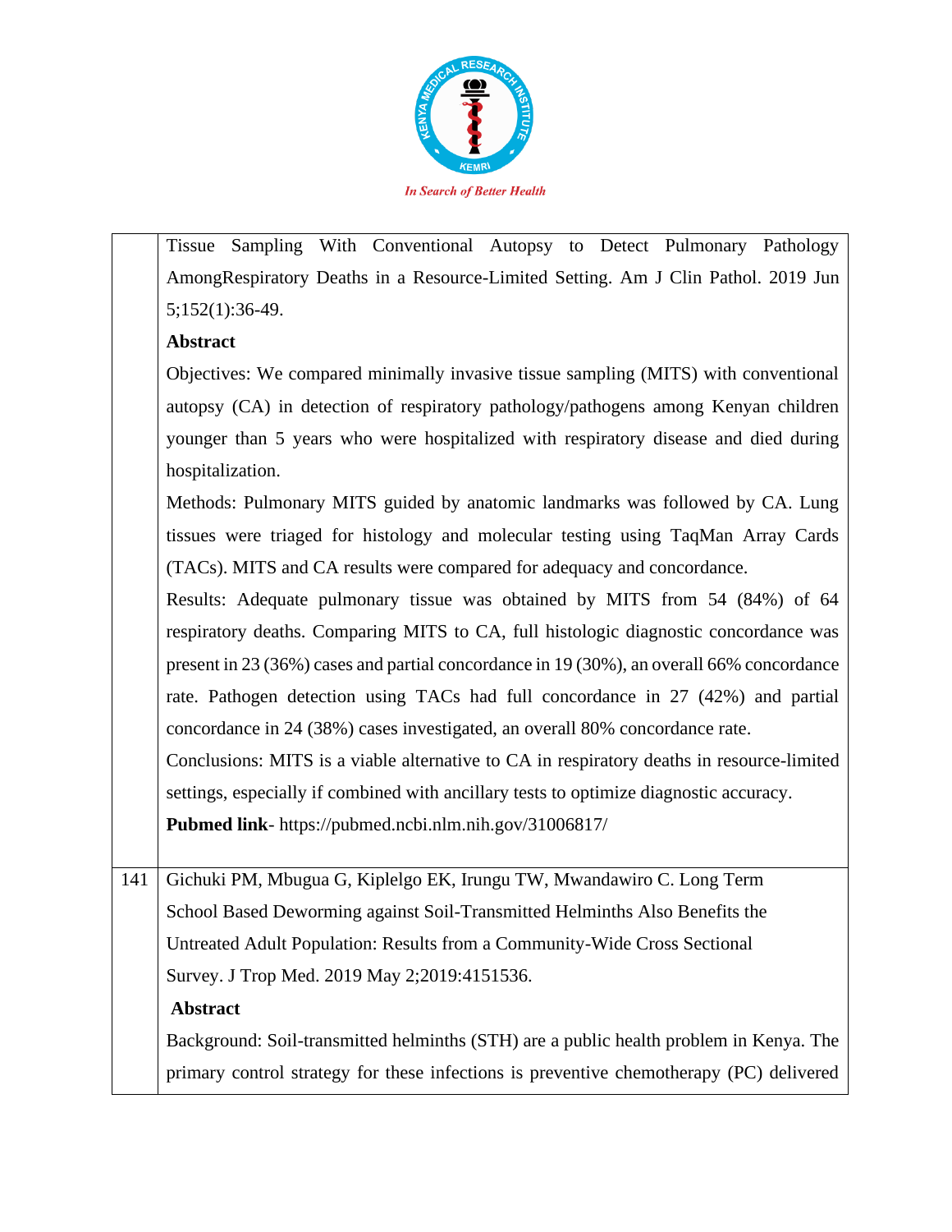|  |  |
|---|---|
|  | Tissue Sampling With Conventional Autopsy to Detect Pulmonary Pathology AmongRespiratory Deaths in a Resource-Limited Setting. Am J Clin Pathol. 2019 Jun 5;152(1):36-49.<br>**Abstract**<br>Objectives: We compared minimally invasive tissue sampling (MITS) with conventional autopsy (CA) in detection of respiratory pathology/pathogens among Kenyan children younger than 5 years who were hospitalized with respiratory disease and died during hospitalization.<br>Methods: Pulmonary MITS guided by anatomic landmarks was followed by CA. Lung tissues were triaged for histology and molecular testing using TaqMan Array Cards (TACs). MITS and CA results were compared for adequacy and concordance.<br>Results: Adequate pulmonary tissue was obtained by MITS from 54 (84%) of 64 respiratory deaths. Comparing MITS to CA, full histologic diagnostic concordance was present in 23 (36%) cases and partial concordance in 19 (30%), an overall 66% concordance rate. Pathogen detection using TACs had full concordance in 27 (42%) and partial concordance in 24 (38%) cases investigated, an overall 80% concordance rate.<br>Conclusions: MITS is a viable alternative to CA in respiratory deaths in resource-limited settings, especially if combined with ancillary tests to optimize diagnostic accuracy.<br>**Pubmed link**- https://pubmed.ncbi.nlm.nih.gov/31006817/ |
| 141 | Gichuki PM, Mbugua G, Kiplelgo EK, Irungu TW, Mwandawiro C. Long Term School Based Deworming against Soil-Transmitted Helminths Also Benefits the Untreated Adult Population: Results from a Community-Wide Cross Sectional Survey. J Trop Med. 2019 May 2;2019:4151536.<br>**Abstract**<br>Background: Soil-transmitted helminths (STH) are a public health problem in Kenya. The primary control strategy for these infections is preventive chemotherapy (PC) delivered |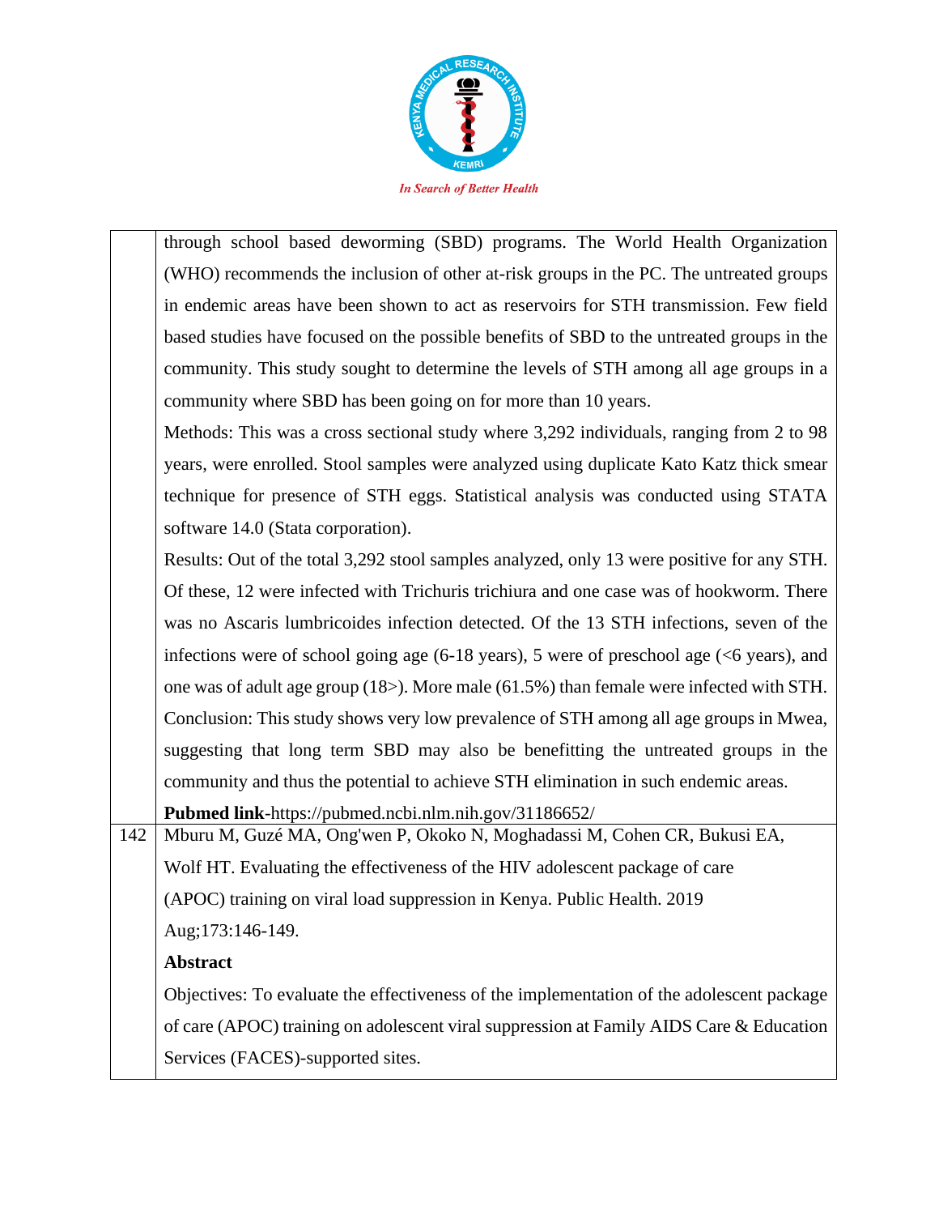| | |
|---|---|
| | through school based deworming (SBD) programs. The World Health Organization (WHO) recommends the inclusion of other at-risk groups in the PC. The untreated groups in endemic areas have been shown to act as reservoirs for STH transmission. Few field based studies have focused on the possible benefits of SBD to the untreated groups in the community. This study sought to determine the levels of STH among all age groups in a community where SBD has been going on for more than 10 years.<br>Methods: This was a cross sectional study where 3,292 individuals, ranging from 2 to 98 years, were enrolled. Stool samples were analyzed using duplicate Kato Katz thick smear technique for presence of STH eggs. Statistical analysis was conducted using STATA software 14.0 (Stata corporation).<br>Results: Out of the total 3,292 stool samples analyzed, only 13 were positive for any STH. Of these, 12 were infected with Trichuris trichiura and one case was of hookworm. There was no Ascaris lumbricoides infection detected. Of the 13 STH infections, seven of the infections were of school going age (6-18 years), 5 were of preschool age (<6 years), and one was of adult age group (18>). More male (61.5%) than female were infected with STH.<br>Conclusion: This study shows very low prevalence of STH among all age groups in Mwea, suggesting that long term SBD may also be benefitting the untreated groups in the community and thus the potential to achieve STH elimination in such endemic areas.<br>**Pubmed link**-https://pubmed.ncbi.nlm.nih.gov/31186652/ |
| 142 | Mburu M, Guzé MA, Ong'wen P, Okoko N, Moghadassi M, Cohen CR, Bukusi EA, Wolf HT. Evaluating the effectiveness of the HIV adolescent package of care (APOC) training on viral load suppression in Kenya. Public Health. 2019 Aug;173:146-149.<br>**Abstract**<br>Objectives: To evaluate the effectiveness of the implementation of the adolescent package of care (APOC) training on adolescent viral suppression at Family AIDS Care & Education Services (FACES)-supported sites. |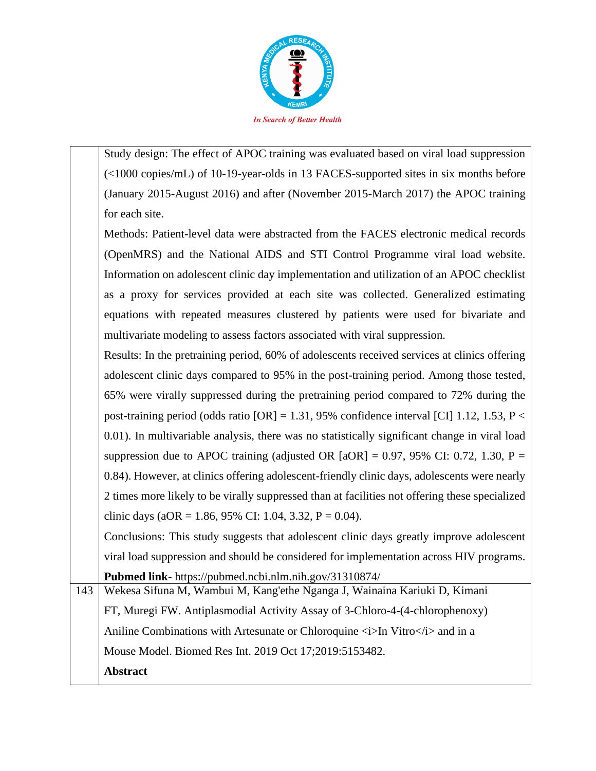| | |
|---|---|
| | Study design: The effect of APOC training was evaluated based on viral load suppression (<1000 copies/mL) of 10-19-year-olds in 13 FACES-supported sites in six months before (January 2015-August 2016) and after (November 2015-March 2017) the APOC training for each site.<br>Methods: Patient-level data were abstracted from the FACES electronic medical records (OpenMRS) and the National AIDS and STI Control Programme viral load website. Information on adolescent clinic day implementation and utilization of an APOC checklist as a proxy for services provided at each site was collected. Generalized estimating equations with repeated measures clustered by patients were used for bivariate and multivariate modeling to assess factors associated with viral suppression.<br>Results: In the pretraining period, 60% of adolescents received services at clinics offering adolescent clinic days compared to 95% in the post-training period. Among those tested, 65% were virally suppressed during the pretraining period compared to 72% during the post-training period (odds ratio [OR] = 1.31, 95% confidence interval [CI] 1.12, 1.53, P < 0.01). In multivariable analysis, there was no statistically significant change in viral load suppression due to APOC training (adjusted OR [aOR] = 0.97, 95% CI: 0.72, 1.30, P = 0.84). However, at clinics offering adolescent-friendly clinic days, adolescents were nearly 2 times more likely to be virally suppressed than at facilities not offering these specialized clinic days (aOR = 1.86, 95% CI: 1.04, 3.32, P = 0.04).<br>Conclusions: This study suggests that adolescent clinic days greatly improve adolescent viral load suppression and should be considered for implementation across HIV programs.<br>**Pubmed link**- https://pubmed.ncbi.nlm.nih.gov/31310874/ |
| 143 | Wekesa Sifuna M, Wambui M, Kang'ethe Nganga J, Wainaina Kariuki D, Kimani FT, Muregi FW. Antiplasmodial Activity Assay of 3-Chloro-4-(4-chlorophenoxy) Aniline Combinations with Artesunate or Chloroquine <i>In Vitro</i> and in a Mouse Model. Biomed Res Int. 2019 Oct 17;2019:5153482.<br>**Abstract** |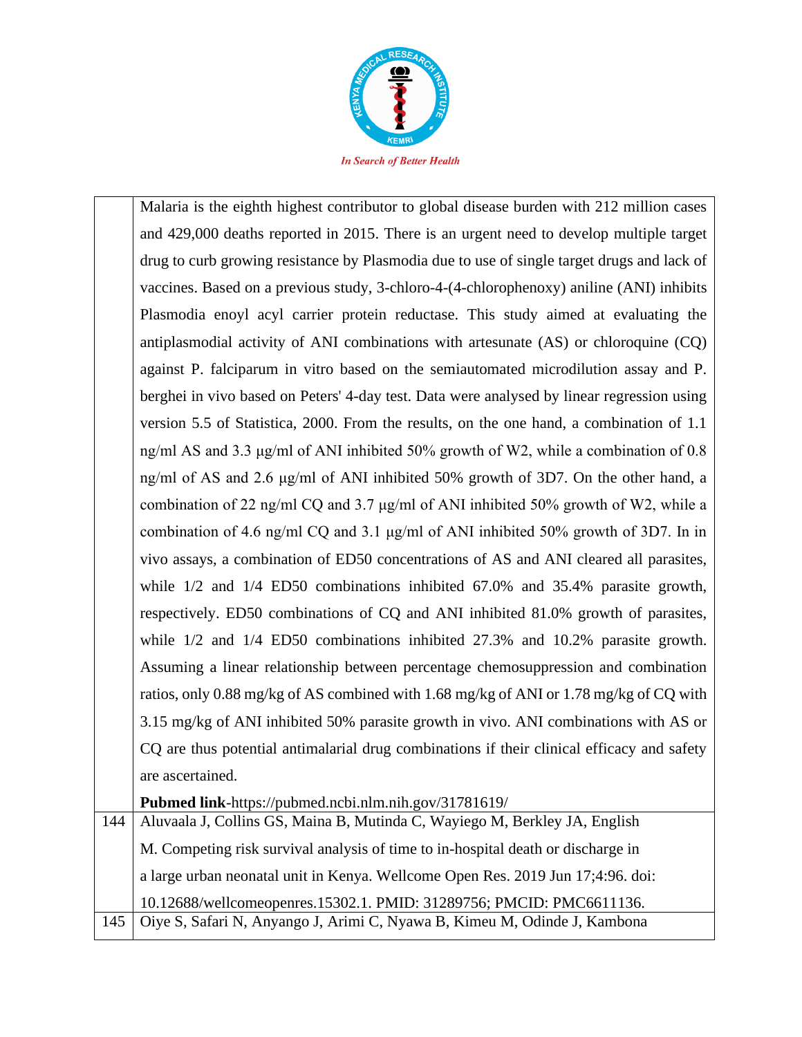| | |
|---|---|
| | Malaria is the eighth highest contributor to global disease burden with 212 million cases and 429,000 deaths reported in 2015. There is an urgent need to develop multiple target drug to curb growing resistance by Plasmodia due to use of single target drugs and lack of vaccines. Based on a previous study, 3-chloro-4-(4-chlorophenoxy) aniline (ANI) inhibits Plasmodia enoyl acyl carrier protein reductase. This study aimed at evaluating the antiplasmodial activity of ANI combinations with artesunate (AS) or chloroquine (CQ) against P. falciparum in vitro based on the semiautomated microdilution assay and P. berghei in vivo based on Peters' 4-day test. Data were analysed by linear regression using version 5.5 of Statistica, 2000. From the results, on the one hand, a combination of 1.1 ng/ml AS and 3.3 μg/ml of ANI inhibited 50% growth of W2, while a combination of 0.8 ng/ml of AS and 2.6 μg/ml of ANI inhibited 50% growth of 3D7. On the other hand, a combination of 22 ng/ml CQ and 3.7 μg/ml of ANI inhibited 50% growth of W2, while a combination of 4.6 ng/ml CQ and 3.1 μg/ml of ANI inhibited 50% growth of 3D7. In in vivo assays, a combination of ED50 concentrations of AS and ANI cleared all parasites, while 1/2 and 1/4 ED50 combinations inhibited 67.0% and 35.4% parasite growth, respectively. ED50 combinations of CQ and ANI inhibited 81.0% growth of parasites, while 1/2 and 1/4 ED50 combinations inhibited 27.3% and 10.2% parasite growth. Assuming a linear relationship between percentage chemosuppression and combination ratios, only 0.88 mg/kg of AS combined with 1.68 mg/kg of ANI or 1.78 mg/kg of CQ with 3.15 mg/kg of ANI inhibited 50% parasite growth in vivo. ANI combinations with AS or CQ are thus potential antimalarial drug combinations if their clinical efficacy and safety are ascertained. **Pubmed link**-https://pubmed.ncbi.nlm.nih.gov/31781619/ |
| 144 | Aluvaala J, Collins GS, Maina B, Mutinda C, Wayiego M, Berkley JA, English M. Competing risk survival analysis of time to in-hospital death or discharge in a large urban neonatal unit in Kenya. Wellcome Open Res. 2019 Jun 17;4:96. doi: 10.12688/wellcomeopenres.15302.1. PMID: 31289756; PMCID: PMC6611136. |
| 145 | Oiye S, Safari N, Anyango J, Arimi C, Nyawa B, Kimeu M, Odinde J, Kambona |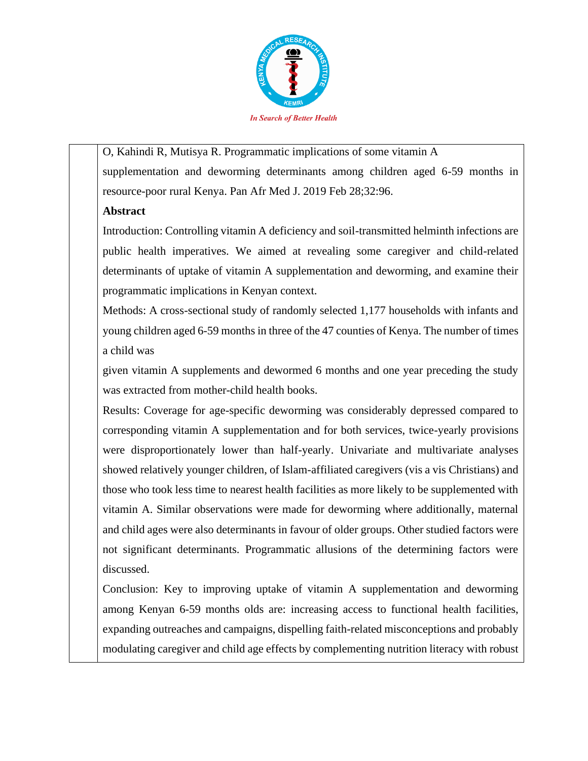O, Kahindi R, Mutisya R. Programmatic implications of some vitamin A supplementation and deworming determinants among children aged 6-59 months in resource-poor rural Kenya. Pan Afr Med J. 2019 Feb 28;32:96.

**Abstract**

Introduction: Controlling vitamin A deficiency and soil-transmitted helminth infections are public health imperatives. We aimed at revealing some caregiver and child-related determinants of uptake of vitamin A supplementation and deworming, and examine their programmatic implications in Kenyan context.

Methods: A cross-sectional study of randomly selected 1,177 households with infants and young children aged 6-59 months in three of the 47 counties of Kenya. The number of times a child was given vitamin A supplements and dewormed 6 months and one year preceding the study was extracted from mother-child health books.

Results: Coverage for age-specific deworming was considerably depressed compared to corresponding vitamin A supplementation and for both services, twice-yearly provisions were disproportionately lower than half-yearly. Univariate and multivariate analyses showed relatively younger children, of Islam-affiliated caregivers (vis a vis Christians) and those who took less time to nearest health facilities as more likely to be supplemented with vitamin A. Similar observations were made for deworming where additionally, maternal and child ages were also determinants in favour of older groups. Other studied factors were not significant determinants. Programmatic allusions of the determining factors were discussed.

Conclusion: Key to improving uptake of vitamin A supplementation and deworming among Kenyan 6-59 months olds are: increasing access to functional health facilities, expanding outreaches and campaigns, dispelling faith-related misconceptions and probably modulating caregiver and child age effects by complementing nutrition literacy with robust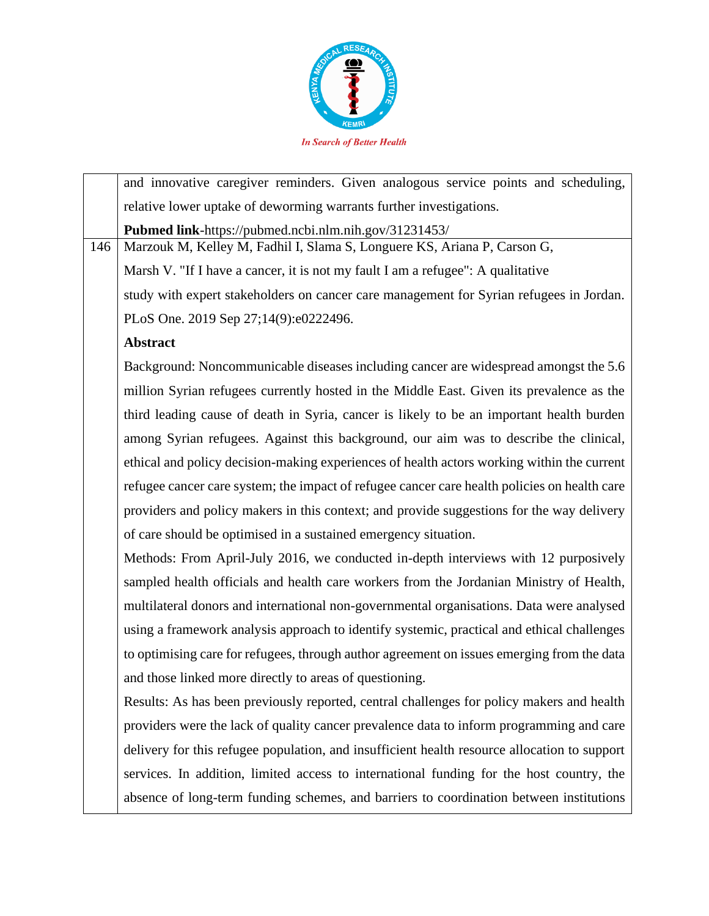| | |
|---|---|
| | and innovative caregiver reminders. Given analogous service points and scheduling, relative lower uptake of deworming warrants further investigations.<br><br>**Pubmed link**-https://pubmed.ncbi.nlm.nih.gov/31231453/ |
| 146 | Marzouk M, Kelley M, Fadhil I, Slama S, Longuere KS, Ariana P, Carson G, Marsh V. "If I have a cancer, it is not my fault I am a refugee": A qualitative study with expert stakeholders on cancer care management for Syrian refugees in Jordan. PLoS One. 2019 Sep 27;14(9):e0222496.<br><br>**Abstract**<br><br>Background: Noncommunicable diseases including cancer are widespread amongst the 5.6 million Syrian refugees currently hosted in the Middle East. Given its prevalence as the third leading cause of death in Syria, cancer is likely to be an important health burden among Syrian refugees. Against this background, our aim was to describe the clinical, ethical and policy decision-making experiences of health actors working within the current refugee cancer care system; the impact of refugee cancer care health policies on health care providers and policy makers in this context; and provide suggestions for the way delivery of care should be optimised in a sustained emergency situation.<br><br>Methods: From April-July 2016, we conducted in-depth interviews with 12 purposively sampled health officials and health care workers from the Jordanian Ministry of Health, multilateral donors and international non-governmental organisations. Data were analysed using a framework analysis approach to identify systemic, practical and ethical challenges to optimising care for refugees, through author agreement on issues emerging from the data and those linked more directly to areas of questioning.<br><br>Results: As has been previously reported, central challenges for policy makers and health providers were the lack of quality cancer prevalence data to inform programming and care delivery for this refugee population, and insufficient health resource allocation to support services. In addition, limited access to international funding for the host country, the absence of long-term funding schemes, and barriers to coordination between institutions |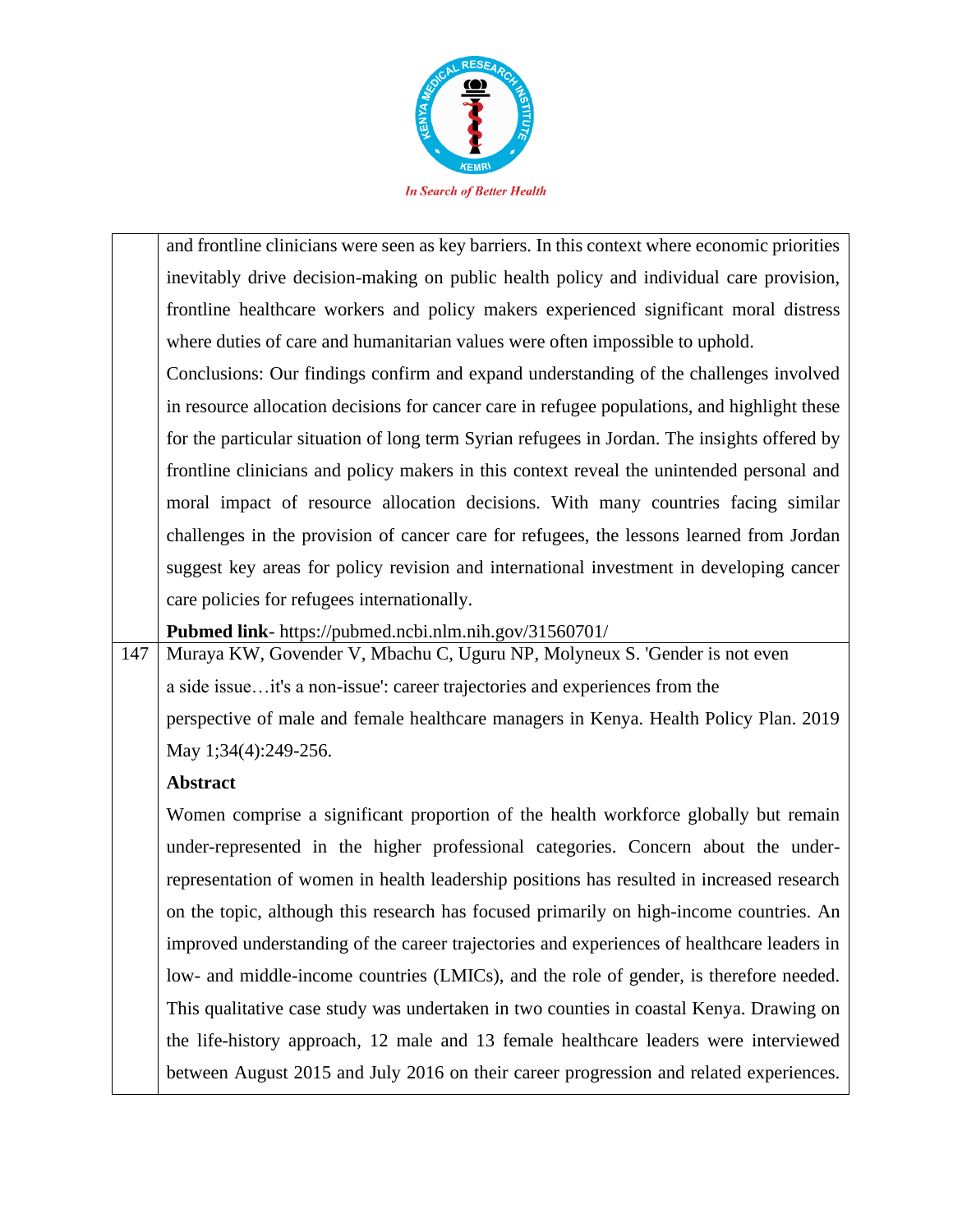| | |
|---|---|
| | and frontline clinicians were seen as key barriers. In this context where economic priorities inevitably drive decision-making on public health policy and individual care provision, frontline healthcare workers and policy makers experienced significant moral distress where duties of care and humanitarian values were often impossible to uphold.<br>Conclusions: Our findings confirm and expand understanding of the challenges involved in resource allocation decisions for cancer care in refugee populations, and highlight these for the particular situation of long term Syrian refugees in Jordan. The insights offered by frontline clinicians and policy makers in this context reveal the unintended personal and moral impact of resource allocation decisions. With many countries facing similar challenges in the provision of cancer care for refugees, the lessons learned from Jordan suggest key areas for policy revision and international investment in developing cancer care policies for refugees internationally.<br>**Pubmed link**- https://pubmed.ncbi.nlm.nih.gov/31560701/ |
| 147 | Muraya KW, Govender V, Mbachu C, Uguru NP, Molyneux S. 'Gender is not even a side issue…it's a non-issue': career trajectories and experiences from the perspective of male and female healthcare managers in Kenya. Health Policy Plan. 2019 May 1;34(4):249-256.<br>**Abstract**<br>Women comprise a significant proportion of the health workforce globally but remain under-represented in the higher professional categories. Concern about the under-representation of women in health leadership positions has resulted in increased research on the topic, although this research has focused primarily on high-income countries. An improved understanding of the career trajectories and experiences of healthcare leaders in low- and middle-income countries (LMICs), and the role of gender, is therefore needed. This qualitative case study was undertaken in two counties in coastal Kenya. Drawing on the life-history approach, 12 male and 13 female healthcare leaders were interviewed between August 2015 and July 2016 on their career progression and related experiences. |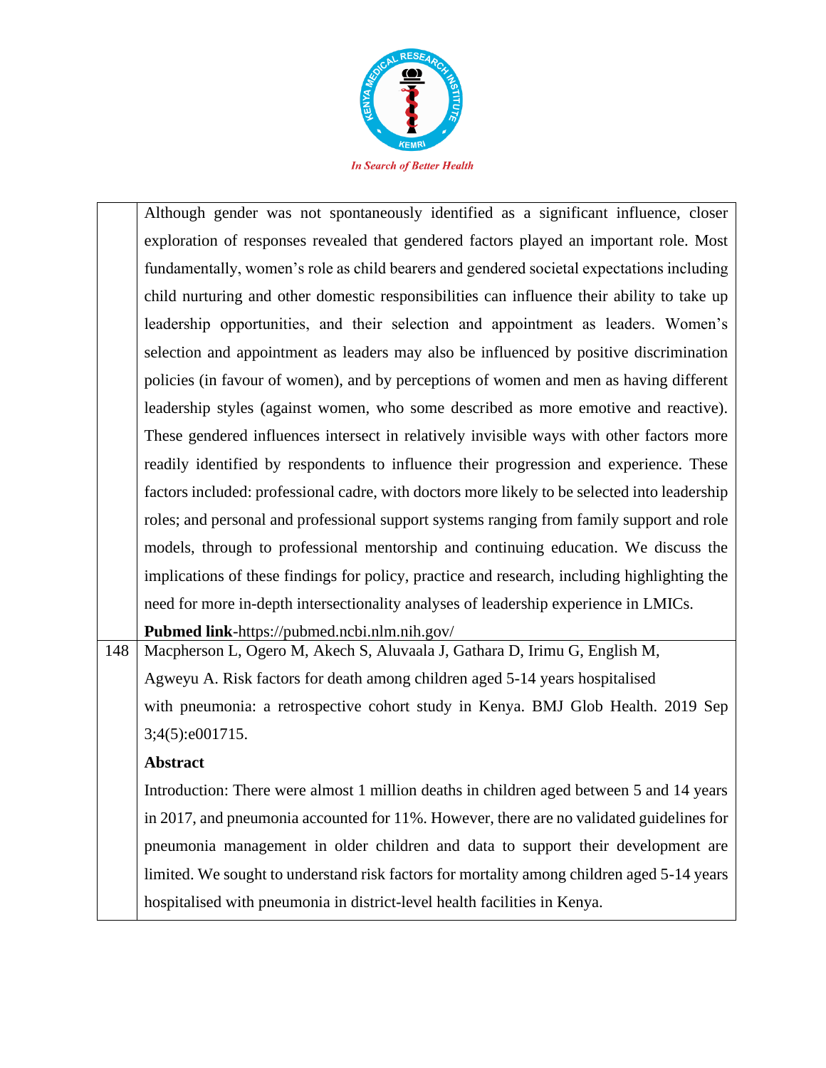| | |
|---|---|
| | Although gender was not spontaneously identified as a significant influence, closer exploration of responses revealed that gendered factors played an important role. Most fundamentally, women's role as child bearers and gendered societal expectations including child nurturing and other domestic responsibilities can influence their ability to take up leadership opportunities, and their selection and appointment as leaders. Women's selection and appointment as leaders may also be influenced by positive discrimination policies (in favour of women), and by perceptions of women and men as having different leadership styles (against women, who some described as more emotive and reactive). These gendered influences intersect in relatively invisible ways with other factors more readily identified by respondents to influence their progression and experience. These factors included: professional cadre, with doctors more likely to be selected into leadership roles; and personal and professional support systems ranging from family support and role models, through to professional mentorship and continuing education. We discuss the implications of these findings for policy, practice and research, including highlighting the need for more in-depth intersectionality analyses of leadership experience in LMICs. **Pubmed link**-https://pubmed.ncbi.nlm.nih.gov/ |
| 148 | Macpherson L, Ogero M, Akech S, Aluvaala J, Gathara D, Irimu G, English M, Agweyu A. Risk factors for death among children aged 5-14 years hospitalised with pneumonia: a retrospective cohort study in Kenya. BMJ Glob Health. 2019 Sep 3;4(5):e001715. **Abstract** Introduction: There were almost 1 million deaths in children aged between 5 and 14 years in 2017, and pneumonia accounted for 11%. However, there are no validated guidelines for pneumonia management in older children and data to support their development are limited. We sought to understand risk factors for mortality among children aged 5-14 years hospitalised with pneumonia in district-level health facilities in Kenya. |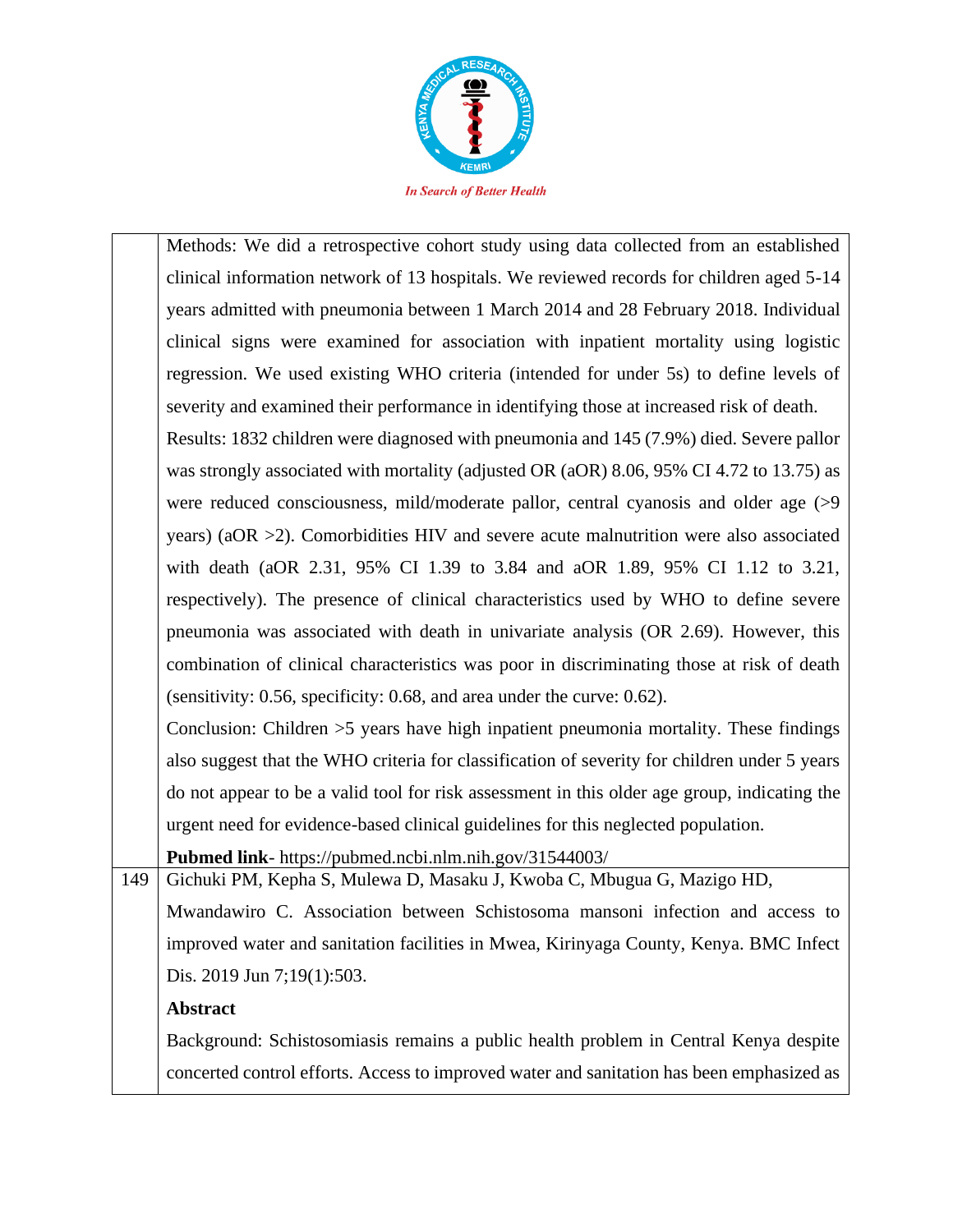| | |
|---|---|
| | Methods: We did a retrospective cohort study using data collected from an established clinical information network of 13 hospitals. We reviewed records for children aged 5-14 years admitted with pneumonia between 1 March 2014 and 28 February 2018. Individual clinical signs were examined for association with inpatient mortality using logistic regression. We used existing WHO criteria (intended for under 5s) to define levels of severity and examined their performance in identifying those at increased risk of death.<br>Results: 1832 children were diagnosed with pneumonia and 145 (7.9%) died. Severe pallor was strongly associated with mortality (adjusted OR (aOR) 8.06, 95% CI 4.72 to 13.75) as were reduced consciousness, mild/moderate pallor, central cyanosis and older age (>9 years) (aOR >2). Comorbidities HIV and severe acute malnutrition were also associated with death (aOR 2.31, 95% CI 1.39 to 3.84 and aOR 1.89, 95% CI 1.12 to 3.21, respectively). The presence of clinical characteristics used by WHO to define severe pneumonia was associated with death in univariate analysis (OR 2.69). However, this combination of clinical characteristics was poor in discriminating those at risk of death (sensitivity: 0.56, specificity: 0.68, and area under the curve: 0.62).<br>Conclusion: Children >5 years have high inpatient pneumonia mortality. These findings also suggest that the WHO criteria for classification of severity for children under 5 years do not appear to be a valid tool for risk assessment in this older age group, indicating the urgent need for evidence-based clinical guidelines for this neglected population.<br>**Pubmed link**- https://pubmed.ncbi.nlm.nih.gov/31544003/ |
| 149 | Gichuki PM, Kepha S, Mulewa D, Masaku J, Kwoba C, Mbugua G, Mazigo HD, Mwandawiro C. Association between Schistosoma mansoni infection and access to improved water and sanitation facilities in Mwea, Kirinyaga County, Kenya. BMC Infect Dis. 2019 Jun 7;19(1):503.<br>**Abstract**<br>Background: Schistosomiasis remains a public health problem in Central Kenya despite concerted control efforts. Access to improved water and sanitation has been emphasized as |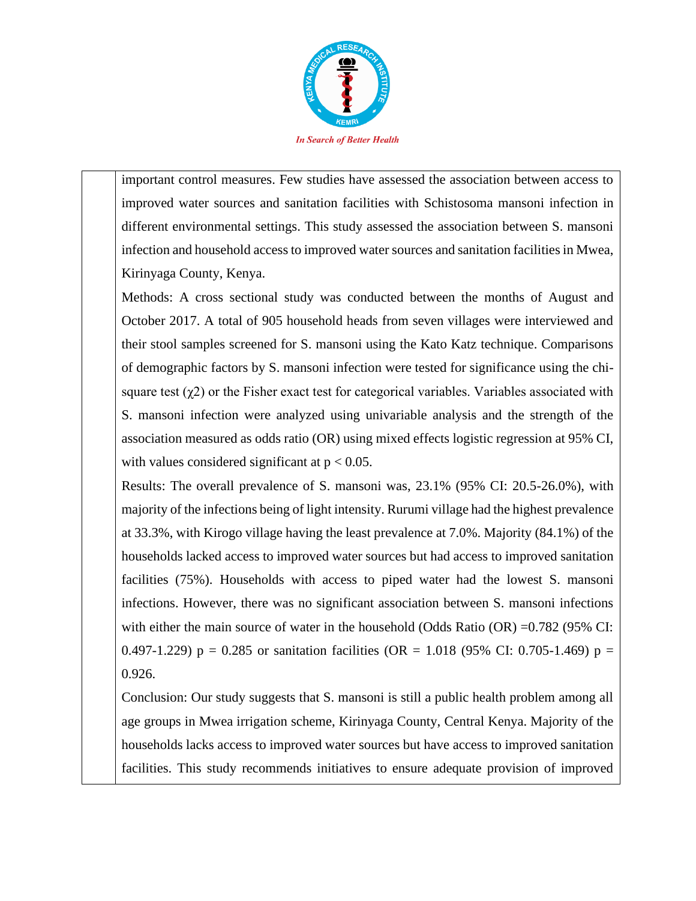important control measures. Few studies have assessed the association between access to improved water sources and sanitation facilities with Schistosoma mansoni infection in different environmental settings. This study assessed the association between S. mansoni infection and household access to improved water sources and sanitation facilities in Mwea, Kirinyaga County, Kenya.

Methods: A cross sectional study was conducted between the months of August and October 2017. A total of 905 household heads from seven villages were interviewed and their stool samples screened for S. mansoni using the Kato Katz technique. Comparisons of demographic factors by S. mansoni infection were tested for significance using the chi-square test ($\chi 2$) or the Fisher exact test for categorical variables. Variables associated with S. mansoni infection were analyzed using univariable analysis and the strength of the association measured as odds ratio (OR) using mixed effects logistic regression at 95% CI, with values considered significant at $p < 0.05$.

Results: The overall prevalence of S. mansoni was, 23.1% (95% CI: 20.5-26.0%), with majority of the infections being of light intensity. Rurumi village had the highest prevalence at 33.3%, with Kirogo village having the least prevalence at 7.0%. Majority (84.1%) of the households lacked access to improved water sources but had access to improved sanitation facilities (75%). Households with access to piped water had the lowest S. mansoni infections. However, there was no significant association between S. mansoni infections with either the main source of water in the household (Odds Ratio (OR) =0.782 (95% CI: 0.497-1.229) $p = 0.285$ or sanitation facilities (OR = 1.018 (95% CI: 0.705-1.469) $p = 0.926$.

Conclusion: Our study suggests that S. mansoni is still a public health problem among all age groups in Mwea irrigation scheme, Kirinyaga County, Central Kenya. Majority of the households lacks access to improved water sources but have access to improved sanitation facilities. This study recommends initiatives to ensure adequate provision of improved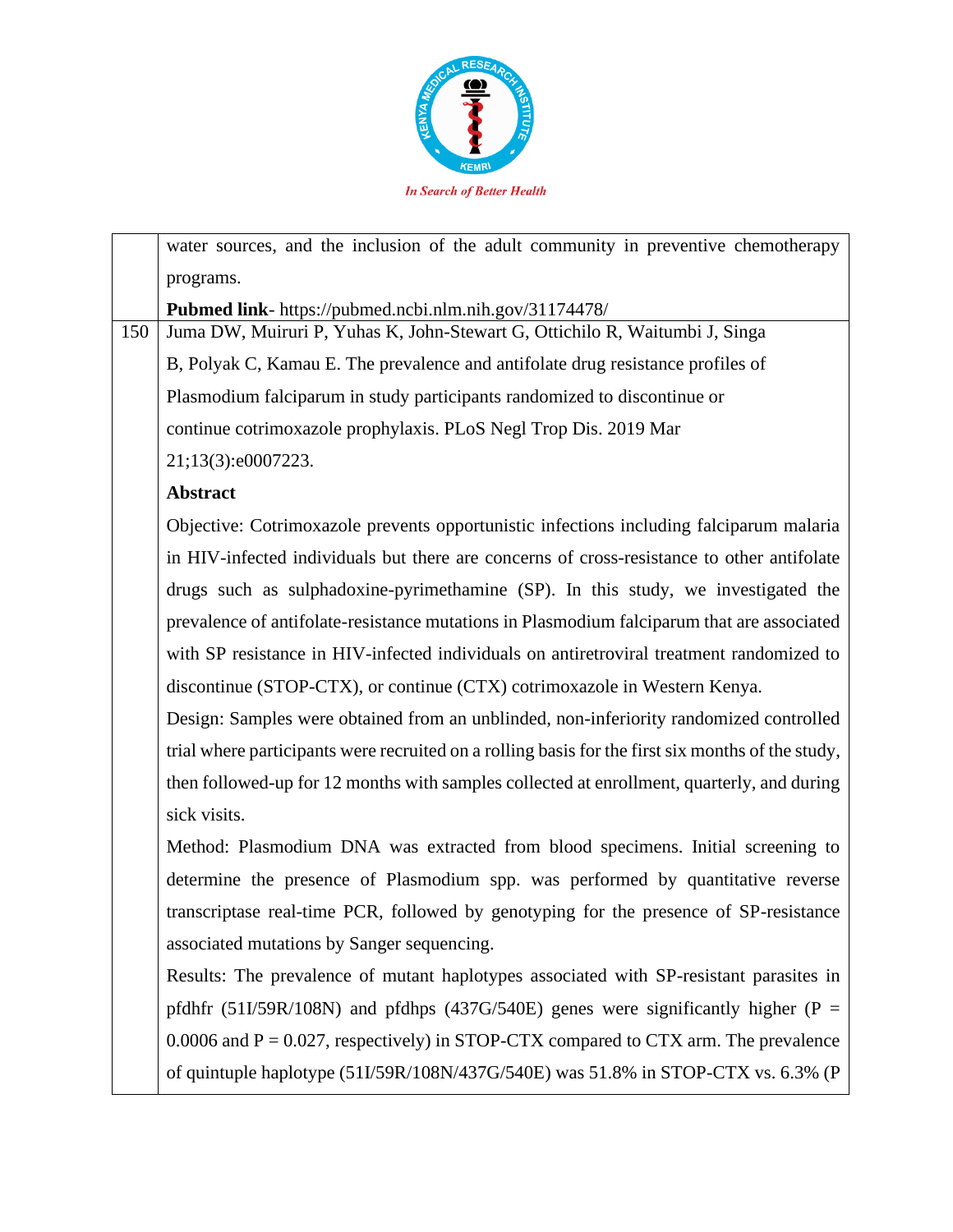| | |
|---|---|
| | water sources, and the inclusion of the adult community in preventive chemotherapy programs.<br>**Pubmed link**- https://pubmed.ncbi.nlm.nih.gov/31174478/ |
| 150 | Juma DW, Muiruri P, Yuhas K, John-Stewart G, Ottichilo R, Waitumbi J, Singa B, Polyak C, Kamau E. The prevalence and antifolate drug resistance profiles of Plasmodium falciparum in study participants randomized to discontinue or continue cotrimoxazole prophylaxis. PLoS Negl Trop Dis. 2019 Mar 21;13(3):e0007223.<br>**Abstract**<br>Objective: Cotrimoxazole prevents opportunistic infections including falciparum malaria in HIV-infected individuals but there are concerns of cross-resistance to other antifolate drugs such as sulphadoxine-pyrimethamine (SP). In this study, we investigated the prevalence of antifolate-resistance mutations in Plasmodium falciparum that are associated with SP resistance in HIV-infected individuals on antiretroviral treatment randomized to discontinue (STOP-CTX), or continue (CTX) cotrimoxazole in Western Kenya.<br>Design: Samples were obtained from an unblinded, non-inferiority randomized controlled trial where participants were recruited on a rolling basis for the first six months of the study, then followed-up for 12 months with samples collected at enrollment, quarterly, and during sick visits.<br>Method: Plasmodium DNA was extracted from blood specimens. Initial screening to determine the presence of Plasmodium spp. was performed by quantitative reverse transcriptase real-time PCR, followed by genotyping for the presence of SP-resistance associated mutations by Sanger sequencing.<br>Results: The prevalence of mutant haplotypes associated with SP-resistant parasites in pfdhfr (51I/59R/108N) and pfdhps (437G/540E) genes were significantly higher ($P = 0.0006$ and $P = 0.027$, respectively) in STOP-CTX compared to CTX arm. The prevalence of quintuple haplotype (51I/59R/108N/437G/540E) was 51.8% in STOP-CTX vs. 6.3% (P |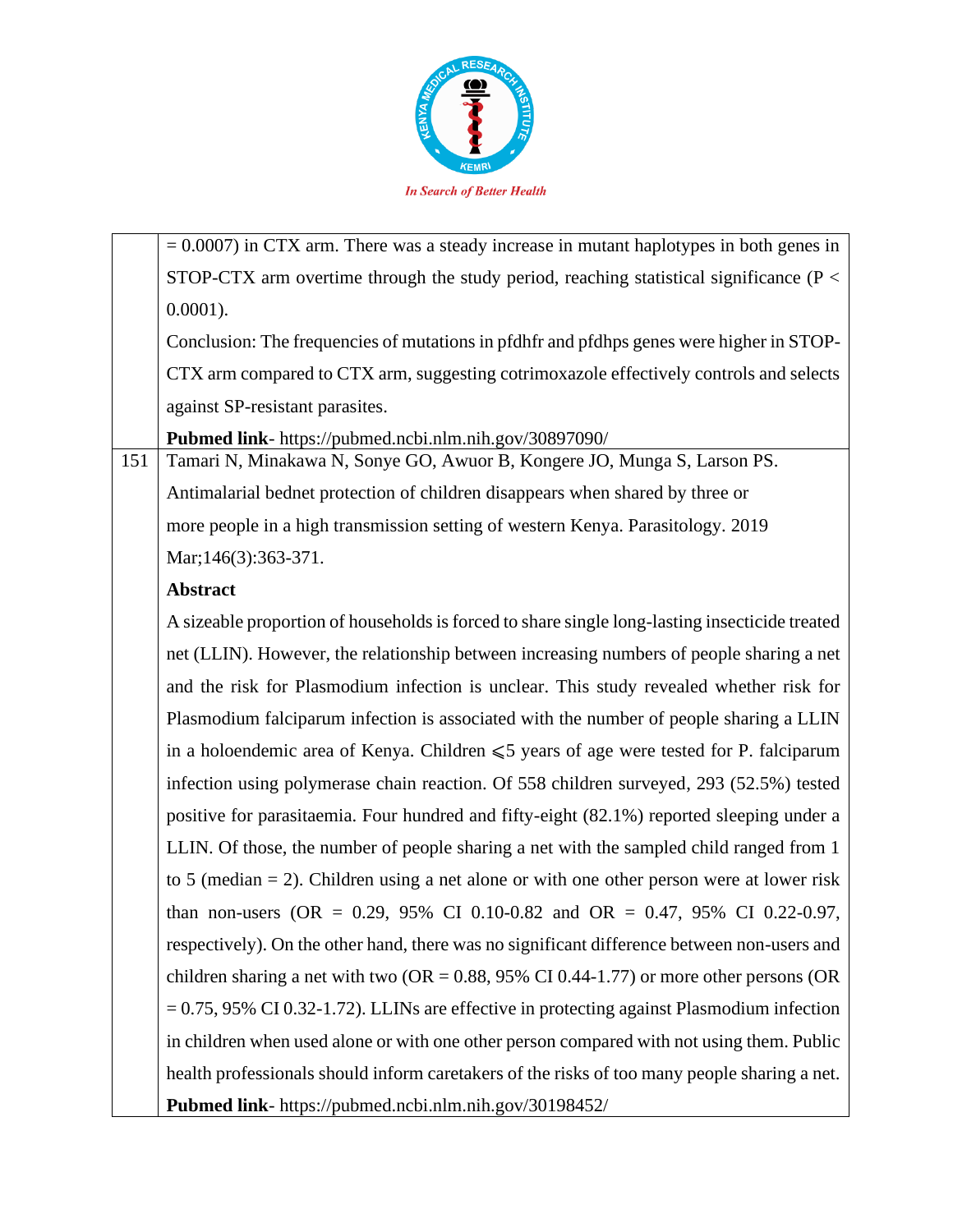| | |
|---|---|
| | = 0.0007) in CTX arm. There was a steady increase in mutant haplotypes in both genes in STOP-CTX arm overtime through the study period, reaching statistical significance (P < 0.0001).<br>Conclusion: The frequencies of mutations in pfdhfr and pfdhps genes were higher in STOP-CTX arm compared to CTX arm, suggesting cotrimoxazole effectively controls and selects against SP-resistant parasites.<br>**Pubmed link**- https://pubmed.ncbi.nlm.nih.gov/30897090/ |
| 151 | Tamari N, Minakawa N, Sonye GO, Awuor B, Kongere JO, Munga S, Larson PS. Antimalarial bednet protection of children disappears when shared by three or more people in a high transmission setting of western Kenya. Parasitology. 2019 Mar;146(3):363-371.<br>**Abstract**<br>A sizeable proportion of households is forced to share single long-lasting insecticide treated net (LLIN). However, the relationship between increasing numbers of people sharing a net and the risk for Plasmodium infection is unclear. This study revealed whether risk for Plasmodium falciparum infection is associated with the number of people sharing a LLIN in a holoendemic area of Kenya. Children ⩽5 years of age were tested for P. falciparum infection using polymerase chain reaction. Of 558 children surveyed, 293 (52.5%) tested positive for parasitaemia. Four hundred and fifty-eight (82.1%) reported sleeping under a LLIN. Of those, the number of people sharing a net with the sampled child ranged from 1 to 5 (median = 2). Children using a net alone or with one other person were at lower risk than non-users (OR = 0.29, 95% CI 0.10-0.82 and OR = 0.47, 95% CI 0.22-0.97, respectively). On the other hand, there was no significant difference between non-users and children sharing a net with two (OR = 0.88, 95% CI 0.44-1.77) or more other persons (OR = 0.75, 95% CI 0.32-1.72). LLINs are effective in protecting against Plasmodium infection in children when used alone or with one other person compared with not using them. Public health professionals should inform caretakers of the risks of too many people sharing a net.<br>**Pubmed link**- https://pubmed.ncbi.nlm.nih.gov/30198452/ |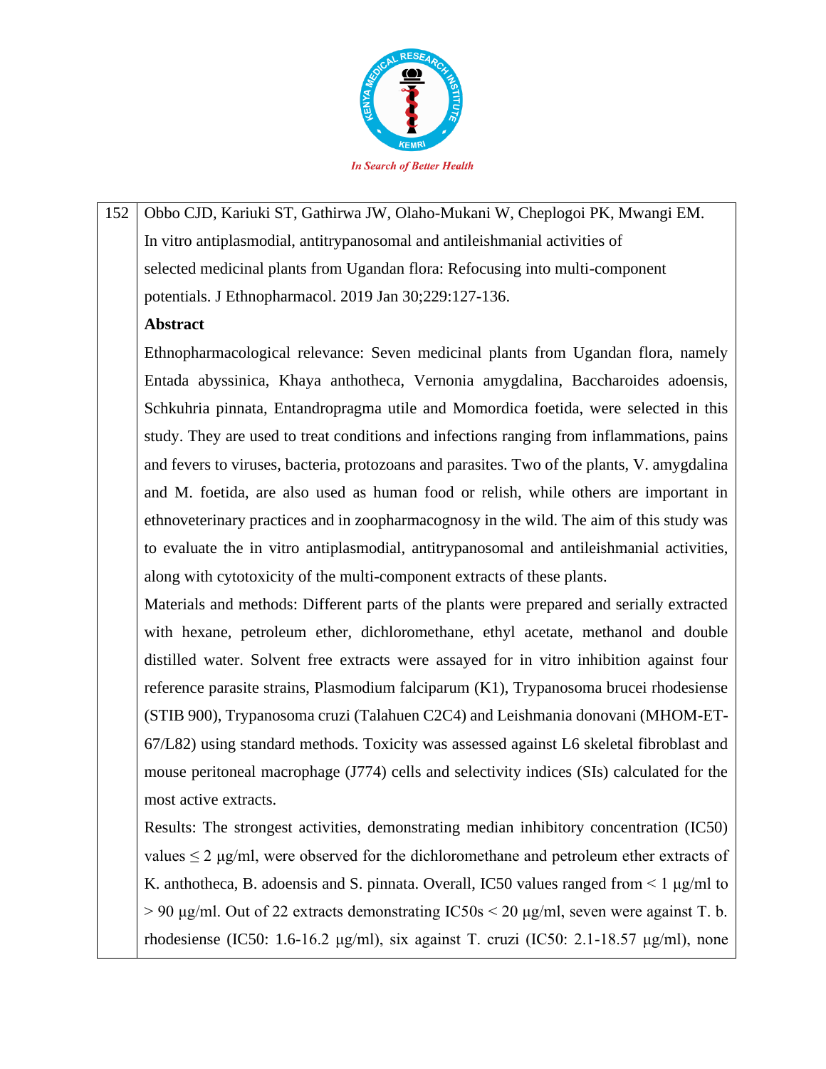152 Obbo CJD, Kariuki ST, Gathirwa JW, Olaho-Mukani W, Cheplogoi PK, Mwangi EM. In vitro antiplasmodial, antitrypanosomal and antileishmanial activities of selected medicinal plants from Ugandan flora: Refocusing into multi-component potentials. J Ethnopharmacol. 2019 Jan 30;229:127-136.

**Abstract**

Ethnopharmacological relevance: Seven medicinal plants from Ugandan flora, namely Entada abyssinica, Khaya anthotheca, Vernonia amygdalina, Baccharoides adoensis, Schkuhria pinnata, Entandropragma utile and Momordica foetida, were selected in this study. They are used to treat conditions and infections ranging from inflammations, pains and fevers to viruses, bacteria, protozoans and parasites. Two of the plants, V. amygdalina and M. foetida, are also used as human food or relish, while others are important in ethnoveterinary practices and in zoopharmacognosy in the wild. The aim of this study was to evaluate the in vitro antiplasmodial, antitrypanosomal and antileishmanial activities, along with cytotoxicity of the multi-component extracts of these plants.

Materials and methods: Different parts of the plants were prepared and serially extracted with hexane, petroleum ether, dichloromethane, ethyl acetate, methanol and double distilled water. Solvent free extracts were assayed for in vitro inhibition against four reference parasite strains, Plasmodium falciparum (K1), Trypanosoma brucei rhodesiense (STIB 900), Trypanosoma cruzi (Talahuen C2C4) and Leishmania donovani (MHOM-ET-67/L82) using standard methods. Toxicity was assessed against L6 skeletal fibroblast and mouse peritoneal macrophage (J774) cells and selectivity indices (SIs) calculated for the most active extracts.

Results: The strongest activities, demonstrating median inhibitory concentration ($IC_{50}$) values ≤ 2 μg/ml, were observed for the dichloromethane and petroleum ether extracts of K. anthotheca, B. adoensis and S. pinnata. Overall, $IC_{50}$ values ranged from < 1 μg/ml to > 90 μg/ml. Out of 22 extracts demonstrating $IC_{50}$s < 20 μg/ml, seven were against T. b. rhodesiense ($IC_{50}$: 1.6-16.2 μg/ml), six against T. cruzi ($IC_{50}$: 2.1-18.57 μg/ml), none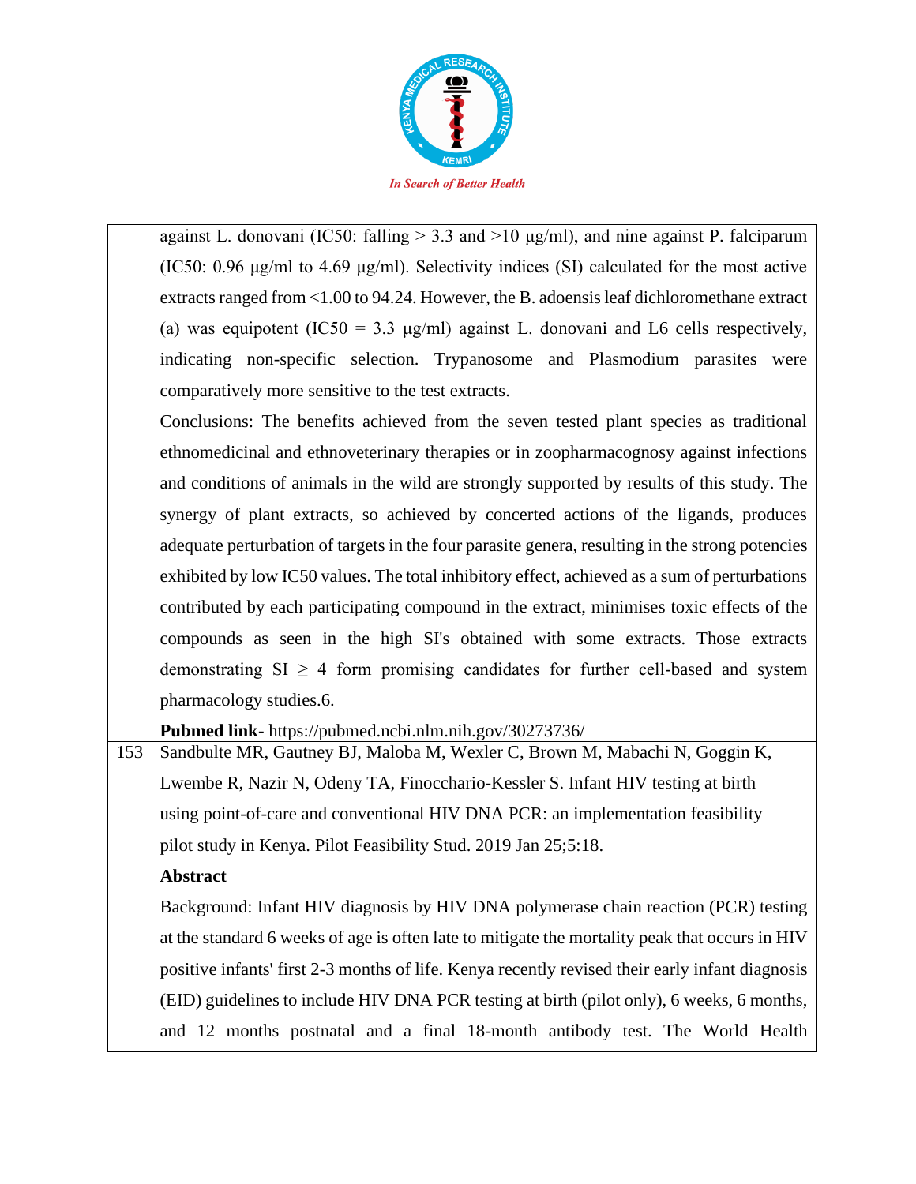| | |
|---|---|
| | against L. donovani (IC50: falling > 3.3 and >10 µg/ml), and nine against P. falciparum (IC50: 0.96 µg/ml to 4.69 µg/ml). Selectivity indices (SI) calculated for the most active extracts ranged from <1.00 to 94.24. However, the B. adoensis leaf dichloromethane extract (a) was equipotent (IC50 = 3.3 µg/ml) against L. donovani and L6 cells respectively, indicating non-specific selection. Trypanosome and Plasmodium parasites were comparatively more sensitive to the test extracts.<br>Conclusions: The benefits achieved from the seven tested plant species as traditional ethnomedicinal and ethnoveterinary therapies or in zoopharmacognosy against infections and conditions of animals in the wild are strongly supported by results of this study. The synergy of plant extracts, so achieved by concerted actions of the ligands, produces adequate perturbation of targets in the four parasite genera, resulting in the strong potencies exhibited by low IC50 values. The total inhibitory effect, achieved as a sum of perturbations contributed by each participating compound in the extract, minimises toxic effects of the compounds as seen in the high SI's obtained with some extracts. Those extracts demonstrating SI ≥ 4 form promising candidates for further cell-based and system pharmacology studies.6.<br>**Pubmed link**- https://pubmed.ncbi.nlm.nih.gov/30273736/ |
| 153 | Sandbulte MR, Gautney BJ, Maloba M, Wexler C, Brown M, Mabachi N, Goggin K, Lwembe R, Nazir N, Odeny TA, Finocchario-Kessler S. Infant HIV testing at birth using point-of-care and conventional HIV DNA PCR: an implementation feasibility pilot study in Kenya. Pilot Feasibility Stud. 2019 Jan 25;5:18.<br>**Abstract**<br>Background: Infant HIV diagnosis by HIV DNA polymerase chain reaction (PCR) testing at the standard 6 weeks of age is often late to mitigate the mortality peak that occurs in HIV positive infants' first 2-3 months of life. Kenya recently revised their early infant diagnosis (EID) guidelines to include HIV DNA PCR testing at birth (pilot only), 6 weeks, 6 months, and 12 months postnatal and a final 18-month antibody test. The World Health |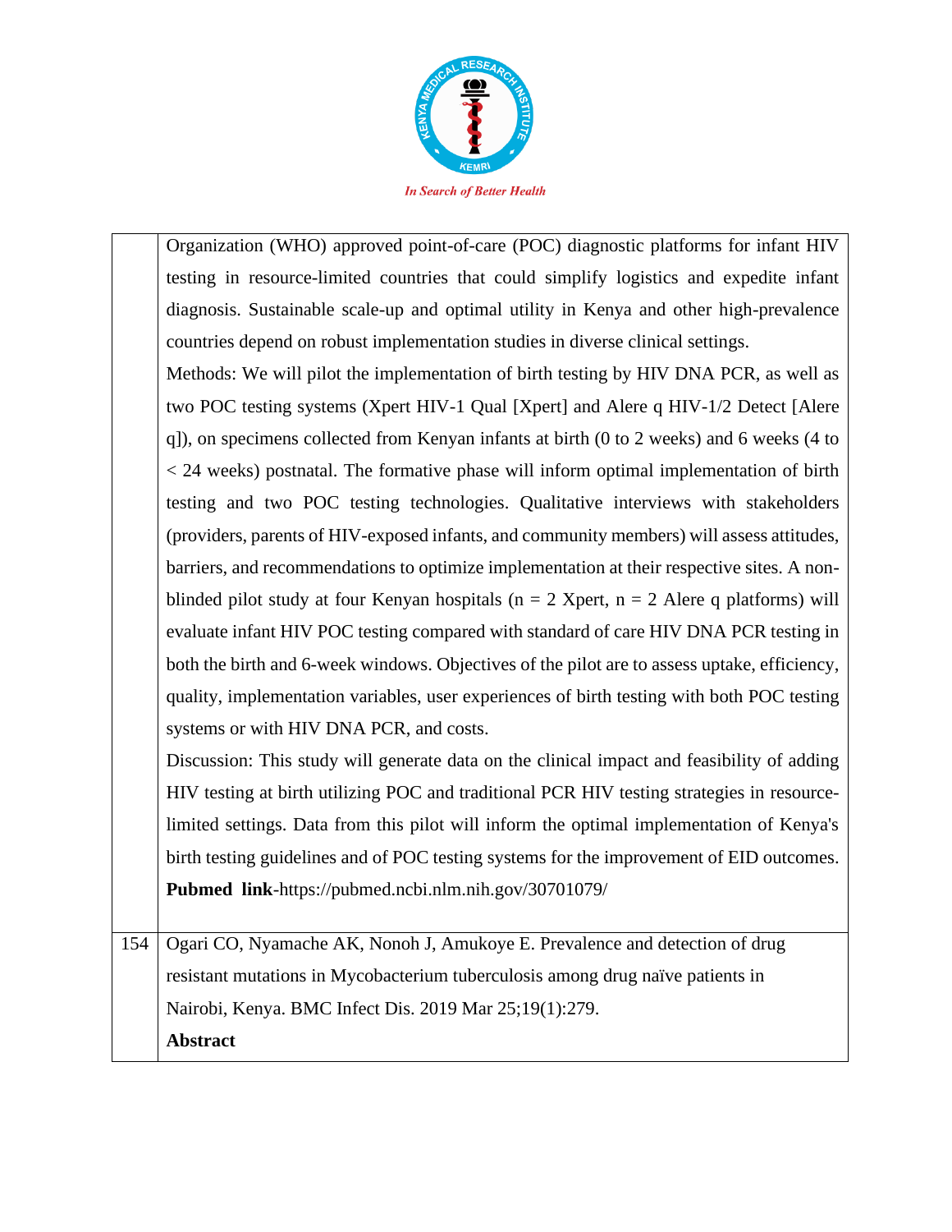| | |
|---|---|
| | Organization (WHO) approved point-of-care (POC) diagnostic platforms for infant HIV testing in resource-limited countries that could simplify logistics and expedite infant diagnosis. Sustainable scale-up and optimal utility in Kenya and other high-prevalence countries depend on robust implementation studies in diverse clinical settings.<br>Methods: We will pilot the implementation of birth testing by HIV DNA PCR, as well as two POC testing systems (Xpert HIV-1 Qual [Xpert] and Alere q HIV-1/2 Detect [Alere q]), on specimens collected from Kenyan infants at birth (0 to 2 weeks) and 6 weeks (4 to < 24 weeks) postnatal. The formative phase will inform optimal implementation of birth testing and two POC testing technologies. Qualitative interviews with stakeholders (providers, parents of HIV-exposed infants, and community members) will assess attitudes, barriers, and recommendations to optimize implementation at their respective sites. A non-blinded pilot study at four Kenyan hospitals (n = 2 Xpert, n = 2 Alere q platforms) will evaluate infant HIV POC testing compared with standard of care HIV DNA PCR testing in both the birth and 6-week windows. Objectives of the pilot are to assess uptake, efficiency, quality, implementation variables, user experiences of birth testing with both POC testing systems or with HIV DNA PCR, and costs.<br>Discussion: This study will generate data on the clinical impact and feasibility of adding HIV testing at birth utilizing POC and traditional PCR HIV testing strategies in resource-limited settings. Data from this pilot will inform the optimal implementation of Kenya's birth testing guidelines and of POC testing systems for the improvement of EID outcomes.<br>**Pubmed link**-https://pubmed.ncbi.nlm.nih.gov/30701079/ |
| 154 | Ogari CO, Nyamache AK, Nonoh J, Amukoye E. Prevalence and detection of drug resistant mutations in Mycobacterium tuberculosis among drug naïve patients in Nairobi, Kenya. BMC Infect Dis. 2019 Mar 25;19(1):279.<br>**Abstract** |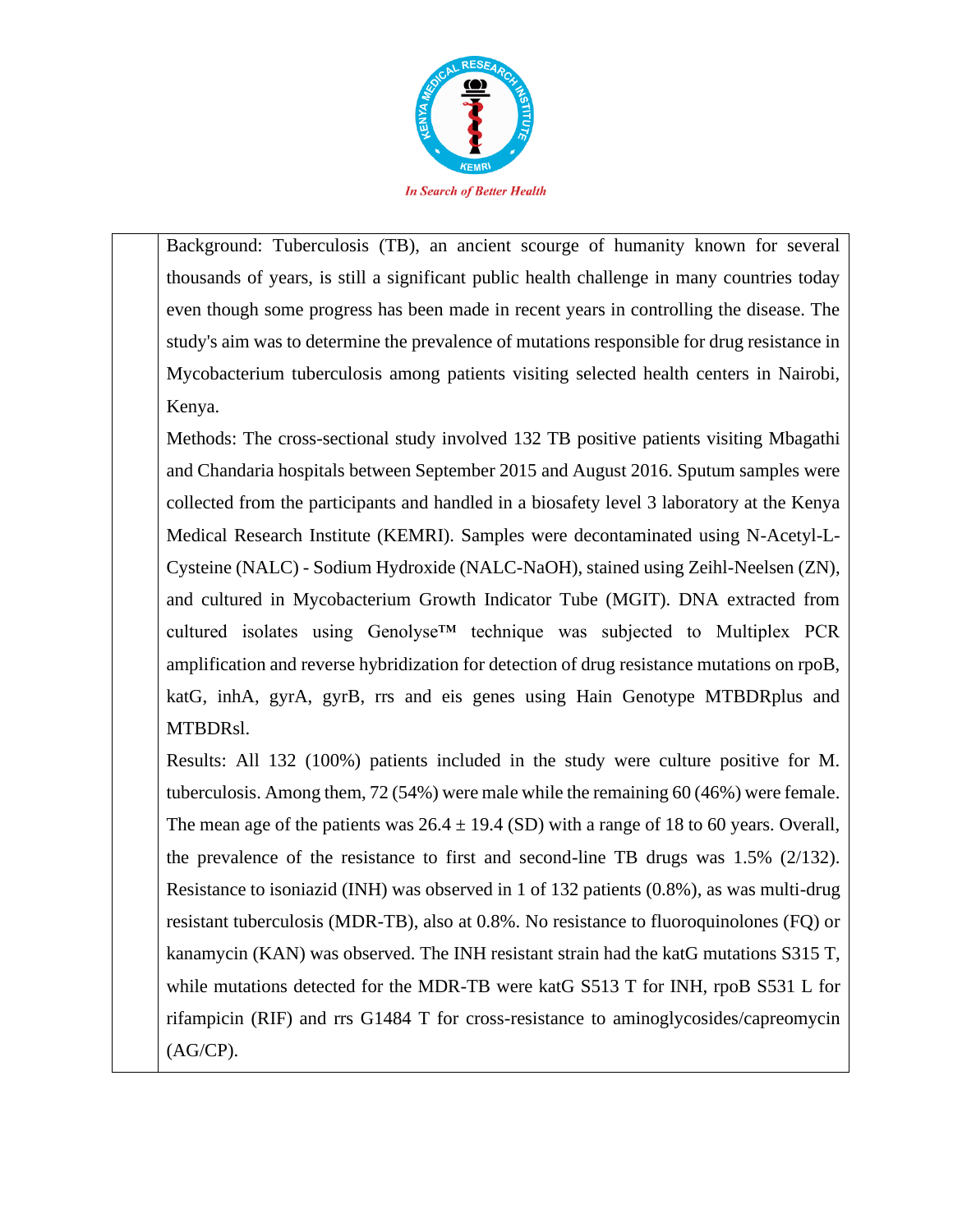Background: Tuberculosis (TB), an ancient scourge of humanity known for several thousands of years, is still a significant public health challenge in many countries today even though some progress has been made in recent years in controlling the disease. The study's aim was to determine the prevalence of mutations responsible for drug resistance in Mycobacterium tuberculosis among patients visiting selected health centers in Nairobi, Kenya.

Methods: The cross-sectional study involved 132 TB positive patients visiting Mbagathi and Chandaria hospitals between September 2015 and August 2016. Sputum samples were collected from the participants and handled in a biosafety level 3 laboratory at the Kenya Medical Research Institute (KEMRI). Samples were decontaminated using N-Acetyl-L-Cysteine (NALC) - Sodium Hydroxide (NALC-NaOH), stained using Zeihl-Neelsen (ZN), and cultured in Mycobacterium Growth Indicator Tube (MGIT). DNA extracted from cultured isolates using Genolyse™ technique was subjected to Multiplex PCR amplification and reverse hybridization for detection of drug resistance mutations on rpoB, katG, inhA, gyrA, gyrB, rrs and eis genes using Hain Genotype MTBDRplus and MTBDRsl.

Results: All 132 (100%) patients included in the study were culture positive for M. tuberculosis. Among them, 72 (54%) were male while the remaining 60 (46%) were female. The mean age of the patients was 26.4 ± 19.4 (SD) with a range of 18 to 60 years. Overall, the prevalence of the resistance to first and second-line TB drugs was 1.5% (2/132). Resistance to isoniazid (INH) was observed in 1 of 132 patients (0.8%), as was multi-drug resistant tuberculosis (MDR-TB), also at 0.8%. No resistance to fluoroquinolones (FQ) or kanamycin (KAN) was observed. The INH resistant strain had the katG mutations S315 T, while mutations detected for the MDR-TB were katG S513 T for INH, rpoB S531 L for rifampicin (RIF) and rrs G1484 T for cross-resistance to aminoglycosides/capreomycin (AG/CP).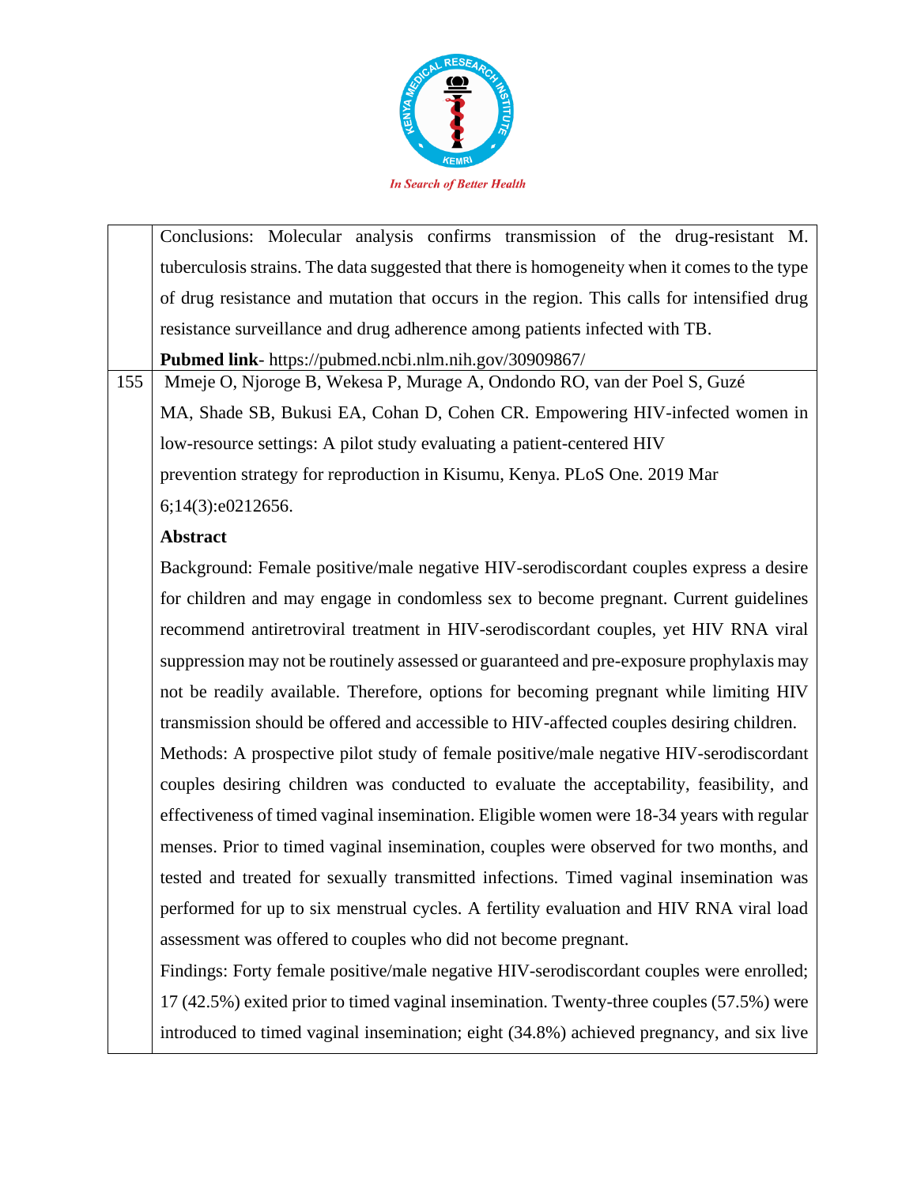| | |
|---|---|
| | Conclusions: Molecular analysis confirms transmission of the drug-resistant M. tuberculosis strains. The data suggested that there is homogeneity when it comes to the type of drug resistance and mutation that occurs in the region. This calls for intensified drug resistance surveillance and drug adherence among patients infected with TB.<br>**Pubmed link**- https://pubmed.ncbi.nlm.nih.gov/30909867/ |
| 155 | Mmeje O, Njoroge B, Wekesa P, Murage A, Ondondo RO, van der Poel S, Guzé MA, Shade SB, Bukusi EA, Cohan D, Cohen CR. Empowering HIV-infected women in low-resource settings: A pilot study evaluating a patient-centered HIV prevention strategy for reproduction in Kisumu, Kenya. PLoS One. 2019 Mar 6;14(3):e0212656.<br>**Abstract**<br>Background: Female positive/male negative HIV-serodiscordant couples express a desire for children and may engage in condomless sex to become pregnant. Current guidelines recommend antiretroviral treatment in HIV-serodiscordant couples, yet HIV RNA viral suppression may not be routinely assessed or guaranteed and pre-exposure prophylaxis may not be readily available. Therefore, options for becoming pregnant while limiting HIV transmission should be offered and accessible to HIV-affected couples desiring children.<br>Methods: A prospective pilot study of female positive/male negative HIV-serodiscordant couples desiring children was conducted to evaluate the acceptability, feasibility, and effectiveness of timed vaginal insemination. Eligible women were 18-34 years with regular menses. Prior to timed vaginal insemination, couples were observed for two months, and tested and treated for sexually transmitted infections. Timed vaginal insemination was performed for up to six menstrual cycles. A fertility evaluation and HIV RNA viral load assessment was offered to couples who did not become pregnant.<br>Findings: Forty female positive/male negative HIV-serodiscordant couples were enrolled; 17 (42.5%) exited prior to timed vaginal insemination. Twenty-three couples (57.5%) were introduced to timed vaginal insemination; eight (34.8%) achieved pregnancy, and six live |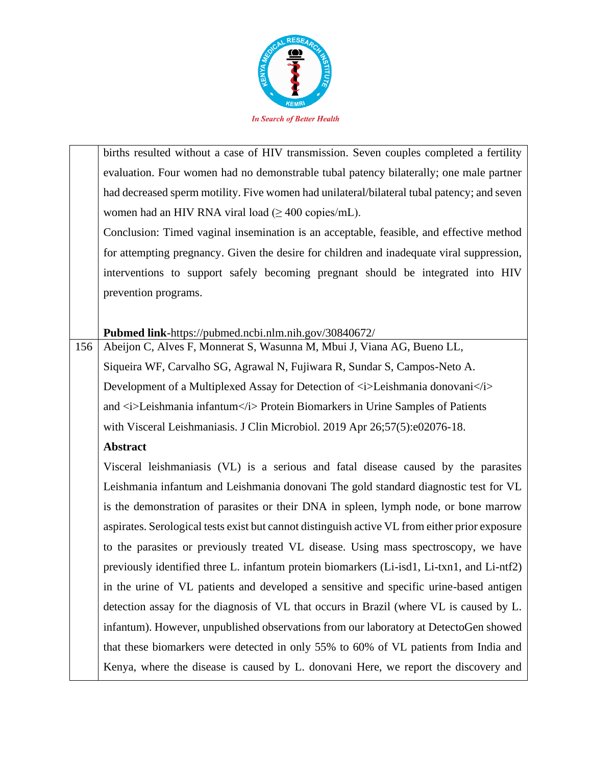| | |
|---|---|
| | births resulted without a case of HIV transmission. Seven couples completed a fertility evaluation. Four women had no demonstrable tubal patency bilaterally; one male partner had decreased sperm motility. Five women had unilateral/bilateral tubal patency; and seven women had an HIV RNA viral load (≥ 400 copies/mL).<br>Conclusion: Timed vaginal insemination is an acceptable, feasible, and effective method for attempting pregnancy. Given the desire for children and inadequate viral suppression, interventions to support safely becoming pregnant should be integrated into HIV prevention programs.<br><br>**Pubmed link**-https://pubmed.ncbi.nlm.nih.gov/30840672/ |
| 156 | Abeijon C, Alves F, Monnerat S, Wasunna M, Mbui J, Viana AG, Bueno LL, Siqueira WF, Carvalho SG, Agrawal N, Fujiwara R, Sundar S, Campos-Neto A. Development of a Multiplexed Assay for Detection of <i>Leishmania donovani</i> and <i>Leishmania infantum</i> Protein Biomarkers in Urine Samples of Patients with Visceral Leishmaniasis. J Clin Microbiol. 2019 Apr 26;57(5):e02076-18.<br>**Abstract**<br>Visceral leishmaniasis (VL) is a serious and fatal disease caused by the parasites Leishmania infantum and Leishmania donovani The gold standard diagnostic test for VL is the demonstration of parasites or their DNA in spleen, lymph node, or bone marrow aspirates. Serological tests exist but cannot distinguish active VL from either prior exposure to the parasites or previously treated VL disease. Using mass spectroscopy, we have previously identified three L. infantum protein biomarkers (Li-isd1, Li-txn1, and Li-ntf2) in the urine of VL patients and developed a sensitive and specific urine-based antigen detection assay for the diagnosis of VL that occurs in Brazil (where VL is caused by L. infantum). However, unpublished observations from our laboratory at DetectoGen showed that these biomarkers were detected in only 55% to 60% of VL patients from India and Kenya, where the disease is caused by L. donovani Here, we report the discovery and |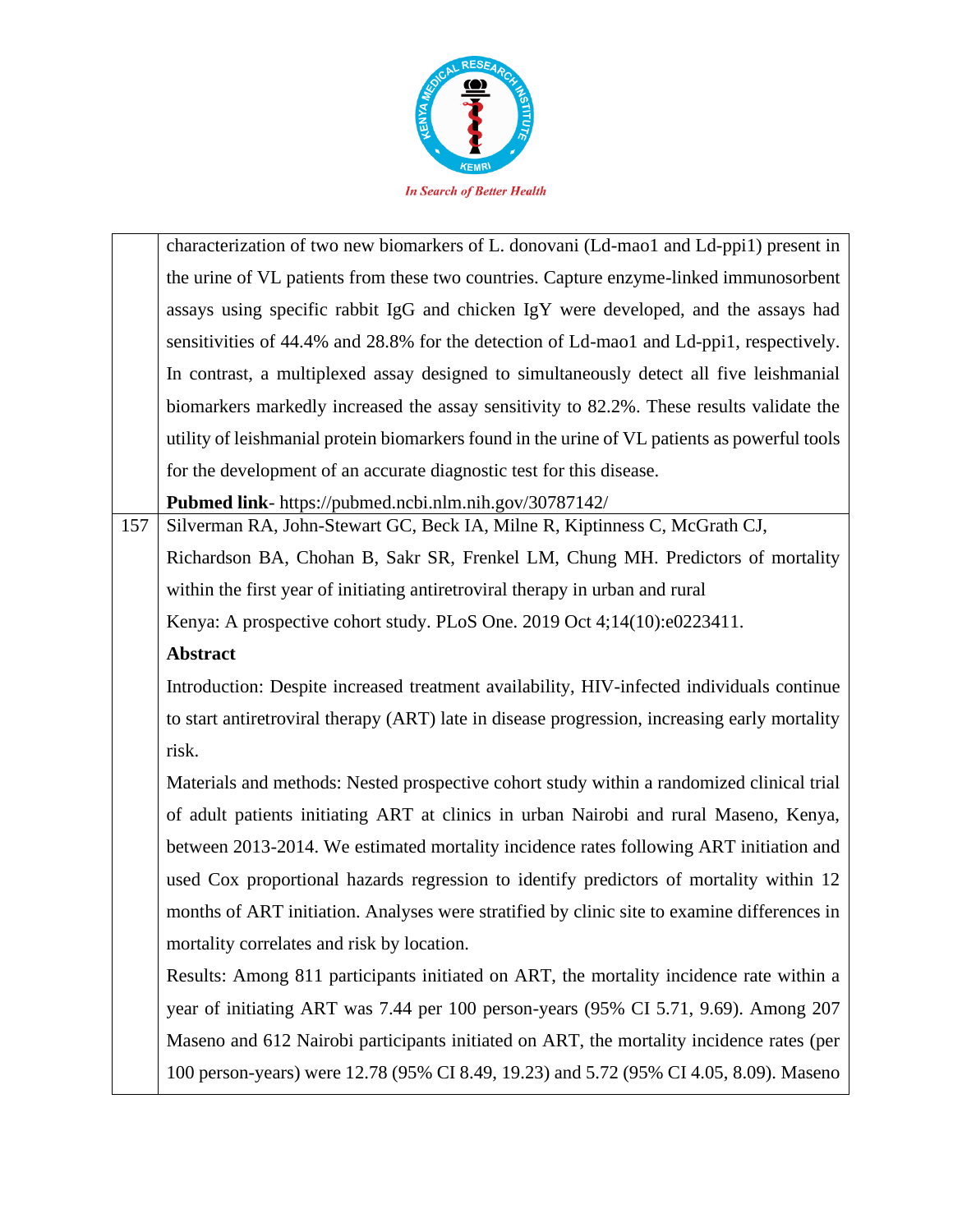| | |
|---|---|
| | characterization of two new biomarkers of L. donovani (Ld-mao1 and Ld-ppi1) present in the urine of VL patients from these two countries. Capture enzyme-linked immunosorbent assays using specific rabbit IgG and chicken IgY were developed, and the assays had sensitivities of 44.4% and 28.8% for the detection of Ld-mao1 and Ld-ppi1, respectively. In contrast, a multiplexed assay designed to simultaneously detect all five leishmanial biomarkers markedly increased the assay sensitivity to 82.2%. These results validate the utility of leishmanial protein biomarkers found in the urine of VL patients as powerful tools for the development of an accurate diagnostic test for this disease.<br>**Pubmed link**- https://pubmed.ncbi.nlm.nih.gov/30787142/ |
| 157 | Silverman RA, John-Stewart GC, Beck IA, Milne R, Kiptinness C, McGrath CJ, Richardson BA, Chohan B, Sakr SR, Frenkel LM, Chung MH. Predictors of mortality within the first year of initiating antiretroviral therapy in urban and rural Kenya: A prospective cohort study. PLoS One. 2019 Oct 4;14(10):e0223411.<br>**Abstract**<br>Introduction: Despite increased treatment availability, HIV-infected individuals continue to start antiretroviral therapy (ART) late in disease progression, increasing early mortality risk.<br>Materials and methods: Nested prospective cohort study within a randomized clinical trial of adult patients initiating ART at clinics in urban Nairobi and rural Maseno, Kenya, between 2013-2014. We estimated mortality incidence rates following ART initiation and used Cox proportional hazards regression to identify predictors of mortality within 12 months of ART initiation. Analyses were stratified by clinic site to examine differences in mortality correlates and risk by location.<br>Results: Among 811 participants initiated on ART, the mortality incidence rate within a year of initiating ART was 7.44 per 100 person-years (95% CI 5.71, 9.69). Among 207 Maseno and 612 Nairobi participants initiated on ART, the mortality incidence rates (per 100 person-years) were 12.78 (95% CI 8.49, 19.23) and 5.72 (95% CI 4.05, 8.09). Maseno |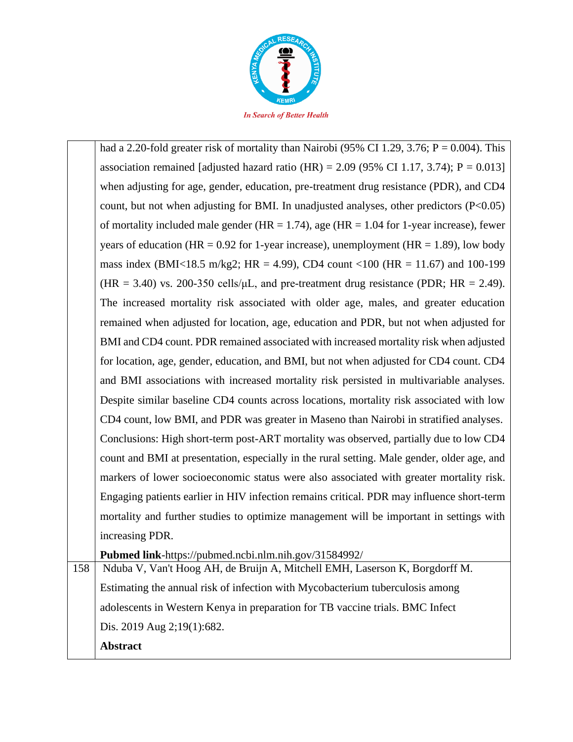| | |
|---|---|
| | had a 2.20-fold greater risk of mortality than Nairobi (95% CI 1.29, 3.76; P = 0.004). This association remained [adjusted hazard ratio (HR) = 2.09 (95% CI 1.17, 3.74); P = 0.013] when adjusting for age, gender, education, pre-treatment drug resistance (PDR), and CD4 count, but not when adjusting for BMI. In unadjusted analyses, other predictors (P<0.05) of mortality included male gender (HR = 1.74), age (HR = 1.04 for 1-year increase), fewer years of education (HR = 0.92 for 1-year increase), unemployment (HR = 1.89), low body mass index (BMI<18.5 m/kg2; HR = 4.99), CD4 count <100 (HR = 11.67) and 100-199 (HR = 3.40) vs. 200-350 cells/μL, and pre-treatment drug resistance (PDR; HR = 2.49). The increased mortality risk associated with older age, males, and greater education remained when adjusted for location, age, education and PDR, but not when adjusted for BMI and CD4 count. PDR remained associated with increased mortality risk when adjusted for location, age, gender, education, and BMI, but not when adjusted for CD4 count. CD4 and BMI associations with increased mortality risk persisted in multivariable analyses. Despite similar baseline CD4 counts across locations, mortality risk associated with low CD4 count, low BMI, and PDR was greater in Maseno than Nairobi in stratified analyses. Conclusions: High short-term post-ART mortality was observed, partially due to low CD4 count and BMI at presentation, especially in the rural setting. Male gender, older age, and markers of lower socioeconomic status were also associated with greater mortality risk. Engaging patients earlier in HIV infection remains critical. PDR may influence short-term mortality and further studies to optimize management will be important in settings with increasing PDR.<br>**Pubmed link**-https://pubmed.ncbi.nlm.nih.gov/31584992/ |
| 158 | Nduba V, Van't Hoog AH, de Bruijn A, Mitchell EMH, Laserson K, Borgdorff M. Estimating the annual risk of infection with Mycobacterium tuberculosis among adolescents in Western Kenya in preparation for TB vaccine trials. BMC Infect Dis. 2019 Aug 2;19(1):682.<br>**Abstract** |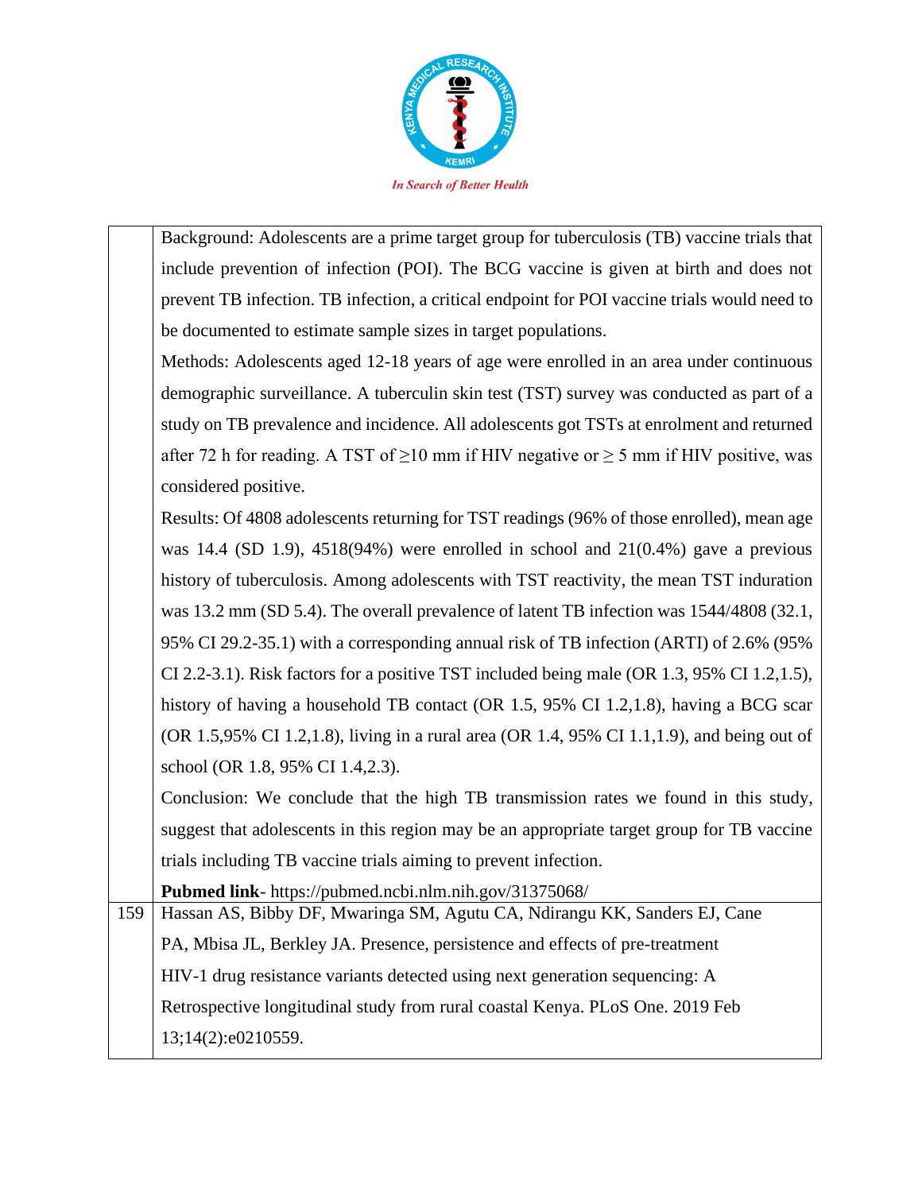| | |
|---|---|
| | Background: Adolescents are a prime target group for tuberculosis (TB) vaccine trials that include prevention of infection (POI). The BCG vaccine is given at birth and does not prevent TB infection. TB infection, a critical endpoint for POI vaccine trials would need to be documented to estimate sample sizes in target populations.<br>Methods: Adolescents aged 12-18 years of age were enrolled in an area under continuous demographic surveillance. A tuberculin skin test (TST) survey was conducted as part of a study on TB prevalence and incidence. All adolescents got TSTs at enrolment and returned after 72 h for reading. A TST of ≥10 mm if HIV negative or ≥ 5 mm if HIV positive, was considered positive.<br>Results: Of 4808 adolescents returning for TST readings (96% of those enrolled), mean age was 14.4 (SD 1.9), 4518(94%) were enrolled in school and 21(0.4%) gave a previous history of tuberculosis. Among adolescents with TST reactivity, the mean TST induration was 13.2 mm (SD 5.4). The overall prevalence of latent TB infection was 1544/4808 (32.1, 95% CI 29.2-35.1) with a corresponding annual risk of TB infection (ARTI) of 2.6% (95% CI 2.2-3.1). Risk factors for a positive TST included being male (OR 1.3, 95% CI 1.2,1.5), history of having a household TB contact (OR 1.5, 95% CI 1.2,1.8), having a BCG scar (OR 1.5,95% CI 1.2,1.8), living in a rural area (OR 1.4, 95% CI 1.1,1.9), and being out of school (OR 1.8, 95% CI 1.4,2.3).<br>Conclusion: We conclude that the high TB transmission rates we found in this study, suggest that adolescents in this region may be an appropriate target group for TB vaccine trials including TB vaccine trials aiming to prevent infection.<br>**Pubmed link**- https://pubmed.ncbi.nlm.nih.gov/31375068/ |
| 159 | Hassan AS, Bibby DF, Mwaringa SM, Agutu CA, Ndirangu KK, Sanders EJ, Cane PA, Mbisa JL, Berkley JA. Presence, persistence and effects of pre-treatment HIV-1 drug resistance variants detected using next generation sequencing: A Retrospective longitudinal study from rural coastal Kenya. PLoS One. 2019 Feb 13;14(2):e0210559. |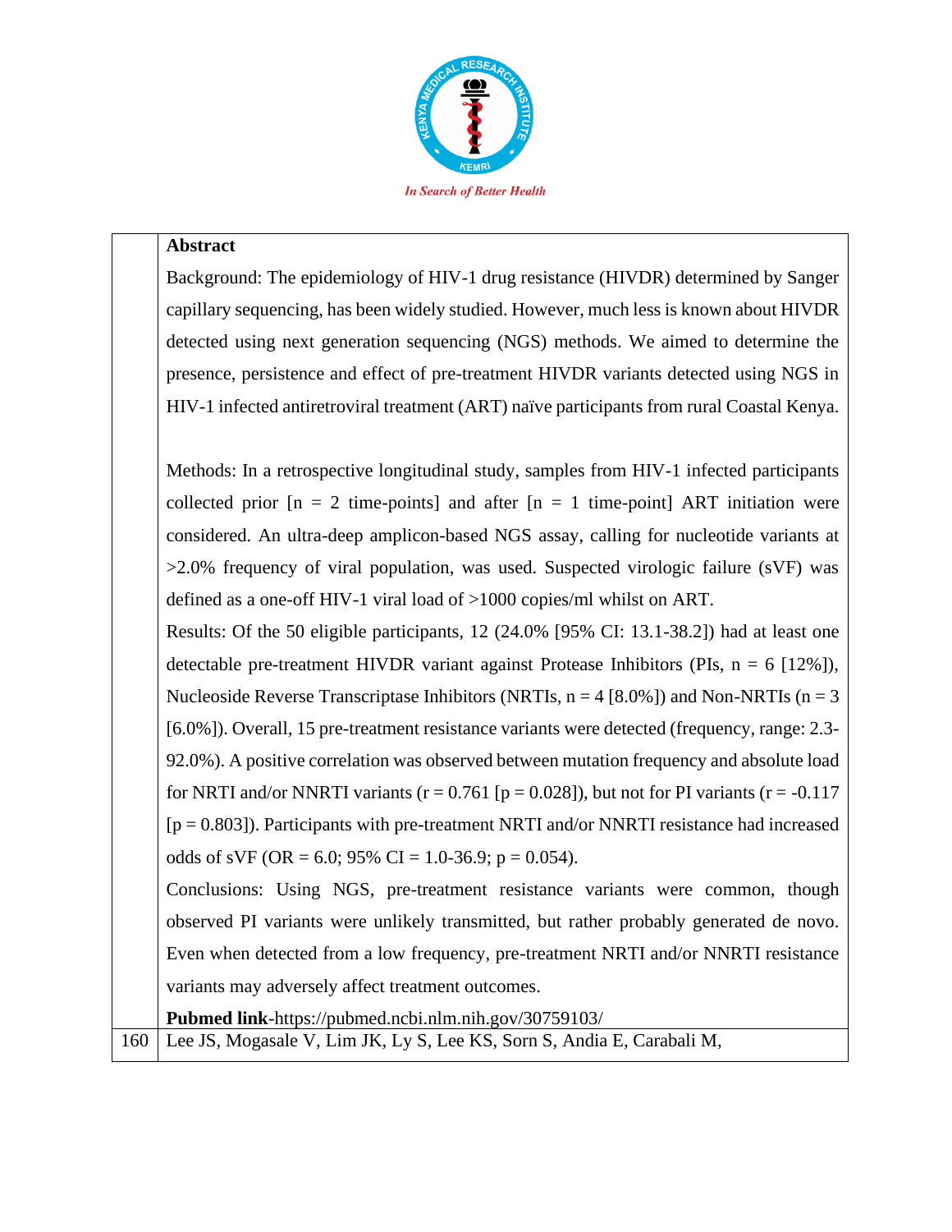In Search of Better Health

| | **Abstract**<br>Background: The epidemiology of HIV-1 drug resistance (HIVDR) determined by Sanger capillary sequencing, has been widely studied. However, much less is known about HIVDR detected using next generation sequencing (NGS) methods. We aimed to determine the presence, persistence and effect of pre-treatment HIVDR variants detected using NGS in HIV-1 infected antiretroviral treatment (ART) naïve participants from rural Coastal Kenya.<br><br>Methods: In a retrospective longitudinal study, samples from HIV-1 infected participants collected prior [n = 2 time-points] and after [n = 1 time-point] ART initiation were considered. An ultra-deep amplicon-based NGS assay, calling for nucleotide variants at >2.0% frequency of viral population, was used. Suspected virologic failure (sVF) was defined as a one-off HIV-1 viral load of >1000 copies/ml whilst on ART.<br>Results: Of the 50 eligible participants, 12 (24.0% [95% CI: 13.1-38.2]) had at least one detectable pre-treatment HIVDR variant against Protease Inhibitors (PIs, n = 6 [12%]), Nucleoside Reverse Transcriptase Inhibitors (NRTIs, n = 4 [8.0%]) and Non-NRTIs (n = 3 [6.0%]). Overall, 15 pre-treatment resistance variants were detected (frequency, range: 2.3-92.0%). A positive correlation was observed between mutation frequency and absolute load for NRTI and/or NNRTI variants (r = 0.761 [p = 0.028]), but not for PI variants (r = -0.117 [p = 0.803]). Participants with pre-treatment NRTI and/or NNRTI resistance had increased odds of sVF (OR = 6.0; 95% CI = 1.0-36.9; p = 0.054).<br>Conclusions: Using NGS, pre-treatment resistance variants were common, though observed PI variants were unlikely transmitted, but rather probably generated de novo. Even when detected from a low frequency, pre-treatment NRTI and/or NNRTI resistance variants may adversely affect treatment outcomes.<br>**Pubmed link**-https://pubmed.ncbi.nlm.nih.gov/30759103/ |
|---|---|
| 160 | Lee JS, Mogasale V, Lim JK, Ly S, Lee KS, Sorn S, Andia E, Carabali M, |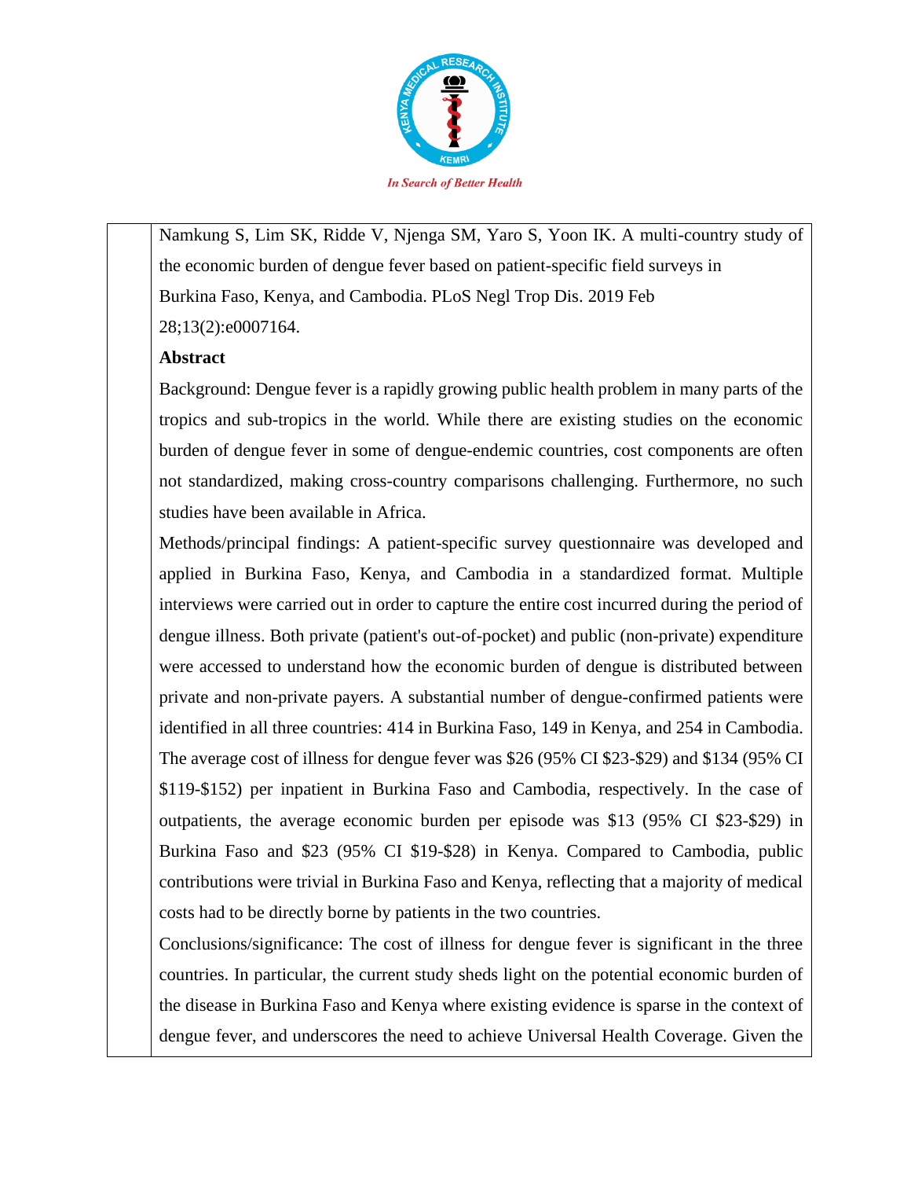Namkung S, Lim SK, Ridde V, Njenga SM, Yaro S, Yoon IK. A multi-country study of the economic burden of dengue fever based on patient-specific field surveys in Burkina Faso, Kenya, and Cambodia. PLoS Negl Trop Dis. 2019 Feb 28;13(2):e0007164.

**Abstract**

Background: Dengue fever is a rapidly growing public health problem in many parts of the tropics and sub-tropics in the world. While there are existing studies on the economic burden of dengue fever in some of dengue-endemic countries, cost components are often not standardized, making cross-country comparisons challenging. Furthermore, no such studies have been available in Africa.

Methods/principal findings: A patient-specific survey questionnaire was developed and applied in Burkina Faso, Kenya, and Cambodia in a standardized format. Multiple interviews were carried out in order to capture the entire cost incurred during the period of dengue illness. Both private (patient's out-of-pocket) and public (non-private) expenditure were accessed to understand how the economic burden of dengue is distributed between private and non-private payers. A substantial number of dengue-confirmed patients were identified in all three countries: 414 in Burkina Faso, 149 in Kenya, and 254 in Cambodia. The average cost of illness for dengue fever was $26 (95% CI $23-$29) and $134 (95% CI $119-$152) per inpatient in Burkina Faso and Cambodia, respectively. In the case of outpatients, the average economic burden per episode was $13 (95% CI $23-$29) in Burkina Faso and $23 (95% CI $19-$28) in Kenya. Compared to Cambodia, public contributions were trivial in Burkina Faso and Kenya, reflecting that a majority of medical costs had to be directly borne by patients in the two countries.

Conclusions/significance: The cost of illness for dengue fever is significant in the three countries. In particular, the current study sheds light on the potential economic burden of the disease in Burkina Faso and Kenya where existing evidence is sparse in the context of dengue fever, and underscores the need to achieve Universal Health Coverage. Given the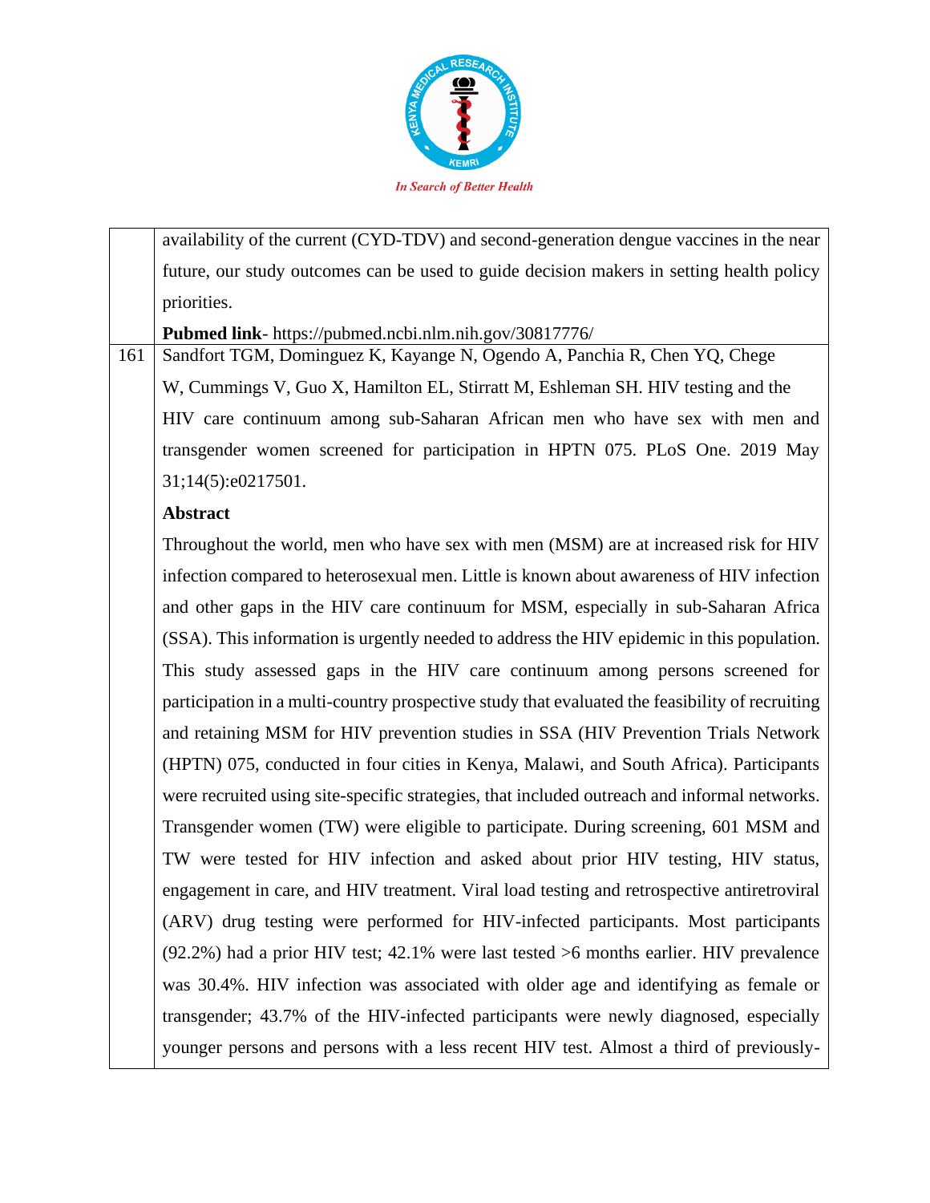| | |
|---|---|
| | availability of the current (CYD-TDV) and second-generation dengue vaccines in the near future, our study outcomes can be used to guide decision makers in setting health policy priorities.<br><br>**Pubmed link**- https://pubmed.ncbi.nlm.nih.gov/30817776/ |
| 161 | Sandfort TGM, Dominguez K, Kayange N, Ogendo A, Panchia R, Chen YQ, Chege W, Cummings V, Guo X, Hamilton EL, Stirratt M, Eshleman SH. HIV testing and the HIV care continuum among sub-Saharan African men who have sex with men and transgender women screened for participation in HPTN 075. PLoS One. 2019 May 31;14(5):e0217501.<br><br>**Abstract**<br><br>Throughout the world, men who have sex with men (MSM) are at increased risk for HIV infection compared to heterosexual men. Little is known about awareness of HIV infection and other gaps in the HIV care continuum for MSM, especially in sub-Saharan Africa (SSA). This information is urgently needed to address the HIV epidemic in this population. This study assessed gaps in the HIV care continuum among persons screened for participation in a multi-country prospective study that evaluated the feasibility of recruiting and retaining MSM for HIV prevention studies in SSA (HIV Prevention Trials Network (HPTN) 075, conducted in four cities in Kenya, Malawi, and South Africa). Participants were recruited using site-specific strategies, that included outreach and informal networks. Transgender women (TW) were eligible to participate. During screening, 601 MSM and TW were tested for HIV infection and asked about prior HIV testing, HIV status, engagement in care, and HIV treatment. Viral load testing and retrospective antiretroviral (ARV) drug testing were performed for HIV-infected participants. Most participants (92.2%) had a prior HIV test; 42.1% were last tested >6 months earlier. HIV prevalence was 30.4%. HIV infection was associated with older age and identifying as female or transgender; 43.7% of the HIV-infected participants were newly diagnosed, especially younger persons and persons with a less recent HIV test. Almost a third of previously- |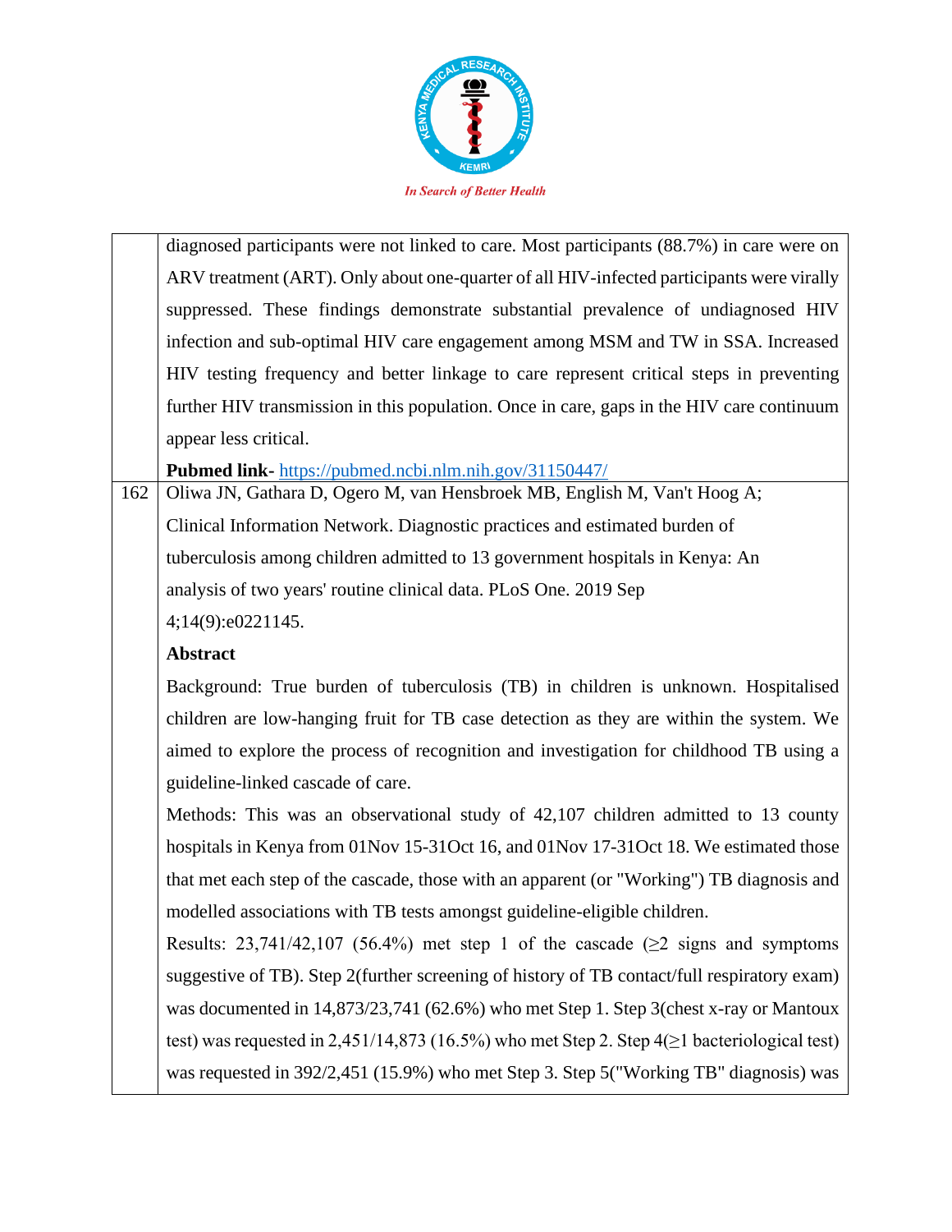| | |
|---|---|
| | diagnosed participants were not linked to care. Most participants (88.7%) in care were on ARV treatment (ART). Only about one-quarter of all HIV-infected participants were virally suppressed. These findings demonstrate substantial prevalence of undiagnosed HIV infection and sub-optimal HIV care engagement among MSM and TW in SSA. Increased HIV testing frequency and better linkage to care represent critical steps in preventing further HIV transmission in this population. Once in care, gaps in the HIV care continuum appear less critical.<br>**Pubmed link-** https://pubmed.ncbi.nlm.nih.gov/31150447/ |
| 162 | Oliwa JN, Gathara D, Ogero M, van Hensbroek MB, English M, Van't Hoog A; Clinical Information Network. Diagnostic practices and estimated burden of tuberculosis among children admitted to 13 government hospitals in Kenya: An analysis of two years' routine clinical data. PLoS One. 2019 Sep 4;14(9):e0221145.<br>**Abstract**<br>Background: True burden of tuberculosis (TB) in children is unknown. Hospitalised children are low-hanging fruit for TB case detection as they are within the system. We aimed to explore the process of recognition and investigation for childhood TB using a guideline-linked cascade of care.<br>Methods: This was an observational study of 42,107 children admitted to 13 county hospitals in Kenya from 01Nov 15-31Oct 16, and 01Nov 17-31Oct 18. We estimated those that met each step of the cascade, those with an apparent (or "Working") TB diagnosis and modelled associations with TB tests amongst guideline-eligible children.<br>Results: 23,741/42,107 (56.4%) met step 1 of the cascade (≥2 signs and symptoms suggestive of TB). Step 2(further screening of history of TB contact/full respiratory exam) was documented in 14,873/23,741 (62.6%) who met Step 1. Step 3(chest x-ray or Mantoux test) was requested in 2,451/14,873 (16.5%) who met Step 2. Step 4(≥1 bacteriological test) was requested in 392/2,451 (15.9%) who met Step 3. Step 5("Working TB" diagnosis) was |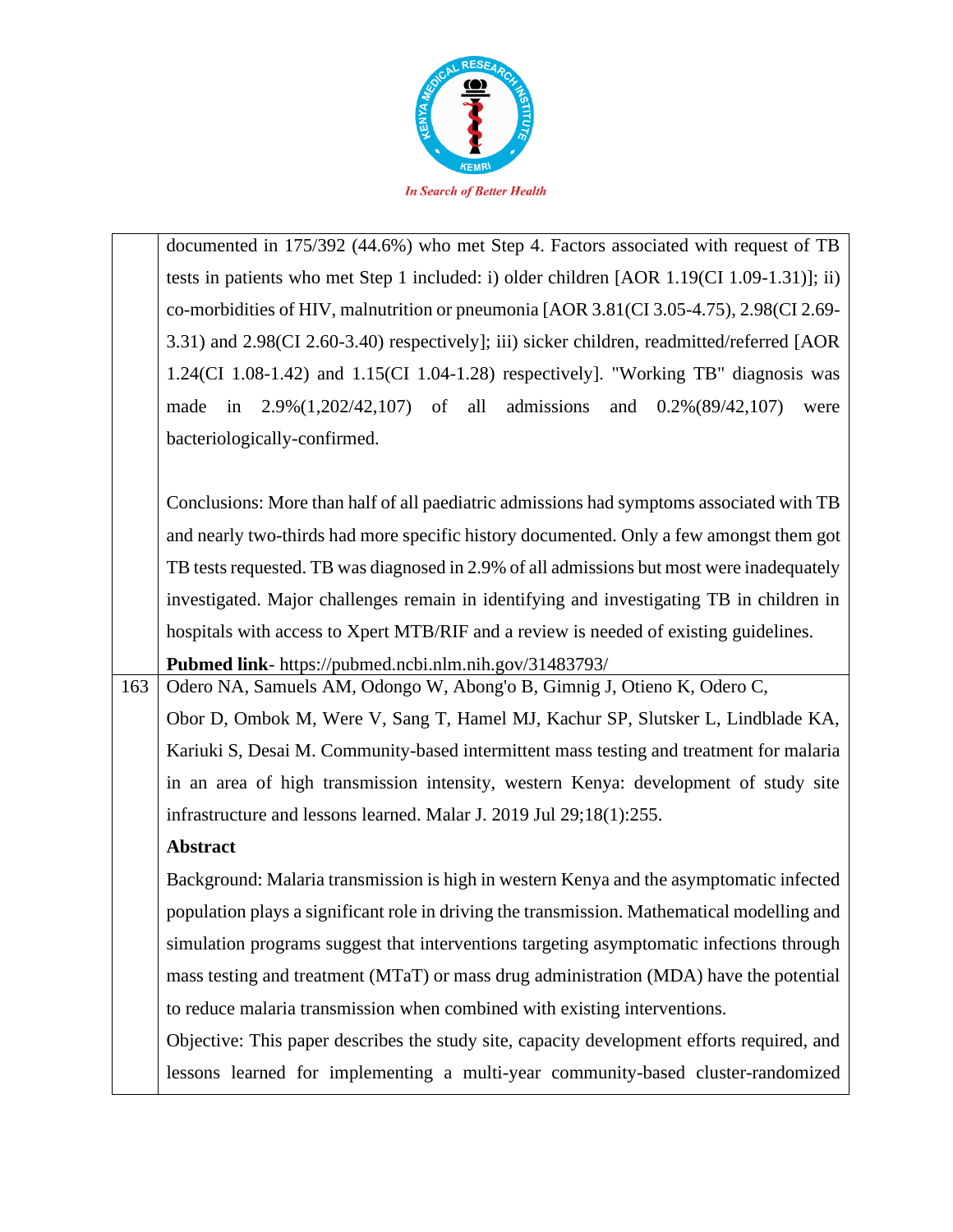| | |
|---|---|
| | documented in 175/392 (44.6%) who met Step 4. Factors associated with request of TB tests in patients who met Step 1 included: i) older children [AOR 1.19(CI 1.09-1.31)]; ii) co-morbidities of HIV, malnutrition or pneumonia [AOR 3.81(CI 3.05-4.75), 2.98(CI 2.69-3.31) and 2.98(CI 2.60-3.40) respectively]; iii) sicker children, readmitted/referred [AOR 1.24(CI 1.08-1.42) and 1.15(CI 1.04-1.28) respectively]. "Working TB" diagnosis was made in 2.9%(1,202/42,107) of all admissions and 0.2%(89/42,107) were bacteriologically-confirmed.<br><br>Conclusions: More than half of all paediatric admissions had symptoms associated with TB and nearly two-thirds had more specific history documented. Only a few amongst them got TB tests requested. TB was diagnosed in 2.9% of all admissions but most were inadequately investigated. Major challenges remain in identifying and investigating TB in children in hospitals with access to Xpert MTB/RIF and a review is needed of existing guidelines.<br>**Pubmed link**- https://pubmed.ncbi.nlm.nih.gov/31483793/ |
| 163 | Odero NA, Samuels AM, Odongo W, Abong'o B, Gimnig J, Otieno K, Odero C, Obor D, Ombok M, Were V, Sang T, Hamel MJ, Kachur SP, Slutsker L, Lindblade KA, Kariuki S, Desai M. Community-based intermittent mass testing and treatment for malaria in an area of high transmission intensity, western Kenya: development of study site infrastructure and lessons learned. Malar J. 2019 Jul 29;18(1):255.<br>**Abstract**<br>Background: Malaria transmission is high in western Kenya and the asymptomatic infected population plays a significant role in driving the transmission. Mathematical modelling and simulation programs suggest that interventions targeting asymptomatic infections through mass testing and treatment (MTaT) or mass drug administration (MDA) have the potential to reduce malaria transmission when combined with existing interventions.<br>Objective: This paper describes the study site, capacity development efforts required, and lessons learned for implementing a multi-year community-based cluster-randomized |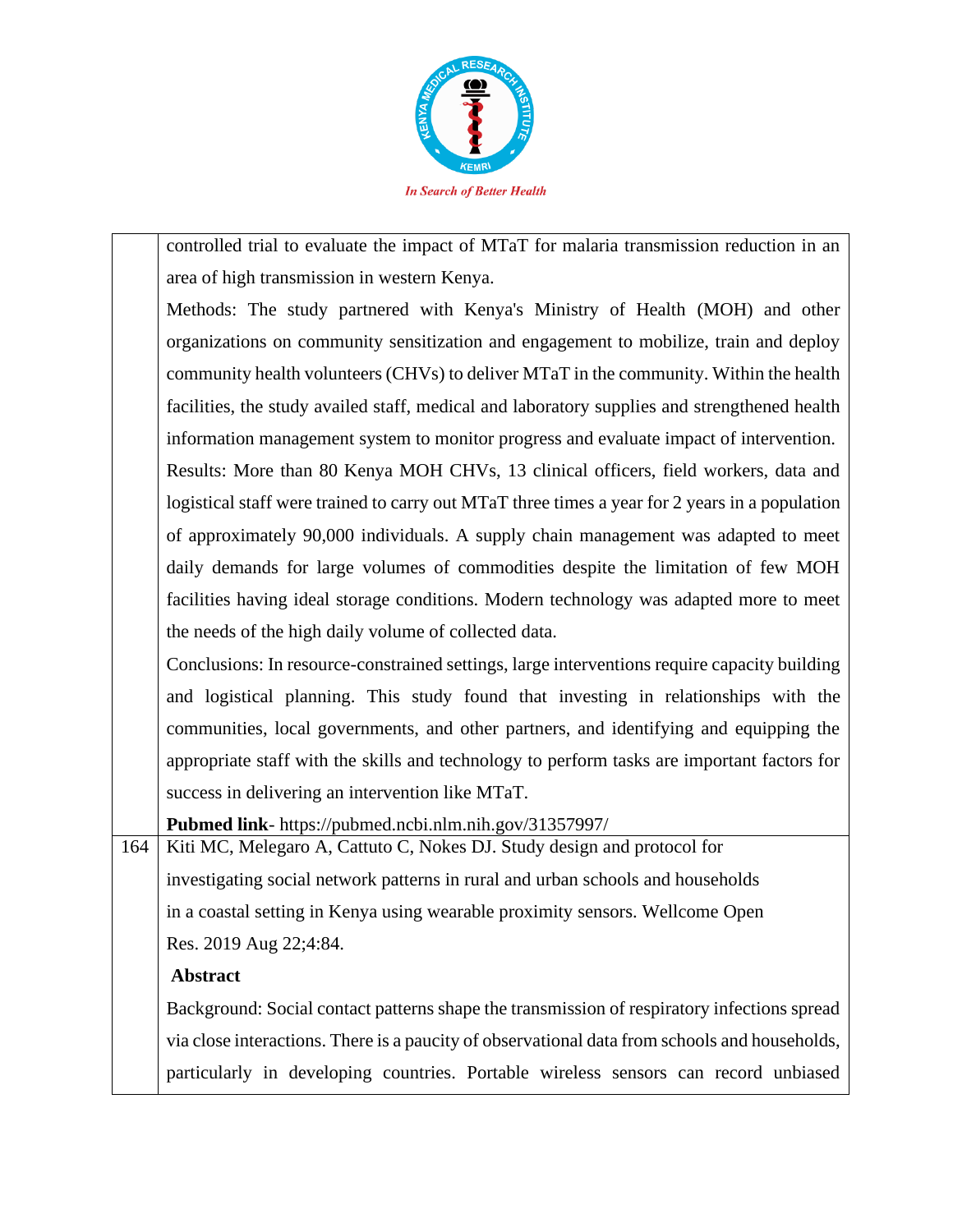| | |
|---|---|
| | controlled trial to evaluate the impact of MTaT for malaria transmission reduction in an area of high transmission in western Kenya.<br>Methods: The study partnered with Kenya's Ministry of Health (MOH) and other organizations on community sensitization and engagement to mobilize, train and deploy community health volunteers (CHVs) to deliver MTaT in the community. Within the health facilities, the study availed staff, medical and laboratory supplies and strengthened health information management system to monitor progress and evaluate impact of intervention.<br>Results: More than 80 Kenya MOH CHVs, 13 clinical officers, field workers, data and logistical staff were trained to carry out MTaT three times a year for 2 years in a population of approximately 90,000 individuals. A supply chain management was adapted to meet daily demands for large volumes of commodities despite the limitation of few MOH facilities having ideal storage conditions. Modern technology was adapted more to meet the needs of the high daily volume of collected data.<br>Conclusions: In resource-constrained settings, large interventions require capacity building and logistical planning. This study found that investing in relationships with the communities, local governments, and other partners, and identifying and equipping the appropriate staff with the skills and technology to perform tasks are important factors for success in delivering an intervention like MTaT.<br>**Pubmed link**- https://pubmed.ncbi.nlm.nih.gov/31357997/ |
| 164 | Kiti MC, Melegaro A, Cattuto C, Nokes DJ. Study design and protocol for investigating social network patterns in rural and urban schools and households in a coastal setting in Kenya using wearable proximity sensors. Wellcome Open Res. 2019 Aug 22;4:84.<br>**Abstract**<br>Background: Social contact patterns shape the transmission of respiratory infections spread via close interactions. There is a paucity of observational data from schools and households, particularly in developing countries. Portable wireless sensors can record unbiased |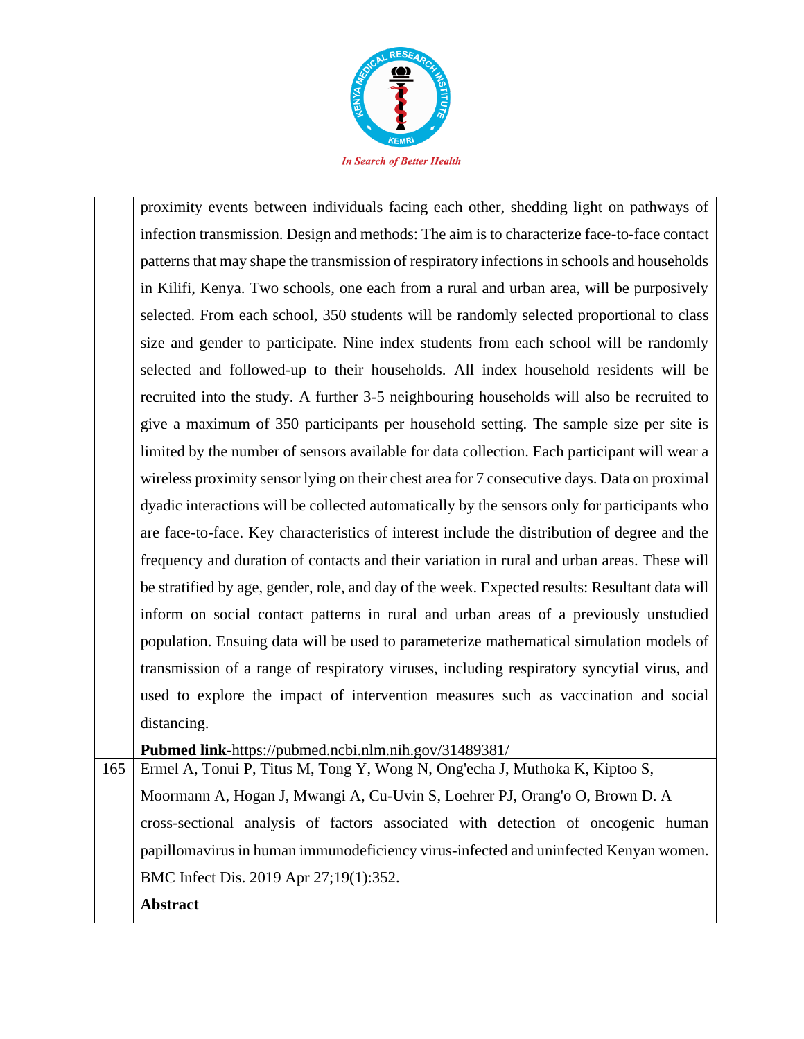|     |     |
| --- | --- |
|     | proximity events between individuals facing each other, shedding light on pathways of infection transmission. Design and methods: The aim is to characterize face-to-face contact patterns that may shape the transmission of respiratory infections in schools and households in Kilifi, Kenya. Two schools, one each from a rural and urban area, will be purposively selected. From each school, 350 students will be randomly selected proportional to class size and gender to participate. Nine index students from each school will be randomly selected and followed-up to their households. All index household residents will be recruited into the study. A further 3-5 neighbouring households will also be recruited to give a maximum of 350 participants per household setting. The sample size per site is limited by the number of sensors available for data collection. Each participant will wear a wireless proximity sensor lying on their chest area for 7 consecutive days. Data on proximal dyadic interactions will be collected automatically by the sensors only for participants who are face-to-face. Key characteristics of interest include the distribution of degree and the frequency and duration of contacts and their variation in rural and urban areas. These will be stratified by age, gender, role, and day of the week. Expected results: Resultant data will inform on social contact patterns in rural and urban areas of a previously unstudied population. Ensuing data will be used to parameterize mathematical simulation models of transmission of a range of respiratory viruses, including respiratory syncytial virus, and used to explore the impact of intervention measures such as vaccination and social distancing.<br><br>**Pubmed link**-https://pubmed.ncbi.nlm.nih.gov/31489381/ |
| 165 | Ermel A, Tonui P, Titus M, Tong Y, Wong N, Ong'echa J, Muthoka K, Kiptoo S, Moormann A, Hogan J, Mwangi A, Cu-Uvin S, Loehrer PJ, Orang'o O, Brown D. A cross-sectional analysis of factors associated with detection of oncogenic human papillomavirus in human immunodeficiency virus-infected and uninfected Kenyan women. BMC Infect Dis. 2019 Apr 27;19(1):352.<br><br>**Abstract** |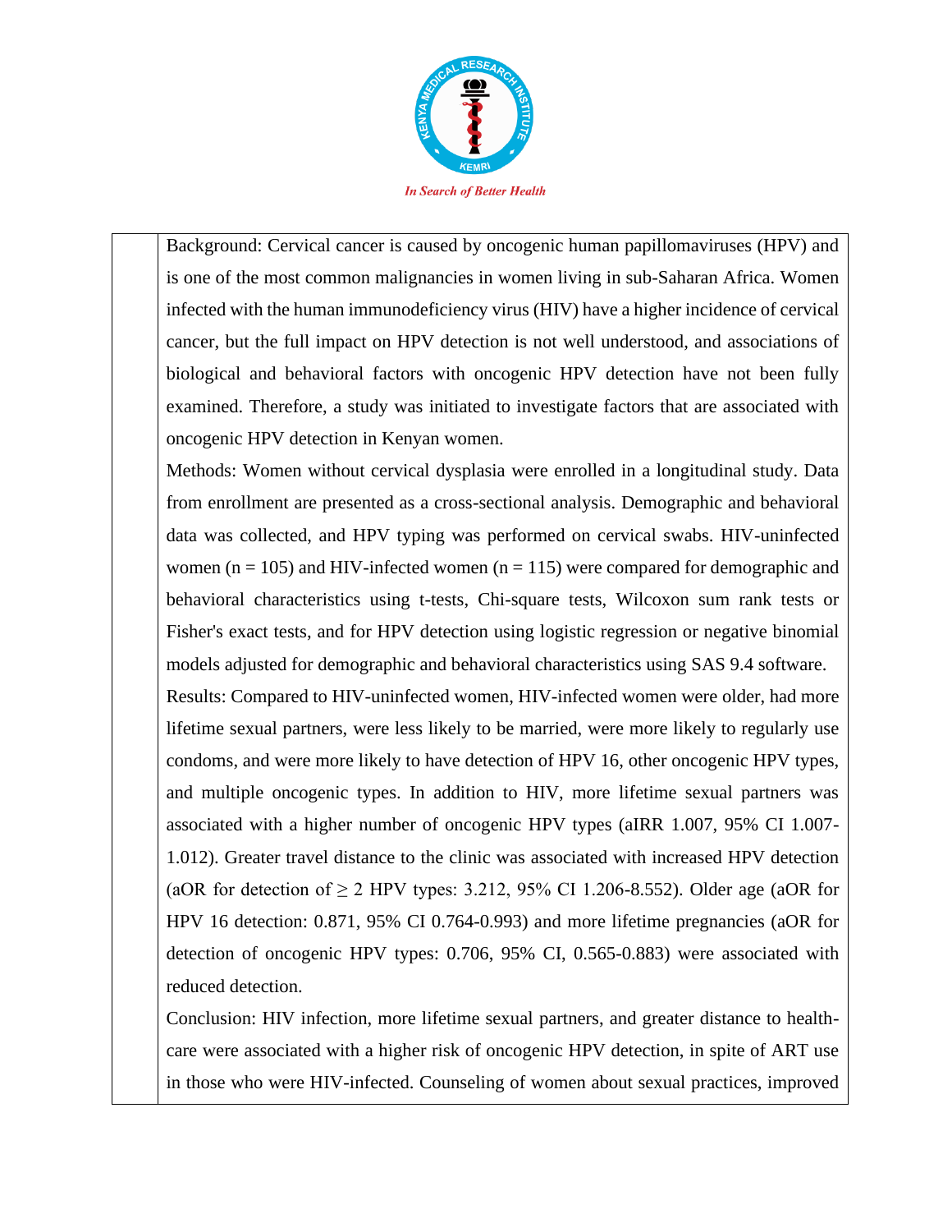Background: Cervical cancer is caused by oncogenic human papillomaviruses (HPV) and is one of the most common malignancies in women living in sub-Saharan Africa. Women infected with the human immunodeficiency virus (HIV) have a higher incidence of cervical cancer, but the full impact on HPV detection is not well understood, and associations of biological and behavioral factors with oncogenic HPV detection have not been fully examined. Therefore, a study was initiated to investigate factors that are associated with oncogenic HPV detection in Kenyan women.

Methods: Women without cervical dysplasia were enrolled in a longitudinal study. Data from enrollment are presented as a cross-sectional analysis. Demographic and behavioral data was collected, and HPV typing was performed on cervical swabs. HIV-uninfected women ($n = 105$) and HIV-infected women ($n = 115$) were compared for demographic and behavioral characteristics using t-tests, Chi-square tests, Wilcoxon sum rank tests or Fisher's exact tests, and for HPV detection using logistic regression or negative binomial models adjusted for demographic and behavioral characteristics using SAS 9.4 software.

Results: Compared to HIV-uninfected women, HIV-infected women were older, had more lifetime sexual partners, were less likely to be married, were more likely to regularly use condoms, and were more likely to have detection of HPV 16, other oncogenic HPV types, and multiple oncogenic types. In addition to HIV, more lifetime sexual partners was associated with a higher number of oncogenic HPV types (aIRR 1.007, 95% CI 1.007-1.012). Greater travel distance to the clinic was associated with increased HPV detection (aOR for detection of $\geq 2$ HPV types: 3.212, 95% CI 1.206-8.552). Older age (aOR for HPV 16 detection: 0.871, 95% CI 0.764-0.993) and more lifetime pregnancies (aOR for detection of oncogenic HPV types: 0.706, 95% CI, 0.565-0.883) were associated with reduced detection.

Conclusion: HIV infection, more lifetime sexual partners, and greater distance to health-care were associated with a higher risk of oncogenic HPV detection, in spite of ART use in those who were HIV-infected. Counseling of women about sexual practices, improved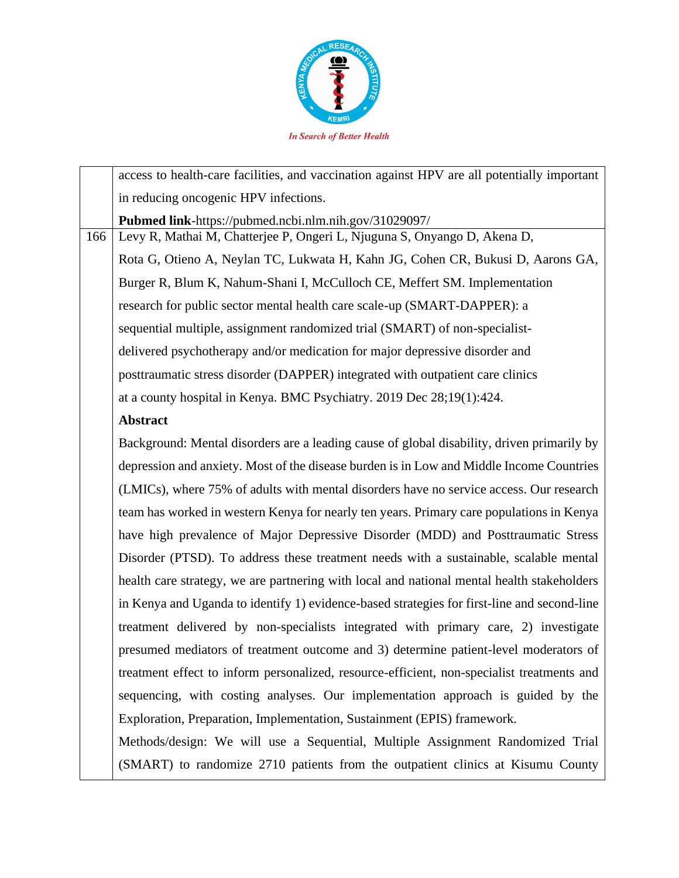| | |
|---|---|
| | access to health-care facilities, and vaccination against HPV are all potentially important in reducing oncogenic HPV infections.<br>**Pubmed link**-https://pubmed.ncbi.nlm.nih.gov/31029097/ |
| 166 | Levy R, Mathai M, Chatterjee P, Ongeri L, Njuguna S, Onyango D, Akena D, Rota G, Otieno A, Neylan TC, Lukwata H, Kahn JG, Cohen CR, Bukusi D, Aarons GA, Burger R, Blum K, Nahum-Shani I, McCulloch CE, Meffert SM. Implementation research for public sector mental health care scale-up (SMART-DAPPER): a sequential multiple, assignment randomized trial (SMART) of non-specialist-delivered psychotherapy and/or medication for major depressive disorder and posttraumatic stress disorder (DAPPER) integrated with outpatient care clinics at a county hospital in Kenya. BMC Psychiatry. 2019 Dec 28;19(1):424.<br>**Abstract**<br>Background: Mental disorders are a leading cause of global disability, driven primarily by depression and anxiety. Most of the disease burden is in Low and Middle Income Countries (LMICs), where 75% of adults with mental disorders have no service access. Our research team has worked in western Kenya for nearly ten years. Primary care populations in Kenya have high prevalence of Major Depressive Disorder (MDD) and Posttraumatic Stress Disorder (PTSD). To address these treatment needs with a sustainable, scalable mental health care strategy, we are partnering with local and national mental health stakeholders in Kenya and Uganda to identify 1) evidence-based strategies for first-line and second-line treatment delivered by non-specialists integrated with primary care, 2) investigate presumed mediators of treatment outcome and 3) determine patient-level moderators of treatment effect to inform personalized, resource-efficient, non-specialist treatments and sequencing, with costing analyses. Our implementation approach is guided by the Exploration, Preparation, Implementation, Sustainment (EPIS) framework.<br>Methods/design: We will use a Sequential, Multiple Assignment Randomized Trial (SMART) to randomize 2710 patients from the outpatient clinics at Kisumu County |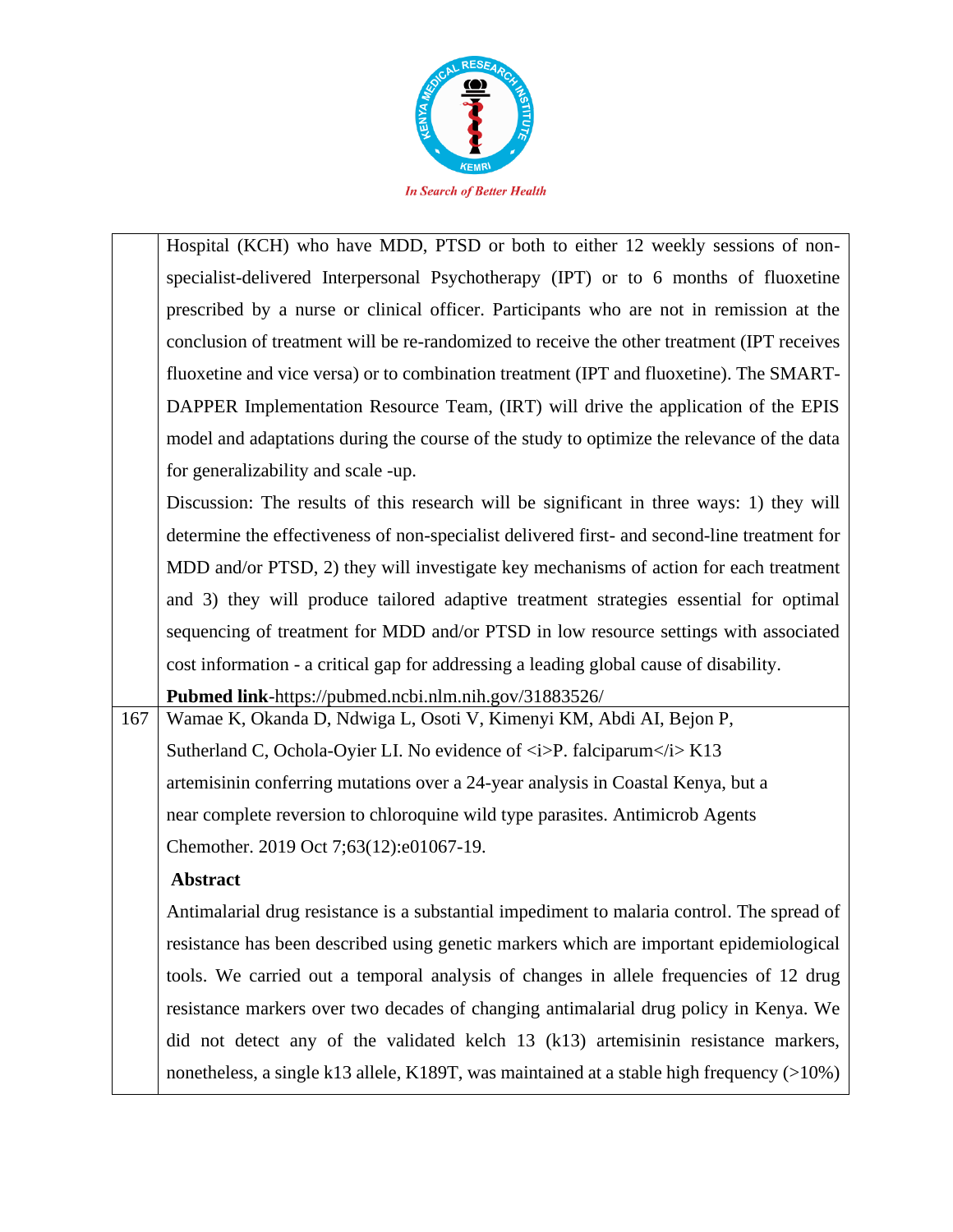|  |  |
|---|---|
|  | Hospital (KCH) who have MDD, PTSD or both to either 12 weekly sessions of non-specialist-delivered Interpersonal Psychotherapy (IPT) or to 6 months of fluoxetine prescribed by a nurse or clinical officer. Participants who are not in remission at the conclusion of treatment will be re-randomized to receive the other treatment (IPT receives fluoxetine and vice versa) or to combination treatment (IPT and fluoxetine). The SMART-DAPPER Implementation Resource Team, (IRT) will drive the application of the EPIS model and adaptations during the course of the study to optimize the relevance of the data for generalizability and scale -up.<br>Discussion: The results of this research will be significant in three ways: 1) they will determine the effectiveness of non-specialist delivered first- and second-line treatment for MDD and/or PTSD, 2) they will investigate key mechanisms of action for each treatment and 3) they will produce tailored adaptive treatment strategies essential for optimal sequencing of treatment for MDD and/or PTSD in low resource settings with associated cost information - a critical gap for addressing a leading global cause of disability.<br>**Pubmed link**-https://pubmed.ncbi.nlm.nih.gov/31883526/ |
| 167 | Wamae K, Okanda D, Ndwiga L, Osoti V, Kimenyi KM, Abdi AI, Bejon P, Sutherland C, Ochola-Oyier LI. No evidence of <i>P. falciparum</i> K13 artemisinin conferring mutations over a 24-year analysis in Coastal Kenya, but a near complete reversion to chloroquine wild type parasites. Antimicrob Agents Chemother. 2019 Oct 7;63(12):e01067-19.<br>**Abstract**<br>Antimalarial drug resistance is a substantial impediment to malaria control. The spread of resistance has been described using genetic markers which are important epidemiological tools. We carried out a temporal analysis of changes in allele frequencies of 12 drug resistance markers over two decades of changing antimalarial drug policy in Kenya. We did not detect any of the validated kelch 13 (k13) artemisinin resistance markers, nonetheless, a single k13 allele, K189T, was maintained at a stable high frequency (>10%) |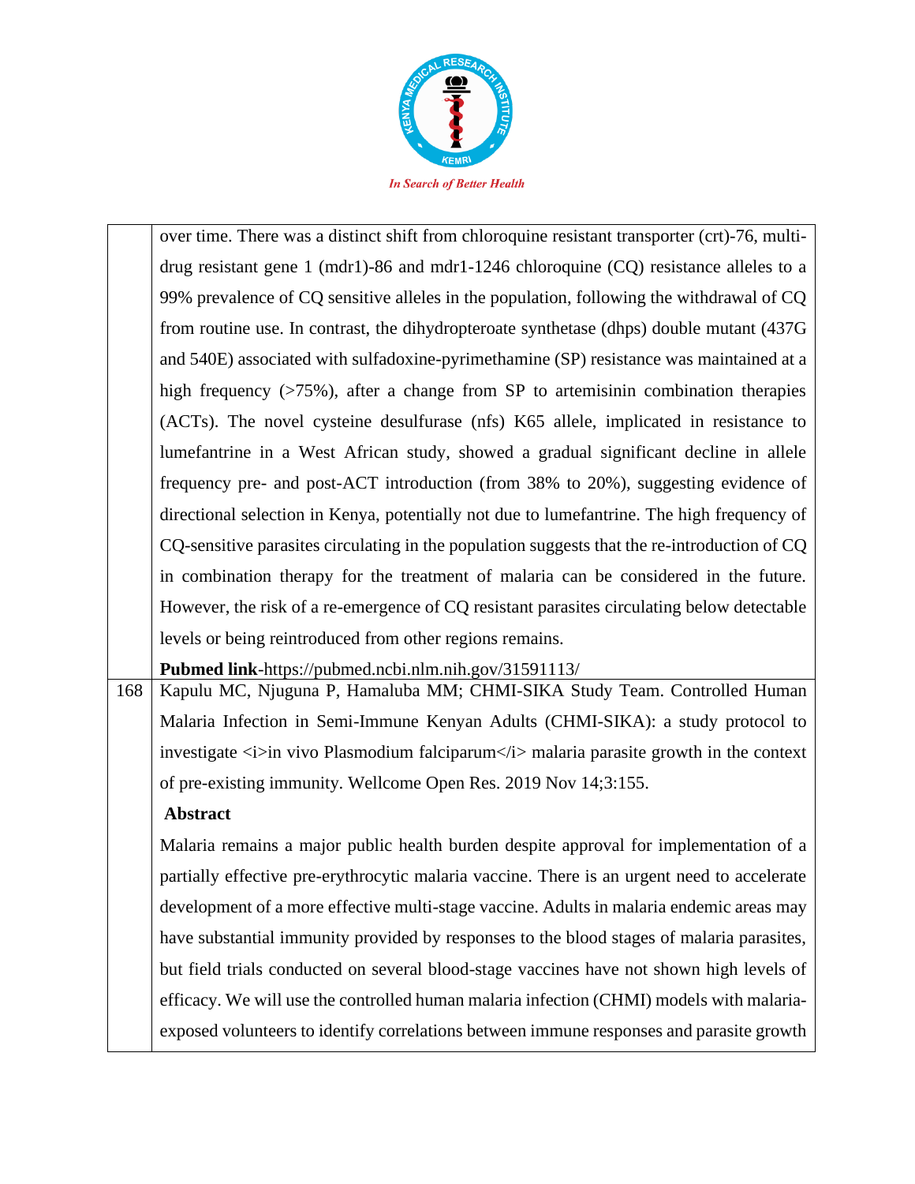| | |
|---|---|
| | over time. There was a distinct shift from chloroquine resistant transporter (crt)-76, multi-drug resistant gene 1 (mdr1)-86 and mdr1-1246 chloroquine (CQ) resistance alleles to a 99% prevalence of CQ sensitive alleles in the population, following the withdrawal of CQ from routine use. In contrast, the dihydropteroate synthetase (dhps) double mutant (437G and 540E) associated with sulfadoxine-pyrimethamine (SP) resistance was maintained at a high frequency (>75%), after a change from SP to artemisinin combination therapies (ACTs). The novel cysteine desulfurase (nfs) K65 allele, implicated in resistance to lumefantrine in a West African study, showed a gradual significant decline in allele frequency pre- and post-ACT introduction (from 38% to 20%), suggesting evidence of directional selection in Kenya, potentially not due to lumefantrine. The high frequency of CQ-sensitive parasites circulating in the population suggests that the re-introduction of CQ in combination therapy for the treatment of malaria can be considered in the future. However, the risk of a re-emergence of CQ resistant parasites circulating below detectable levels or being reintroduced from other regions remains.<br>**Pubmed link**-https://pubmed.ncbi.nlm.nih.gov/31591113/ |
| 168 | Kapulu MC, Njuguna P, Hamaluba MM; CHMI-SIKA Study Team. Controlled Human Malaria Infection in Semi-Immune Kenyan Adults (CHMI-SIKA): a study protocol to investigate <i>in vivo Plasmodium falciparum</i> malaria parasite growth in the context of pre-existing immunity. Wellcome Open Res. 2019 Nov 14;3:155.<br>**Abstract**<br>Malaria remains a major public health burden despite approval for implementation of a partially effective pre-erythrocytic malaria vaccine. There is an urgent need to accelerate development of a more effective multi-stage vaccine. Adults in malaria endemic areas may have substantial immunity provided by responses to the blood stages of malaria parasites, but field trials conducted on several blood-stage vaccines have not shown high levels of efficacy. We will use the controlled human malaria infection (CHMI) models with malaria-exposed volunteers to identify correlations between immune responses and parasite growth |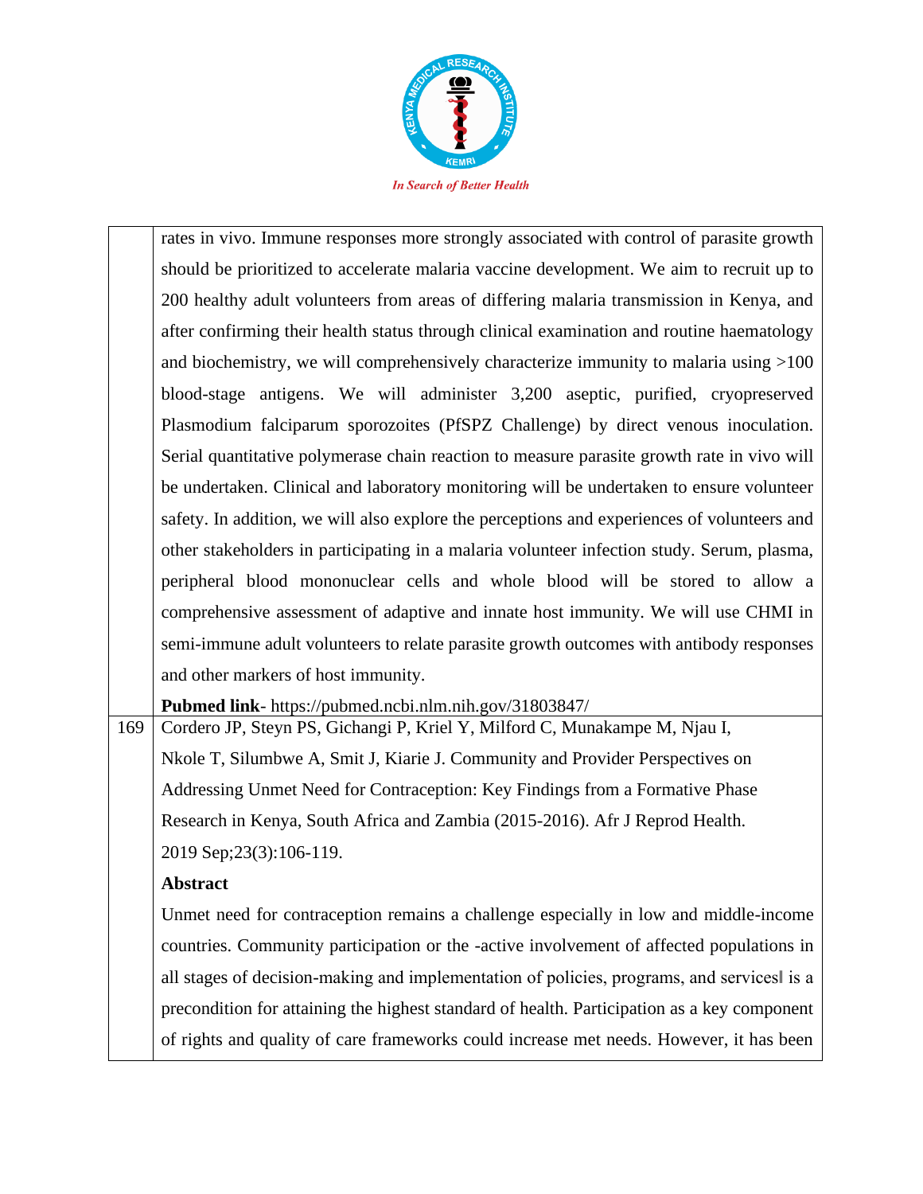| | |
|---|---|
| | rates in vivo. Immune responses more strongly associated with control of parasite growth should be prioritized to accelerate malaria vaccine development. We aim to recruit up to 200 healthy adult volunteers from areas of differing malaria transmission in Kenya, and after confirming their health status through clinical examination and routine haematology and biochemistry, we will comprehensively characterize immunity to malaria using >100 blood-stage antigens. We will administer 3,200 aseptic, purified, cryopreserved Plasmodium falciparum sporozoites (PfSPZ Challenge) by direct venous inoculation. Serial quantitative polymerase chain reaction to measure parasite growth rate in vivo will be undertaken. Clinical and laboratory monitoring will be undertaken to ensure volunteer safety. In addition, we will also explore the perceptions and experiences of volunteers and other stakeholders in participating in a malaria volunteer infection study. Serum, plasma, peripheral blood mononuclear cells and whole blood will be stored to allow a comprehensive assessment of adaptive and innate host immunity. We will use CHMI in semi-immune adult volunteers to relate parasite growth outcomes with antibody responses and other markers of host immunity.<br>**Pubmed link**- https://pubmed.ncbi.nlm.nih.gov/31803847/ |
| 169 | Cordero JP, Steyn PS, Gichangi P, Kriel Y, Milford C, Munakampe M, Njau I, Nkole T, Silumbwe A, Smit J, Kiarie J. Community and Provider Perspectives on Addressing Unmet Need for Contraception: Key Findings from a Formative Phase Research in Kenya, South Africa and Zambia (2015-2016). Afr J Reprod Health. 2019 Sep;23(3):106-119.<br>**Abstract**<br>Unmet need for contraception remains a challenge especially in low and middle-income countries. Community participation or the -active involvement of affected populations in all stages of decision-making and implementation of policies, programs, and services‖ is a precondition for attaining the highest standard of health. Participation as a key component of rights and quality of care frameworks could increase met needs. However, it has been |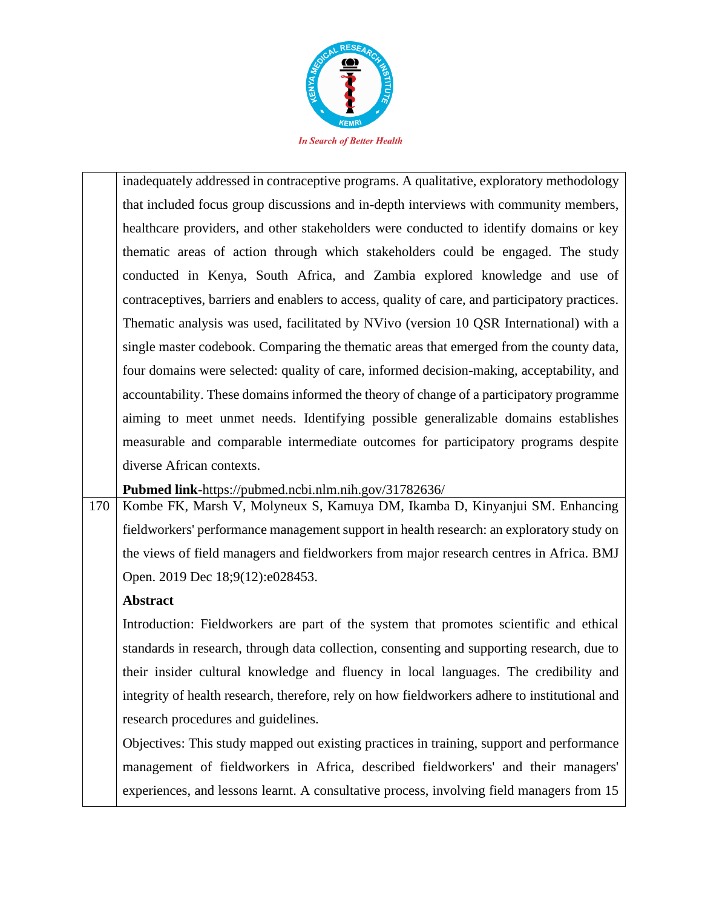| | |
|---|---|
| | inadequately addressed in contraceptive programs. A qualitative, exploratory methodology that included focus group discussions and in-depth interviews with community members, healthcare providers, and other stakeholders were conducted to identify domains or key thematic areas of action through which stakeholders could be engaged. The study conducted in Kenya, South Africa, and Zambia explored knowledge and use of contraceptives, barriers and enablers to access, quality of care, and participatory practices. Thematic analysis was used, facilitated by NVivo (version 10 QSR International) with a single master codebook. Comparing the thematic areas that emerged from the county data, four domains were selected: quality of care, informed decision-making, acceptability, and accountability. These domains informed the theory of change of a participatory programme aiming to meet unmet needs. Identifying possible generalizable domains establishes measurable and comparable intermediate outcomes for participatory programs despite diverse African contexts.<br><br>**Pubmed link**-https://pubmed.ncbi.nlm.nih.gov/31782636/ |
| 170 | Kombe FK, Marsh V, Molyneux S, Kamuya DM, Ikamba D, Kinyanjui SM. Enhancing fieldworkers' performance management support in health research: an exploratory study on the views of field managers and fieldworkers from major research centres in Africa. BMJ Open. 2019 Dec 18;9(12):e028453.<br><br>**Abstract**<br><br>Introduction: Fieldworkers are part of the system that promotes scientific and ethical standards in research, through data collection, consenting and supporting research, due to their insider cultural knowledge and fluency in local languages. The credibility and integrity of health research, therefore, rely on how fieldworkers adhere to institutional and research procedures and guidelines.<br><br>Objectives: This study mapped out existing practices in training, support and performance management of fieldworkers in Africa, described fieldworkers' and their managers' experiences, and lessons learnt. A consultative process, involving field managers from 15 |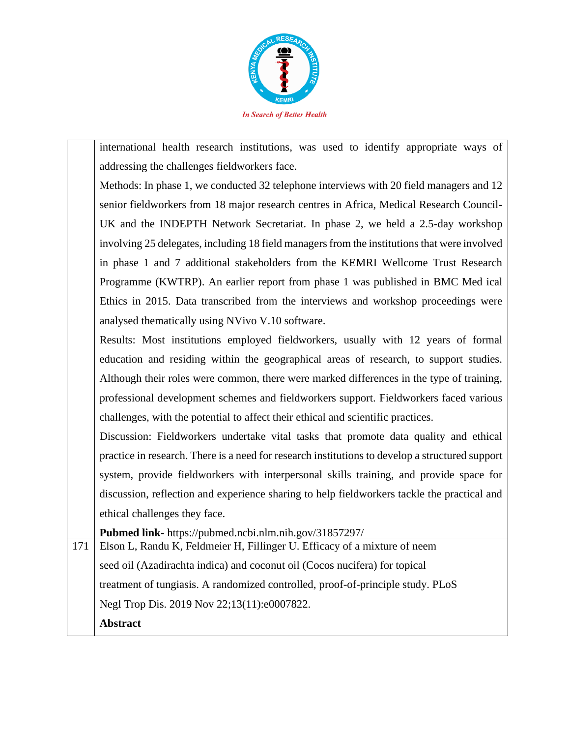|  |  |
|---|---|
|  | international health research institutions, was used to identify appropriate ways of addressing the challenges fieldworkers face.<br>Methods: In phase 1, we conducted 32 telephone interviews with 20 field managers and 12 senior fieldworkers from 18 major research centres in Africa, Medical Research Council-UK and the INDEPTH Network Secretariat. In phase 2, we held a 2.5-day workshop involving 25 delegates, including 18 field managers from the institutions that were involved in phase 1 and 7 additional stakeholders from the KEMRI Wellcome Trust Research Programme (KWTRP). An earlier report from phase 1 was published in BMC Med ical Ethics in 2015. Data transcribed from the interviews and workshop proceedings were analysed thematically using NVivo V.10 software.<br>Results: Most institutions employed fieldworkers, usually with 12 years of formal education and residing within the geographical areas of research, to support studies. Although their roles were common, there were marked differences in the type of training, professional development schemes and fieldworkers support. Fieldworkers faced various challenges, with the potential to affect their ethical and scientific practices.<br>Discussion: Fieldworkers undertake vital tasks that promote data quality and ethical practice in research. There is a need for research institutions to develop a structured support system, provide fieldworkers with interpersonal skills training, and provide space for discussion, reflection and experience sharing to help fieldworkers tackle the practical and ethical challenges they face.<br>**Pubmed link**- https://pubmed.ncbi.nlm.nih.gov/31857297/ |
| 171 | Elson L, Randu K, Feldmeier H, Fillinger U. Efficacy of a mixture of neem seed oil (Azadirachta indica) and coconut oil (Cocos nucifera) for topical treatment of tungiasis. A randomized controlled, proof-of-principle study. PLoS Negl Trop Dis. 2019 Nov 22;13(11):e0007822.<br>**Abstract** |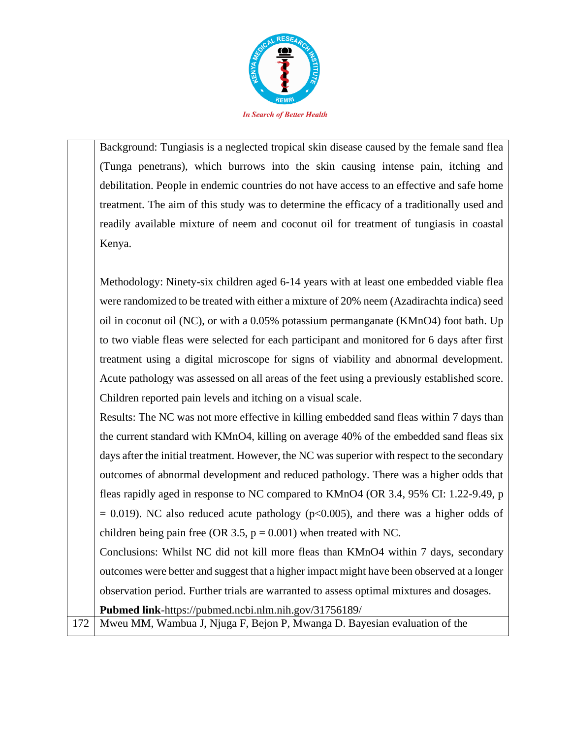| | |
|---|---|
| | Background: Tungiasis is a neglected tropical skin disease caused by the female sand flea (Tunga penetrans), which burrows into the skin causing intense pain, itching and debilitation. People in endemic countries do not have access to an effective and safe home treatment. The aim of this study was to determine the efficacy of a traditionally used and readily available mixture of neem and coconut oil for treatment of tungiasis in coastal Kenya.<br><br>Methodology: Ninety-six children aged 6-14 years with at least one embedded viable flea were randomized to be treated with either a mixture of 20% neem (Azadirachta indica) seed oil in coconut oil (NC), or with a 0.05% potassium permanganate ($KMnO_4$) foot bath. Up to two viable fleas were selected for each participant and monitored for 6 days after first treatment using a digital microscope for signs of viability and abnormal development. Acute pathology was assessed on all areas of the feet using a previously established score. Children reported pain levels and itching on a visual scale.<br>Results: The NC was not more effective in killing embedded sand fleas within 7 days than the current standard with $KMnO_4$, killing on average 40% of the embedded sand fleas six days after the initial treatment. However, the NC was superior with respect to the secondary outcomes of abnormal development and reduced pathology. There was a higher odds that fleas rapidly aged in response to NC compared to $KMnO_4$ (OR 3.4, 95% CI: 1.22-9.49, $p = 0.019$). NC also reduced acute pathology ($p<0.005$), and there was a higher odds of children being pain free (OR 3.5, $p = 0.001$) when treated with NC.<br>Conclusions: Whilst NC did not kill more fleas than $KMnO_4$ within 7 days, secondary outcomes were better and suggest that a higher impact might have been observed at a longer observation period. Further trials are warranted to assess optimal mixtures and dosages.<br>**Pubmed link**-https://pubmed.ncbi.nlm.nih.gov/31756189/ |
| 172 | Mweu MM, Wambua J, Njuga F, Bejon P, Mwanga D. Bayesian evaluation of the |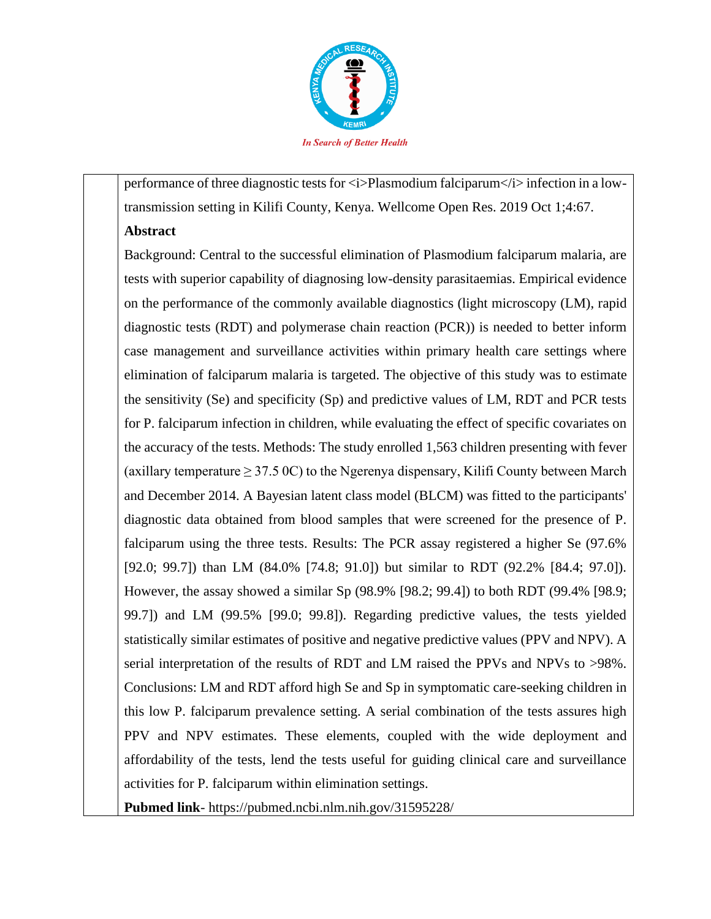performance of three diagnostic tests for <i>Plasmodium falciparum</i> infection in a low-transmission setting in Kilifi County, Kenya. Wellcome Open Res. 2019 Oct 1;4:67.

**Abstract**

Background: Central to the successful elimination of Plasmodium falciparum malaria, are tests with superior capability of diagnosing low-density parasitaemias. Empirical evidence on the performance of the commonly available diagnostics (light microscopy (LM), rapid diagnostic tests (RDT) and polymerase chain reaction (PCR)) is needed to better inform case management and surveillance activities within primary health care settings where elimination of falciparum malaria is targeted. The objective of this study was to estimate the sensitivity (Se) and specificity (Sp) and predictive values of LM, RDT and PCR tests for P. falciparum infection in children, while evaluating the effect of specific covariates on the accuracy of the tests. Methods: The study enrolled 1,563 children presenting with fever (axillary temperature ≥ 37.5 0C) to the Ngerenya dispensary, Kilifi County between March and December 2014. A Bayesian latent class model (BLCM) was fitted to the participants' diagnostic data obtained from blood samples that were screened for the presence of P. falciparum using the three tests. Results: The PCR assay registered a higher Se (97.6% [92.0; 99.7]) than LM (84.0% [74.8; 91.0]) but similar to RDT (92.2% [84.4; 97.0]). However, the assay showed a similar Sp (98.9% [98.2; 99.4]) to both RDT (99.4% [98.9; 99.7]) and LM (99.5% [99.0; 99.8]). Regarding predictive values, the tests yielded statistically similar estimates of positive and negative predictive values (PPV and NPV). A serial interpretation of the results of RDT and LM raised the PPVs and NPVs to >98%. Conclusions: LM and RDT afford high Se and Sp in symptomatic care-seeking children in this low P. falciparum prevalence setting. A serial combination of the tests assures high PPV and NPV estimates. These elements, coupled with the wide deployment and affordability of the tests, lend the tests useful for guiding clinical care and surveillance activities for P. falciparum within elimination settings.

**Pubmed link**- https://pubmed.ncbi.nlm.nih.gov/31595228/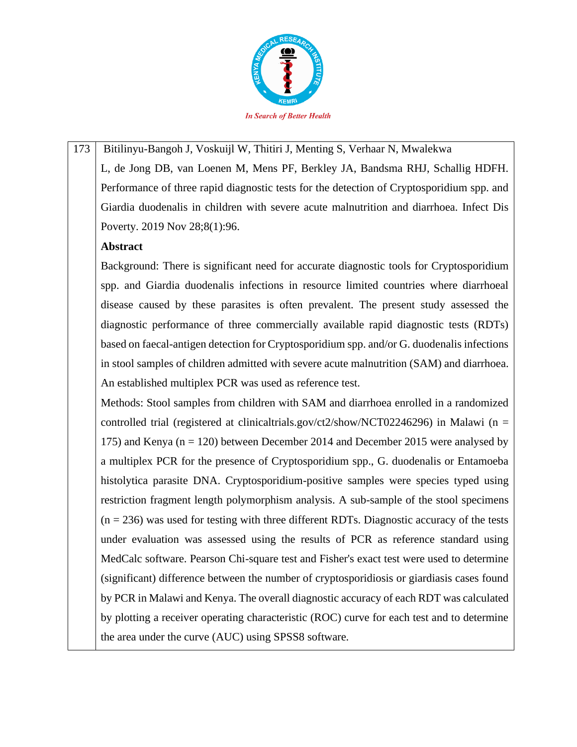173 Bitilinyu-Bangoh J, Voskuijl W, Thitiri J, Menting S, Verhaar N, Mwalekwa L, de Jong DB, van Loenen M, Mens PF, Berkley JA, Bandsma RHJ, Schallig HDFH. Performance of three rapid diagnostic tests for the detection of Cryptosporidium spp. and Giardia duodenalis in children with severe acute malnutrition and diarrhoea. Infect Dis Poverty. 2019 Nov 28;8(1):96.

**Abstract**

Background: There is significant need for accurate diagnostic tools for Cryptosporidium spp. and Giardia duodenalis infections in resource limited countries where diarrhoeal disease caused by these parasites is often prevalent. The present study assessed the diagnostic performance of three commercially available rapid diagnostic tests (RDTs) based on faecal-antigen detection for Cryptosporidium spp. and/or G. duodenalis infections in stool samples of children admitted with severe acute malnutrition (SAM) and diarrhoea. An established multiplex PCR was used as reference test.

Methods: Stool samples from children with SAM and diarrhoea enrolled in a randomized controlled trial (registered at clinicaltrials.gov/ct2/show/NCT02246296) in Malawi (n = 175) and Kenya (n = 120) between December 2014 and December 2015 were analysed by a multiplex PCR for the presence of Cryptosporidium spp., G. duodenalis or Entamoeba histolytica parasite DNA. Cryptosporidium-positive samples were species typed using restriction fragment length polymorphism analysis. A sub-sample of the stool specimens (n = 236) was used for testing with three different RDTs. Diagnostic accuracy of the tests under evaluation was assessed using the results of PCR as reference standard using MedCalc software. Pearson Chi-square test and Fisher's exact test were used to determine (significant) difference between the number of cryptosporidiosis or giardiasis cases found by PCR in Malawi and Kenya. The overall diagnostic accuracy of each RDT was calculated by plotting a receiver operating characteristic (ROC) curve for each test and to determine the area under the curve (AUC) using SPSS8 software.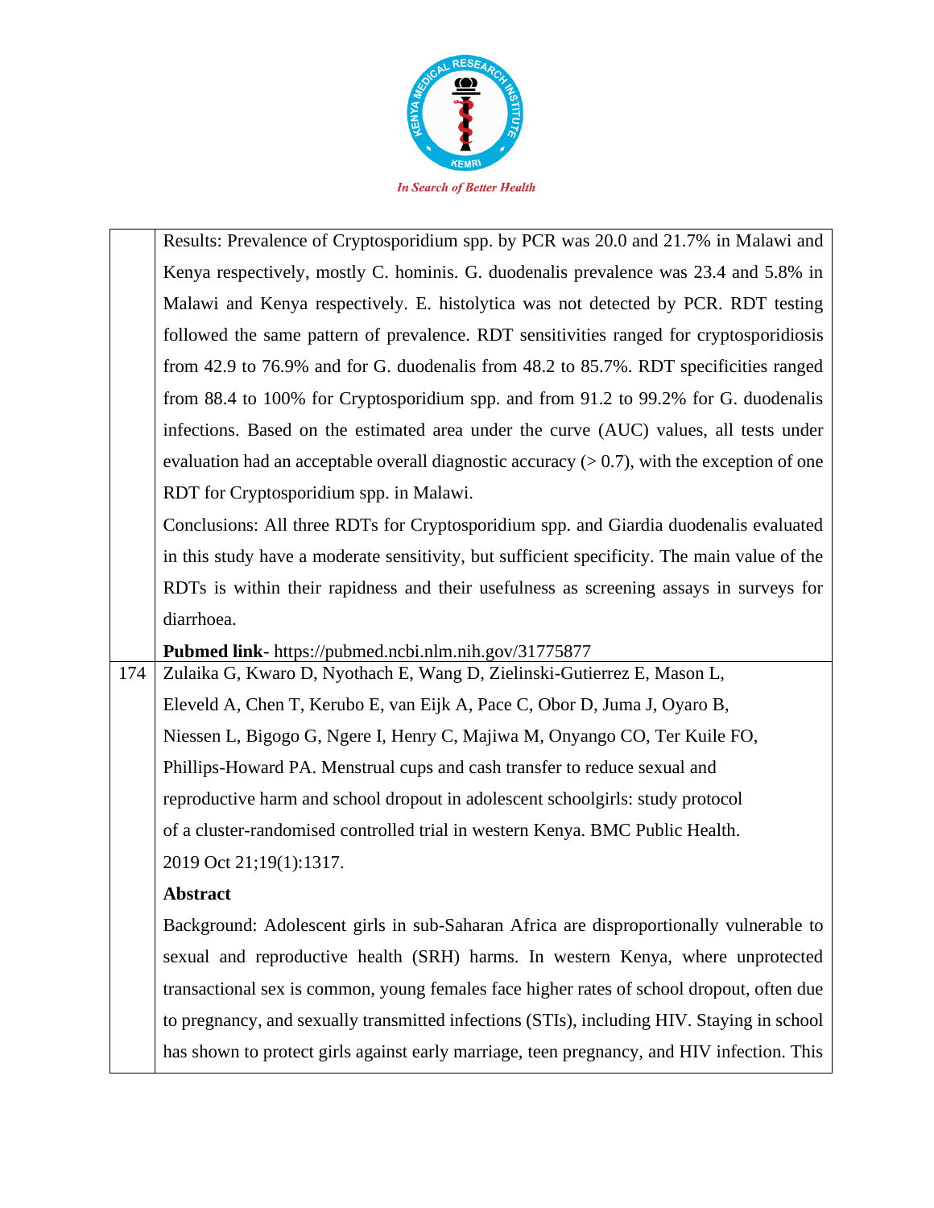| | |
|---|---|
| | Results: Prevalence of Cryptosporidium spp. by PCR was 20.0 and 21.7% in Malawi and Kenya respectively, mostly C. hominis. G. duodenalis prevalence was 23.4 and 5.8% in Malawi and Kenya respectively. E. histolytica was not detected by PCR. RDT testing followed the same pattern of prevalence. RDT sensitivities ranged for cryptosporidiosis from 42.9 to 76.9% and for G. duodenalis from 48.2 to 85.7%. RDT specificities ranged from 88.4 to 100% for Cryptosporidium spp. and from 91.2 to 99.2% for G. duodenalis infections. Based on the estimated area under the curve (AUC) values, all tests under evaluation had an acceptable overall diagnostic accuracy (> 0.7), with the exception of one RDT for Cryptosporidium spp. in Malawi.<br>Conclusions: All three RDTs for Cryptosporidium spp. and Giardia duodenalis evaluated in this study have a moderate sensitivity, but sufficient specificity. The main value of the RDTs is within their rapidness and their usefulness as screening assays in surveys for diarrhoea.<br>**Pubmed link**- https://pubmed.ncbi.nlm.nih.gov/31775877 |
| 174 | Zulaika G, Kwaro D, Nyothach E, Wang D, Zielinski-Gutierrez E, Mason L, Eleveld A, Chen T, Kerubo E, van Eijk A, Pace C, Obor D, Juma J, Oyaro B, Niessen L, Bigogo G, Ngere I, Henry C, Majiwa M, Onyango CO, Ter Kuile FO, Phillips-Howard PA. Menstrual cups and cash transfer to reduce sexual and reproductive harm and school dropout in adolescent schoolgirls: study protocol of a cluster-randomised controlled trial in western Kenya. BMC Public Health. 2019 Oct 21;19(1):1317.<br>**Abstract**<br>Background: Adolescent girls in sub-Saharan Africa are disproportionally vulnerable to sexual and reproductive health (SRH) harms. In western Kenya, where unprotected transactional sex is common, young females face higher rates of school dropout, often due to pregnancy, and sexually transmitted infections (STIs), including HIV. Staying in school has shown to protect girls against early marriage, teen pregnancy, and HIV infection. This |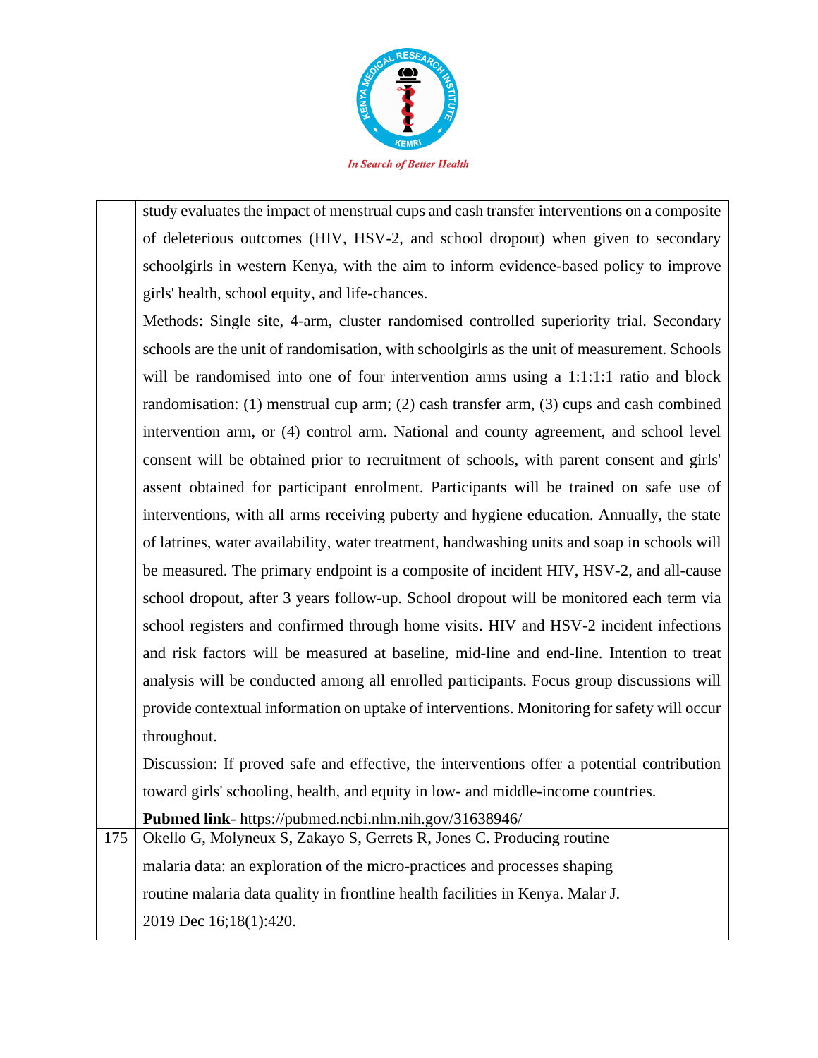| | |
|---|---|
| | study evaluates the impact of menstrual cups and cash transfer interventions on a composite of deleterious outcomes (HIV, HSV-2, and school dropout) when given to secondary schoolgirls in western Kenya, with the aim to inform evidence-based policy to improve girls' health, school equity, and life-chances. Methods: Single site, 4-arm, cluster randomised controlled superiority trial. Secondary schools are the unit of randomisation, with schoolgirls as the unit of measurement. Schools will be randomised into one of four intervention arms using a 1:1:1:1 ratio and block randomisation: (1) menstrual cup arm; (2) cash transfer arm, (3) cups and cash combined intervention arm, or (4) control arm. National and county agreement, and school level consent will be obtained prior to recruitment of schools, with parent consent and girls' assent obtained for participant enrolment. Participants will be trained on safe use of interventions, with all arms receiving puberty and hygiene education. Annually, the state of latrines, water availability, water treatment, handwashing units and soap in schools will be measured. The primary endpoint is a composite of incident HIV, HSV-2, and all-cause school dropout, after 3 years follow-up. School dropout will be monitored each term via school registers and confirmed through home visits. HIV and HSV-2 incident infections and risk factors will be measured at baseline, mid-line and end-line. Intention to treat analysis will be conducted among all enrolled participants. Focus group discussions will provide contextual information on uptake of interventions. Monitoring for safety will occur throughout. Discussion: If proved safe and effective, the interventions offer a potential contribution toward girls' schooling, health, and equity in low- and middle-income countries. **Pubmed link**- https://pubmed.ncbi.nlm.nih.gov/31638946/ |
| 175 | Okello G, Molyneux S, Zakayo S, Gerrets R, Jones C. Producing routine malaria data: an exploration of the micro-practices and processes shaping routine malaria data quality in frontline health facilities in Kenya. Malar J. 2019 Dec 16;18(1):420. |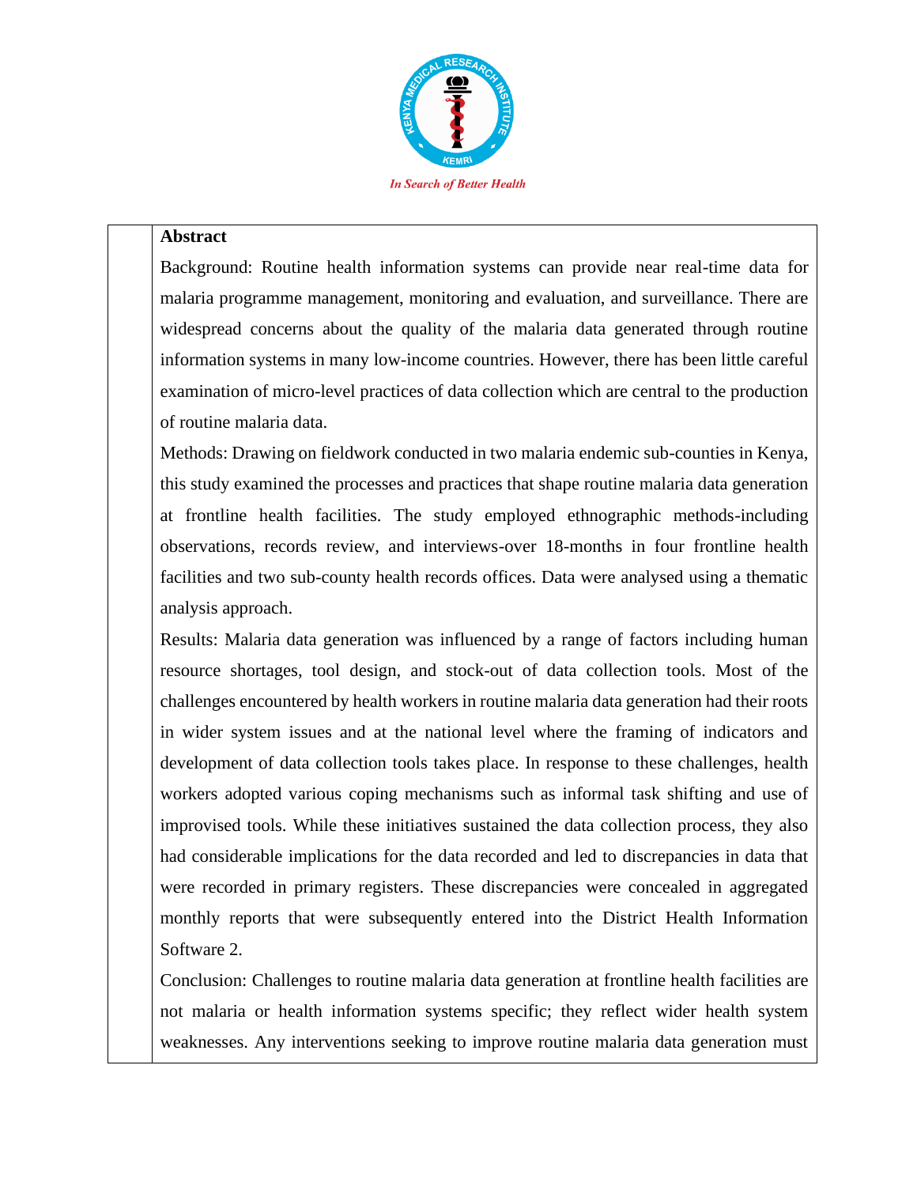In Search of Better Health

**Abstract**

Background: Routine health information systems can provide near real-time data for malaria programme management, monitoring and evaluation, and surveillance. There are widespread concerns about the quality of the malaria data generated through routine information systems in many low-income countries. However, there has been little careful examination of micro-level practices of data collection which are central to the production of routine malaria data.

Methods: Drawing on fieldwork conducted in two malaria endemic sub-counties in Kenya, this study examined the processes and practices that shape routine malaria data generation at frontline health facilities. The study employed ethnographic methods-including observations, records review, and interviews-over 18-months in four frontline health facilities and two sub-county health records offices. Data were analysed using a thematic analysis approach.

Results: Malaria data generation was influenced by a range of factors including human resource shortages, tool design, and stock-out of data collection tools. Most of the challenges encountered by health workers in routine malaria data generation had their roots in wider system issues and at the national level where the framing of indicators and development of data collection tools takes place. In response to these challenges, health workers adopted various coping mechanisms such as informal task shifting and use of improvised tools. While these initiatives sustained the data collection process, they also had considerable implications for the data recorded and led to discrepancies in data that were recorded in primary registers. These discrepancies were concealed in aggregated monthly reports that were subsequently entered into the District Health Information Software 2.

Conclusion: Challenges to routine malaria data generation at frontline health facilities are not malaria or health information systems specific; they reflect wider health system weaknesses. Any interventions seeking to improve routine malaria data generation must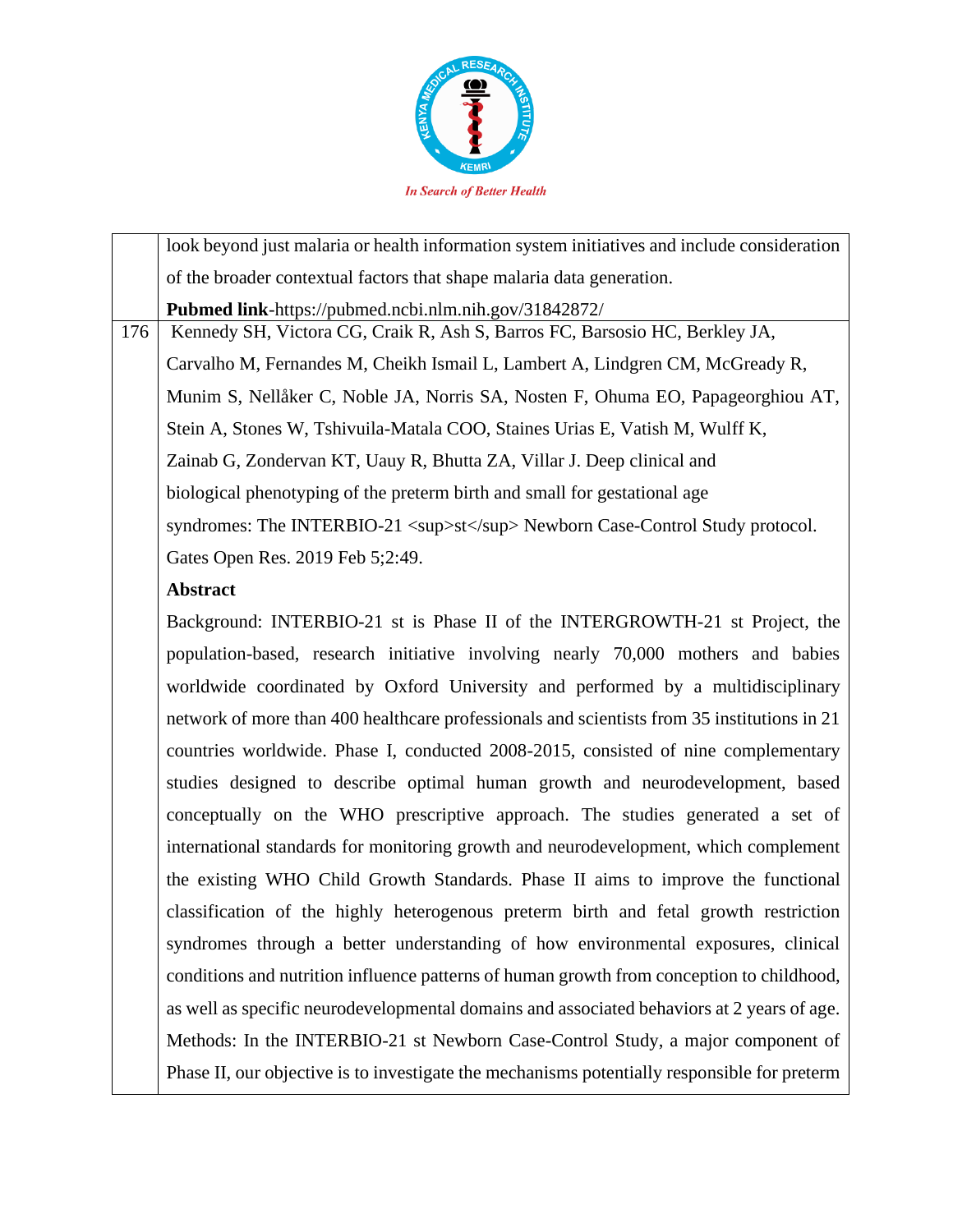| | |
|---|---|
| | look beyond just malaria or health information system initiatives and include consideration of the broader contextual factors that shape malaria data generation.<br>**Pubmed link**-https://pubmed.ncbi.nlm.nih.gov/31842872/ |
| 176 | Kennedy SH, Victora CG, Craik R, Ash S, Barros FC, Barsosio HC, Berkley JA, Carvalho M, Fernandes M, Cheikh Ismail L, Lambert A, Lindgren CM, McGready R, Munim S, Nellåker C, Noble JA, Norris SA, Nosten F, Ohuma EO, Papageorghiou AT, Stein A, Stones W, Tshivuila-Matala COO, Staines Urias E, Vatish M, Wulff K, Zainab G, Zondervan KT, Uauy R, Bhutta ZA, Villar J. Deep clinical and biological phenotyping of the preterm birth and small for gestational age syndromes: The INTERBIO-21 <sup>st</sup> Newborn Case-Control Study protocol. Gates Open Res. 2019 Feb 5;2:49.<br>**Abstract**<br>Background: INTERBIO-21 st is Phase II of the INTERGROWTH-21 st Project, the population-based, research initiative involving nearly 70,000 mothers and babies worldwide coordinated by Oxford University and performed by a multidisciplinary network of more than 400 healthcare professionals and scientists from 35 institutions in 21 countries worldwide. Phase I, conducted 2008-2015, consisted of nine complementary studies designed to describe optimal human growth and neurodevelopment, based conceptually on the WHO prescriptive approach. The studies generated a set of international standards for monitoring growth and neurodevelopment, which complement the existing WHO Child Growth Standards. Phase II aims to improve the functional classification of the highly heterogenous preterm birth and fetal growth restriction syndromes through a better understanding of how environmental exposures, clinical conditions and nutrition influence patterns of human growth from conception to childhood, as well as specific neurodevelopmental domains and associated behaviors at 2 years of age.<br>Methods: In the INTERBIO-21 st Newborn Case-Control Study, a major component of Phase II, our objective is to investigate the mechanisms potentially responsible for preterm |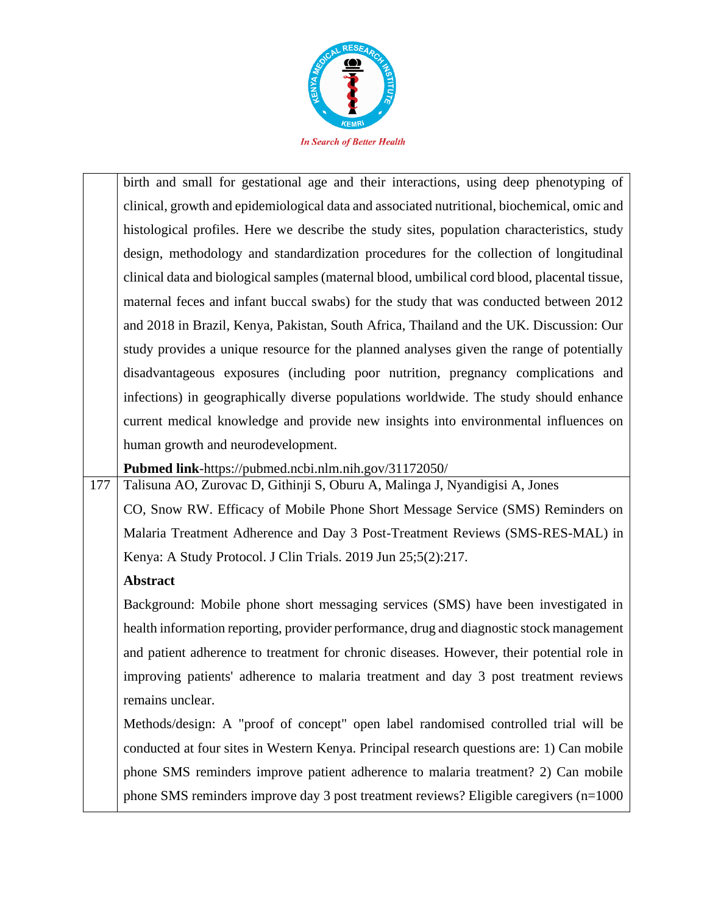| | |
|---|---|
| | birth and small for gestational age and their interactions, using deep phenotyping of clinical, growth and epidemiological data and associated nutritional, biochemical, omic and histological profiles. Here we describe the study sites, population characteristics, study design, methodology and standardization procedures for the collection of longitudinal clinical data and biological samples (maternal blood, umbilical cord blood, placental tissue, maternal feces and infant buccal swabs) for the study that was conducted between 2012 and 2018 in Brazil, Kenya, Pakistan, South Africa, Thailand and the UK. Discussion: Our study provides a unique resource for the planned analyses given the range of potentially disadvantageous exposures (including poor nutrition, pregnancy complications and infections) in geographically diverse populations worldwide. The study should enhance current medical knowledge and provide new insights into environmental influences on human growth and neurodevelopment.<br>**Pubmed link**-https://pubmed.ncbi.nlm.nih.gov/31172050/ |
| 177 | Talisuna AO, Zurovac D, Githinji S, Oburu A, Malinga J, Nyandigisi A, Jones CO, Snow RW. Efficacy of Mobile Phone Short Message Service (SMS) Reminders on Malaria Treatment Adherence and Day 3 Post-Treatment Reviews (SMS-RES-MAL) in Kenya: A Study Protocol. J Clin Trials. 2019 Jun 25;5(2):217.<br>**Abstract**<br>Background: Mobile phone short messaging services (SMS) have been investigated in health information reporting, provider performance, drug and diagnostic stock management and patient adherence to treatment for chronic diseases. However, their potential role in improving patients' adherence to malaria treatment and day 3 post treatment reviews remains unclear.<br>Methods/design: A "proof of concept" open label randomised controlled trial will be conducted at four sites in Western Kenya. Principal research questions are: 1) Can mobile phone SMS reminders improve patient adherence to malaria treatment? 2) Can mobile phone SMS reminders improve day 3 post treatment reviews? Eligible caregivers (n=1000 |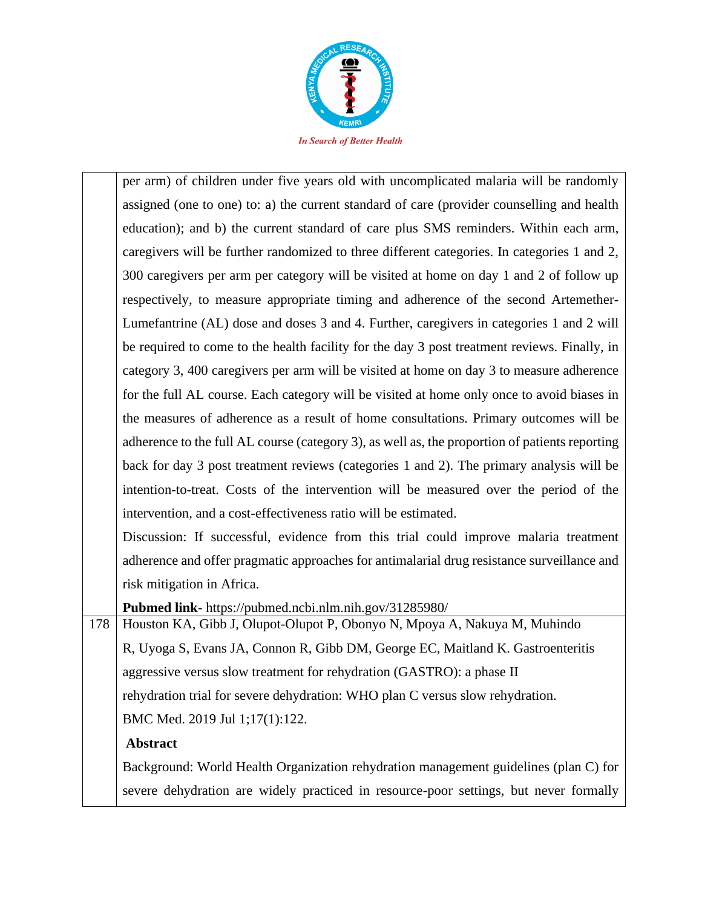| | |
|---|---|
| | per arm) of children under five years old with uncomplicated malaria will be randomly assigned (one to one) to: a) the current standard of care (provider counselling and health education); and b) the current standard of care plus SMS reminders. Within each arm, caregivers will be further randomized to three different categories. In categories 1 and 2, 300 caregivers per arm per category will be visited at home on day 1 and 2 of follow up respectively, to measure appropriate timing and adherence of the second Artemether-Lumefantrine (AL) dose and doses 3 and 4. Further, caregivers in categories 1 and 2 will be required to come to the health facility for the day 3 post treatment reviews. Finally, in category 3, 400 caregivers per arm will be visited at home on day 3 to measure adherence for the full AL course. Each category will be visited at home only once to avoid biases in the measures of adherence as a result of home consultations. Primary outcomes will be adherence to the full AL course (category 3), as well as, the proportion of patients reporting back for day 3 post treatment reviews (categories 1 and 2). The primary analysis will be intention-to-treat. Costs of the intervention will be measured over the period of the intervention, and a cost-effectiveness ratio will be estimated.<br>Discussion: If successful, evidence from this trial could improve malaria treatment adherence and offer pragmatic approaches for antimalarial drug resistance surveillance and risk mitigation in Africa.<br>**Pubmed link**- https://pubmed.ncbi.nlm.nih.gov/31285980/ |
| 178 | Houston KA, Gibb J, Olupot-Olupot P, Obonyo N, Mpoya A, Nakuya M, Muhindo R, Uyoga S, Evans JA, Connon R, Gibb DM, George EC, Maitland K. Gastroenteritis aggressive versus slow treatment for rehydration (GASTRO): a phase II rehydration trial for severe dehydration: WHO plan C versus slow rehydration. BMC Med. 2019 Jul 1;17(1):122.<br>**Abstract**<br>Background: World Health Organization rehydration management guidelines (plan C) for severe dehydration are widely practiced in resource-poor settings, but never formally |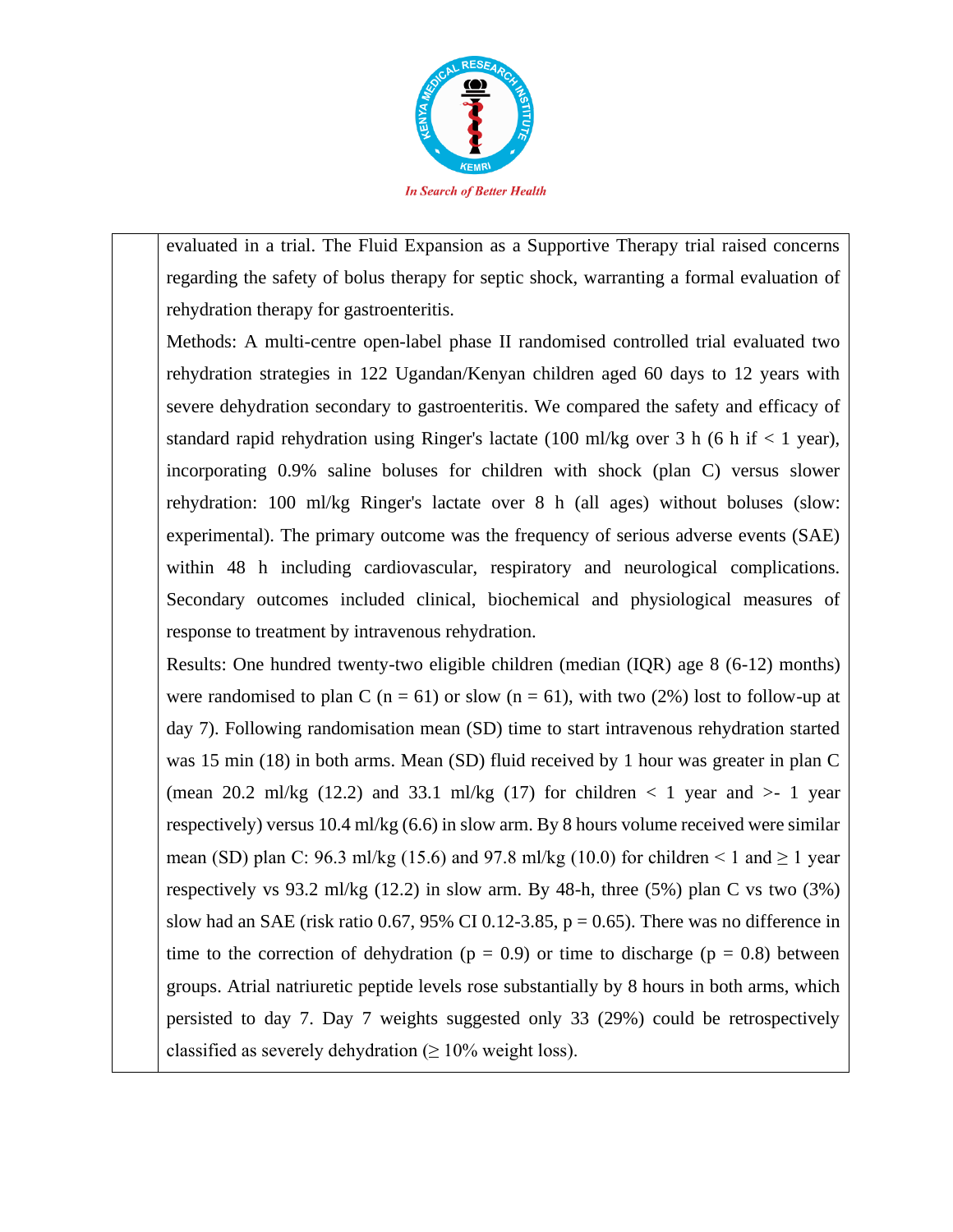| | evaluated in a trial. The Fluid Expansion as a Supportive Therapy trial raised concerns regarding the safety of bolus therapy for septic shock, warranting a formal evaluation of rehydration therapy for gastroenteritis.<br>Methods: A multi-centre open-label phase II randomised controlled trial evaluated two rehydration strategies in 122 Ugandan/Kenyan children aged 60 days to 12 years with severe dehydration secondary to gastroenteritis. We compared the safety and efficacy of standard rapid rehydration using Ringer's lactate (100 ml/kg over 3 h (6 h if < 1 year), incorporating 0.9% saline boluses for children with shock (plan C) versus slower rehydration: 100 ml/kg Ringer's lactate over 8 h (all ages) without boluses (slow: experimental). The primary outcome was the frequency of serious adverse events (SAE) within 48 h including cardiovascular, respiratory and neurological complications. Secondary outcomes included clinical, biochemical and physiological measures of response to treatment by intravenous rehydration.<br>Results: One hundred twenty-two eligible children (median (IQR) age 8 (6-12) months) were randomised to plan C (n = 61) or slow (n = 61), with two (2%) lost to follow-up at day 7). Following randomisation mean (SD) time to start intravenous rehydration started was 15 min (18) in both arms. Mean (SD) fluid received by 1 hour was greater in plan C (mean 20.2 ml/kg (12.2) and 33.1 ml/kg (17) for children < 1 year and >- 1 year respectively) versus 10.4 ml/kg (6.6) in slow arm. By 8 hours volume received were similar mean (SD) plan C: 96.3 ml/kg (15.6) and 97.8 ml/kg (10.0) for children < 1 and ≥ 1 year respectively vs 93.2 ml/kg (12.2) in slow arm. By 48-h, three (5%) plan C vs two (3%) slow had an SAE (risk ratio 0.67, 95% CI 0.12-3.85, p = 0.65). There was no difference in time to the correction of dehydration (p = 0.9) or time to discharge (p = 0.8) between groups. Atrial natriuretic peptide levels rose substantially by 8 hours in both arms, which persisted to day 7. Day 7 weights suggested only 33 (29%) could be retrospectively classified as severely dehydration (≥ 10% weight loss). |
|---|---|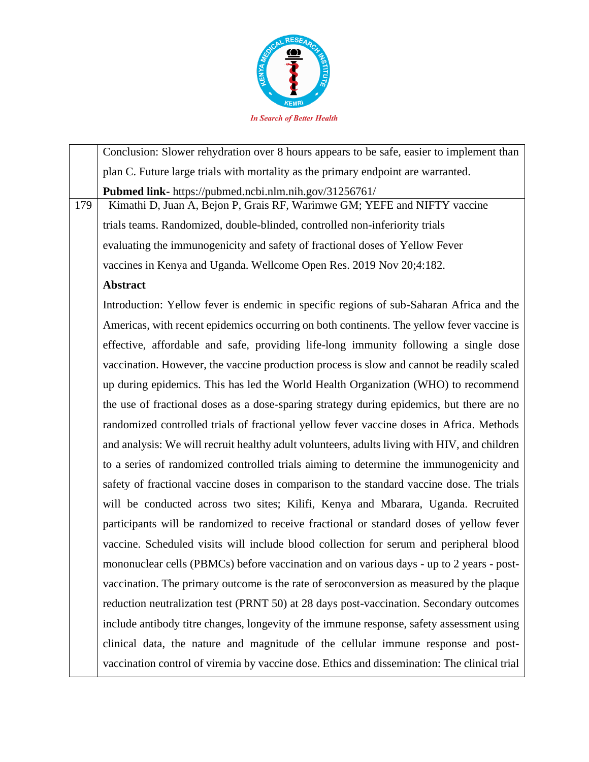| | |
|---|---|
| | Conclusion: Slower rehydration over 8 hours appears to be safe, easier to implement than plan C. Future large trials with mortality as the primary endpoint are warranted.<br>**Pubmed link-** https://pubmed.ncbi.nlm.nih.gov/31256761/ |
| 179 | Kimathi D, Juan A, Bejon P, Grais RF, Warimwe GM; YEFE and NIFTY vaccine trials teams. Randomized, double-blinded, controlled non-inferiority trials evaluating the immunogenicity and safety of fractional doses of Yellow Fever vaccines in Kenya and Uganda. Wellcome Open Res. 2019 Nov 20;4:182.<br>**Abstract**<br>Introduction: Yellow fever is endemic in specific regions of sub-Saharan Africa and the Americas, with recent epidemics occurring on both continents. The yellow fever vaccine is effective, affordable and safe, providing life-long immunity following a single dose vaccination. However, the vaccine production process is slow and cannot be readily scaled up during epidemics. This has led the World Health Organization (WHO) to recommend the use of fractional doses as a dose-sparing strategy during epidemics, but there are no randomized controlled trials of fractional yellow fever vaccine doses in Africa. Methods and analysis: We will recruit healthy adult volunteers, adults living with HIV, and children to a series of randomized controlled trials aiming to determine the immunogenicity and safety of fractional vaccine doses in comparison to the standard vaccine dose. The trials will be conducted across two sites; Kilifi, Kenya and Mbarara, Uganda. Recruited participants will be randomized to receive fractional or standard doses of yellow fever vaccine. Scheduled visits will include blood collection for serum and peripheral blood mononuclear cells (PBMCs) before vaccination and on various days - up to 2 years - post-vaccination. The primary outcome is the rate of seroconversion as measured by the plaque reduction neutralization test (PRNT 50) at 28 days post-vaccination. Secondary outcomes include antibody titre changes, longevity of the immune response, safety assessment using clinical data, the nature and magnitude of the cellular immune response and post-vaccination control of viremia by vaccine dose. Ethics and dissemination: The clinical trial |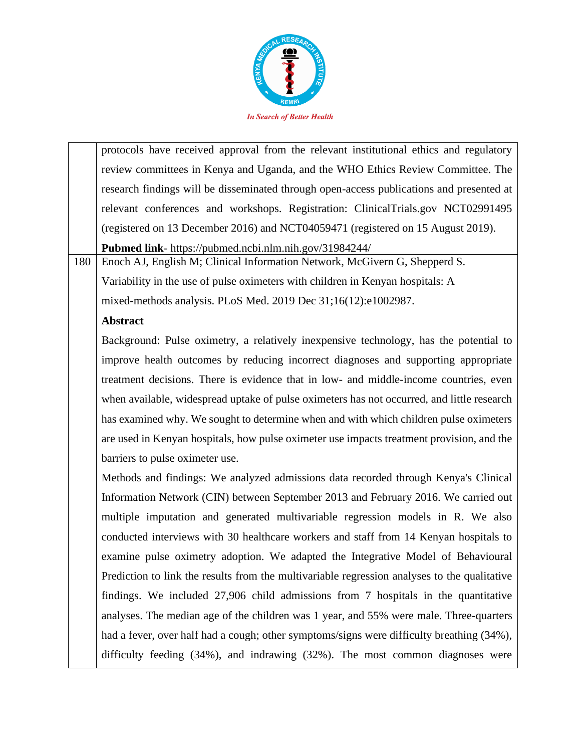| | |
|---|---|
| | protocols have received approval from the relevant institutional ethics and regulatory review committees in Kenya and Uganda, and the WHO Ethics Review Committee. The research findings will be disseminated through open-access publications and presented at relevant conferences and workshops. Registration: ClinicalTrials.gov NCT02991495 (registered on 13 December 2016) and NCT04059471 (registered on 15 August 2019). **Pubmed link**- https://pubmed.ncbi.nlm.nih.gov/31984244/ |
| 180 | Enoch AJ, English M; Clinical Information Network, McGivern G, Shepperd S. Variability in the use of pulse oximeters with children in Kenyan hospitals: A mixed-methods analysis. PLoS Med. 2019 Dec 31;16(12):e1002987. **Abstract** Background: Pulse oximetry, a relatively inexpensive technology, has the potential to improve health outcomes by reducing incorrect diagnoses and supporting appropriate treatment decisions. There is evidence that in low- and middle-income countries, even when available, widespread uptake of pulse oximeters has not occurred, and little research has examined why. We sought to determine when and with which children pulse oximeters are used in Kenyan hospitals, how pulse oximeter use impacts treatment provision, and the barriers to pulse oximeter use. Methods and findings: We analyzed admissions data recorded through Kenya's Clinical Information Network (CIN) between September 2013 and February 2016. We carried out multiple imputation and generated multivariable regression models in R. We also conducted interviews with 30 healthcare workers and staff from 14 Kenyan hospitals to examine pulse oximetry adoption. We adapted the Integrative Model of Behavioural Prediction to link the results from the multivariable regression analyses to the qualitative findings. We included 27,906 child admissions from 7 hospitals in the quantitative analyses. The median age of the children was 1 year, and 55% were male. Three-quarters had a fever, over half had a cough; other symptoms/signs were difficulty breathing (34%), difficulty feeding (34%), and indrawing (32%). The most common diagnoses were |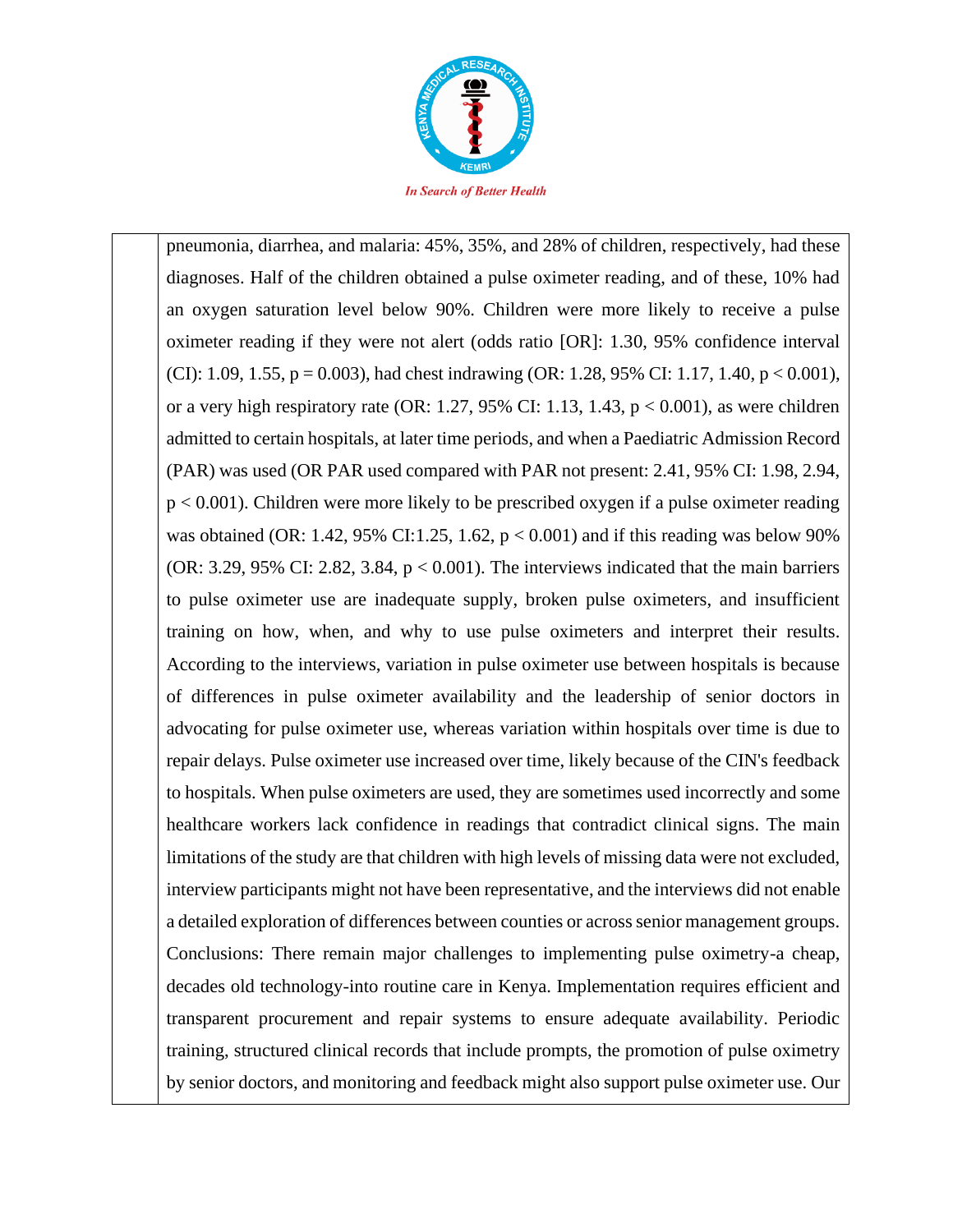pneumonia, diarrhea, and malaria: 45%, 35%, and 28% of children, respectively, had these diagnoses. Half of the children obtained a pulse oximeter reading, and of these, 10% had an oxygen saturation level below 90%. Children were more likely to receive a pulse oximeter reading if they were not alert (odds ratio [OR]: 1.30, 95% confidence interval (CI): 1.09, 1.55, $p = 0.003$), had chest indrawing (OR: 1.28, 95% CI: 1.17, 1.40, $p < 0.001$), or a very high respiratory rate (OR: 1.27, 95% CI: 1.13, 1.43, $p < 0.001$), as were children admitted to certain hospitals, at later time periods, and when a Paediatric Admission Record (PAR) was used (OR PAR used compared with PAR not present: 2.41, 95% CI: 1.98, 2.94, $p < 0.001$). Children were more likely to be prescribed oxygen if a pulse oximeter reading was obtained (OR: 1.42, 95% CI:1.25, 1.62, $p < 0.001$) and if this reading was below 90% (OR: 3.29, 95% CI: 2.82, 3.84, $p < 0.001$). The interviews indicated that the main barriers to pulse oximeter use are inadequate supply, broken pulse oximeters, and insufficient training on how, when, and why to use pulse oximeters and interpret their results. According to the interviews, variation in pulse oximeter use between hospitals is because of differences in pulse oximeter availability and the leadership of senior doctors in advocating for pulse oximeter use, whereas variation within hospitals over time is due to repair delays. Pulse oximeter use increased over time, likely because of the CIN's feedback to hospitals. When pulse oximeters are used, they are sometimes used incorrectly and some healthcare workers lack confidence in readings that contradict clinical signs. The main limitations of the study are that children with high levels of missing data were not excluded, interview participants might not have been representative, and the interviews did not enable a detailed exploration of differences between counties or across senior management groups. Conclusions: There remain major challenges to implementing pulse oximetry-a cheap, decades old technology-into routine care in Kenya. Implementation requires efficient and transparent procurement and repair systems to ensure adequate availability. Periodic training, structured clinical records that include prompts, the promotion of pulse oximetry by senior doctors, and monitoring and feedback might also support pulse oximeter use. Our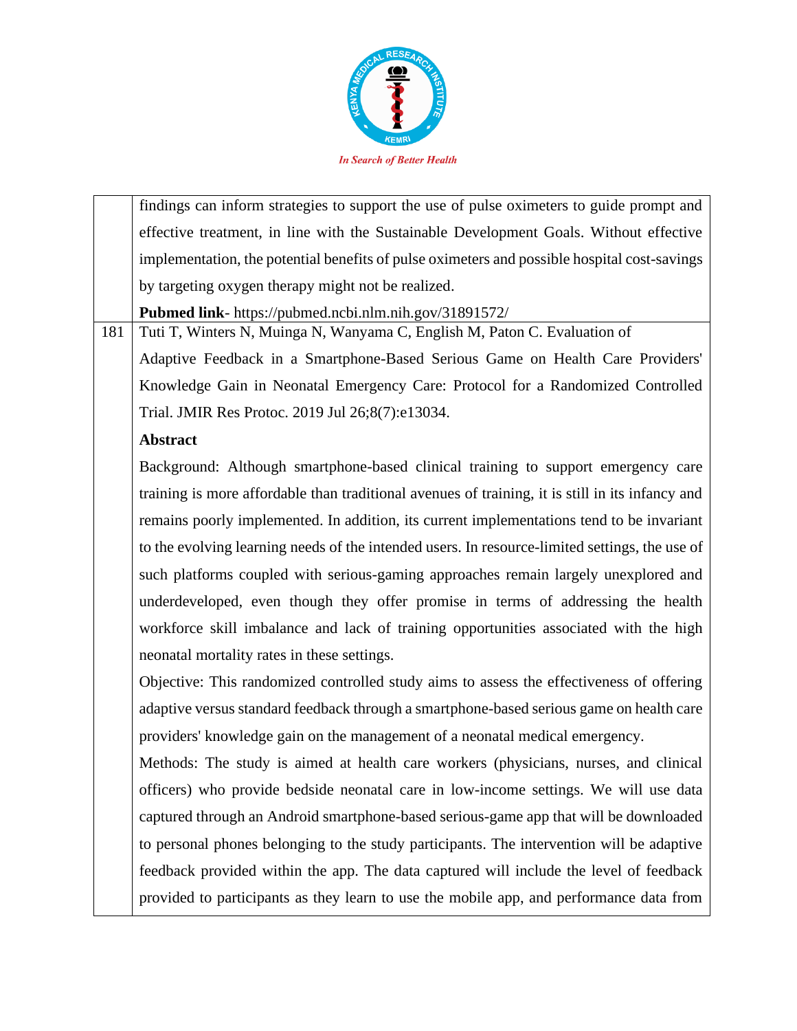| | |
|---|---|
| | findings can inform strategies to support the use of pulse oximeters to guide prompt and effective treatment, in line with the Sustainable Development Goals. Without effective implementation, the potential benefits of pulse oximeters and possible hospital cost-savings by targeting oxygen therapy might not be realized.<br>**Pubmed link**- https://pubmed.ncbi.nlm.nih.gov/31891572/ |
| 181 | Tuti T, Winters N, Muinga N, Wanyama C, English M, Paton C. Evaluation of Adaptive Feedback in a Smartphone-Based Serious Game on Health Care Providers' Knowledge Gain in Neonatal Emergency Care: Protocol for a Randomized Controlled Trial. JMIR Res Protoc. 2019 Jul 26;8(7):e13034.<br>**Abstract**<br>Background: Although smartphone-based clinical training to support emergency care training is more affordable than traditional avenues of training, it is still in its infancy and remains poorly implemented. In addition, its current implementations tend to be invariant to the evolving learning needs of the intended users. In resource-limited settings, the use of such platforms coupled with serious-gaming approaches remain largely unexplored and underdeveloped, even though they offer promise in terms of addressing the health workforce skill imbalance and lack of training opportunities associated with the high neonatal mortality rates in these settings.<br>Objective: This randomized controlled study aims to assess the effectiveness of offering adaptive versus standard feedback through a smartphone-based serious game on health care providers' knowledge gain on the management of a neonatal medical emergency.<br>Methods: The study is aimed at health care workers (physicians, nurses, and clinical officers) who provide bedside neonatal care in low-income settings. We will use data captured through an Android smartphone-based serious-game app that will be downloaded to personal phones belonging to the study participants. The intervention will be adaptive feedback provided within the app. The data captured will include the level of feedback provided to participants as they learn to use the mobile app, and performance data from |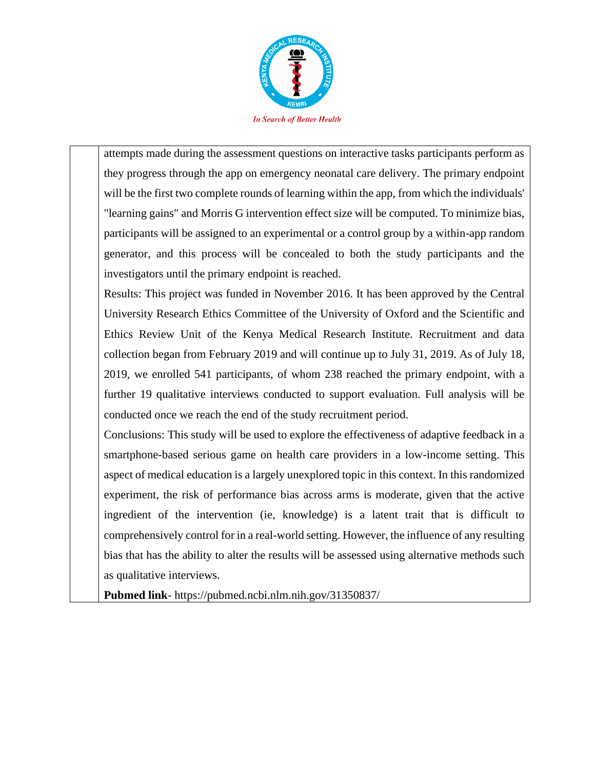| | |
|---|---|
| | attempts made during the assessment questions on interactive tasks participants perform as they progress through the app on emergency neonatal care delivery. The primary endpoint will be the first two complete rounds of learning within the app, from which the individuals' "learning gains" and Morris G intervention effect size will be computed. To minimize bias, participants will be assigned to an experimental or a control group by a within-app random generator, and this process will be concealed to both the study participants and the investigators until the primary endpoint is reached.<br>Results: This project was funded in November 2016. It has been approved by the Central University Research Ethics Committee of the University of Oxford and the Scientific and Ethics Review Unit of the Kenya Medical Research Institute. Recruitment and data collection began from February 2019 and will continue up to July 31, 2019. As of July 18, 2019, we enrolled 541 participants, of whom 238 reached the primary endpoint, with a further 19 qualitative interviews conducted to support evaluation. Full analysis will be conducted once we reach the end of the study recruitment period.<br>Conclusions: This study will be used to explore the effectiveness of adaptive feedback in a smartphone-based serious game on health care providers in a low-income setting. This aspect of medical education is a largely unexplored topic in this context. In this randomized experiment, the risk of performance bias across arms is moderate, given that the active ingredient of the intervention (ie, knowledge) is a latent trait that is difficult to comprehensively control for in a real-world setting. However, the influence of any resulting bias that has the ability to alter the results will be assessed using alternative methods such as qualitative interviews.<br>**Pubmed link**- https://pubmed.ncbi.nlm.nih.gov/31350837/ |